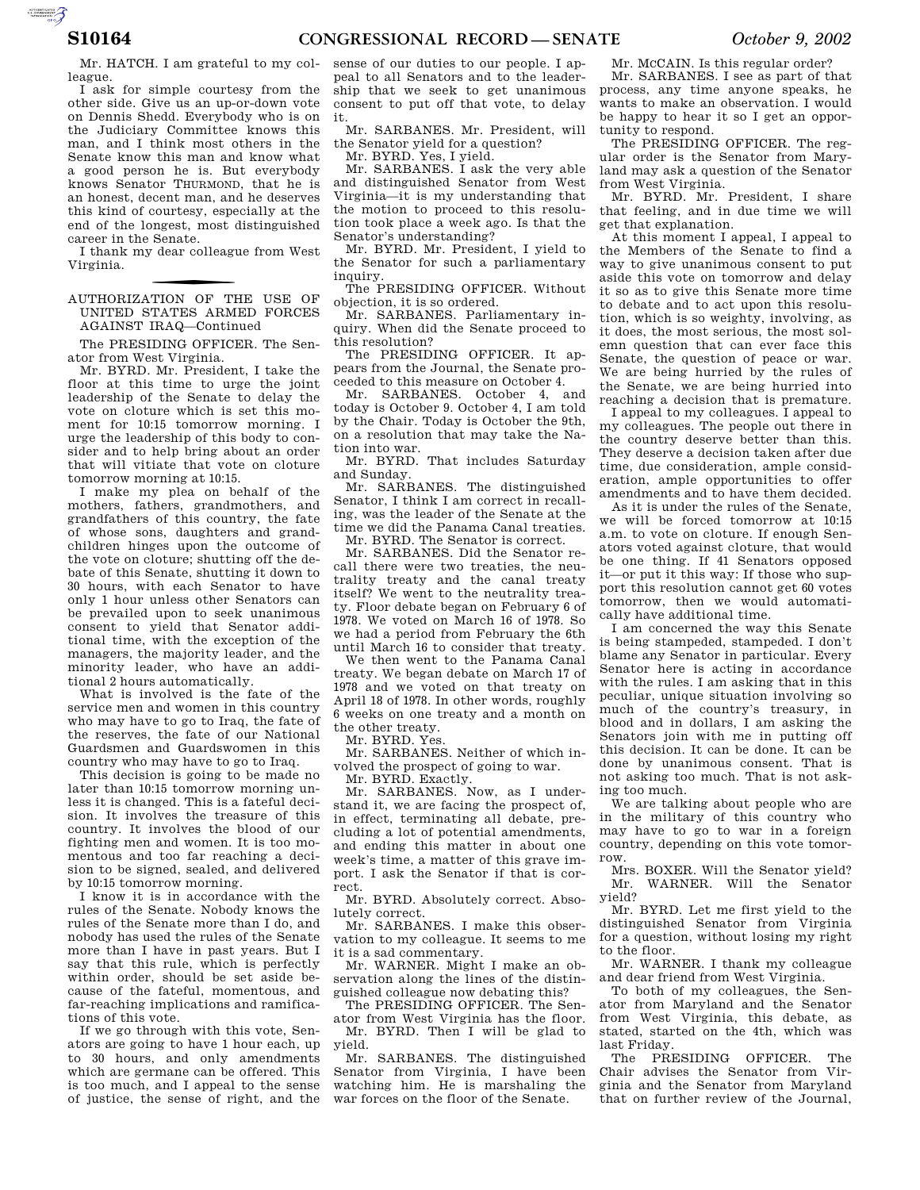Mr. HATCH. I am grateful to my colleague.

I ask for simple courtesy from the other side. Give us an up-or-down vote on Dennis Shedd. Everybody who is on the Judiciary Committee knows this man, and I think most others in the Senate know this man and know what a good person he is. But everybody knows Senator THURMOND, that he is an honest, decent man, and he deserves this kind of courtesy, especially at the end of the longest, most distinguished career in the Senate.

I thank my dear colleague from West Virginia.

---

## AUTHORIZATION OF THE USE OF UNITED STATES ARMED FORCES AGAINST IRAQ—Continued

The PRESIDING OFFICER. The Senator from West Virginia.

Mr. BYRD. Mr. President, I take the floor at this time to urge the joint leadership of the Senate to delay the vote on cloture which is set this moment for 10:15 tomorrow morning. I urge the leadership of this body to consider and to help bring about an order that will vitiate that vote on cloture tomorrow morning at 10:15.

I make my plea on behalf of the mothers, fathers, grandmothers, and grandfathers of this country, the fate of whose sons, daughters and grandchildren hinges upon the outcome of the vote on cloture; shutting off the debate of this Senate, shutting it down to 30 hours, with each Senator to have only 1 hour unless other Senators can be prevailed upon to seek unanimous consent to yield that Senator additional time, with the exception of the managers, the majority leader, and the minority leader, who have an additional 2 hours automatically.

What is involved is the fate of the service men and women in this country who may have to go to Iraq, the fate of the reserves, the fate of our National Guardsmen and Guardswomen in this country who may have to go to Iraq.

This decision is going to be made no later than 10:15 tomorrow morning unless it is changed. This is a fateful decision. It involves the treasure of this country. It involves the blood of our fighting men and women. It is too momentous and too far reaching a decision to be signed, sealed, and delivered by 10:15 tomorrow morning.

I know it is in accordance with the rules of the Senate. Nobody knows the rules of the Senate more than I do, and nobody has used the rules of the Senate more than I have in past years. But I say that this rule, which is perfectly within order, should be set aside because of the fateful, momentous, and far-reaching implications and ramifications of this vote.

If we go through with this vote, Senators are going to have 1 hour each, up to 30 hours, and only amendments which are germane can be offered. This is too much, and I appeal to the sense of justice, the sense of right, and the sense of our duties to our people. I appeal to all Senators and to the leadership that we seek to get unanimous consent to put off that vote, to delay it.

Mr. SARBANES. Mr. President, will the Senator yield for a question?

Mr. BYRD. Yes, I yield.

Mr. SARBANES. I ask the very able and distinguished Senator from West Virginia—it is my understanding that the motion to proceed to this resolution took place a week ago. Is that the Senator's understanding?

Mr. BYRD. Mr. President, I yield to the Senator for such a parliamentary inquiry.

The PRESIDING OFFICER. Without objection, it is so ordered.

Mr. SARBANES. Parliamentary inquiry. When did the Senate proceed to this resolution?

The PRESIDING OFFICER. It appears from the Journal, the Senate proceeded to this measure on October 4.

Mr. SARBANES. October 4, and today is October 9. October 4, I am told by the Chair. Today is October the 9th, on a resolution that may take the Nation into war.

Mr. BYRD. That includes Saturday and Sunday.

Mr. SARBANES. The distinguished Senator, I think I am correct in recalling, was the leader of the Senate at the time we did the Panama Canal treaties.

Mr. BYRD. The Senator is correct.

Mr. SARBANES. Did the Senator recall there were two treaties, the neutrality treaty and the canal treaty itself? We went to the neutrality treaty. Floor debate began on February 6 of 1978. We voted on March 16 of 1978. So we had a period from February the 6th until March 16 to consider that treaty.

We then went to the Panama Canal treaty. We began debate on March 17 of 1978 and we voted on that treaty on April 18 of 1978. In other words, roughly 6 weeks on one treaty and a month on the other treaty.

Mr. BYRD. Yes.

Mr. SARBANES. Neither of which involved the prospect of going to war.

Mr. BYRD. Exactly.

Mr. SARBANES. Now, as I understand it, we are facing the prospect of, in effect, terminating all debate, precluding a lot of potential amendments, and ending this matter in about one week's time, a matter of this grave import. I ask the Senator if that is correct.

Mr. BYRD. Absolutely correct. Absolutely correct.

Mr. SARBANES. I make this observation to my colleague. It seems to me it is a sad commentary.

Mr. WARNER. Might I make an observation along the lines of the distinguished colleague now debating this?

The PRESIDING OFFICER. The Senator from West Virginia has the floor.

Mr. BYRD. Then I will be glad to yield.

Mr. SARBANES. The distinguished Senator from Virginia, I have been watching him. He is marshaling the war forces on the floor of the Senate.

Mr. McCAIN. Is this regular order?

Mr. SARBANES. I see as part of that process, any time anyone speaks, he wants to make an observation. I would be happy to hear it so I get an opportunity to respond.

The PRESIDING OFFICER. The regular order is the Senator from Maryland may ask a question of the Senator from West Virginia.

Mr. BYRD. Mr. President, I share that feeling, and in due time we will get that explanation.

At this moment I appeal, I appeal to the Members of the Senate to find a way to give unanimous consent to put aside this vote on tomorrow and delay it so as to give this Senate more time to debate and to act upon this resolution, which is so weighty, involving, as it does, the most serious, the most solemn question that can ever face this Senate, the question of peace or war. We are being hurried by the rules of the Senate, we are being hurried into reaching a decision that is premature.

I appeal to my colleagues. I appeal to my colleagues. The people out there in the country deserve better than this. They deserve a decision taken after due time, due consideration, ample consideration, ample opportunities to offer amendments and to have them decided.

As it is under the rules of the Senate, we will be forced tomorrow at 10:15 a.m. to vote on cloture. If enough Senators voted against cloture, that would be one thing. If 41 Senators opposed it—or put it this way: If those who support this resolution cannot get 60 votes tomorrow, then we would automatically have additional time.

I am concerned the way this Senate is being stampeded, stampeded. I don't blame any Senator in particular. Every Senator here is acting in accordance with the rules. I am asking that in this peculiar, unique situation involving so much of the country's treasury, in blood and in dollars, I am asking the Senators join with me in putting off this decision. It can be done. It can be done by unanimous consent. That is not asking too much. That is not asking too much.

We are talking about people who are in the military of this country who may have to go to war in a foreign country, depending on this vote tomorrow.

Mrs. BOXER. Will the Senator yield?

Mr. WARNER. Will the Senator yield?

Mr. BYRD. Let me first yield to the distinguished Senator from Virginia for a question, without losing my right to the floor.

Mr. WARNER. I thank my colleague and dear friend from West Virginia.

To both of my colleagues, the Senator from Maryland and the Senator from West Virginia, this debate, as stated, started on the 4th, which was last Friday.

The PRESIDING OFFICER. The Chair advises the Senator from Virginia and the Senator from Maryland that on further review of the Journal,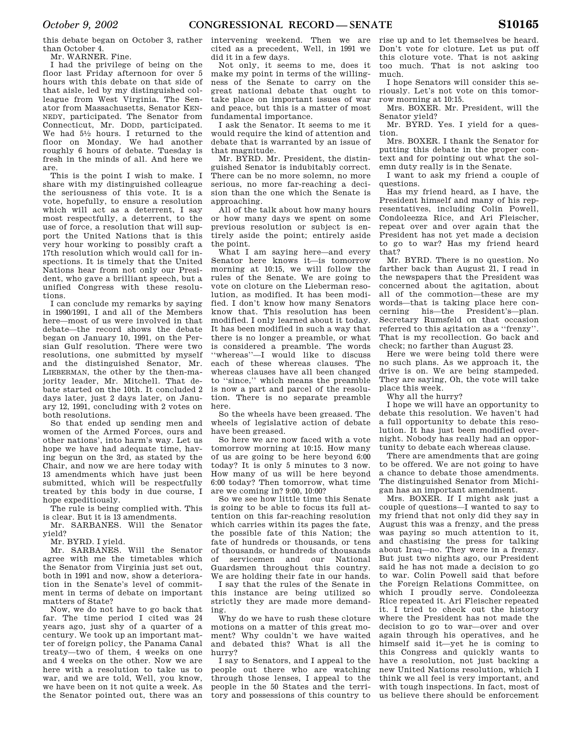this debate began on October 3, rather than October 4.

Mr. WARNER. Fine.

I had the privilege of being on the floor last Friday afternoon for over 5 hours with this debate on that side of that aisle, led by my distinguished colleague from West Virginia. The Senator from Massachusetts, Senator KENNEDY, participated. The Senator from Connecticut, Mr. DODD, participated. We had 5½ hours. I returned to the floor on Monday. We had another roughly 6 hours of debate. Tuesday is fresh in the minds of all. And here we are.

This is the point I wish to make. I share with my distinguished colleague the seriousness of this vote. It is a vote, hopefully, to ensure a resolution which will act as a deterrent, I say most respectfully, a deterrent, to the use of force, a resolution that will support the United Nations that is this very hour working to possibly craft a 17th resolution which would call for inspections. It is timely that the United Nations hear from not only our President, who gave a brilliant speech, but a unified Congress with these resolutions.

I can conclude my remarks by saying in 1990/1991, I and all of the Members here—most of us were involved in that debate—the record shows the debate began on January 10, 1991, on the Persian Gulf resolution. There were two resolutions, one submitted by myself and the distinguished Senator, Mr. LIEBERMAN, the other by the then-majority leader, Mr. Mitchell. That debate started on the 10th. It concluded 2 days later, just 2 days later, on January 12, 1991, concluding with 2 votes on both resolutions.

So that ended up sending men and women of the Armed Forces, ours and other nations', into harm's way. Let us hope we have had adequate time, having begun on the 3rd, as stated by the Chair, and now we are here today with 13 amendments which have just been submitted, which will be respectfully treated by this body in due course, I hope expeditiously.

The rule is being complied with. This is clear. But it is 13 amendments.

Mr. SARBANES. Will the Senator yield?

Mr. BYRD. I yield.

Mr. SARBANES. Will the Senator agree with me the timetables which the Senator from Virginia just set out, both in 1991 and now, show a deterioration in the Senate's level of commitment in terms of debate on important matters of State?

Now, we do not have to go back that far. The time period I cited was 24 years ago, just shy of a quarter of a century. We took up an important matter of foreign policy, the Panama Canal treaty—two of them, 4 weeks on one and 4 weeks on the other. Now we are here with a resolution to take us to war, and we are told, Well, you know, we have been on it not quite a week. As the Senator pointed out, there was an intervening weekend. Then we are cited as a precedent, Well, in 1991 we did it in a few days.

Not only, it seems to me, does it make my point in terms of the willingness of the Senate to carry on the great national debate that ought to take place on important issues of war and peace, but this is a matter of most fundamental importance.

I ask the Senator. It seems to me it would require the kind of attention and debate that is warranted by an issue of that magnitude.

Mr. BYRD. Mr. President, the distinguished Senator is indubitably correct. There can be no more solemn, no more serious, no more far-reaching a decision than the one which the Senate is approaching.

All of the talk about how many hours or how many days we spent on some previous resolution or subject is entirely aside the point; entirely aside the point.

What I am saying here—and every Senator here knows it—is tomorrow morning at 10:15, we will follow the rules of the Senate. We are going to vote on cloture on the Lieberman resolution, as modified. It has been modified. I don't know how many Senators know that. This resolution has been modified. I only learned about it today. It has been modified in such a way that there is no longer a preamble, or what is considered a preamble. The words "whereas"—I would like to discuss each of these whereas clauses. The whereas clauses have all been changed to "since," which means the preamble is now a part and parcel of the resolution. There is no separate preamble here.

So the wheels have been greased. The wheels of legislative action of debate have been greased.

So here we are now faced with a vote tomorrow morning at 10:15. How many of us are going to be here beyond 6:00 today? It is only 5 minutes to 3 now. How many of us will be here beyond 6:00 today? Then tomorrow, what time are we coming in? 9:00, 10:00?

So we see how little time this Senate is going to be able to focus its full attention on this far-reaching resolution which carries within its pages the fate, the possible fate of this Nation; the fate of hundreds or thousands, or tens of thousands, or hundreds of thousands of servicemen and our National Guardsmen throughout this country. We are holding their fate in our hands.

I say that the rules of the Senate in this instance are being utilized so strictly they are made more demanding.

Why do we have to rush these cloture motions on a matter of this great moment? Why couldn't we have waited and debated this? What is all the hurry?

I say to Senators, and I appeal to the people out there who are watching through those lenses, I appeal to the people in the 50 States and the territory and possessions of this country to rise up and to let themselves be heard. Don't vote for cloture. Let us put off this cloture vote. That is not asking too much. That is not asking too much.

I hope Senators will consider this seriously. Let's not vote on this tomorrow morning at 10:15.

Mrs. BOXER. Mr. President, will the Senator yield?

Mr. BYRD. Yes. I yield for a question.

Mrs. BOXER. I thank the Senator for putting this debate in the proper context and for pointing out what the solemn duty really is in the Senate.

I want to ask my friend a couple of questions.

Has my friend heard, as I have, the President himself and many of his representatives, including Colin Powell, Condoleezza Rice, and Ari Fleischer, repeat over and over again that the President has not yet made a decision to go to war? Has my friend heard that?

Mr. BYRD. There is no question. No farther back than August 21, I read in the newspapers that the President was concerned about the agitation, about all of the commotion—these are my words—that is taking place here concerning his—the President's—plan. Secretary Rumsfeld on that occasion referred to this agitation as a "frenzy". That is my recollection. Go back and check; no farther than August 23.

Here we were being told there were no such plans. As we approach it, the drive is on. We are being stampeded. They are saying, Oh, the vote will take place this week.

Why all the hurry?

I hope we will have an opportunity to debate this resolution. We haven't had a full opportunity to debate this resolution. It has just been modified overnight. Nobody has really had an opportunity to debate each whereas clause.

There are amendments that are going to be offered. We are not going to have a chance to debate those amendments. The distinguished Senator from Michigan has an important amendment.

Mrs. BOXER. If I might ask just a couple of questions—I wanted to say to my friend that not only did they say in August this was a frenzy, and the press was paying so much attention to it, and chastising the press for talking about Iraq—no. They were in a frenzy. But just two nights ago, our President said he has not made a decision to go to war. Colin Powell said that before the Foreign Relations Committee, on which I proudly serve. Condoleezza Rice repeated it. Ari Fleischer repeated it. I tried to check out the history where the President has not made the decision to go to war—over and over again through his operatives, and he himself said it—yet he is coming to this Congress and quickly wants to have a resolution, not just backing a new United Nations resolution, which I think we all feel is very important, and with tough inspections. In fact, most of us believe there should be enforcement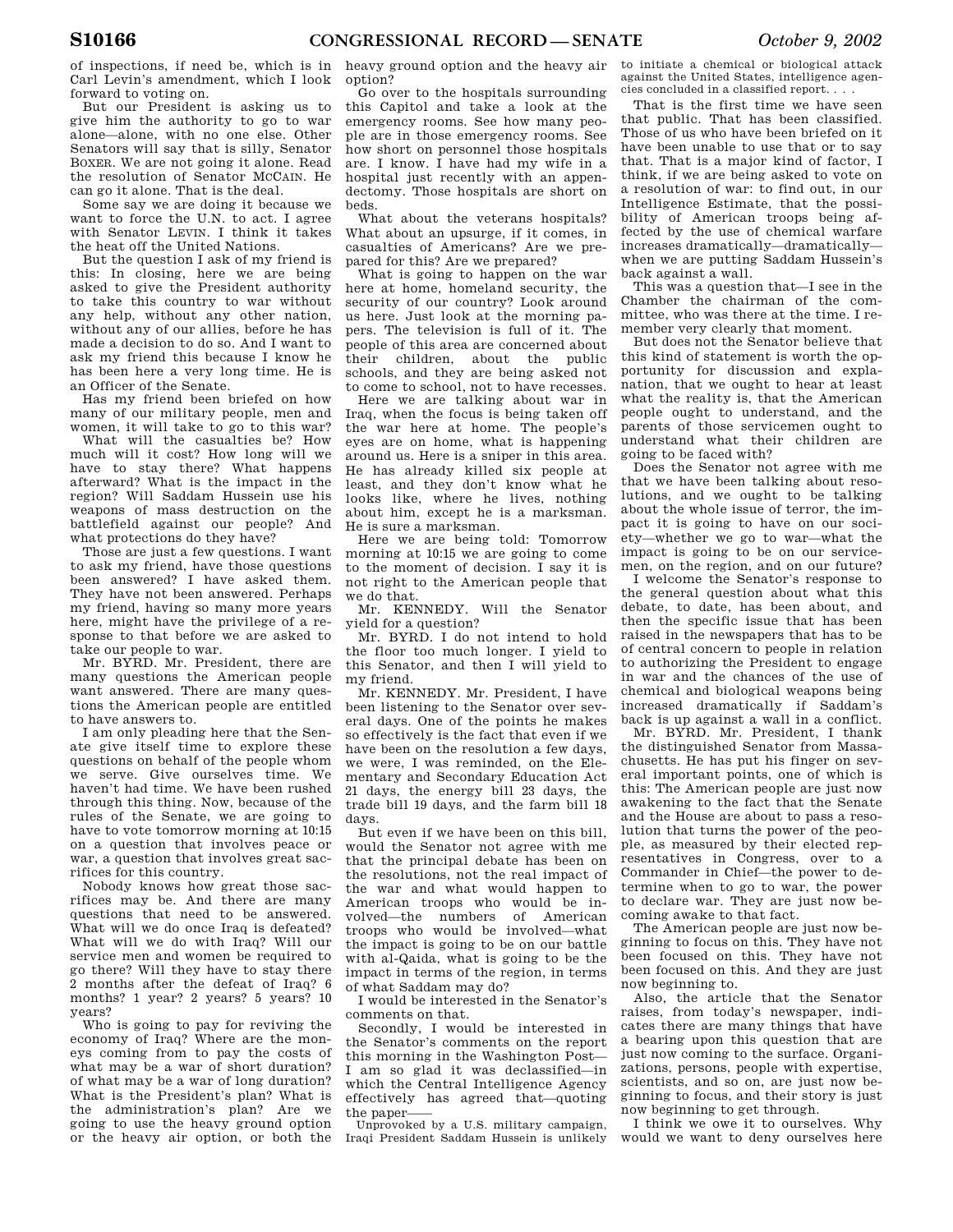of inspections, if need be, which is in Carl Levin's amendment, which I look forward to voting on.

But our President is asking us to give him the authority to go to war alone—alone, with no one else. Other Senators will say that is silly, Senator BOXER. We are not going it alone. Read the resolution of Senator MCCAIN. He can go it alone. That is the deal.

Some say we are doing it because we want to force the U.N. to act. I agree with Senator LEVIN. I think it takes the heat off the United Nations.

But the question I ask of my friend is this: In closing, here we are being asked to give the President authority to take this country to war without any help, without any other nation, without any of our allies, before he has made a decision to do so. And I want to ask my friend this because I know he has been here a very long time. He is an Officer of the Senate.

Has my friend been briefed on how many of our military people, men and women, it will take to go to this war?

What will the casualties be? How much will it cost? How long will we have to stay there? What happens afterward? What is the impact in the region? Will Saddam Hussein use his weapons of mass destruction on the battlefield against our people? And what protections do they have?

Those are just a few questions. I want to ask my friend, have those questions been answered? I have asked them. They have not been answered. Perhaps my friend, having so many more years here, might have the privilege of a response to that before we are asked to take our people to war.

Mr. BYRD. Mr. President, there are many questions the American people want answered. There are many questions the American people are entitled to have answers to.

I am only pleading here that the Senate give itself time to explore these questions on behalf of the people whom we serve. Give ourselves time. We haven't had time. We have been rushed through this thing. Now, because of the rules of the Senate, we are going to have to vote tomorrow morning at 10:15 on a question that involves peace or war, a question that involves great sacrifices for this country.

Nobody knows how great those sacrifices may be. And there are many questions that need to be answered. What will we do once Iraq is defeated? What will we do with Iraq? Will our service men and women be required to go there? Will they have to stay there 2 months after the defeat of Iraq? 6 months? 1 year? 2 years? 5 years? 10 years?

Who is going to pay for reviving the economy of Iraq? Where are the moneys coming from to pay the costs of what may be a war of short duration? of what may be a war of long duration? What is the President's plan? What is the administration's plan? Are we going to use the heavy ground option or the heavy air option, or both the heavy ground option and the heavy air option?

Go over to the hospitals surrounding this Capitol and take a look at the emergency rooms. See how many people are in those emergency rooms. See how short on personnel those hospitals are. I know. I have had my wife in a hospital just recently with an appendectomy. Those hospitals are short on beds.

What about the veterans hospitals? What about an upsurge, if it comes, in casualties of Americans? Are we prepared for this? Are we prepared?

What is going to happen on the war here at home, homeland security, the security of our country? Look around us here. Just look at the morning papers. The television is full of it. The people of this area are concerned about their children, about the public schools, and they are being asked not to come to school, not to have recesses.

Here we are talking about war in Iraq, when the focus is being taken off the war here at home. The people's eyes are on home, what is happening around us. Here is a sniper in this area. He has already killed six people at least, and they don't know what he looks like, where he lives, nothing about him, except he is a marksman. He is sure a marksman.

Here we are being told: Tomorrow morning at 10:15 we are going to come to the moment of decision. I say it is not right to the American people that we do that.

Mr. KENNEDY. Will the Senator yield for a question?

Mr. BYRD. I do not intend to hold the floor too much longer. I yield to this Senator, and then I will yield to my friend.

Mr. KENNEDY. Mr. President, I have been listening to the Senator over several days. One of the points he makes so effectively is the fact that even if we have been on the resolution a few days, we were, I was reminded, on the Elementary and Secondary Education Act 21 days, the energy bill 23 days, the trade bill 19 days, and the farm bill 18 days.

But even if we have been on this bill, would the Senator not agree with me that the principal debate has been on the resolutions, not the real impact of the war and what would happen to American troops who would be involved—the numbers of American troops who would be involved—what the impact is going to be on our battle with al-Qaida, what is going to be the impact in terms of the region, in terms of what Saddam may do?

I would be interested in the Senator's comments on that.

Secondly, I would be interested in the Senator's comments on the report this morning in the Washington Post—I am so glad it was declassified—in which the Central Intelligence Agency effectively has agreed that—quoting the paper——

> Unprovoked by a U.S. military campaign, Iraqi President Saddam Hussein is unlikely to initiate a chemical or biological attack against the United States, intelligence agencies concluded in a classified report. . . .

That is the first time we have seen that public. That has been classified. Those of us who have been briefed on it have been unable to use that or to say that. That is a major kind of factor, I think, if we are being asked to vote on a resolution of war: to find out, in our Intelligence Estimate, that the possibility of American troops being affected by the use of chemical warfare increases dramatically—dramatically—when we are putting Saddam Hussein's back against a wall.

This was a question that—I see in the Chamber the chairman of the committee, who was there at the time. I remember very clearly that moment.

But does not the Senator believe that this kind of statement is worth the opportunity for discussion and explanation, that we ought to hear at least what the reality is, that the American people ought to understand, and the parents of those servicemen ought to understand what their children are going to be faced with?

Does the Senator not agree with me that we have been talking about resolutions, and we ought to be talking about the whole issue of terror, the impact it is going to have on our society—whether we go to war—what the impact is going to be on our servicemen, on the region, and on our future?

I welcome the Senator's response to the general question about what this debate, to date, has been about, and then the specific issue that has been raised in the newspapers that has to be of central concern to people in relation to authorizing the President to engage in war and the chances of the use of chemical and biological weapons being increased dramatically if Saddam's back is up against a wall in a conflict.

Mr. BYRD. Mr. President, I thank the distinguished Senator from Massachusetts. He has put his finger on several important points, one of which is this: The American people are just now awakening to the fact that the Senate and the House are about to pass a resolution that turns the power of the people, as measured by their elected representatives in Congress, over to a Commander in Chief—the power to determine when to go to war, the power to declare war. They are just now becoming awake to that fact.

The American people are just now beginning to focus on this. They have not been focused on this. They have not been focused on this. And they are just now beginning to.

Also, the article that the Senator raises, from today's newspaper, indicates there are many things that have a bearing upon this question that are just now coming to the surface. Organizations, persons, people with expertise, scientists, and so on, are just now beginning to focus, and their story is just now beginning to get through.

I think we owe it to ourselves. Why would we want to deny ourselves here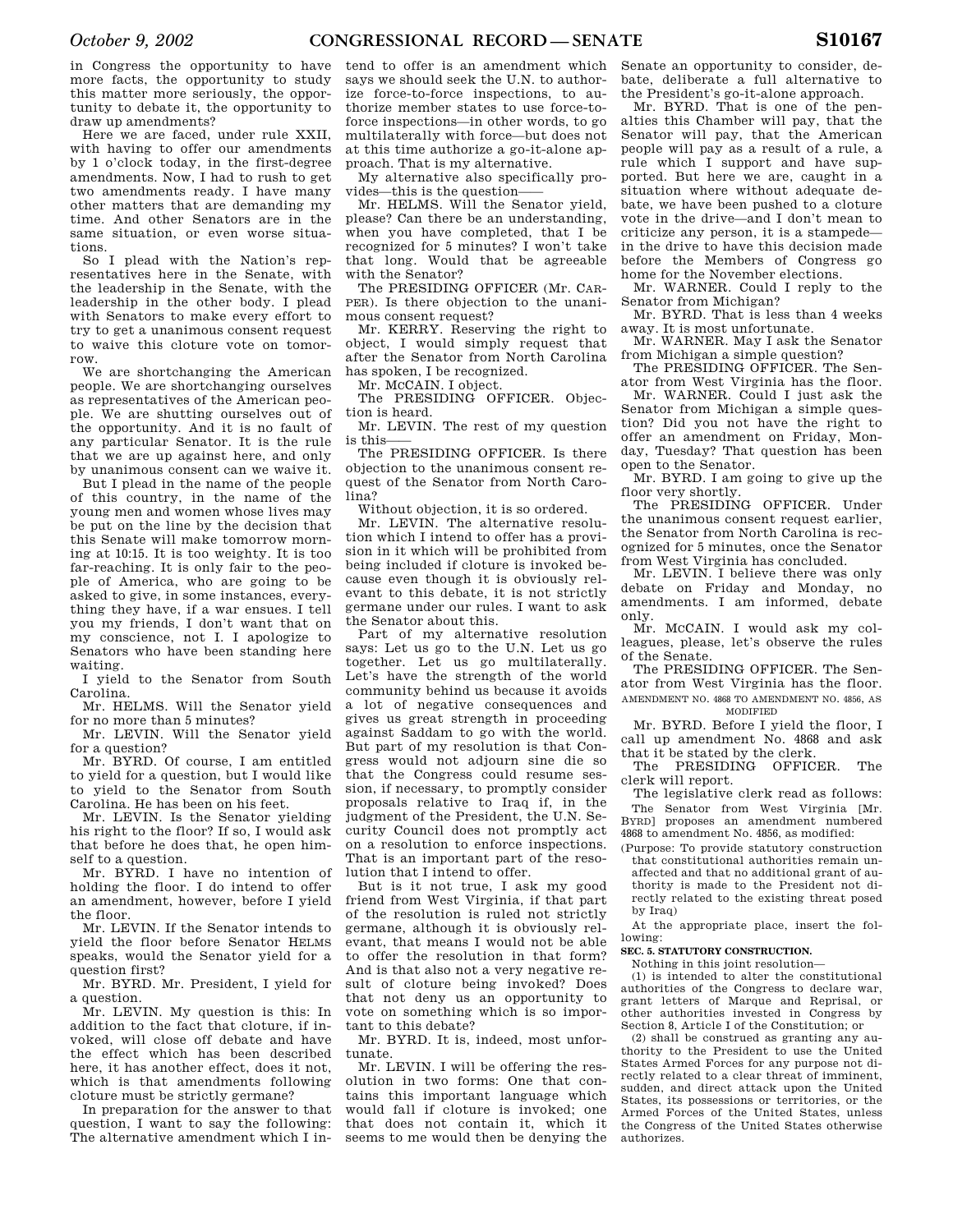in Congress the opportunity to have more facts, the opportunity to study this matter more seriously, the opportunity to debate it, the opportunity to draw up amendments?

Here we are faced, under rule XXII, with having to offer our amendments by 1 o'clock today, in the first-degree amendments. Now, I had to rush to get two amendments ready. I have many other matters that are demanding my time. And other Senators are in the same situation, or even worse situations.

So I plead with the Nation's representatives here in the Senate, with the leadership in the Senate, with the leadership in the other body. I plead with Senators to make every effort to try to get a unanimous consent request to waive this cloture vote on tomorrow.

We are shortchanging the American people. We are shortchanging ourselves as representatives of the American people. We are shutting ourselves out of the opportunity. And it is no fault of any particular Senator. It is the rule that we are up against here, and only by unanimous consent can we waive it.

But I plead in the name of the people of this country, in the name of the young men and women whose lives may be put on the line by the decision that this Senate will make tomorrow morning at 10:15. It is too weighty. It is too far-reaching. It is only fair to the people of America, who are going to be asked to give, in some instances, everything they have, if a war ensues. I tell you my friends, I don't want that on my conscience, not I. I apologize to Senators who have been standing here waiting.

I yield to the Senator from South Carolina.

Mr. HELMS. Will the Senator yield for no more than 5 minutes?

Mr. LEVIN. Will the Senator yield for a question?

Mr. BYRD. Of course, I am entitled to yield for a question, but I would like to yield to the Senator from South Carolina. He has been on his feet.

Mr. LEVIN. Is the Senator yielding his right to the floor? If so, I would ask that before he does that, he open himself to a question.

Mr. BYRD. I have no intention of holding the floor. I do intend to offer an amendment, however, before I yield the floor.

Mr. LEVIN. If the Senator intends to yield the floor before Senator HELMS speaks, would the Senator yield for a question first?

Mr. BYRD. Mr. President, I yield for a question.

Mr. LEVIN. My question is this: In addition to the fact that cloture, if invoked, will close off debate and have the effect which has been described here, it has another effect, does it not, which is that amendments following cloture must be strictly germane?

In preparation for the answer to that question, I want to say the following: The alternative amendment which I intend to offer is an amendment which says we should seek the U.N. to authorize force-to-force inspections, to authorize member states to use force-to-force inspections—in other words, to go multilaterally with force—but does not at this time authorize a go-it-alone approach. That is my alternative.

My alternative also specifically provides—this is the question——

Mr. HELMS. Will the Senator yield, please? Can there be an understanding, when you have completed, that I be recognized for 5 minutes? I won't take that long. Would that be agreeable with the Senator?

The PRESIDING OFFICER (Mr. CARPER). Is there objection to the unanimous consent request?

Mr. KERRY. Reserving the right to object, I would simply request that after the Senator from North Carolina has spoken, I be recognized.

Mr. McCAIN. I object.

The PRESIDING OFFICER. Objection is heard.

Mr. LEVIN. The rest of my question is this——

The PRESIDING OFFICER. Is there objection to the unanimous consent request of the Senator from North Carolina?

Without objection, it is so ordered.

Mr. LEVIN. The alternative resolution which I intend to offer has a provision in it which will be prohibited from being included if cloture is invoked because even though it is obviously relevant to this debate, it is not strictly germane under our rules. I want to ask the Senator about this.

Part of my alternative resolution says: Let us go to the U.N. Let us go together. Let us go multilaterally. Let's have the strength of the world community behind us because it avoids a lot of negative consequences and gives us great strength in proceeding against Saddam to go with the world. But part of my resolution is that Congress would not adjourn sine die so that the Congress could resume session, if necessary, to promptly consider proposals relative to Iraq if, in the judgment of the President, the U.N. Security Council does not promptly act on a resolution to enforce inspections. That is an important part of the resolution that I intend to offer.

But is it not true, I ask my good friend from West Virginia, if that part of the resolution is ruled not strictly germane, although it is obviously relevant, that means I would not be able to offer the resolution in that form? And is that also not a very negative result of cloture being invoked? Does that not deny us an opportunity to vote on something which is so important to this debate?

Mr. BYRD. It is, indeed, most unfortunate.

Mr. LEVIN. I will be offering the resolution in two forms: One that contains this important language which would fall if cloture is invoked; one that does not contain it, which it seems to me would then be denying the Senate an opportunity to consider, debate, deliberate a full alternative to the President's go-it-alone approach.

Mr. BYRD. That is one of the penalties this Chamber will pay, that the Senator will pay, that the American people will pay as a result of a rule, a rule which I support and have supported. But here we are, caught in a situation where without adequate debate, we have been pushed to a cloture vote in the drive—and I don't mean to criticize any person, it is a stampede—in the drive to have this decision made before the Members of Congress go home for the November elections.

Mr. WARNER. Could I reply to the Senator from Michigan?

Mr. BYRD. That is less than 4 weeks away. It is most unfortunate.

Mr. WARNER. May I ask the Senator from Michigan a simple question?

The PRESIDING OFFICER. The Senator from West Virginia has the floor.

Mr. WARNER. Could I just ask the Senator from Michigan a simple question? Did you not have the right to offer an amendment on Friday, Monday, Tuesday? That question has been open to the Senator.

Mr. BYRD. I am going to give up the floor very shortly.

The PRESIDING OFFICER. Under the unanimous consent request earlier, the Senator from North Carolina is recognized for 5 minutes, once the Senator from West Virginia has concluded.

Mr. LEVIN. I believe there was only debate on Friday and Monday, no amendments. I am informed, debate only.

Mr. McCAIN. I would ask my colleagues, please, let's observe the rules of the Senate.

The PRESIDING OFFICER. The Senator from West Virginia has the floor.

AMENDMENT NO. 4868 TO AMENDMENT NO. 4856, AS MODIFIED

Mr. BYRD. Before I yield the floor, I call up amendment No. 4868 and ask that it be stated by the clerk.

The PRESIDING OFFICER. The clerk will report.

The legislative clerk read as follows:

The Senator from West Virginia [Mr. BYRD] proposes an amendment numbered 4868 to amendment No. 4856, as modified:

(Purpose: To provide statutory construction that constitutional authorities remain unaffected and that no additional grant of authority is made to the President not directly related to the existing threat posed by Iraq)

At the appropriate place, insert the following:

**SEC. 5. STATUTORY CONSTRUCTION.**

Nothing in this joint resolution—

(1) is intended to alter the constitutional authorities of the Congress to declare war, grant letters of Marque and Reprisal, or other authorities invested in Congress by Section 8, Article I of the Constitution; or

(2) shall be construed as granting any authority to the President to use the United States Armed Forces for any purpose not directly related to a clear threat of imminent, sudden, and direct attack upon the United States, its possessions or territories, or the Armed Forces of the United States, unless the Congress of the United States otherwise authorizes.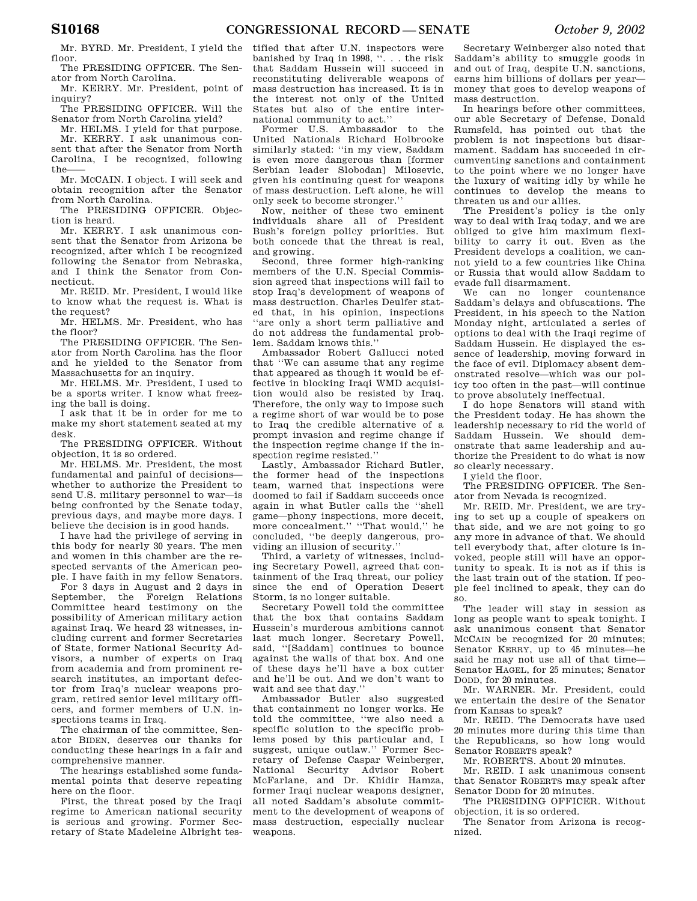Mr. BYRD. Mr. President, I yield the floor.

The PRESIDING OFFICER. The Senator from North Carolina.

Mr. KERRY. Mr. President, point of inquiry?

The PRESIDING OFFICER. Will the Senator from North Carolina yield?

Mr. HELMS. I yield for that purpose.

Mr. KERRY. I ask unanimous consent that after the Senator from North Carolina, I be recognized, following the——

Mr. MCCAIN. I object. I will seek and obtain recognition after the Senator from North Carolina.

The PRESIDING OFFICER. Objection is heard.

Mr. KERRY. I ask unanimous consent that the Senator from Arizona be recognized, after which I be recognized following the Senator from Nebraska, and I think the Senator from Connecticut.

Mr. REID. Mr. President, I would like to know what the request is. What is the request?

Mr. HELMS. Mr. President, who has the floor?

The PRESIDING OFFICER. The Senator from North Carolina has the floor and he yielded to the Senator from Massachusetts for an inquiry.

Mr. HELMS. Mr. President, I used to be a sports writer. I know what freezing the ball is doing.

I ask that it be in order for me to make my short statement seated at my desk.

The PRESIDING OFFICER. Without objection, it is so ordered.

Mr. HELMS. Mr. President, the most fundamental and painful of decisions—whether to authorize the President to send U.S. military personnel to war—is being confronted by the Senate today, previous days, and maybe more days. I believe the decision is in good hands.

I have had the privilege of serving in this body for nearly 30 years. The men and women in this chamber are the respected servants of the American people. I have faith in my fellow Senators.

For 3 days in August and 2 days in September, the Foreign Relations Committee heard testimony on the possibility of American military action against Iraq. We heard 23 witnesses, including current and former Secretaries of State, former National Security Advisors, a number of experts on Iraq from academia and from prominent research institutes, an important defector from Iraq's nuclear weapons program, retired senior level military officers, and former members of U.N. inspections teams in Iraq.

The chairman of the committee, Senator BIDEN, deserves our thanks for conducting these hearings in a fair and comprehensive manner.

The hearings established some fundamental points that deserve repeating here on the floor.

First, the threat posed by the Iraqi regime to American national security is serious and growing. Former Secretary of State Madeleine Albright testified that after U.N. inspectors were banished by Iraq in 1998, ''. . . the risk that Saddam Hussein will succeed in reconstituting deliverable weapons of mass destruction has increased. It is in the interest not only of the United States but also of the entire international community to act.''

Former U.S. Ambassador to the United Nationals Richard Holbrooke similarly stated: ''in my view, Saddam is even more dangerous than [former Serbian leader Slobodan] Milosevic, given his continuing quest for weapons of mass destruction. Left alone, he will only seek to become stronger.''

Now, neither of these two eminent individuals share all of President Bush's foreign policy priorities. But both concede that the threat is real, and growing.

Second, three former high-ranking members of the U.N. Special Commission agreed that inspections will fail to stop Iraq's development of weapons of mass destruction. Charles Deulfer stated that, in his opinion, inspections ''are only a short term palliative and do not address the fundamental problem. Saddam knows this.''

Ambassador Robert Gallucci noted that ''We can assume that any regime that appeared as though it would be effective in blocking Iraqi WMD acquisition would also be resisted by Iraq. Therefore, the only way to impose such a regime short of war would be to pose to Iraq the credible alternative of a prompt invasion and regime change if the inspection regime change if the inspection regime resisted.''

Lastly, Ambassador Richard Butler, the former head of the inspections team, warned that inspections were doomed to fail if Saddam succeeds once again in what Butler calls the ''shell game—phony inspections, more deceit, more concealment.'' ''That would,'' he concluded, ''be deeply dangerous, providing an illusion of security.''

Third, a variety of witnesses, including Secretary Powell, agreed that containment of the Iraq threat, our policy since the end of Operation Desert Storm, is no longer suitable.

Secretary Powell told the committee that the box that contains Saddam Hussein's murderous ambitions cannot last much longer. Secretary Powell, said, ''[Saddam] continues to bounce against the walls of that box. And one of these days he'll have a box cutter and he'll be out. And we don't want to wait and see that day.''

Ambassador Butler also suggested that containment no longer works. He told the committee, ''we also need a specific solution to the specific problems posed by this particular and, I suggest, unique outlaw.'' Former Secretary of Defense Caspar Weinberger, National Security Advisor Robert McFarlane, and Dr. Khidir Hamza, former Iraqi nuclear weapons designer, all noted Saddam's absolute commitment to the development of weapons of mass destruction, especially nuclear weapons.

Secretary Weinberger also noted that Saddam's ability to smuggle goods in and out of Iraq, despite U.N. sanctions, earns him billions of dollars per year—money that goes to develop weapons of mass destruction.

In hearings before other committees, our able Secretary of Defense, Donald Rumsfeld, has pointed out that the problem is not inspections but disarmament. Saddam has succeeded in circumventing sanctions and containment to the point where we no longer have the luxury of waiting idly by while he continues to develop the means to threaten us and our allies.

The President's policy is the only way to deal with Iraq today, and we are obliged to give him maximum flexibility to carry it out. Even as the President develops a coalition, we cannot yield to a few countries like China or Russia that would allow Saddam to evade full disarmament.

We can no longer countenance Saddam's delays and obfuscations. The President, in his speech to the Nation Monday night, articulated a series of options to deal with the Iraqi regime of Saddam Hussein. He displayed the essence of leadership, moving forward in the face of evil. Diplomacy absent demonstrated resolve—which was our policy too often in the past—will continue to prove absolutely ineffectual.

I do hope Senators will stand with the President today. He has shown the leadership necessary to rid the world of Saddam Hussein. We should demonstrate that same leadership and authorize the President to do what is now so clearly necessary.

I yield the floor.

The PRESIDING OFFICER. The Senator from Nevada is recognized.

Mr. REID. Mr. President, we are trying to set up a couple of speakers on that side, and we are not going to go any more in advance of that. We should tell everybody that, after cloture is invoked, people still will have an opportunity to speak. It is not as if this is the last train out of the station. If people feel inclined to speak, they can do so.

The leader will stay in session as long as people want to speak tonight. I ask unanimous consent that Senator MCCAIN be recognized for 20 minutes; Senator KERRY, up to 45 minutes—he said he may not use all of that time—Senator HAGEL, for 25 minutes; Senator DODD, for 20 minutes.

Mr. WARNER. Mr. President, could we entertain the desire of the Senator from Kansas to speak?

Mr. REID. The Democrats have used 20 minutes more during this time than the Republicans, so how long would Senator ROBERTS speak?

Mr. ROBERTS. About 20 minutes.

Mr. REID. I ask unanimous consent that Senator ROBERTS may speak after Senator DODD for 20 minutes.

The PRESIDING OFFICER. Without objection, it is so ordered.

The Senator from Arizona is recognized.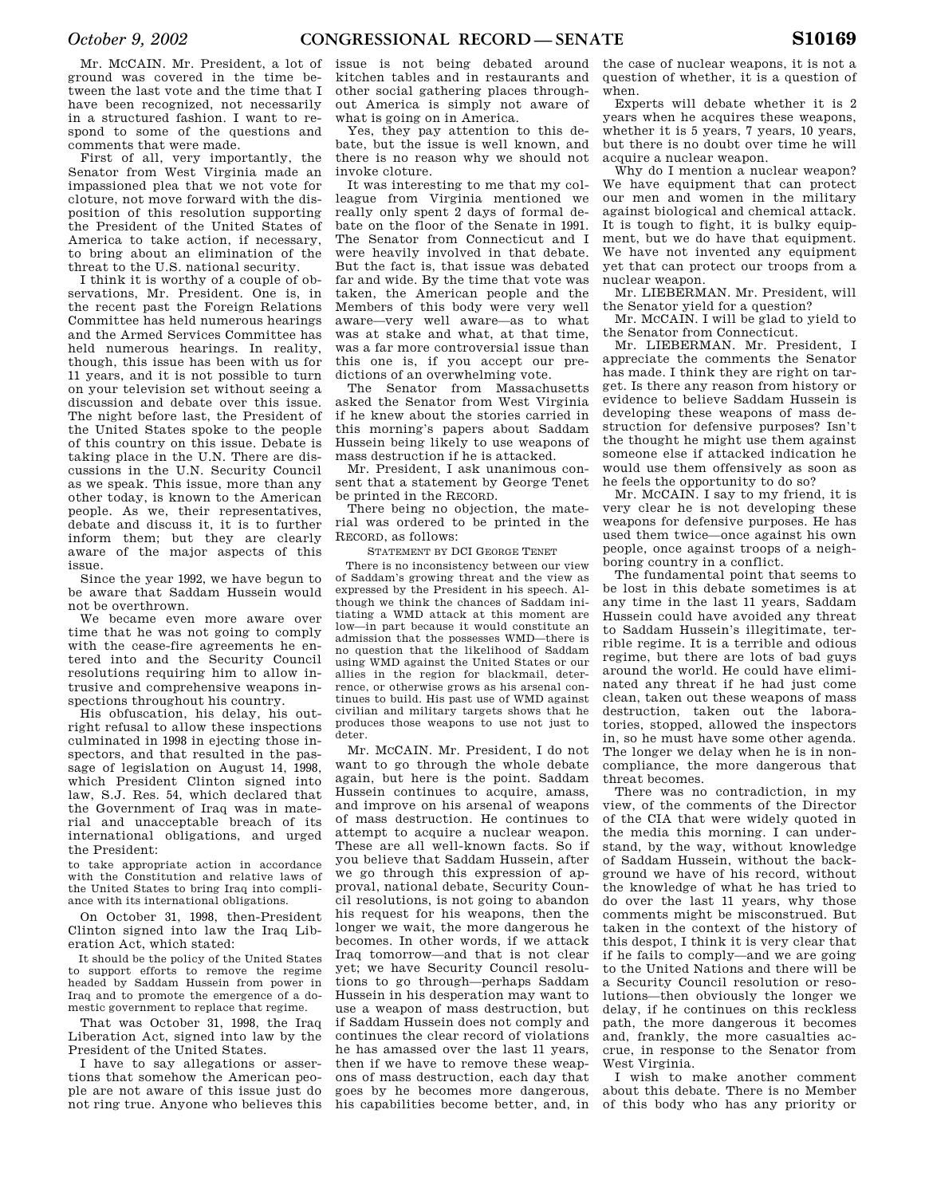Mr. McCAIN. Mr. President, a lot of ground was covered in the time between the last vote and the time that I have been recognized, not necessarily in a structured fashion. I want to respond to some of the questions and comments that were made.

First of all, very importantly, the Senator from West Virginia made an impassioned plea that we not vote for cloture, not move forward with the disposition of this resolution supporting the President of the United States of America to take action, if necessary, to bring about an elimination of the threat to the U.S. national security.

I think it is worthy of a couple of observations, Mr. President. One is, in the recent past the Foreign Relations Committee has held numerous hearings and the Armed Services Committee has held numerous hearings. In reality, though, this issue has been with us for 11 years, and it is not possible to turn on your television set without seeing a discussion and debate over this issue. The night before last, the President of the United States spoke to the people of this country on this issue. Debate is taking place in the U.N. There are discussions in the U.N. Security Council as we speak. This issue, more than any other today, is known to the American people. As we, their representatives, debate and discuss it, it is to further inform them; but they are clearly aware of the major aspects of this issue.

Since the year 1992, we have begun to be aware that Saddam Hussein would not be overthrown.

We became even more aware over time that he was not going to comply with the cease-fire agreements he entered into and the Security Council resolutions requiring him to allow intrusive and comprehensive weapons inspections throughout his country.

His obfuscation, his delay, his outright refusal to allow these inspections culminated in 1998 in ejecting those inspectors, and that resulted in the passage of legislation on August 14, 1998, which President Clinton signed into law, S.J. Res. 54, which declared that the Government of Iraq was in material and unacceptable breach of its international obligations, and urged the President:

> to take appropriate action in accordance with the Constitution and relative laws of the United States to bring Iraq into compliance with its international obligations.

On October 31, 1998, then-President Clinton signed into law the Iraq Liberation Act, which stated:

> It should be the policy of the United States to support efforts to remove the regime headed by Saddam Hussein from power in Iraq and to promote the emergence of a domestic government to replace that regime.

That was October 31, 1998, the Iraq Liberation Act, signed into law by the President of the United States.

I have to say allegations or assertions that somehow the American people are not aware of this issue just do not ring true. Anyone who believes this issue is not being debated around kitchen tables and in restaurants and other social gathering places throughout America is simply not aware of what is going on in America.

Yes, they pay attention to this debate, but the issue is well known, and there is no reason why we should not invoke cloture.

It was interesting to me that my colleague from Virginia mentioned we really only spent 2 days of formal debate on the floor of the Senate in 1991. The Senator from Connecticut and I were heavily involved in that debate. But the fact is, that issue was debated far and wide. By the time that vote was taken, the American people and the Members of this body were very well aware—very well aware—as to what was at stake and what, at that time, was a far more controversial issue than this one is, if you accept our predictions of an overwhelming vote.

The Senator from Massachusetts asked the Senator from West Virginia if he knew about the stories carried in this morning's papers about Saddam Hussein being likely to use weapons of mass destruction if he is attacked.

Mr. President, I ask unanimous consent that a statement by George Tenet be printed in the RECORD.

There being no objection, the material was ordered to be printed in the RECORD, as follows:

STATEMENT BY DCI GEORGE TENET

> There is no inconsistency between our view of Saddam's growing threat and the view as expressed by the President in his speech. Although we think the chances of Saddam initiating a WMD attack at this moment are low—in part because it would constitute an admission that the possesses WMD—there is no question that the likelihood of Saddam using WMD against the United States or our allies in the region for blackmail, deterrence, or otherwise grows as his arsenal continues to build. His past use of WMD against civilian and military targets shows that he produces those weapons to use not just to deter.

Mr. McCAIN. Mr. President, I do not want to go through the whole debate again, but here is the point. Saddam Hussein continues to acquire, amass, and improve on his arsenal of weapons of mass destruction. He continues to attempt to acquire a nuclear weapon. These are all well-known facts. So if you believe that Saddam Hussein, after we go through this expression of approval, national debate, Security Council resolutions, is not going to abandon his request for his weapons, then the longer we wait, the more dangerous he becomes. In other words, if we attack Iraq tomorrow—and that is not clear yet; we have Security Council resolutions to go through—perhaps Saddam Hussein in his desperation may want to use a weapon of mass destruction, but if Saddam Hussein does not comply and continues the clear record of violations he has amassed over the last 11 years, then if we have to remove these weapons of mass destruction, each day that goes by he becomes more dangerous, his capabilities become better, and, in the case of nuclear weapons, it is not a question of whether, it is a question of when.

Experts will debate whether it is 2 years when he acquires these weapons, whether it is 5 years, 7 years, 10 years, but there is no doubt over time he will acquire a nuclear weapon.

Why do I mention a nuclear weapon? We have equipment that can protect our men and women in the military against biological and chemical attack. It is tough to fight, it is bulky equipment, but we do have that equipment. We have not invented any equipment yet that can protect our troops from a nuclear weapon.

Mr. LIEBERMAN. Mr. President, will the Senator yield for a question?

Mr. McCAIN. I will be glad to yield to the Senator from Connecticut.

Mr. LIEBERMAN. Mr. President, I appreciate the comments the Senator has made. I think they are right on target. Is there any reason from history or evidence to believe Saddam Hussein is developing these weapons of mass destruction for defensive purposes? Isn't the thought he might use them against someone else if attacked indication he would use them offensively as soon as he feels the opportunity to do so?

Mr. McCAIN. I say to my friend, it is very clear he is not developing these weapons for defensive purposes. He has used them twice—once against his own people, once against troops of a neighboring country in a conflict.

The fundamental point that seems to be lost in this debate sometimes is at any time in the last 11 years, Saddam Hussein could have avoided any threat to Saddam Hussein's illegitimate, terrible regime. It is a terrible and odious regime, but there are lots of bad guys around the world. He could have eliminated any threat if he had just come clean, taken out these weapons of mass destruction, taken out the laboratories, stopped, allowed the inspectors in, so he must have some other agenda. The longer we delay when he is in noncompliance, the more dangerous that threat becomes.

There was no contradiction, in my view, of the comments of the Director of the CIA that were widely quoted in the media this morning. I can understand, by the way, without knowledge of Saddam Hussein, without the background we have of his record, without the knowledge of what he has tried to do over the last 11 years, why those comments might be misconstrued. But taken in the context of the history of this despot, I think it is very clear that if he fails to comply—and we are going to the United Nations and there will be a Security Council resolution or resolutions—then obviously the longer we delay, if he continues on this reckless path, the more dangerous it becomes and, frankly, the more casualties accrue, in response to the Senator from West Virginia.

I wish to make another comment about this debate. There is no Member of this body who has any priority or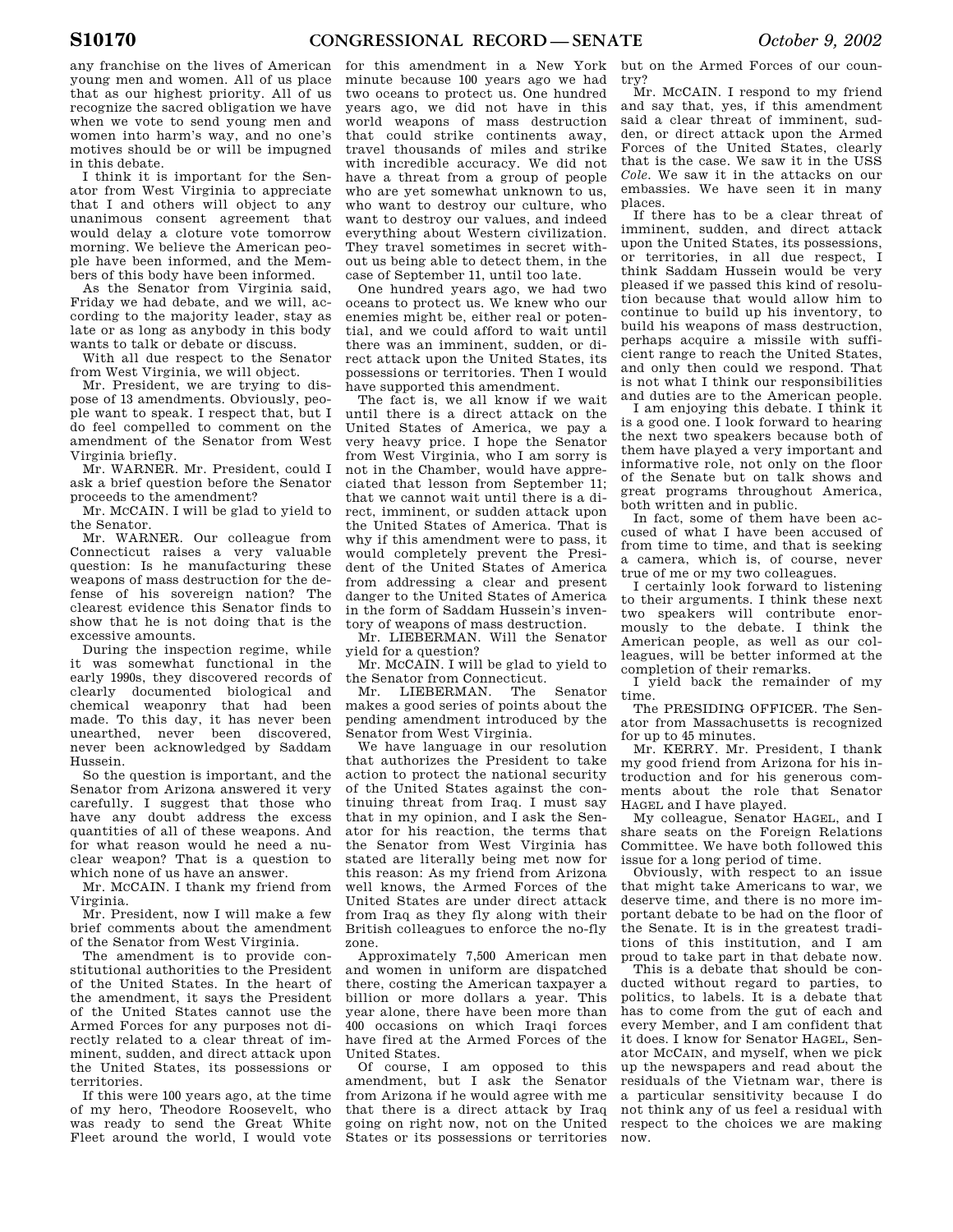any franchise on the lives of American young men and women. All of us place that as our highest priority. All of us recognize the sacred obligation we have when we vote to send young men and women into harm's way, and no one's motives should be or will be impugned in this debate.

I think it is important for the Senator from West Virginia to appreciate that I and others will object to any unanimous consent agreement that would delay a cloture vote tomorrow morning. We believe the American people have been informed, and the Members of this body have been informed.

As the Senator from Virginia said, Friday we had debate, and we will, according to the majority leader, stay as late or as long as anybody in this body wants to talk or debate or discuss.

With all due respect to the Senator from West Virginia, we will object.

Mr. President, we are trying to dispose of 13 amendments. Obviously, people want to speak. I respect that, but I do feel compelled to comment on the amendment of the Senator from West Virginia briefly.

Mr. WARNER. Mr. President, could I ask a brief question before the Senator proceeds to the amendment?

Mr. McCAIN. I will be glad to yield to the Senator.

Mr. WARNER. Our colleague from Connecticut raises a very valuable question: Is he manufacturing these weapons of mass destruction for the defense of his sovereign nation? The clearest evidence this Senator finds to show that he is not doing that is the excessive amounts.

During the inspection regime, while it was somewhat functional in the early 1990s, they discovered records of clearly documented biological and chemical weaponry that had been made. To this day, it has never been unearthed, never been discovered, never been acknowledged by Saddam Hussein.

So the question is important, and the Senator from Arizona answered it very carefully. I suggest that those who have any doubt address the excess quantities of all of these weapons. And for what reason would he need a nuclear weapon? That is a question to which none of us have an answer.

Mr. McCAIN. I thank my friend from Virginia.

Mr. President, now I will make a few brief comments about the amendment of the Senator from West Virginia.

The amendment is to provide constitutional authorities to the President of the United States. In the heart of the amendment, it says the President of the United States cannot use the Armed Forces for any purposes not directly related to a clear threat of imminent, sudden, and direct attack upon the United States, its possessions or territories.

If this were 100 years ago, at the time of my hero, Theodore Roosevelt, who was ready to send the Great White Fleet around the world, I would vote for this amendment in a New York minute because 100 years ago we had two oceans to protect us. One hundred years ago, we did not have in this world weapons of mass destruction that could strike continents away, travel thousands of miles and strike with incredible accuracy. We did not have a threat from a group of people who are yet somewhat unknown to us, who want to destroy our culture, who want to destroy our values, and indeed everything about Western civilization. They travel sometimes in secret without us being able to detect them, in the case of September 11, until too late.

One hundred years ago, we had two oceans to protect us. We knew who our enemies might be, either real or potential, and we could afford to wait until there was an imminent, sudden, or direct attack upon the United States, its possessions or territories. Then I would have supported this amendment.

The fact is, we all know if we wait until there is a direct attack on the United States of America, we pay a very heavy price. I hope the Senator from West Virginia, who I am sorry is not in the Chamber, would have appreciated that lesson from September 11; that we cannot wait until there is a direct, imminent, or sudden attack upon the United States of America. That is why if this amendment were to pass, it would completely prevent the President of the United States of America from addressing a clear and present danger to the United States of America in the form of Saddam Hussein's inventory of weapons of mass destruction.

Mr. LIEBERMAN. Will the Senator yield for a question?

Mr. McCAIN. I will be glad to yield to the Senator from Connecticut.

Mr. LIEBERMAN. The Senator makes a good series of points about the pending amendment introduced by the Senator from West Virginia.

We have language in our resolution that authorizes the President to take action to protect the national security of the United States against the continuing threat from Iraq. I must say that in my opinion, and I ask the Senator for his reaction, the terms that the Senator from West Virginia has stated are literally being met now for this reason: As my friend from Arizona well knows, the Armed Forces of the United States are under direct attack from Iraq as they fly along with their British colleagues to enforce the no-fly zone.

Approximately 7,500 American men and women in uniform are dispatched there, costing the American taxpayer a billion or more dollars a year. This year alone, there have been more than 400 occasions on which Iraqi forces have fired at the Armed Forces of the United States.

Of course, I am opposed to this amendment, but I ask the Senator from Arizona if he would agree with me that there is a direct attack by Iraq going on right now, not on the United States or its possessions or territories but on the Armed Forces of our country?

Mr. McCAIN. I respond to my friend and say that, yes, if this amendment said a clear threat of imminent, sudden, or direct attack upon the Armed Forces of the United States, clearly that is the case. We saw it in the USS *Cole*. We saw it in the attacks on our embassies. We have seen it in many places.

If there has to be a clear threat of imminent, sudden, and direct attack upon the United States, its possessions, or territories, in all due respect, I think Saddam Hussein would be very pleased if we passed this kind of resolution because that would allow him to continue to build up his inventory, to build his weapons of mass destruction, perhaps acquire a missile with sufficient range to reach the United States, and only then could we respond. That is not what I think our responsibilities and duties are to the American people.

I am enjoying this debate. I think it is a good one. I look forward to hearing the next two speakers because both of them have played a very important and informative role, not only on the floor of the Senate but on talk shows and great programs throughout America, both written and in public.

In fact, some of them have been accused of what I have been accused of from time to time, and that is seeking a camera, which is, of course, never true of me or my two colleagues.

I certainly look forward to listening to their arguments. I think these next two speakers will contribute enormously to the debate. I think the American people, as well as our colleagues, will be better informed at the completion of their remarks.

I yield back the remainder of my time.

The PRESIDING OFFICER. The Senator from Massachusetts is recognized for up to 45 minutes.

Mr. KERRY. Mr. President, I thank my good friend from Arizona for his introduction and for his generous comments about the role that Senator HAGEL and I have played.

My colleague, Senator HAGEL, and I share seats on the Foreign Relations Committee. We have both followed this issue for a long period of time.

Obviously, with respect to an issue that might take Americans to war, we deserve time, and there is no more important debate to be had on the floor of the Senate. It is in the greatest traditions of this institution, and I am proud to take part in that debate now.

This is a debate that should be conducted without regard to parties, to politics, to labels. It is a debate that has to come from the gut of each and every Member, and I am confident that it does. I know for Senator HAGEL, Senator McCAIN, and myself, when we pick up the newspapers and read about the residuals of the Vietnam war, there is a particular sensitivity because I do not think any of us feel a residual with respect to the choices we are making now.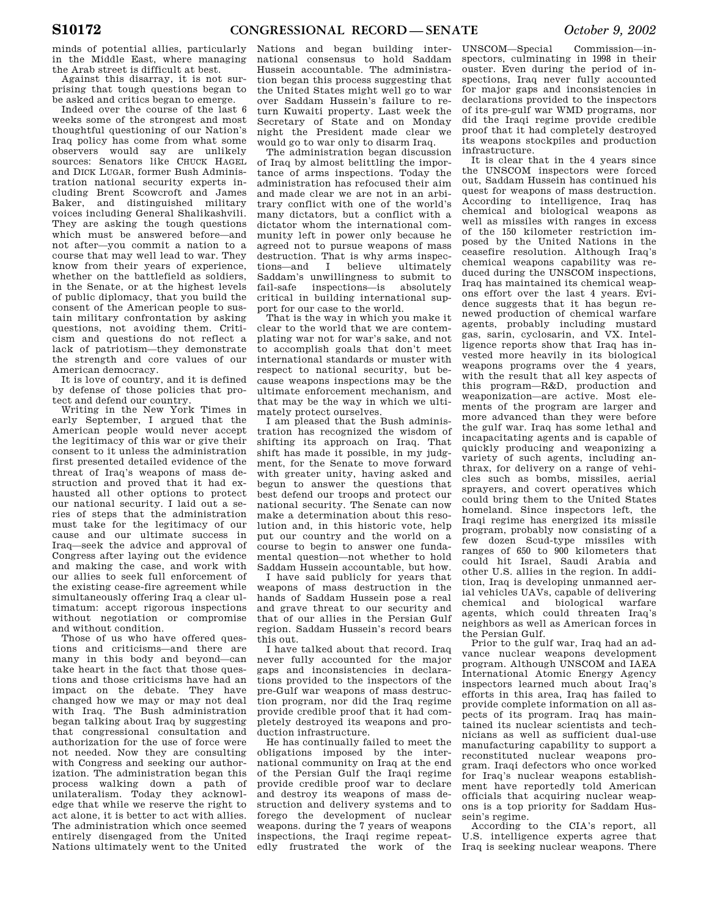minds of potential allies, particularly in the Middle East, where managing the Arab street is difficult at best.

Against this disarray, it is not surprising that tough questions began to be asked and critics began to emerge.

Indeed over the course of the last 6 weeks some of the strongest and most thoughtful questioning of our Nation's Iraq policy has come from what some observers would say are unlikely sources: Senators like CHUCK HAGEL and DICK LUGAR, former Bush Administration national security experts including Brent Scowcroft and James Baker, and distinguished military voices including General Shalikashvili. They are asking the tough questions which must be answered before—and not after—you commit a nation to a course that may well lead to war. They know from their years of experience, whether on the battlefield as soldiers, in the Senate, or at the highest levels of public diplomacy, that you build the consent of the American people to sustain military confrontation by asking questions, not avoiding them. Criticism and questions do not reflect a lack of patriotism—they demonstrate the strength and core values of our American democracy.

It is love of country, and it is defined by defense of those policies that protect and defend our country.

Writing in the New York Times in early September, I argued that the American people would never accept the legitimacy of this war or give their consent to it unless the administration first presented detailed evidence of the threat of Iraq's weapons of mass destruction and proved that it had exhausted all other options to protect our national security. I laid out a series of steps that the administration must take for the legitimacy of our cause and our ultimate success in Iraq—seek the advice and approval of Congress after laying out the evidence and making the case, and work with our allies to seek full enforcement of the existing cease-fire agreement while simultaneously offering Iraq a clear ultimatum: accept rigorous inspections without negotiation or compromise and without condition.

Those of us who have offered questions and criticisms—and there are many in this body and beyond—can take heart in the fact that those questions and those criticisms have had an impact on the debate. They have changed how we may or may not deal with Iraq. The Bush administration began talking about Iraq by suggesting that congressional consultation and authorization for the use of force were not needed. Now they are consulting with Congress and seeking our authorization. The administration began this process walking down a path of unilateralism. Today they acknowledge that while we reserve the right to act alone, it is better to act with allies. The administration which once seemed entirely disengaged from the United Nations ultimately went to the United Nations and began building international consensus to hold Saddam Hussein accountable. The administration began this process suggesting that the United States might well go to war over Saddam Hussein's failure to return Kuwaiti property. Last week the Secretary of State and on Monday night the President made clear we would go to war only to disarm Iraq.

The administration began discussion of Iraq by almost belittling the importance of arms inspections. Today the administration has refocused their aim and made clear we are not in an arbitrary conflict with one of the world's many dictators, but a conflict with a dictator whom the international community left in power only because he agreed not to pursue weapons of mass destruction. That is why arms inspections—and I believe ultimately Saddam's unwillingness to submit to fail-safe inspections—is absolutely critical in building international support for our case to the world.

That is the way in which you make it clear to the world that we are contemplating war not for war's sake, and not to accomplish goals that don't meet international standards or muster with respect to national security, but because weapons inspections may be the ultimate enforcement mechanism, and that may be the way in which we ultimately protect ourselves.

I am pleased that the Bush administration has recognized the wisdom of shifting its approach on Iraq. That shift has made it possible, in my judgment, for the Senate to move forward with greater unity, having asked and begun to answer the questions that best defend our troops and protect our national security. The Senate can now make a determination about this resolution and, in this historic vote, help put our country and the world on a course to begin to answer one fundamental question—not whether to hold Saddam Hussein accountable, but how.

I have said publicly for years that weapons of mass destruction in the hands of Saddam Hussein pose a real and grave threat to our security and that of our allies in the Persian Gulf region. Saddam Hussein's record bears this out.

I have talked about that record. Iraq never fully accounted for the major gaps and inconsistencies in declarations provided to the inspectors of the pre-Gulf war weapons of mass destruction program, nor did the Iraq regime provide credible proof that it had completely destroyed its weapons and production infrastructure.

He has continually failed to meet the obligations imposed by the international community on Iraq at the end of the Persian Gulf the Iraqi regime provide credible proof war to declare and destroy its weapons of mass destruction and delivery systems and to forego the development of nuclear weapons. during the 7 years of weapons inspections, the Iraqi regime repeatedly frustrated the work of the UNSCOM—Special Commission—inspectors, culminating in 1998 in their ouster. Even during the period of inspections, Iraq never fully accounted for major gaps and inconsistencies in declarations provided to the inspectors of its pre-gulf war WMD programs, nor did the Iraqi regime provide credible proof that it had completely destroyed its weapons stockpiles and production infrastructure.

It is clear that in the 4 years since the UNSCOM inspectors were forced out, Saddam Hussein has continued his quest for weapons of mass destruction. According to intelligence, Iraq has chemical and biological weapons as well as missiles with ranges in excess of the 150 kilometer restriction imposed by the United Nations in the ceasefire resolution. Although Iraq's chemical weapons capability was reduced during the UNSCOM inspections, Iraq has maintained its chemical weapons effort over the last 4 years. Evidence suggests that it has begun renewed production of chemical warfare agents, probably including mustard gas, sarin, cyclosarin, and VX. Intelligence reports show that Iraq has invested more heavily in its biological weapons programs over the 4 years, with the result that all key aspects of this program—R&D, production and weaponization—are active. Most elements of the program are larger and more advanced than they were before the gulf war. Iraq has some lethal and incapacitating agents and is capable of quickly producing and weaponizing a variety of such agents, including anthrax, for delivery on a range of vehicles such as bombs, missiles, aerial sprayers, and covert operatives which could bring them to the United States homeland. Since inspectors left, the Iraqi regime has energized its missile program, probably now consisting of a few dozen Scud-type missiles with ranges of 650 to 900 kilometers that could hit Israel, Saudi Arabia and other U.S. allies in the region. In addition, Iraq is developing unmanned aerial vehicles UAVs, capable of delivering chemical and biological warfare agents, which could threaten Iraq's neighbors as well as American forces in the Persian Gulf.

Prior to the gulf war, Iraq had an advance nuclear weapons development program. Although UNSCOM and IAEA International Atomic Energy Agency inspectors learned much about Iraq's efforts in this area, Iraq has failed to provide complete information on all aspects of its program. Iraq has maintained its nuclear scientists and technicians as well as sufficient dual-use manufacturing capability to support a reconstituted nuclear weapons program. Iraqi defectors who once worked for Iraq's nuclear weapons establishment have reportedly told American officials that acquiring nuclear weapons is a top priority for Saddam Hussein's regime.

According to the CIA's report, all U.S. intelligence experts agree that Iraq is seeking nuclear weapons. There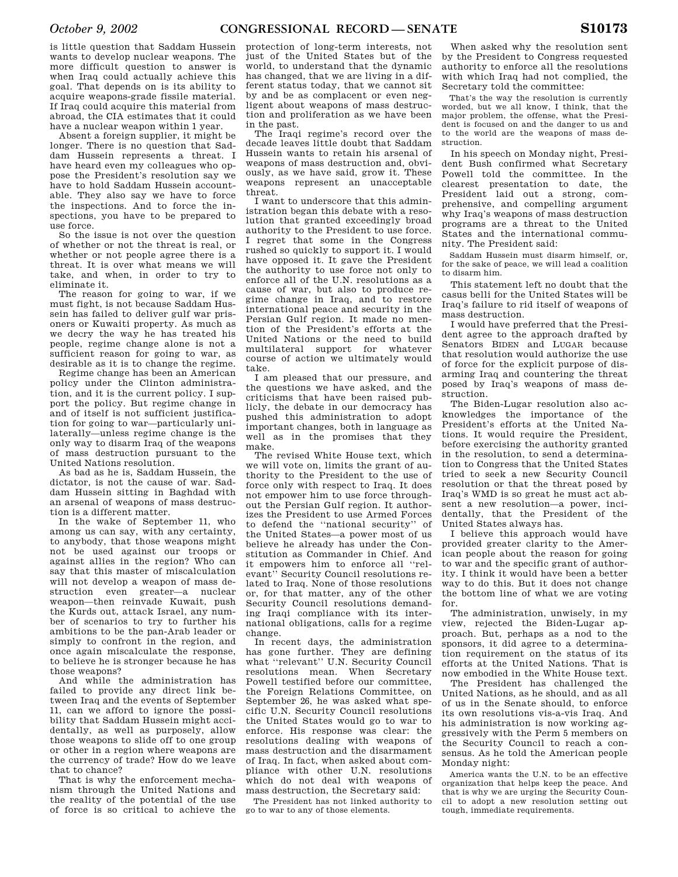is little question that Saddam Hussein wants to develop nuclear weapons. The more difficult question to answer is when Iraq could actually achieve this goal. That depends on is its ability to acquire weapons-grade fissile material. If Iraq could acquire this material from abroad, the CIA estimates that it could have a nuclear weapon within 1 year.

Absent a foreign supplier, it might be longer. There is no question that Saddam Hussein represents a threat. I have heard even my colleagues who oppose the President's resolution say we have to hold Saddam Hussein accountable. They also say we have to force the inspections. And to force the inspections, you have to be prepared to use force.

So the issue is not over the question of whether or not the threat is real, or whether or not people agree there is a threat. It is over what means we will take, and when, in order to try to eliminate it.

The reason for going to war, if we must fight, is not because Saddam Hussein has failed to deliver gulf war prisoners or Kuwaiti property. As much as we decry the way he has treated his people, regime change alone is not a sufficient reason for going to war, as desirable as it is to change the regime.

Regime change has been an American policy under the Clinton administration, and it is the current policy. I support the policy. But regime change in and of itself is not sufficient justification for going to war—particularly unilaterally—unless regime change is the only way to disarm Iraq of the weapons of mass destruction pursuant to the United Nations resolution.

As bad as he is, Saddam Hussein, the dictator, is not the cause of war. Saddam Hussein sitting in Baghdad with an arsenal of weapons of mass destruction is a different matter.

In the wake of September 11, who among us can say, with any certainty, to anybody, that those weapons might not be used against our troops or against allies in the region? Who can say that this master of miscalculation will not develop a weapon of mass destruction even greater—a nuclear weapon—then reinvade Kuwait, push the Kurds out, attack Israel, any number of scenarios to try to further his ambitions to be the pan-Arab leader or simply to confront in the region, and once again miscalculate the response, to believe he is stronger because he has those weapons?

And while the administration has failed to provide any direct link between Iraq and the events of September 11, can we afford to ignore the possibility that Saddam Hussein might accidentally, as well as purposely, allow those weapons to slide off to one group or other in a region where weapons are the currency of trade? How do we leave that to chance?

That is why the enforcement mechanism through the United Nations and the reality of the potential of the use of force is so critical to achieve the protection of long-term interests, not just of the United States but of the world, to understand that the dynamic has changed, that we are living in a different status today, that we cannot sit by and be as complacent or even negligent about weapons of mass destruction and proliferation as we have been in the past.

The Iraqi regime's record over the decade leaves little doubt that Saddam Hussein wants to retain his arsenal of weapons of mass destruction and, obviously, as we have said, grow it. These weapons represent an unacceptable threat.

I want to underscore that this administration began this debate with a resolution that granted exceedingly broad authority to the President to use force. I regret that some in the Congress rushed so quickly to support it. I would have opposed it. It gave the President the authority to use force not only to enforce all of the U.N. resolutions as a cause of war, but also to produce regime change in Iraq, and to restore international peace and security in the Persian Gulf region. It made no mention of the President's efforts at the United Nations or the need to build multilateral support for whatever course of action we ultimately would take.

I am pleased that our pressure, and the questions we have asked, and the criticisms that have been raised publicly, the debate in our democracy has pushed this administration to adopt important changes, both in language as well as in the promises that they make.

The revised White House text, which we will vote on, limits the grant of authority to the President to the use of force only with respect to Iraq. It does not empower him to use force throughout the Persian Gulf region. It authorizes the President to use Armed Forces to defend the "national security" of the United States—a power most of us believe he already has under the Constitution as Commander in Chief. And it empowers him to enforce all "relevant" Security Council resolutions related to Iraq. None of those resolutions or, for that matter, any of the other Security Council resolutions demanding Iraqi compliance with its international obligations, calls for a regime change.

In recent days, the administration has gone further. They are defining what "relevant" U.N. Security Council resolutions mean. When Secretary Powell testified before our committee, the Foreign Relations Committee, on September 26, he was asked what specific U.N. Security Council resolutions the United States would go to war to enforce. His response was clear: the resolutions dealing with weapons of mass destruction and the disarmament of Iraq. In fact, when asked about compliance with other U.N. resolutions which do not deal with weapons of mass destruction, the Secretary said:

> The President has not linked authority to go to war to any of those elements.

When asked why the resolution sent by the President to Congress requested authority to enforce all the resolutions with which Iraq had not complied, the Secretary told the committee:

> That's the way the resolution is currently worded, but we all know, I think, that the major problem, the offense, what the President is focused on and the danger to us and to the world are the weapons of mass destruction.

In his speech on Monday night, President Bush confirmed what Secretary Powell told the committee. In the clearest presentation to date, the President laid out a strong, comprehensive, and compelling argument why Iraq's weapons of mass destruction programs are a threat to the United States and the international community. The President said:

> Saddam Hussein must disarm himself, or, for the sake of peace, we will lead a coalition to disarm him.

This statement left no doubt that the casus belli for the United States will be Iraq's failure to rid itself of weapons of mass destruction.

I would have preferred that the President agree to the approach drafted by Senators BIDEN and LUGAR because that resolution would authorize the use of force for the explicit purpose of disarming Iraq and countering the threat posed by Iraq's weapons of mass destruction.

The Biden-Lugar resolution also acknowledges the importance of the President's efforts at the United Nations. It would require the President, before exercising the authority granted in the resolution, to send a determination to Congress that the United States tried to seek a new Security Council resolution or that the threat posed by Iraq's WMD is so great he must act absent a new resolution—a power, incidentally, that the President of the United States always has.

I believe this approach would have provided greater clarity to the American people about the reason for going to war and the specific grant of authority. I think it would have been a better way to do this. But it does not change the bottom line of what we are voting for.

The administration, unwisely, in my view, rejected the Biden-Lugar approach. But, perhaps as a nod to the sponsors, it did agree to a determination requirement on the status of its efforts at the United Nations. That is now embodied in the White House text.

The President has challenged the United Nations, as he should, and as all of us in the Senate should, to enforce its own resolutions vis-a-vis Iraq. And his administration is now working aggressively with the Perm 5 members on the Security Council to reach a consensus. As he told the American people Monday night:

> America wants the U.N. to be an effective organization that helps keep the peace. And that is why we are urging the Security Council to adopt a new resolution setting out tough, immediate requirements.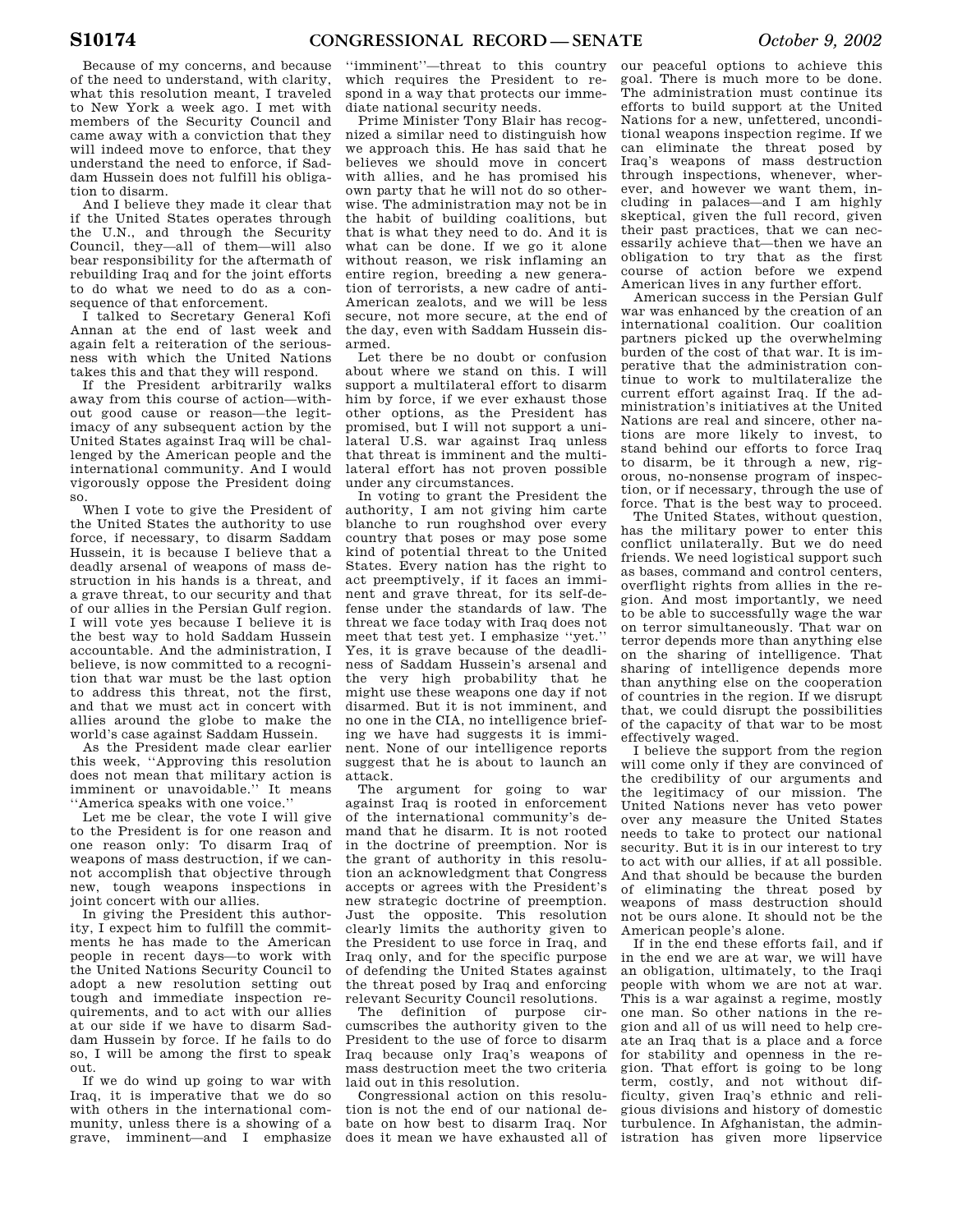Because of my concerns, and because of the need to understand, with clarity, what this resolution meant, I traveled to New York a week ago. I met with members of the Security Council and came away with a conviction that they will indeed move to enforce, that they understand the need to enforce, if Saddam Hussein does not fulfill his obligation to disarm.

And I believe they made it clear that if the United States operates through the U.N., and through the Security Council, they—all of them—will also bear responsibility for the aftermath of rebuilding Iraq and for the joint efforts to do what we need to do as a consequence of that enforcement.

I talked to Secretary General Kofi Annan at the end of last week and again felt a reiteration of the seriousness with which the United Nations takes this and that they will respond.

If the President arbitrarily walks away from this course of action—without good cause or reason—the legitimacy of any subsequent action by the United States against Iraq will be challenged by the American people and the international community. And I would vigorously oppose the President doing so.

When I vote to give the President of the United States the authority to use force, if necessary, to disarm Saddam Hussein, it is because I believe that a deadly arsenal of weapons of mass destruction in his hands is a threat, and a grave threat, to our security and that of our allies in the Persian Gulf region. I will vote yes because I believe it is the best way to hold Saddam Hussein accountable. And the administration, I believe, is now committed to a recognition that war must be the last option to address this threat, not the first, and that we must act in concert with allies around the globe to make the world's case against Saddam Hussein.

As the President made clear earlier this week, ''Approving this resolution does not mean that military action is imminent or unavoidable.'' It means ''America speaks with one voice.''

Let me be clear, the vote I will give to the President is for one reason and one reason only: To disarm Iraq of weapons of mass destruction, if we cannot accomplish that objective through new, tough weapons inspections in joint concert with our allies.

In giving the President this authority, I expect him to fulfill the commitments he has made to the American people in recent days—to work with the United Nations Security Council to adopt a new resolution setting out tough and immediate inspection requirements, and to act with our allies at our side if we have to disarm Saddam Hussein by force. If he fails to do so, I will be among the first to speak out.

If we do wind up going to war with Iraq, it is imperative that we do so with others in the international community, unless there is a showing of a grave, imminent—and I emphasize ''imminent''—threat to this country which requires the President to respond in a way that protects our immediate national security needs.

Prime Minister Tony Blair has recognized a similar need to distinguish how we approach this. He has said that he believes we should move in concert with allies, and he has promised his own party that he will not do so otherwise. The administration may not be in the habit of building coalitions, but that is what they need to do. And it is what can be done. If we go it alone without reason, we risk inflaming an entire region, breeding a new generation of terrorists, a new cadre of anti-American zealots, and we will be less secure, not more secure, at the end of the day, even with Saddam Hussein disarmed.

Let there be no doubt or confusion about where we stand on this. I will support a multilateral effort to disarm him by force, if we ever exhaust those other options, as the President has promised, but I will not support a unilateral U.S. war against Iraq unless that threat is imminent and the multilateral effort has not proven possible under any circumstances.

In voting to grant the President the authority, I am not giving him carte blanche to run roughshod over every country that poses or may pose some kind of potential threat to the United States. Every nation has the right to act preemptively, if it faces an imminent and grave threat, for its self-defense under the standards of law. The threat we face today with Iraq does not meet that test yet. I emphasize ''yet.'' Yes, it is grave because of the deadliness of Saddam Hussein's arsenal and the very high probability that he might use these weapons one day if not disarmed. But it is not imminent, and no one in the CIA, no intelligence briefing we have had suggests it is imminent. None of our intelligence reports suggest that he is about to launch an attack.

The argument for going to war against Iraq is rooted in enforcement of the international community's demand that he disarm. It is not rooted in the doctrine of preemption. Nor is the grant of authority in this resolution an acknowledgment that Congress accepts or agrees with the President's new strategic doctrine of preemption. Just the opposite. This resolution clearly limits the authority given to the President to use force in Iraq, and Iraq only, and for the specific purpose of defending the United States against the threat posed by Iraq and enforcing relevant Security Council resolutions.

The definition of purpose circumscribes the authority given to the President to the use of force to disarm Iraq because only Iraq's weapons of mass destruction meet the two criteria laid out in this resolution.

Congressional action on this resolution is not the end of our national debate on how best to disarm Iraq. Nor does it mean we have exhausted all of our peaceful options to achieve this goal. There is much more to be done. The administration must continue its efforts to build support at the United Nations for a new, unfettered, unconditional weapons inspection regime. If we can eliminate the threat posed by Iraq's weapons of mass destruction through inspections, whenever, wherever, and however we want them, including in palaces—and I am highly skeptical, given the full record, given their past practices, that we can necessarily achieve that—then we have an obligation to try that as the first course of action before we expend American lives in any further effort.

American success in the Persian Gulf war was enhanced by the creation of an international coalition. Our coalition partners picked up the overwhelming burden of the cost of that war. It is imperative that the administration continue to work to multilateralize the current effort against Iraq. If the administration's initiatives at the United Nations are real and sincere, other nations are more likely to invest, to stand behind our efforts to force Iraq to disarm, be it through a new, rigorous, no-nonsense program of inspection, or if necessary, through the use of force. That is the best way to proceed.

The United States, without question, has the military power to enter this conflict unilaterally. But we do need friends. We need logistical support such as bases, command and control centers, overflight rights from allies in the region. And most importantly, we need to be able to successfully wage the war on terror simultaneously. That war on terror depends more than anything else on the sharing of intelligence. That sharing of intelligence depends more than anything else on the cooperation of countries in the region. If we disrupt that, we could disrupt the possibilities of the capacity of that war to be most effectively waged.

I believe the support from the region will come only if they are convinced of the credibility of our arguments and the legitimacy of our mission. The United Nations never has veto power over any measure the United States needs to take to protect our national security. But it is in our interest to try to act with our allies, if at all possible. And that should be because the burden of eliminating the threat posed by weapons of mass destruction should not be ours alone. It should not be the American people's alone.

If in the end these efforts fail, and if in the end we are at war, we will have an obligation, ultimately, to the Iraqi people with whom we are not at war. This is a war against a regime, mostly one man. So other nations in the region and all of us will need to help create an Iraq that is a place and a force for stability and openness in the region. That effort is going to be long term, costly, and not without difficulty, given Iraq's ethnic and religious divisions and history of domestic turbulence. In Afghanistan, the administration has given more lipservice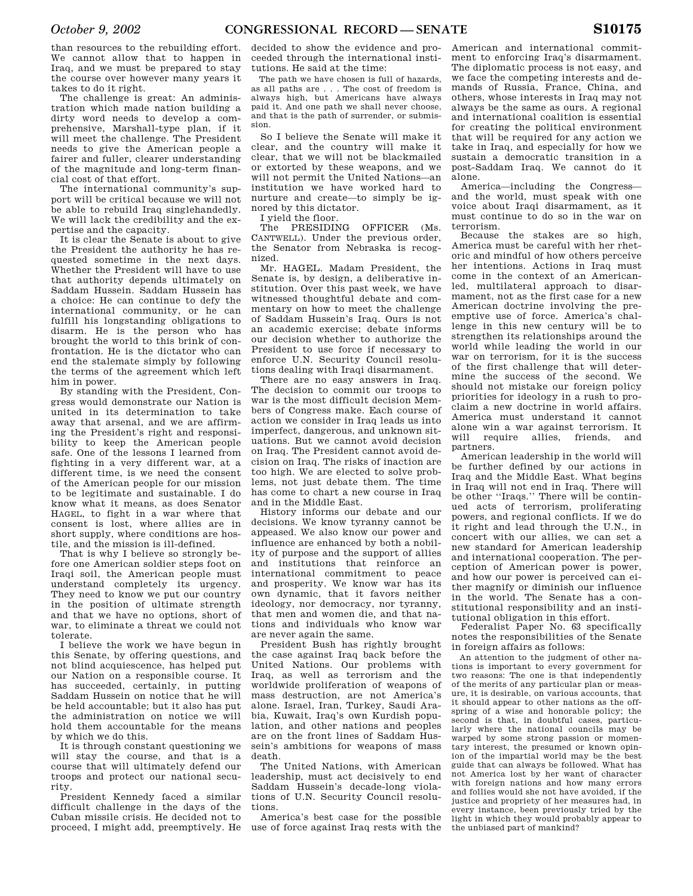than resources to the rebuilding effort. We cannot allow that to happen in Iraq, and we must be prepared to stay the course over however many years it takes to do it right.

The challenge is great: An administration which made nation building a dirty word needs to develop a comprehensive, Marshall-type plan, if it will meet the challenge. The President needs to give the American people a fairer and fuller, clearer understanding of the magnitude and long-term financial cost of that effort.

The international community's support will be critical because we will not be able to rebuild Iraq singlehandedly. We will lack the credibility and the expertise and the capacity.

It is clear the Senate is about to give the President the authority he has requested sometime in the next days. Whether the President will have to use that authority depends ultimately on Saddam Hussein. Saddam Hussein has a choice: He can continue to defy the international community, or he can fulfill his longstanding obligations to disarm. He is the person who has brought the world to this brink of confrontation. He is the dictator who can end the stalemate simply by following the terms of the agreement which left him in power.

By standing with the President, Congress would demonstrate our Nation is united in its determination to take away that arsenal, and we are affirming the President's right and responsibility to keep the American people safe. One of the lessons I learned from fighting in a very different war, at a different time, is we need the consent of the American people for our mission to be legitimate and sustainable. I do know what it means, as does Senator HAGEL, to fight in a war where that consent is lost, where allies are in short supply, where conditions are hostile, and the mission is ill-defined.

That is why I believe so strongly before one American soldier steps foot on Iraqi soil, the American people must understand completely its urgency. They need to know we put our country in the position of ultimate strength and that we have no options, short of war, to eliminate a threat we could not tolerate.

I believe the work we have begun in this Senate, by offering questions, and not blind acquiescence, has helped put our Nation on a responsible course. It has succeeded, certainly, in putting Saddam Hussein on notice that he will be held accountable; but it also has put the administration on notice we will hold them accountable for the means by which we do this.

It is through constant questioning we will stay the course, and that is a course that will ultimately defend our troops and protect our national security.

President Kennedy faced a similar difficult challenge in the days of the Cuban missile crisis. He decided not to proceed, I might add, preemptively. He decided to show the evidence and proceeded through the international institutions. He said at the time:

> The path we have chosen is full of hazards, as all paths are . . . The cost of freedom is always high, but Americans have always paid it. And one path we shall never choose, and that is the path of surrender, or submission.

So I believe the Senate will make it clear, and the country will make it clear, that we will not be blackmailed or extorted by these weapons, and we will not permit the United Nations—an institution we have worked hard to nurture and create—to simply be ignored by this dictator.

I yield the floor.

The PRESIDING OFFICER (Ms. CANTWELL). Under the previous order, the Senator from Nebraska is recognized.

Mr. HAGEL. Madam President, the Senate is, by design, a deliberative institution. Over this past week, we have witnessed thoughtful debate and commentary on how to meet the challenge of Saddam Hussein's Iraq. Ours is not an academic exercise; debate informs our decision whether to authorize the President to use force if necessary to enforce U.N. Security Council resolutions dealing with Iraqi disarmament.

There are no easy answers in Iraq. The decision to commit our troops to war is the most difficult decision Members of Congress make. Each course of action we consider in Iraq leads us into imperfect, dangerous, and unknown situations. But we cannot avoid decision on Iraq. The President cannot avoid decision on Iraq. The risks of inaction are too high. We are elected to solve problems, not just debate them. The time has come to chart a new course in Iraq and in the Middle East.

History informs our debate and our decisions. We know tyranny cannot be appeased. We also know our power and influence are enhanced by both a nobility of purpose and the support of allies and institutions that reinforce an international commitment to peace and prosperity. We know war has its own dynamic, that it favors neither ideology, nor democracy, nor tyranny, that men and women die, and that nations and individuals who know war are never again the same.

President Bush has rightly brought the case against Iraq back before the United Nations. Our problems with Iraq, as well as terrorism and the worldwide proliferation of weapons of mass destruction, are not America's alone. Israel, Iran, Turkey, Saudi Arabia, Kuwait, Iraq's own Kurdish population, and other nations and peoples are on the front lines of Saddam Hussein's ambitions for weapons of mass death.

The United Nations, with American leadership, must act decisively to end Saddam Hussein's decade-long violations of U.N. Security Council resolutions.

America's best case for the possible use of force against Iraq rests with the American and international commitment to enforcing Iraq's disarmament. The diplomatic process is not easy, and we face the competing interests and demands of Russia, France, China, and others, whose interests in Iraq may not always be the same as ours. A regional and international coalition is essential for creating the political environment that will be required for any action we take in Iraq, and especially for how we sustain a democratic transition in a post-Saddam Iraq. We cannot do it alone.

America—including the Congress—and the world, must speak with one voice about Iraqi disarmament, as it must continue to do so in the war on terrorism.

Because the stakes are so high, America must be careful with her rhetoric and mindful of how others perceive her intentions. Actions in Iraq must come in the context of an American-led, multilateral approach to disarmament, not as the first case for a new American doctrine involving the preemptive use of force. America's challenge in this new century will be to strengthen its relationships around the world while leading the world in our war on terrorism, for it is the success of the first challenge that will determine the success of the second. We should not mistake our foreign policy priorities for ideology in a rush to proclaim a new doctrine in world affairs. America must understand it cannot alone win a war against terrorism. It will require allies, friends, and partners.

American leadership in the world will be further defined by our actions in Iraq and the Middle East. What begins in Iraq will not end in Iraq. There will be other ''Iraqs.'' There will be continued acts of terrorism, proliferating powers, and regional conflicts. If we do it right and lead through the U.N., in concert with our allies, we can set a new standard for American leadership and international cooperation. The perception of American power is power, and how our power is perceived can either magnify or diminish our influence in the world. The Senate has a constitutional responsibility and an institutional obligation in this effort.

Federalist Paper No. 63 specifically notes the responsibilities of the Senate in foreign affairs as follows:

> An attention to the judgment of other nations is important to every government for two reasons: The one is that independently of the merits of any particular plan or measure, it is desirable, on various accounts, that it should appear to other nations as the offspring of a wise and honorable policy; the second is that, in doubtful cases, particularly where the national councils may be warped by some strong passion or momentary interest, the presumed or known opinion of the impartial world may be the best guide that can always be followed. What has not America lost by her want of character with foreign nations and how many errors and follies would she not have avoided, if the justice and propriety of her measures had, in every instance, been previously tried by the light in which they would probably appear to the unbiased part of mankind?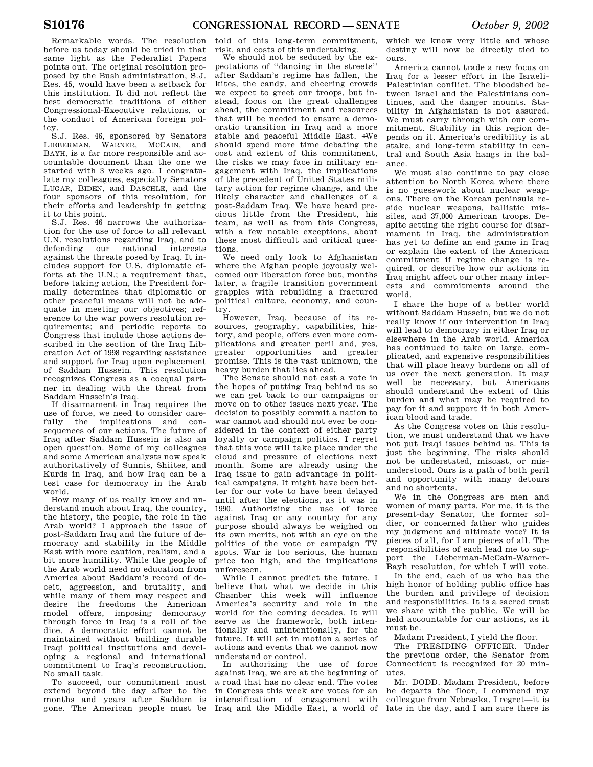Remarkable words. The resolution before us today should be tried in that same light as the Federalist Papers points out. The original resolution proposed by the Bush administration, S.J. Res. 45, would have been a setback for this institution. It did not reflect the best democratic traditions of either Congressional-Executive relations, or the conduct of American foreign policy.

S.J. Res. 46, sponsored by Senators LIEBERMAN, WARNER, MCCAIN, and BAYH, is a far more responsible and accountable document than the one we started with 3 weeks ago. I congratulate my colleagues, especially Senators LUGAR, BIDEN, and DASCHLE, and the four sponsors of this resolution, for their efforts and leadership in getting it to this point.

S.J. Res. 46 narrows the authorization for the use of force to all relevant U.N. resolutions regarding Iraq, and to defending our national interests against the threats posed by Iraq. It includes support for U.S. diplomatic efforts at the U.N.; a requirement that, before taking action, the President formally determines that diplomatic or other peaceful means will not be adequate in meeting our objectives; reference to the war powers resolution requirements; and periodic reports to Congress that include those actions described in the section of the Iraq Liberation Act of 1998 regarding assistance and support for Iraq upon replacement of Saddam Hussein. This resolution recognizes Congress as a coequal partner in dealing with the threat from Saddam Hussein's Iraq.

If disarmament in Iraq requires the use of force, we need to consider carefully the implications and consequences of our actions. The future of Iraq after Saddam Hussein is also an open question. Some of my colleagues and some American analysts now speak authoritatively of Sunnis, Shiites, and Kurds in Iraq, and how Iraq can be a test case for democracy in the Arab world.

How many of us really know and understand much about Iraq, the country, the history, the people, the role in the Arab world? I approach the issue of post-Saddam Iraq and the future of democracy and stability in the Middle East with more caution, realism, and a bit more humility. While the people of the Arab world need no education from America about Saddam's record of deceit, aggression, and brutality, and while many of them may respect and desire the freedoms the American model offers, imposing democracy through force in Iraq is a roll of the dice. A democratic effort cannot be maintained without building durable Iraqi political institutions and developing a regional and international commitment to Iraq's reconstruction. No small task.

To succeed, our commitment must extend beyond the day after to the months and years after Saddam is gone. The American people must be told of this long-term commitment, risk, and costs of this undertaking.

We should not be seduced by the expectations of ''dancing in the streets'' after Saddam's regime has fallen, the kites, the candy, and cheering crowds we expect to greet our troops, but instead, focus on the great challenges ahead, the commitment and resources that will be needed to ensure a democratic transition in Iraq and a more stable and peaceful Middle East. We should spend more time debating the cost and extent of this commitment, the risks we may face in military engagement with Iraq, the implications of the precedent of United States military action for regime change, and the likely character and challenges of a post-Saddam Iraq. We have heard precious little from the President, his team, as well as from this Congress, with a few notable exceptions, about these most difficult and critical questions.

We need only look to Afghanistan where the Afghan people joyously welcomed our liberation force but, months later, a fragile transition government grapples with rebuilding a fractured political culture, economy, and country.

However, Iraq, because of its resources, geography, capabilities, history, and people, offers even more complications and greater peril and, yes, greater opportunities and greater promise. This is the vast unknown, the heavy burden that lies ahead.

The Senate should not cast a vote in the hopes of putting Iraq behind us so we can get back to our campaigns or move on to other issues next year. The decision to possibly commit a nation to war cannot and should not ever be considered in the context of either party loyalty or campaign politics. I regret that this vote will take place under the cloud and pressure of elections next month. Some are already using the Iraq issue to gain advantage in political campaigns. It might have been better for our vote to have been delayed until after the elections, as it was in 1990. Authorizing the use of force against Iraq or any country for any purpose should always be weighed on its own merits, not with an eye on the politics of the vote or campaign TV spots. War is too serious, the human price too high, and the implications unforeseen.

While I cannot predict the future, I believe that what we decide in this Chamber this week will influence America's security and role in the world for the coming decades. It will serve as the framework, both intentionally and unintentionally, for the future. It will set in motion a series of actions and events that we cannot now understand or control.

In authorizing the use of force against Iraq, we are at the beginning of a road that has no clear end. The votes in Congress this week are votes for an intensification of engagement with Iraq and the Middle East, a world of which we know very little and whose destiny will now be directly tied to ours.

America cannot trade a new focus on Iraq for a lesser effort in the Israeli-Palestinian conflict. The bloodshed between Israel and the Palestinians continues, and the danger mounts. Stability in Afghanistan is not assured. We must carry through with our commitment. Stability in this region depends on it. America's credibility is at stake, and long-term stability in central and South Asia hangs in the balance.

We must also continue to pay close attention to North Korea where there is no guesswork about nuclear weapons. There on the Korean peninsula reside nuclear weapons, ballistic missiles, and 37,000 American troops. Despite setting the right course for disarmament in Iraq, the administration has yet to define an end game in Iraq or explain the extent of the American commitment if regime change is required, or describe how our actions in Iraq might affect our other many interests and commitments around the world.

I share the hope of a better world without Saddam Hussein, but we do not really know if our intervention in Iraq will lead to democracy in either Iraq or elsewhere in the Arab world. America has continued to take on large, complicated, and expensive responsibilities that will place heavy burdens on all of us over the next generation. It may well be necessary, but Americans should understand the extent of this burden and what may be required to pay for it and support it in both American blood and trade.

As the Congress votes on this resolution, we must understand that we have not put Iraqi issues behind us. This is just the beginning. The risks should not be understated, miscast, or misunderstood. Ours is a path of both peril and opportunity with many detours and no shortcuts.

We in the Congress are men and women of many parts. For me, it is the present-day Senator, the former soldier, or concerned father who guides my judgment and ultimate vote? It is pieces of all, for I am pieces of all. The responsibilities of each lead me to support the Lieberman-McCain-Warner-Bayh resolution, for which I will vote.

In the end, each of us who has the high honor of holding public office has the burden and privilege of decision and responsibilities. It is a sacred trust we share with the public. We will be held accountable for our actions, as it must be.

Madam President, I yield the floor.

The PRESIDING OFFICER. Under the previous order, the Senator from Connecticut is recognized for 20 minutes.

Mr. DODD. Madam President, before he departs the floor, I commend my colleague from Nebraska. I regret—it is late in the day, and I am sure there is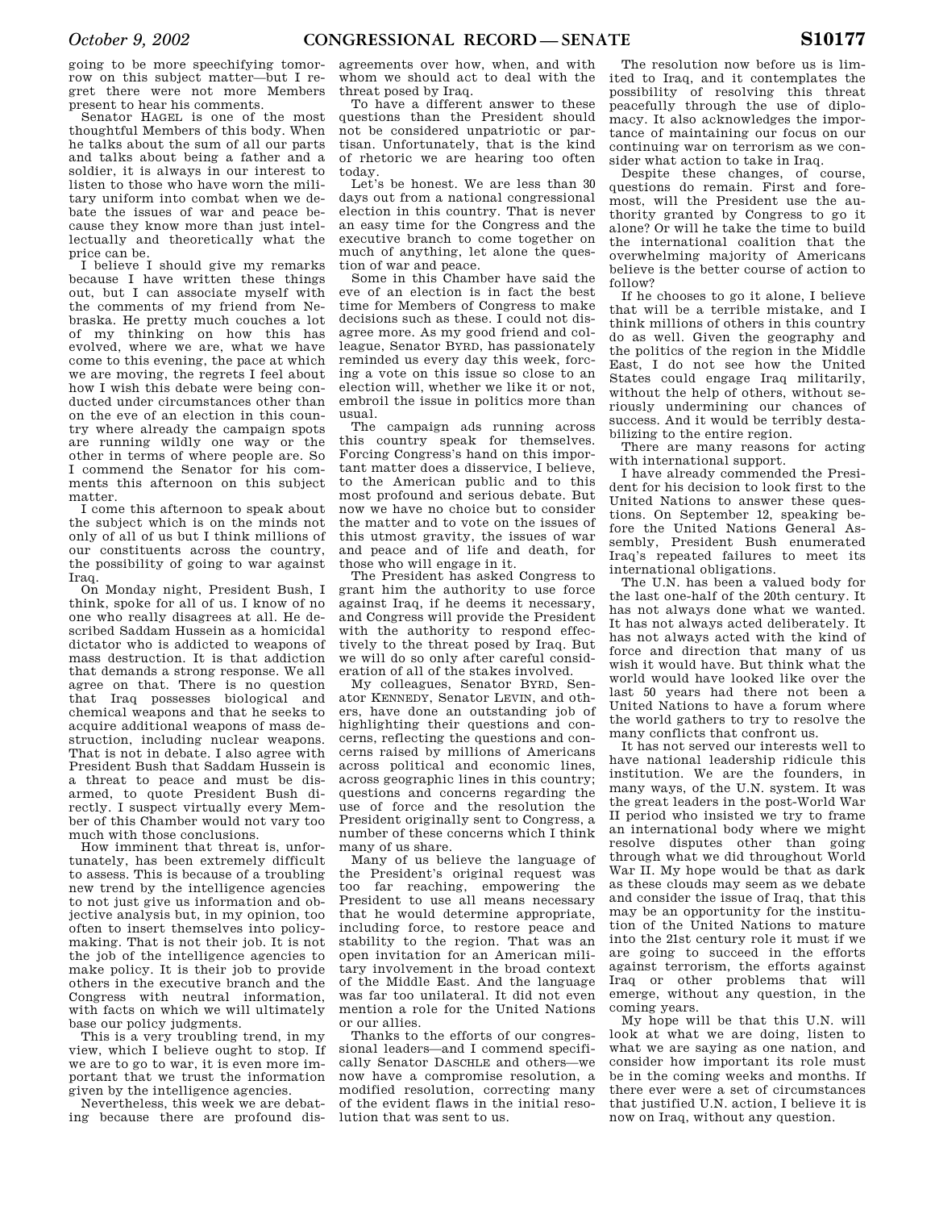going to be more speechifying tomorrow on this subject matter—but I regret there were not more Members present to hear his comments.

Senator HAGEL is one of the most thoughtful Members of this body. When he talks about the sum of all our parts and talks about being a father and a soldier, it is always in our interest to listen to those who have worn the military uniform into combat when we debate the issues of war and peace because they know more than just intellectually and theoretically what the price can be.

I believe I should give my remarks because I have written these things out, but I can associate myself with the comments of my friend from Nebraska. He pretty much couches a lot of my thinking on how this has evolved, where we are, what we have come to this evening, the pace at which we are moving, the regrets I feel about how I wish this debate were being conducted under circumstances other than on the eve of an election in this country where already the campaign spots are running wildly one way or the other in terms of where people are. So I commend the Senator for his comments this afternoon on this subject matter.

I come this afternoon to speak about the subject which is on the minds not only of all of us but I think millions of our constituents across the country, the possibility of going to war against Iraq.

On Monday night, President Bush, I think, spoke for all of us. I know of no one who really disagrees at all. He described Saddam Hussein as a homicidal dictator who is addicted to weapons of mass destruction. It is that addiction that demands a strong response. We all agree on that. There is no question that Iraq possesses biological and chemical weapons and that he seeks to acquire additional weapons of mass destruction, including nuclear weapons. That is not in debate. I also agree with President Bush that Saddam Hussein is a threat to peace and must be disarmed, to quote President Bush directly. I suspect virtually every Member of this Chamber would not vary too much with those conclusions.

How imminent that threat is, unfortunately, has been extremely difficult to assess. This is because of a troubling new trend by the intelligence agencies to not just give us information and objective analysis but, in my opinion, too often to insert themselves into policymaking. That is not their job. It is not the job of the intelligence agencies to make policy. It is their job to provide others in the executive branch and the Congress with neutral information, with facts on which we will ultimately base our policy judgments.

This is a very troubling trend, in my view, which I believe ought to stop. If we are to go to war, it is even more important that we trust the information given by the intelligence agencies.

Nevertheless, this week we are debating because there are profound disagreements over how, when, and with whom we should act to deal with the threat posed by Iraq.

To have a different answer to these questions than the President should not be considered unpatriotic or partisan. Unfortunately, that is the kind of rhetoric we are hearing too often today.

Let's be honest. We are less than 30 days out from a national congressional election in this country. That is never an easy time for the Congress and the executive branch to come together on much of anything, let alone the question of war and peace.

Some in this Chamber have said the eve of an election is in fact the best time for Members of Congress to make decisions such as these. I could not disagree more. As my good friend and colleague, Senator BYRD, has passionately reminded us every day this week, forcing a vote on this issue so close to an election will, whether we like it or not, embroil the issue in politics more than usual.

The campaign ads running across this country speak for themselves. Forcing Congress's hand on this important matter does a disservice, I believe, to the American public and to this most profound and serious debate. But now we have no choice but to consider the matter and to vote on the issues of this utmost gravity, the issues of war and peace and of life and death, for those who will engage in it.

The President has asked Congress to grant him the authority to use force against Iraq, if he deems it necessary, and Congress will provide the President with the authority to respond effectively to the threat posed by Iraq. But we will do so only after careful consideration of all of the stakes involved.

My colleagues, Senator BYRD, Senator KENNEDY, Senator LEVIN, and others, have done an outstanding job of highlighting their questions and concerns, reflecting the questions and concerns raised by millions of Americans across political and economic lines, across geographic lines in this country; questions and concerns regarding the use of force and the resolution the President originally sent to Congress, a number of these concerns which I think many of us share.

Many of us believe the language of the President's original request was too far reaching, empowering the President to use all means necessary that he would determine appropriate, including force, to restore peace and stability to the region. That was an open invitation for an American military involvement in the broad context of the Middle East. And the language was far too unilateral. It did not even mention a role for the United Nations or our allies.

Thanks to the efforts of our congressional leaders—and I commend specifically Senator DASCHLE and others—we now have a compromise resolution, a modified resolution, correcting many of the evident flaws in the initial resolution that was sent to us.

The resolution now before us is limited to Iraq, and it contemplates the possibility of resolving this threat peacefully through the use of diplomacy. It also acknowledges the importance of maintaining our focus on our continuing war on terrorism as we consider what action to take in Iraq.

Despite these changes, of course, questions do remain. First and foremost, will the President use the authority granted by Congress to go it alone? Or will he take the time to build the international coalition that the overwhelming majority of Americans believe is the better course of action to follow?

If he chooses to go it alone, I believe that will be a terrible mistake, and I think millions of others in this country do as well. Given the geography and the politics of the region in the Middle East, I do not see how the United States could engage Iraq militarily, without the help of others, without seriously undermining our chances of success. And it would be terribly destabilizing to the entire region.

There are many reasons for acting with international support.

I have already commended the President for his decision to look first to the United Nations to answer these questions. On September 12, speaking before the United Nations General Assembly, President Bush enumerated Iraq's repeated failures to meet its international obligations.

The U.N. has been a valued body for the last one-half of the 20th century. It has not always done what we wanted. It has not always acted deliberately. It has not always acted with the kind of force and direction that many of us wish it would have. But think what the world would have looked like over the last 50 years had there not been a United Nations to have a forum where the world gathers to try to resolve the many conflicts that confront us.

It has not served our interests well to have national leadership ridicule this institution. We are the founders, in many ways, of the U.N. system. It was the great leaders in the post-World War II period who insisted we try to frame an international body where we might resolve disputes other than going through what we did throughout World War II. My hope would be that as dark as these clouds may seem as we debate and consider the issue of Iraq, that this may be an opportunity for the institution of the United Nations to mature into the 21st century role it must if we are going to succeed in the efforts against terrorism, the efforts against Iraq or other problems that will emerge, without any question, in the coming years.

My hope will be that this U.N. will look at what we are doing, listen to what we are saying as one nation, and consider how important its role must be in the coming weeks and months. If there ever were a set of circumstances that justified U.N. action, I believe it is now on Iraq, without any question.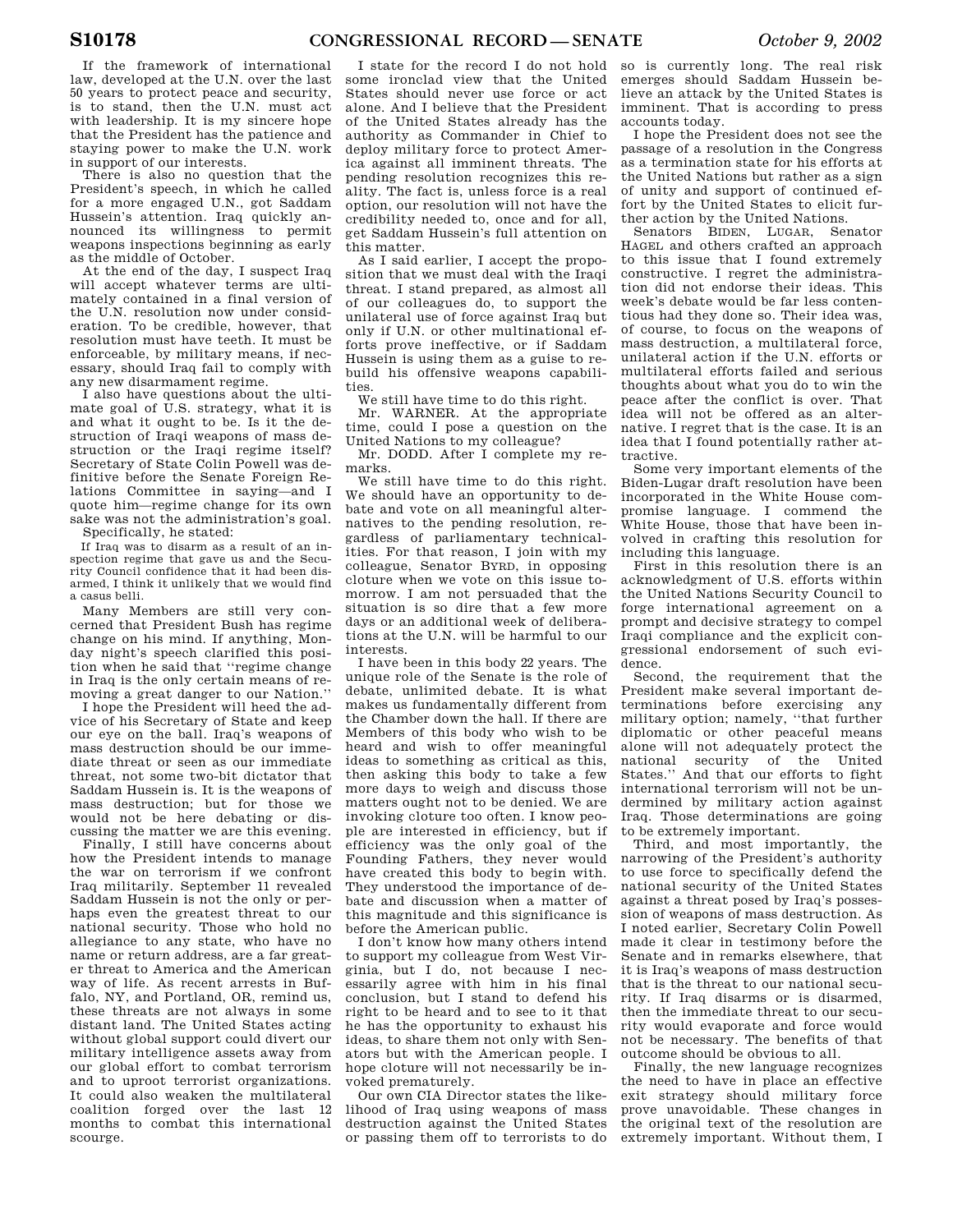If the framework of international law, developed at the U.N. over the last 50 years to protect peace and security, is to stand, then the U.N. must act with leadership. It is my sincere hope that the President has the patience and staying power to make the U.N. work in support of our interests.

There is also no question that the President's speech, in which he called for a more engaged U.N., got Saddam Hussein's attention. Iraq quickly announced its willingness to permit weapons inspections beginning as early as the middle of October.

At the end of the day, I suspect Iraq will accept whatever terms are ultimately contained in a final version of the U.N. resolution now under consideration. To be credible, however, that resolution must have teeth. It must be enforceable, by military means, if necessary, should Iraq fail to comply with any new disarmament regime.

I also have questions about the ultimate goal of U.S. strategy, what it is and what it ought to be. Is it the destruction of Iraqi weapons of mass destruction or the Iraqi regime itself? Secretary of State Colin Powell was definitive before the Senate Foreign Relations Committee in saying—and I quote him—regime change for its own sake was not the administration's goal.

Specifically, he stated:

> If Iraq was to disarm as a result of an inspection regime that gave us and the Security Council confidence that it had been disarmed, I think it unlikely that we would find a casus belli.

Many Members are still very concerned that President Bush has regime change on his mind. If anything, Monday night's speech clarified this position when he said that ''regime change in Iraq is the only certain means of removing a great danger to our Nation.''

I hope the President will heed the advice of his Secretary of State and keep our eye on the ball. Iraq's weapons of mass destruction should be our immediate threat or seen as our immediate threat, not some two-bit dictator that Saddam Hussein is. It is the weapons of mass destruction; but for those we would not be here debating or discussing the matter we are this evening.

Finally, I still have concerns about how the President intends to manage the war on terrorism if we confront Iraq militarily. September 11 revealed Saddam Hussein is not the only or perhaps even the greatest threat to our national security. Those who hold no allegiance to any state, who have no name or return address, are a far greater threat to America and the American way of life. As recent arrests in Buffalo, NY, and Portland, OR, remind us, these threats are not always in some distant land. The United States acting without global support could divert our military intelligence assets away from our global effort to combat terrorism and to uproot terrorist organizations. It could also weaken the multilateral coalition forged over the last 12 months to combat this international scourge.

I state for the record I do not hold some ironclad view that the United States should never use force or act alone. And I believe that the President of the United States already has the authority as Commander in Chief to deploy military force to protect America against all imminent threats. The pending resolution recognizes this reality. The fact is, unless force is a real option, our resolution will not have the credibility needed to, once and for all, get Saddam Hussein's full attention on this matter.

As I said earlier, I accept the proposition that we must deal with the Iraqi threat. I stand prepared, as almost all of our colleagues do, to support the unilateral use of force against Iraq but only if U.N. or other multinational efforts prove ineffective, or if Saddam Hussein is using them as a guise to rebuild his offensive weapons capabilities.

We still have time to do this right.

Mr. WARNER. At the appropriate time, could I pose a question on the United Nations to my colleague?

Mr. DODD. After I complete my remarks.

We still have time to do this right. We should have an opportunity to debate and vote on all meaningful alternatives to the pending resolution, regardless of parliamentary technicalities. For that reason, I join with my colleague, Senator BYRD, in opposing cloture when we vote on this issue tomorrow. I am not persuaded that the situation is so dire that a few more days or an additional week of deliberations at the U.N. will be harmful to our interests.

I have been in this body 22 years. The unique role of the Senate is the role of debate, unlimited debate. It is what makes us fundamentally different from the Chamber down the hall. If there are Members of this body who wish to be heard and wish to offer meaningful ideas to something as critical as this, then asking this body to take a few more days to weigh and discuss those matters ought not to be denied. We are invoking cloture too often. I know people are interested in efficiency, but if efficiency was the only goal of the Founding Fathers, they never would have created this body to begin with. They understood the importance of debate and discussion when a matter of this magnitude and this significance is before the American public.

I don't know how many others intend to support my colleague from West Virginia, but I do, not because I necessarily agree with him in his final conclusion, but I stand to defend his right to be heard and to see to it that he has the opportunity to exhaust his ideas, to share them not only with Senators but with the American people. I hope cloture will not necessarily be invoked prematurely.

Our own CIA Director states the likelihood of Iraq using weapons of mass destruction against the United States or passing them off to terrorists to do so is currently long. The real risk emerges should Saddam Hussein believe an attack by the United States is imminent. That is according to press accounts today.

I hope the President does not see the passage of a resolution in the Congress as a termination state for his efforts at the United Nations but rather as a sign of unity and support of continued effort by the United States to elicit further action by the United Nations.

Senators BIDEN, LUGAR, Senator HAGEL and others crafted an approach to this issue that I found extremely constructive. I regret the administration did not endorse their ideas. This week's debate would be far less contentious had they done so. Their idea was, of course, to focus on the weapons of mass destruction, a multilateral force, unilateral action if the U.N. efforts or multilateral efforts failed and serious thoughts about what you do to win the peace after the conflict is over. That idea will not be offered as an alternative. I regret that is the case. It is an idea that I found potentially rather attractive.

Some very important elements of the Biden-Lugar draft resolution have been incorporated in the White House compromise language. I commend the White House, those that have been involved in crafting this resolution for including this language.

First in this resolution there is an acknowledgment of U.S. efforts within the United Nations Security Council to forge international agreement on a prompt and decisive strategy to compel Iraqi compliance and the explicit congressional endorsement of such evidence.

Second, the requirement that the President make several important determinations before exercising any military option; namely, ''that further diplomatic or other peaceful means alone will not adequately protect the national security of the United States.'' And that our efforts to fight international terrorism will not be undermined by military action against Iraq. Those determinations are going to be extremely important.

Third, and most importantly, the narrowing of the President's authority to use force to specifically defend the national security of the United States against a threat posed by Iraq's possession of weapons of mass destruction. As I noted earlier, Secretary Colin Powell made it clear in testimony before the Senate and in remarks elsewhere, that it is Iraq's weapons of mass destruction that is the threat to our national security. If Iraq disarms or is disarmed, then the immediate threat to our security would evaporate and force would not be necessary. The benefits of that outcome should be obvious to all.

Finally, the new language recognizes the need to have in place an effective exit strategy should military force prove unavoidable. These changes in the original text of the resolution are extremely important. Without them, I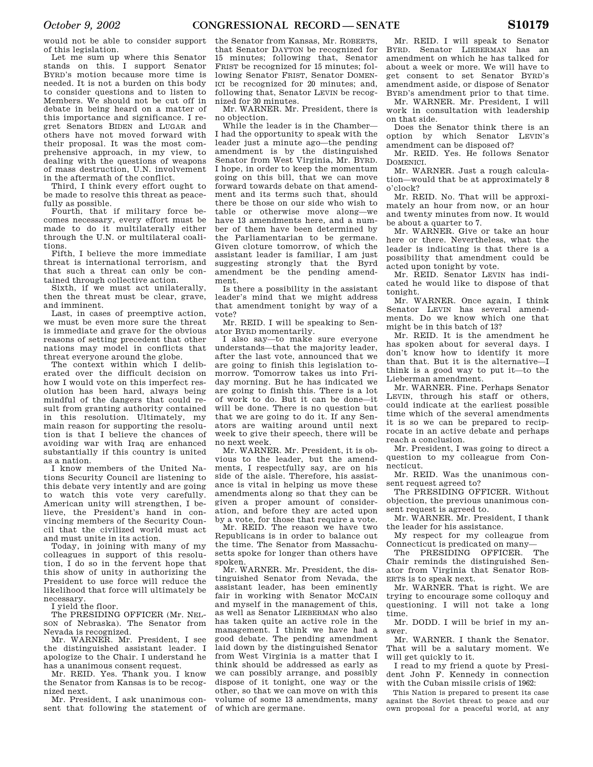would not be able to consider support of this legislation.

Let me sum up where this Senator stands on this. I support Senator BYRD's motion because more time is needed. It is not a burden on this body to consider questions and to listen to Members. We should not be cut off in debate in being heard on a matter of this importance and significance. I regret Senators BIDEN and LUGAR and others have not moved forward with their proposal. It was the most comprehensive approach, in my view, to dealing with the questions of weapons of mass destruction, U.N. involvement in the aftermath of the conflict.

Third, I think every effort ought to be made to resolve this threat as peacefully as possible.

Fourth, that if military force becomes necessary, every effort must be made to do it multilaterally either through the U.N. or multilateral coalitions.

Fifth, I believe the more immediate threat is international terrorism, and that such a threat can only be contained through collective action.

Sixth, if we must act unilaterally, then the threat must be clear, grave, and imminent.

Last, in cases of preemptive action, we must be even more sure the threat is immediate and grave for the obvious reasons of setting precedent that other nations may model in conflicts that threat everyone around the globe.

The context within which I deliberated over the difficult decision on how I would vote on this imperfect resolution has been hard, always being mindful of the dangers that could result from granting authority contained in this resolution. Ultimately, my main reason for supporting the resolution is that I believe the chances of avoiding war with Iraq are enhanced substantially if this country is united as a nation.

I know members of the United Nations Security Council are listening to this debate very intently and are going to watch this vote very carefully. American unity will strengthen, I believe, the President's hand in convincing members of the Security Council that the civilized world must act and must unite in its action.

Today, in joining with many of my colleagues in support of this resolution, I do so in the fervent hope that this show of unity in authorizing the President to use force will reduce the likelihood that force will ultimately be necessary.

I yield the floor.

The PRESIDING OFFICER (Mr. NELSON of Nebraska). The Senator from Nevada is recognized.

Mr. WARNER. Mr. President, I see the distinguished assistant leader. I apologize to the Chair. I understand he has a unanimous consent request.

Mr. REID. Yes. Thank you. I know the Senator from Kansas is to be recognized next.

Mr. President, I ask unanimous consent that following the statement of the Senator from Kansas, Mr. ROBERTS, that Senator DAYTON be recognized for 15 minutes; following that, Senator FRIST be recognized for 15 minutes; following Senator FRIST, Senator DOMENICI be recognized for 20 minutes; and, following that, Senator LEVIN be recognized for 30 minutes.

Mr. WARNER. Mr. President, there is no objection.

While the leader is in the Chamber—I had the opportunity to speak with the leader just a minute ago—the pending amendment is by the distinguished Senator from West Virginia, Mr. BYRD. I hope, in order to keep the momentum going on this bill, that we can move forward towards debate on that amendment and its terms such that, should there be those on our side who wish to table or otherwise move along—we have 13 amendments here, and a number of them have been determined by the Parliamentarian to be germane. Given cloture tomorrow, of which the assistant leader is familiar, I am just suggesting strongly that the Byrd amendment be the pending amendment.

Is there a possibility in the assistant leader's mind that we might address that amendment tonight by way of a vote?

Mr. REID. I will be speaking to Senator BYRD momentarily.

I also say—to make sure everyone understands—that the majority leader, after the last vote, announced that we are going to finish this legislation tomorrow. Tomorrow takes us into Friday morning. But he has indicated we are going to finish this. There is a lot of work to do. But it can be done—it will be done. There is no question but that we are going to do it. If any Senators are waiting around until next week to give their speech, there will be no next week.

Mr. WARNER. Mr. President, it is obvious to the leader, but the amendments, I respectfully say, are on his side of the aisle. Therefore, his assistance is vital in helping us move these amendments along so that they can be given a proper amount of consideration, and before they are acted upon by a vote, for those that require a vote.

Mr. REID. The reason we have two Republicans is in order to balance out the time. The Senator from Massachusetts spoke for longer than others have spoken.

Mr. WARNER. Mr. President, the distinguished Senator from Nevada, the assistant leader, has been eminently fair in working with Senator MCCAIN and myself in the management of this, as well as Senator LIEBERMAN who also has taken quite an active role in the management. I think we have had a good debate. The pending amendment laid down by the distinguished Senator from West Virginia is a matter that I think should be addressed as early as we can possibly arrange, and possibly dispose of it tonight, one way or the other, so that we can move on with this volume of some 13 amendments, many of which are germane.

Mr. REID. I will speak to Senator BYRD. Senator LIEBERMAN has an amendment on which he has talked for about a week or more. We will have to get consent to set Senator BYRD's amendment aside, or dispose of Senator BYRD's amendment prior to that time.

Mr. WARNER. Mr. President, I will work in consultation with leadership on that side.

Does the Senator think there is an option by which Senator LEVIN's amendment can be disposed of?

Mr. REID. Yes. He follows Senator DOMENICI.

Mr. WARNER. Just a rough calculation—would that be at approximately 8 o'clock?

Mr. REID. No. That will be approximately an hour from now, or an hour and twenty minutes from now. It would be about a quarter to 7.

Mr. WARNER. Give or take an hour here or there. Nevertheless, what the leader is indicating is that there is a possibility that amendment could be acted upon tonight by vote.

Mr. REID. Senator LEVIN has indicated he would like to dispose of that tonight.

Mr. WARNER. Once again, I think Senator LEVIN has several amendments. Do we know which one that might be in this batch of 13?

Mr. REID. It is the amendment he has spoken about for several days. I don't know how to identify it more than that. But it is the alternative—I think is a good way to put it—to the Lieberman amendment.

Mr. WARNER. Fine. Perhaps Senator LEVIN, through his staff or others, could indicate at the earliest possible time which of the several amendments it is so we can be prepared to reciprocate in an active debate and perhaps reach a conclusion.

Mr. President, I was going to direct a question to my colleague from Connecticut.

Mr. REID. Was the unanimous consent request agreed to?

The PRESIDING OFFICER. Without objection, the previous unanimous consent request is agreed to.

Mr. WARNER. Mr. President, I thank the leader for his assistance.

My respect for my colleague from Connecticut is predicated on many—

The PRESIDING OFFICER. The Chair reminds the distinguished Senator from Virginia that Senator ROBERTS is to speak next.

Mr. WARNER. That is right. We are trying to encourage some colloquy and questioning. I will not take a long time.

Mr. DODD. I will be brief in my answer.

Mr. WARNER. I thank the Senator. That will be a salutary moment. We will get quickly to it.

I read to my friend a quote by President John F. Kennedy in connection with the Cuban missile crisis of 1962:

> This Nation is prepared to present its case against the Soviet threat to peace and our own proposal for a peaceful world, at any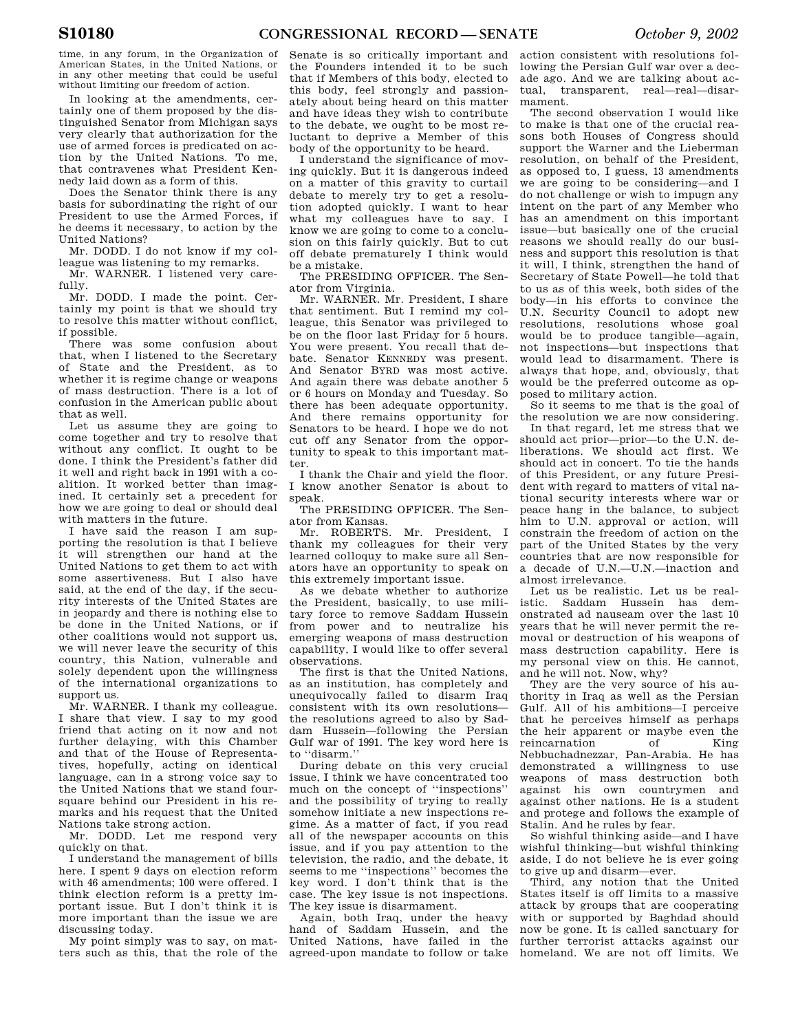time, in any forum, in the Organization of American States, in the United Nations, or in any other meeting that could be useful without limiting our freedom of action.

In looking at the amendments, certainly one of them proposed by the distinguished Senator from Michigan says very clearly that authorization for the use of armed forces is predicated on action by the United Nations. To me, that contravenes what President Kennedy laid down as a form of this.

Does the Senator think there is any basis for subordinating the right of our President to use the Armed Forces, if he deems it necessary, to action by the United Nations?

Mr. DODD. I do not know if my colleague was listening to my remarks.

Mr. WARNER. I listened very carefully.

Mr. DODD. I made the point. Certainly my point is that we should try to resolve this matter without conflict, if possible.

There was some confusion about that, when I listened to the Secretary of State and the President, as to whether it is regime change or weapons of mass destruction. There is a lot of confusion in the American public about that as well.

Let us assume they are going to come together and try to resolve that without any conflict. It ought to be done. I think the President's father did it well and right back in 1991 with a coalition. It worked better than imagined. It certainly set a precedent for how we are going to deal or should deal with matters in the future.

I have said the reason I am supporting the resolution is that I believe it will strengthen our hand at the United Nations to get them to act with some assertiveness. But I also have said, at the end of the day, if the security interests of the United States are in jeopardy and there is nothing else to be done in the United Nations, or if other coalitions would not support us, we will never leave the security of this country, this Nation, vulnerable and solely dependent upon the willingness of the international organizations to support us.

Mr. WARNER. I thank my colleague. I share that view. I say to my good friend that acting on it now and not further delaying, with this Chamber and that of the House of Representatives, hopefully, acting on identical language, can in a strong voice say to the United Nations that we stand foursquare behind our President in his remarks and his request that the United Nations take strong action.

Mr. DODD. Let me respond very quickly on that.

I understand the management of bills here. I spent 9 days on election reform with 46 amendments; 100 were offered. I think election reform is a pretty important issue. But I don't think it is more important than the issue we are discussing today.

My point simply was to say, on matters such as this, that the role of the Senate is so critically important and the Founders intended it to be such that if Members of this body, elected to this body, feel strongly and passionately about being heard on this matter and have ideas they wish to contribute to the debate, we ought to be most reluctant to deprive a Member of this body of the opportunity to be heard.

I understand the significance of moving quickly. But it is dangerous indeed on a matter of this gravity to curtail debate to merely try to get a resolution adopted quickly. I want to hear what my colleagues have to say. I know we are going to come to a conclusion on this fairly quickly. But to cut off debate prematurely I think would be a mistake.

The PRESIDING OFFICER. The Senator from Virginia.

Mr. WARNER. Mr. President, I share that sentiment. But I remind my colleague, this Senator was privileged to be on the floor last Friday for 5 hours. You were present. You recall that debate. Senator KENNEDY was present. And Senator BYRD was most active. And again there was debate another 5 or 6 hours on Monday and Tuesday. So there has been adequate opportunity. And there remains opportunity for Senators to be heard. I hope we do not cut off any Senator from the opportunity to speak to this important matter.

I thank the Chair and yield the floor. I know another Senator is about to speak.

The PRESIDING OFFICER. The Senator from Kansas.

Mr. ROBERTS. Mr. President, I thank my colleagues for their very learned colloquy to make sure all Senators have an opportunity to speak on this extremely important issue.

As we debate whether to authorize the President, basically, to use military force to remove Saddam Hussein from power and to neutralize his emerging weapons of mass destruction capability, I would like to offer several observations.

The first is that the United Nations, as an institution, has completely and unequivocally failed to disarm Iraq consistent with its own resolutions—the resolutions agreed to also by Saddam Hussein—following the Persian Gulf war of 1991. The key word here is to ''disarm.''

During debate on this very crucial issue, I think we have concentrated too much on the concept of ''inspections'' and the possibility of trying to really somehow initiate a new inspections regime. As a matter of fact, if you read all of the newspaper accounts on this issue, and if you pay attention to the television, the radio, and the debate, it seems to me ''inspections'' becomes the key word. I don't think that is the case. The key issue is not inspections. The key issue is disarmament.

Again, both Iraq, under the heavy hand of Saddam Hussein, and the United Nations, have failed in the agreed-upon mandate to follow or take action consistent with resolutions following the Persian Gulf war over a decade ago. And we are talking about actual, transparent, real—real—disarmament.

The second observation I would like to make is that one of the crucial reasons both Houses of Congress should support the Warner and the Lieberman resolution, on behalf of the President, as opposed to, I guess, 13 amendments we are going to be considering—and I do not challenge or wish to impugn any intent on the part of any Member who has an amendment on this important issue—but basically one of the crucial reasons we should really do our business and support this resolution is that it will, I think, strengthen the hand of Secretary of State Powell—he told that to us as of this week, both sides of the body—in his efforts to convince the U.N. Security Council to adopt new resolutions, resolutions whose goal would be to produce tangible—again, not inspections—but inspections that would lead to disarmament. There is always that hope, and, obviously, that would be the preferred outcome as opposed to military action.

So it seems to me that is the goal of the resolution we are now considering.

In that regard, let me stress that we should act prior—prior—to the U.N. deliberations. We should act first. We should act in concert. To tie the hands of this President, or any future President with regard to matters of vital national security interests where war or peace hang in the balance, to subject him to U.N. approval or action, will constrain the freedom of action on the part of the United States by the very countries that are now responsible for a decade of U.N.—U.N.—inaction and almost irrelevance.

Let us be realistic. Let us be realistic. Saddam Hussein has demonstrated ad nauseam over the last 10 years that he will never permit the removal or destruction of his weapons of mass destruction capability. Here is my personal view on this. He cannot, and he will not. Now, why?

They are the very source of his authority in Iraq as well as the Persian Gulf. All of his ambitions—I perceive that he perceives himself as perhaps the heir apparent or maybe even the reincarnation of King Nebbuchadnezzar, Pan-Arabia. He has demonstrated a willingness to use weapons of mass destruction both against his own countrymen and against other nations. He is a student and protege and follows the example of Stalin. And he rules by fear.

So wishful thinking aside—and I have wishful thinking—but wishful thinking aside, I do not believe he is ever going to give up and disarm—ever.

Third, any notion that the United States itself is off limits to a massive attack by groups that are cooperating with or supported by Baghdad should now be gone. It is called sanctuary for further terrorist attacks against our homeland. We are not off limits. We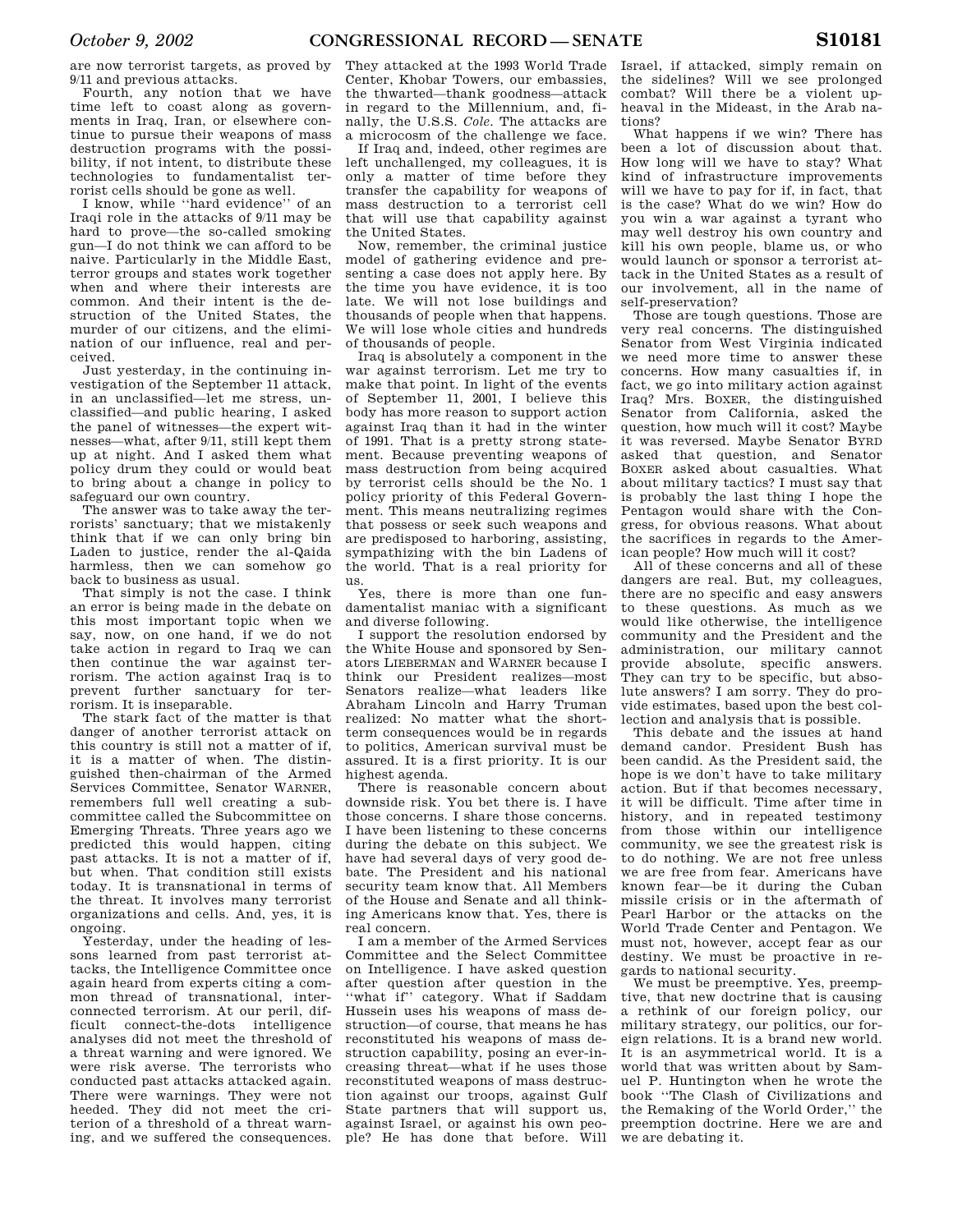are now terrorist targets, as proved by 9/11 and previous attacks.

Fourth, any notion that we have time left to coast along as governments in Iraq, Iran, or elsewhere continue to pursue their weapons of mass destruction programs with the possibility, if not intent, to distribute these technologies to fundamentalist terrorist cells should be gone as well.

I know, while ''hard evidence'' of an Iraqi role in the attacks of 9/11 may be hard to prove—the so-called smoking gun—I do not think we can afford to be naive. Particularly in the Middle East, terror groups and states work together when and where their interests are common. And their intent is the destruction of the United States, the murder of our citizens, and the elimination of our influence, real and perceived.

Just yesterday, in the continuing investigation of the September 11 attack, in an unclassified—let me stress, unclassified—and public hearing, I asked the panel of witnesses—the expert witnesses—what, after 9/11, still kept them up at night. And I asked them what policy drum they could or would beat to bring about a change in policy to safeguard our own country.

The answer was to take away the terrorists' sanctuary; that we mistakenly think that if we can only bring bin Laden to justice, render the al-Qaida harmless, then we can somehow go back to business as usual.

That simply is not the case. I think an error is being made in the debate on this most important topic when we say, now, on one hand, if we do not take action in regard to Iraq we can then continue the war against terrorism. The action against Iraq is to prevent further sanctuary for terrorism. It is inseparable.

The stark fact of the matter is that danger of another terrorist attack on this country is still not a matter of if, it is a matter of when. The distinguished then-chairman of the Armed Services Committee, Senator WARNER, remembers full well creating a subcommittee called the Subcommittee on Emerging Threats. Three years ago we predicted this would happen, citing past attacks. It is not a matter of if, but when. That condition still exists today. It is transnational in terms of the threat. It involves many terrorist organizations and cells. And, yes, it is ongoing.

Yesterday, under the heading of lessons learned from past terrorist attacks, the Intelligence Committee once again heard from experts citing a common thread of transnational, interconnected terrorism. At our peril, difficult connect-the-dots intelligence analyses did not meet the threshold of a threat warning and were ignored. We were risk averse. The terrorists who conducted past attacks attacked again. There were warnings. They were not heeded. They did not meet the criterion of a threshold of a threat warning, and we suffered the consequences. They attacked at the 1993 World Trade Center, Khobar Towers, our embassies, the thwarted—thank goodness—attack in regard to the Millennium, and, finally, the U.S.S. *Cole*. The attacks are a microcosm of the challenge we face.

If Iraq and, indeed, other regimes are left unchallenged, my colleagues, it is only a matter of time before they transfer the capability for weapons of mass destruction to a terrorist cell that will use that capability against the United States.

Now, remember, the criminal justice model of gathering evidence and presenting a case does not apply here. By the time you have evidence, it is too late. We will not lose buildings and thousands of people when that happens. We will lose whole cities and hundreds of thousands of people.

Iraq is absolutely a component in the war against terrorism. Let me try to make that point. In light of the events of September 11, 2001, I believe this body has more reason to support action against Iraq than it had in the winter of 1991. That is a pretty strong statement. Because preventing weapons of mass destruction from being acquired by terrorist cells should be the No. 1 policy priority of this Federal Government. This means neutralizing regimes that possess or seek such weapons and are predisposed to harboring, assisting, sympathizing with the bin Ladens of the world. That is a real priority for us.

Yes, there is more than one fundamentalist maniac with a significant and diverse following.

I support the resolution endorsed by the White House and sponsored by Senators LIEBERMAN and WARNER because I think our President realizes—most Senators realize—what leaders like Abraham Lincoln and Harry Truman realized: No matter what the short-term consequences would be in regards to politics, American survival must be assured. It is a first priority. It is our highest agenda.

There is reasonable concern about downside risk. You bet there is. I have those concerns. I share those concerns. I have been listening to these concerns during the debate on this subject. We have had several days of very good debate. The President and his national security team know that. All Members of the House and Senate and all thinking Americans know that. Yes, there is real concern.

I am a member of the Armed Services Committee and the Select Committee on Intelligence. I have asked question after question after question in the ''what if'' category. What if Saddam Hussein uses his weapons of mass destruction—of course, that means he has reconstituted his weapons of mass destruction capability, posing an ever-increasing threat—what if he uses those reconstituted weapons of mass destruction against our troops, against Gulf State partners that will support us, against Israel, or against his own people? He has done that before. Will Israel, if attacked, simply remain on the sidelines? Will we see prolonged combat? Will there be a violent upheaval in the Mideast, in the Arab nations?

What happens if we win? There has been a lot of discussion about that. How long will we have to stay? What kind of infrastructure improvements will we have to pay for if, in fact, that is the case? What do we win? How do you win a war against a tyrant who may well destroy his own country and kill his own people, blame us, or who would launch or sponsor a terrorist attack in the United States as a result of our involvement, all in the name of self-preservation?

Those are tough questions. Those are very real concerns. The distinguished Senator from West Virginia indicated we need more time to answer these concerns. How many casualties if, in fact, we go into military action against Iraq? Mrs. BOXER, the distinguished Senator from California, asked the question, how much will it cost? Maybe it was reversed. Maybe Senator BYRD asked that question, and Senator BOXER asked about casualties. What about military tactics? I must say that is probably the last thing I hope the Pentagon would share with the Congress, for obvious reasons. What about the sacrifices in regards to the American people? How much will it cost?

All of these concerns and all of these dangers are real. But, my colleagues, there are no specific and easy answers to these questions. As much as we would like otherwise, the intelligence community and the President and the administration, our military cannot provide absolute, specific answers. They can try to be specific, but absolute answers? I am sorry. They do provide estimates, based upon the best collection and analysis that is possible.

This debate and the issues at hand demand candor. President Bush has been candid. As the President said, the hope is we don't have to take military action. But if that becomes necessary, it will be difficult. Time after time in history, and in repeated testimony from those within our intelligence community, we see the greatest risk is to do nothing. We are not free unless we are free from fear. Americans have known fear—be it during the Cuban missile crisis or in the aftermath of Pearl Harbor or the attacks on the World Trade Center and Pentagon. We must not, however, accept fear as our destiny. We must be proactive in regards to national security.

We must be preemptive. Yes, preemptive, that new doctrine that is causing a rethink of our foreign policy, our military strategy, our politics, our foreign relations. It is a brand new world. It is an asymmetrical world. It is a world that was written about by Samuel P. Huntington when he wrote the book ''The Clash of Civilizations and the Remaking of the World Order,'' the preemption doctrine. Here we are and we are debating it.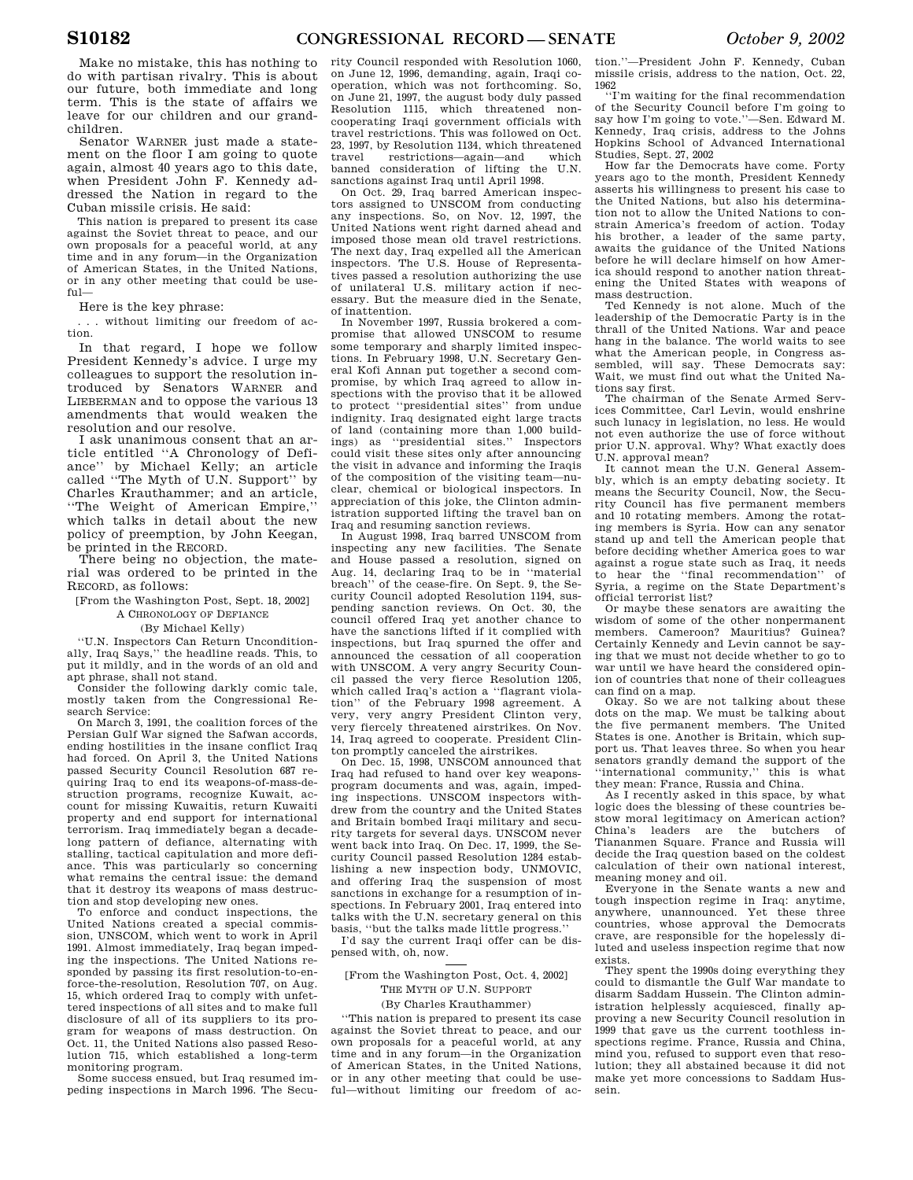Make no mistake, this has nothing to do with partisan rivalry. This is about our future, both immediate and long term. This is the state of affairs we leave for our children and our grandchildren.

Senator WARNER just made a statement on the floor I am going to quote again, almost 40 years ago to this date, when President John F. Kennedy addressed the Nation in regard to the Cuban missile crisis. He said:

> This nation is prepared to present its case against the Soviet threat to peace, and our own proposals for a peaceful world, at any time and in any forum—in the Organization of American States, in the United Nations, or in any other meeting that could be useful—

Here is the key phrase:

> . . . without limiting our freedom of action.

In that regard, I hope we follow President Kennedy's advice. I urge my colleagues to support the resolution introduced by Senators WARNER and LIEBERMAN and to oppose the various 13 amendments that would weaken the resolution and our resolve.

I ask unanimous consent that an article entitled "A Chronology of Defiance" by Michael Kelly; an article called "The Myth of U.N. Support" by Charles Krauthammer; and an article, "The Weight of American Empire," which talks in detail about the new policy of preemption, by John Keegan, be printed in the RECORD.

There being no objection, the material was ordered to be printed in the RECORD, as follows:

[From the Washington Post, Sept. 18, 2002]

A CHRONOLOGY OF DEFIANCE

(By Michael Kelly)

"U.N. Inspectors Can Return Unconditionally, Iraq Says," the headline reads. This, to put it mildly, and in the words of an old and apt phrase, shall not stand.

Consider the following darkly comic tale, mostly taken from the Congressional Research Service:

On March 3, 1991, the coalition forces of the Persian Gulf War signed the Safwan accords, ending hostilities in the insane conflict Iraq had forced. On April 3, the United Nations passed Security Council Resolution 687 requiring Iraq to end its weapons-of-mass-destruction programs, recognize Kuwait, account for missing Kuwaitis, return Kuwaiti property and end support for international terrorism. Iraq immediately began a decade-long pattern of defiance, alternating with stalling, tactical capitulation and more defiance. This was particularly so concerning what remains the central issue: the demand that it destroy its weapons of mass destruction and stop developing new ones.

To enforce and conduct inspections, the United Nations created a special commission, UNSCOM, which went to work in April 1991. Almost immediately, Iraq began impeding the inspections. The United Nations responded by passing its first resolution-to-enforce-the-resolution, Resolution 707, on Aug. 15, which ordered Iraq to comply with unfettered inspections of all sites and to make full disclosure of all of its suppliers to its program for weapons of mass destruction. On Oct. 11, the United Nations also passed Resolution 715, which established a long-term monitoring program.

Some success ensued, but Iraq resumed impeding inspections in March 1996. The Security Council responded with Resolution 1060, on June 12, 1996, demanding, again, Iraqi cooperation, which was not forthcoming. So, on June 21, 1997, the august body duly passed Resolution 1115, which threatened non-cooperating Iraqi government officials with travel restrictions. This was followed on Oct. 23, 1997, by Resolution 1134, which threatened travel restrictions—again—and which banned consideration of lifting the U.N. sanctions against Iraq until April 1998.

On Oct. 29, Iraq barred American inspectors assigned to UNSCOM from conducting any inspections. So, on Nov. 12, 1997, the United Nations went right darned ahead and imposed those mean old travel restrictions. The next day, Iraq expelled all the American inspectors. The U.S. House of Representatives passed a resolution authorizing the use of unilateral U.S. military action if necessary. But the measure died in the Senate, of inattention.

In November 1997, Russia brokered a compromise that allowed UNSCOM to resume some temporary and sharply limited inspections. In February 1998, U.N. Secretary General Kofi Annan put together a second compromise, by which Iraq agreed to allow inspections with the proviso that it be allowed to protect "presidential sites" from undue indignity. Iraq designated eight large tracts of land (containing more than 1,000 buildings) as "presidential sites." Inspectors could visit these sites only after announcing the visit in advance and informing the Iraqis of the composition of the visiting team—nuclear, chemical or biological inspectors. In appreciation of this joke, the Clinton administration supported lifting the travel ban on Iraq and resuming sanction reviews.

In August 1998, Iraq barred UNSCOM from inspecting any new facilities. The Senate and House passed a resolution, signed on Aug. 14, declaring Iraq to be in "material breach" of the cease-fire. On Sept. 9, the Security Council adopted Resolution 1194, suspending sanction reviews. On Oct. 30, the council offered Iraq yet another chance to have the sanctions lifted if it complied with inspections, but Iraq spurned the offer and announced the cessation of all cooperation with UNSCOM. A very angry Security Council passed the very fierce Resolution 1205, which called Iraq's action a "flagrant violation" of the February 1998 agreement. A very, very angry President Clinton very, very fiercely threatened airstrikes. On Nov. 14, Iraq agreed to cooperate. President Clinton promptly canceled the airstrikes.

On Dec. 15, 1998, UNSCOM announced that Iraq had refused to hand over key weapons-program documents and was, again, impeding inspections. UNSCOM inspectors withdrew from the country and the United States and Britain bombed Iraqi military and security targets for several days. UNSCOM never went back into Iraq. On Dec. 17, 1999, the Security Council passed Resolution 1284 establishing a new inspection body, UNMOVIC, and offering Iraq the suspension of most sanctions in exchange for a resumption of inspections. In February 2001, Iraq entered into talks with the U.N. secretary general on this basis, "but the talks made little progress."

I'd say the current Iraqi offer can be dispensed with, oh, now.

---

[From the Washington Post, Oct. 4, 2002]

THE MYTH OF U.N. SUPPORT

(By Charles Krauthammer)

"This nation is prepared to present its case against the Soviet threat to peace, and our own proposals for a peaceful world, at any time and in any forum—in the Organization of American States, in the United Nations, or in any other meeting that could be useful—without limiting our freedom of action."—President John F. Kennedy, Cuban missile crisis, address to the nation, Oct. 22, 1962

"I'm waiting for the final recommendation of the Security Council before I'm going to say how I'm going to vote."—Sen. Edward M. Kennedy, Iraq crisis, address to the Johns Hopkins School of Advanced International Studies, Sept. 27, 2002

How far the Democrats have come. Forty years ago to the month, President Kennedy asserts his willingness to present his case to the United Nations, but also his determination not to allow the United Nations to constrain America's freedom of action. Today his brother, a leader of the same party, awaits the guidance of the United Nations before he will declare himself on how America should respond to another nation threatening the United States with weapons of mass destruction.

Ted Kennedy is not alone. Much of the leadership of the Democratic Party is in the thrall of the United Nations. War and peace hang in the balance. The world waits to see what the American people, in Congress assembled, will say. These Democrats say: Wait, we must find out what the United Nations say first.

The chairman of the Senate Armed Services Committee, Carl Levin, would enshrine such lunacy in legislation, no less. He would not even authorize the use of force without prior U.N. approval. Why? What exactly does U.N. approval mean?

It cannot mean the U.N. General Assembly, which is an empty debating society. It means the Security Council, Now, the Security Council has five permanent members and 10 rotating members. Among the rotating members is Syria. How can any senator stand up and tell the American people that before deciding whether America goes to war against a rogue state such as Iraq, it needs to hear the "final recommendation" of Syria, a regime on the State Department's official terrorist list?

Or maybe these senators are awaiting the wisdom of some of the other nonpermanent members. Cameroon? Mauritius? Guinea? Certainly Kennedy and Levin cannot be saying that we must not decide whether to go to war until we have heard the considered opinion of countries that none of their colleagues can find on a map.

Okay. So we are not talking about these dots on the map. We must be talking about the five permanent members. The United States is one. Another is Britain, which support us. That leaves three. So when you hear senators grandly demand the support of the "international community," this is what they mean: France, Russia and China.

As I recently asked in this space, by what logic does the blessing of these countries bestow moral legitimacy on American action? China's leaders are the butchers of Tiananmen Square. France and Russia will decide the Iraq question based on the coldest calculation of their own national interest, meaning money and oil.

Everyone in the Senate wants a new and tough inspection regime in Iraq: anytime, anywhere, unannounced. Yet these three countries, whose approval the Democrats crave, are responsible for the hopelessly diluted and useless inspection regime that now exists.

They spent the 1990s doing everything they could to dismantle the Gulf War mandate to disarm Saddam Hussein. The Clinton administration helplessly acquiesced, finally approving a new Security Council resolution in 1999 that gave us the current toothless inspections regime. France, Russia and China, mind you, refused to support even that resolution; they all abstained because it did not make yet more concessions to Saddam Hussein.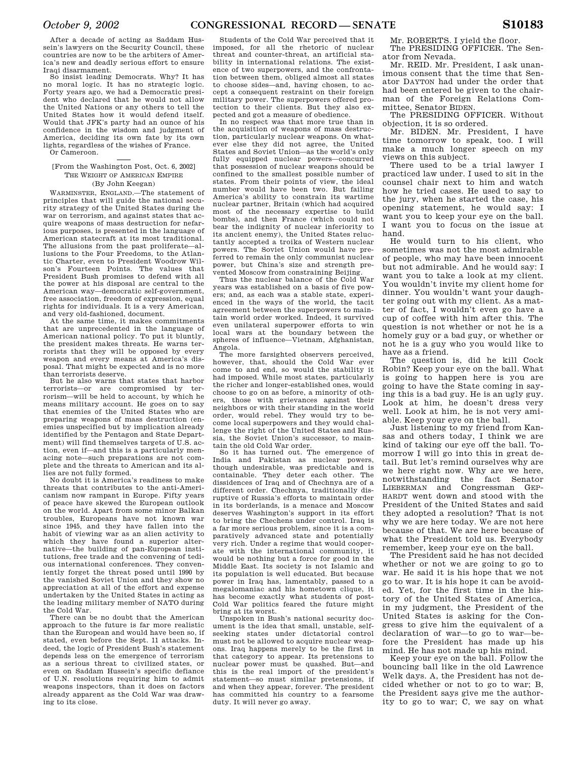After a decade of acting as Saddam Hussein's lawyers on the Security Council, these countries are now to be the arbiters of America's new and deadly serious effort to ensure Iraqi disarmament.

So insist leading Democrats. Why? It has no moral logic. It has no strategic logic. Forty years ago, we had a Democratic president who declared that he would not allow the United Nations or any others to tell the United States how it would defend itself. Would that JFK's party had an ounce of his confidence in the wisdom and judgment of America, deciding its own fate by its own lights, regardless of the wishes of France.

Or Cameroon.

[From the Washington Post, Oct. 6, 2002]

THE WEIGHT OF AMERICAN EMPIRE

(By John Keegan)

WARMINSTER, ENGLAND.—The statement of principles that will guide the national security strategy of the United States during the war on terrorism, and against states that acquire weapons of mass destruction for nefarious purposes, is presented in the language of American statecraft at its most traditional. The allusions from the past proliferate—allusions to the Four Freedoms, to the Atlantic Charter, even to President Woodrow Wilson's Fourteen Points. The values that President Bush promises to defend with all the power at his disposal are central to the American way—democratic self-government, free association, freedom of expression, equal rights for individuals. It is a very American, and very old-fashioned, document.

At the same time, it makes commitments that are unprecedented in the language of American national policy. To put it bluntly, the president makes threats. He warns terrorists that they will be opposed by every weapon and every means at America's disposal. That might be expected and is no more than terrorists deserve.

But he also warns that states that harbor terrorists—or are compromised by terrorism—will be held to account, by which he means military account. He goes on to say that enemies of the United States who are preparing weapons of mass destruction (enemies unspecified but by implication already identified by the Pentagon and State Department) will find themselves targets of U.S. action, even if—and this is a particularly menacing note—such preparations are not complete and the threats to American and its allies are not fully formed.

No doubt it is America's readiness to make threats that contributes to the anti-Americanism now rampant in Europe. Fifty years of peace have skewed the European outlook on the world. Apart from some minor Balkan troubles, Europeans have not known war since 1945, and they have fallen into the habit of viewing war as an alien activity to which they have found a superior alternative—the building of pan-European institutions, free trade and the convening of tedious international conferences. They conveniently forget the threat posed until 1990 by the vanished Soviet Union and they show no appreciation at all of the effort and expense undertaken by the United States in acting as the leading military member of NATO during the Cold War.

There can be no doubt that the American approach to the future is far more realistic than the European and would have been so, if stated, even before the Sept. 11 attacks. Indeed, the logic of President Bush's statement depends less on the emergence of terrorism as a serious threat to civilized states, or even on Saddam Hussein's specific defiance of U.N. resolutions requiring him to admit weapons inspectors, than it does on factors already apparent as the Cold War was drawing to its close.

Students of the Cold War perceived that it imposed, for all the rhetoric of nuclear threat and counter-threat, an artificial stability in international relations. The existence of two superpowers, and the confrontation between them, obliged almost all states to choose sides—and, having chosen, to accept a consequent restraint on their foreign military power. The superpowers offered protection to their clients. But they also expected and got a measure of obedience.

In no respect was that more true than in the acquisition of weapons of mass destruction, particularly nuclear weapons. On whatever else they did not agree, the United States and Soviet Union—as the world's only fully equipped nuclear powers—concurred that possession of nuclear weapons should be confined to the smallest possible number of states. From their points of view, the ideal number would have been two. But failing America's ability to constrain its wartime nuclear partner, Britain (which had acquired most of the necessary expertise to build bombs), and then France (which could not bear the indignity of nuclear inferiority to its ancient enemy), the United States reluctantly accepted a troika of Western nuclear powers. The Soviet Union would have preferred to remain the only communist nuclear power, but China's size and strength prevented Moscow from constraining Beijing.

Thus the nuclear balance of the Cold War years was established on a basis of five powers; and, as each was a stable state, experienced in the ways of the world, the tacit agreement between the superpowers to maintain world order worked. Indeed, it survived even unilateral superpower efforts to win local wars at the boundary between the spheres of influence—Vietnam, Afghanistan, Angola.

The more farsighted observers perceived, however, that, should the Cold War ever come to and end, so would the stability it had imposed. While most states, particularly the richer and longer-established ones, would choose to go on as before, a minority of others, those with grievances against their neighbors or with their standing in the world order, would rebel. They would try to become local superpowers and they would challenge the right of the United States and Russia, the Soviet Union's successor, to maintain the old Cold War order.

So it has turned out. The emergence of India and Pakistan as nuclear powers, though undesirable, was predictable and is containable. They deter each other. The dissidences of Iraq and of Chechnya are of a different order. Chechnya, traditionally disruptive of Russia's efforts to maintain order in its borderlands, is a menace and Moscow deserves Washington's support in its effort to bring the Chechens under control. Iraq is a far more serious problem, since it is a comparatively advanced state and potentially very rich. Under a regime that would cooperate with the international community, it would be nothing but a force for good in the Middle East. Its society is not Islamic and its population is well educated. But because power in Iraq has, lamentably, passed to a megalomaniac and his hometown clique, it has become exactly what students of post-Cold War politics feared the future might bring at its worst.

Unspoken in Bush's national security document is the idea that small, unstable, self-seeking states under dictatorial control must not be allowed to acquire nuclear weapons. Iraq happens merely to be the first in that category to appear. Its pretensions to nuclear power must be quashed. But—and this is the real import of the president's statement—so must similar pretensions, if and when they appear, forever. The president has committed his country to a fearsome duty. It will never go away.

Mr. ROBERTS. I yield the floor.

The PRESIDING OFFICER. The Senator from Nevada.

Mr. REID. Mr. President, I ask unanimous consent that the time that Senator DAYTON had under the order that had been entered be given to the chairman of the Foreign Relations Committee, Senator BIDEN.

The PRESIDING OFFICER. Without objection, it is so ordered.

Mr. BIDEN. Mr. President, I have time tomorrow to speak, too. I will make a much longer speech on my views on this subject.

There used to be a trial lawyer I practiced law under. I used to sit in the counsel chair next to him and watch how he tried cases. He used to say to the jury, when he started the case, his opening statement, he would say: I want you to keep your eye on the ball. I want you to focus on the issue at hand.

He would turn to his client, who sometimes was not the most admirable of people, who may have been innocent but not admirable. And he would say: I want you to take a look at my client. You wouldn't invite my client home for dinner. You wouldn't want your daughter going out with my client. As a matter of fact, I wouldn't even go have a cup of coffee with him after this. The question is not whether or not he is a homely guy or a bad guy, or whether or not he is a guy who you would like to have as a friend.

The question is, did he kill Cock Robin? Keep your eye on the ball. What is going to happen here is you are going to have the State coming in saying this is a bad guy. He is an ugly guy. Look at him, he doesn't dress very well. Look at him, he is not very amiable. Keep your eye on the ball.

Just listening to my friend from Kansas and others today, I think we are kind of taking our eye off the ball. Tomorrow I will go into this in great detail. But let's remind ourselves why are we here right now. Why are we here, notwithstanding the fact Senator LIEBERMAN and Congressman GEPHARDT went down and stood with the President of the United States and said they adopted a resolution? That is not why we are here today. We are not here because of that. We are here because of what the President told us. Everybody remember, keep your eye on the ball.

The President said he has not decided whether or not we are going to go to war. He said it is his hope that we not go to war. It is his hope it can be avoided. Yet, for the first time in the history of the United States of America, in my judgment, the President of the United States is asking for the Congress to give him the equivalent of a declaration of war—to go to war—before the President has made up his mind. He has not made up his mind.

Keep your eye on the ball. Follow the bouncing ball like in the old Lawrence Welk days. A, the President has not decided whether or not to go to war; B, the President says give me the authority to go to war; C, we say on what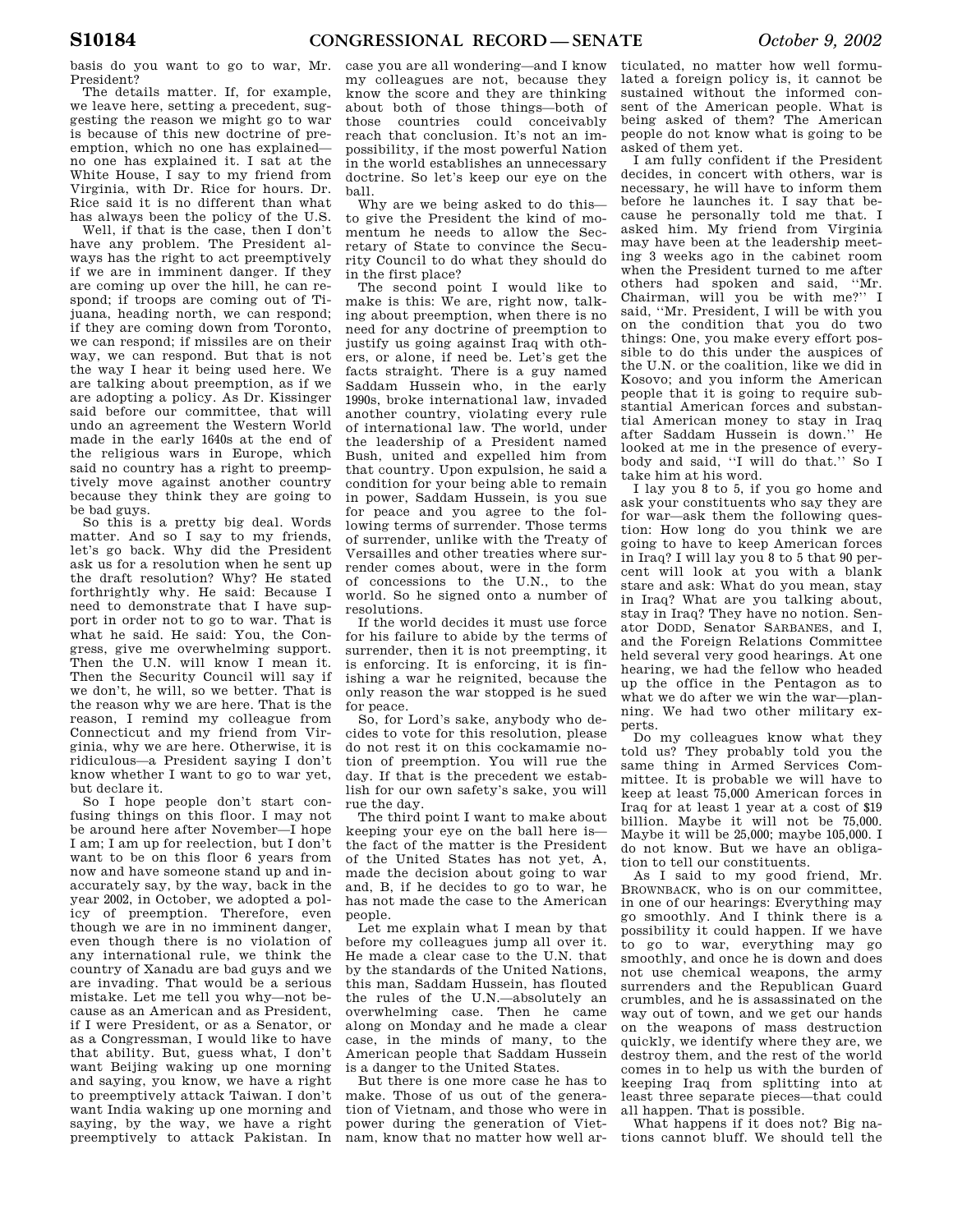basis do you want to go to war, Mr. President?

The details matter. If, for example, we leave here, setting a precedent, suggesting the reason we might go to war is because of this new doctrine of preemption, which no one has explained—no one has explained it. I sat at the White House, I say to my friend from Virginia, with Dr. Rice for hours. Dr. Rice said it is no different than what has always been the policy of the U.S.

Well, if that is the case, then I don't have any problem. The President always has the right to act preemptively if we are in imminent danger. If they are coming up over the hill, he can respond; if troops are coming out of Tijuana, heading north, we can respond; if they are coming down from Toronto, we can respond; if missiles are on their way, we can respond. But that is not the way I hear it being used here. We are talking about preemption, as if we are adopting a policy. As Dr. Kissinger said before our committee, that will undo an agreement the Western World made in the early 1640s at the end of the religious wars in Europe, which said no country has a right to preemptively move against another country because they think they are going to be bad guys.

So this is a pretty big deal. Words matter. And so I say to my friends, let's go back. Why did the President ask us for a resolution when he sent up the draft resolution? Why? He stated forthrightly why. He said: Because I need to demonstrate that I have support in order not to go to war. That is what he said. He said: You, the Congress, give me overwhelming support. Then the U.N. will know I mean it. Then the Security Council will say if we don't, he will, so we better. That is the reason why we are here. That is the reason, I remind my colleague from Connecticut and my friend from Virginia, why we are here. Otherwise, it is ridiculous—a President saying I don't know whether I want to go to war yet, but declare it.

So I hope people don't start confusing things on this floor. I may not be around here after November—I hope I am; I am up for reelection, but I don't want to be on this floor 6 years from now and have someone stand up and inaccurately say, by the way, back in the year 2002, in October, we adopted a policy of preemption. Therefore, even though we are in no imminent danger, even though there is no violation of any international rule, we think the country of Xanadu are bad guys and we are invading. That would be a serious mistake. Let me tell you why—not because as an American and as President, if I were President, or as a Senator, or as a Congressman, I would like to have that ability. But, guess what, I don't want Beijing waking up one morning and saying, you know, we have a right to preemptively attack Taiwan. I don't want India waking up one morning and saying, by the way, we have a right preemptively to attack Pakistan. In case you are all wondering—and I know my colleagues are not, because they know the score and they are thinking about both of those things—both of those countries could conceivably reach that conclusion. It's not an impossibility, if the most powerful Nation in the world establishes an unnecessary doctrine. So let's keep our eye on the ball.

Why are we being asked to do this—to give the President the kind of momentum he needs to allow the Secretary of State to convince the Security Council to do what they should do in the first place?

The second point I would like to make is this: We are, right now, talking about preemption, when there is no need for any doctrine of preemption to justify us going against Iraq with others, or alone, if need be. Let's get the facts straight. There is a guy named Saddam Hussein who, in the early 1990s, broke international law, invaded another country, violating every rule of international law. The world, under the leadership of a President named Bush, united and expelled him from that country. Upon expulsion, he said a condition for your being able to remain in power, Saddam Hussein, is you sue for peace and you agree to the following terms of surrender. Those terms of surrender, unlike with the Treaty of Versailles and other treaties where surrender comes about, were in the form of concessions to the U.N., to the world. So he signed onto a number of resolutions.

If the world decides it must use force for his failure to abide by the terms of surrender, then it is not preempting, it is enforcing. It is enforcing, it is finishing a war he reignited, because the only reason the war stopped is he sued for peace.

So, for Lord's sake, anybody who decides to vote for this resolution, please do not rest it on this cockamamie notion of preemption. You will rue the day. If that is the precedent we establish for our own safety's sake, you will rue the day.

The third point I want to make about keeping your eye on the ball here is—the fact of the matter is the President of the United States has not yet, A, made the decision about going to war and, B, if he decides to go to war, he has not made the case to the American people.

Let me explain what I mean by that before my colleagues jump all over it. He made a clear case to the U.N. that by the standards of the United Nations, this man, Saddam Hussein, has flouted the rules of the U.N.—absolutely an overwhelming case. Then he came along on Monday and he made a clear case, in the minds of many, to the American people that Saddam Hussein is a danger to the United States.

But there is one more case he has to make. Those of us out of the generation of Vietnam, and those who were in power during the generation of Vietnam, know that no matter how well articulated, no matter how well formulated a foreign policy is, it cannot be sustained without the informed consent of the American people. What is being asked of them? The American people do not know what is going to be asked of them yet.

I am fully confident if the President decides, in concert with others, war is necessary, he will have to inform them before he launches it. I say that because he personally told me that. I asked him. My friend from Virginia may have been at the leadership meeting 3 weeks ago in the cabinet room when the President turned to me after others had spoken and said, "Mr. Chairman, will you be with me?" I said, "Mr. President, I will be with you on the condition that you do two things: One, you make every effort possible to do this under the auspices of the U.N. or the coalition, like we did in Kosovo; and you inform the American people that it is going to require substantial American forces and substantial American money to stay in Iraq after Saddam Hussein is down." He looked at me in the presence of everybody and said, "I will do that." So I take him at his word.

I lay you 8 to 5, if you go home and ask your constituents who say they are for war—ask them the following question: How long do you think we are going to have to keep American forces in Iraq? I will lay you 8 to 5 that 90 percent will look at you with a blank stare and ask: What do you mean, stay in Iraq? What are you talking about, stay in Iraq? They have no notion. Senator DODD, Senator SARBANES, and I, and the Foreign Relations Committee held several very good hearings. At one hearing, we had the fellow who headed up the office in the Pentagon as to what we do after we win the war—planning. We had two other military experts.

Do my colleagues know what they told us? They probably told you the same thing in Armed Services Committee. It is probable we will have to keep at least 75,000 American forces in Iraq for at least 1 year at a cost of $19 billion. Maybe it will not be 75,000. Maybe it will be 25,000; maybe 105,000. I do not know. But we have an obligation to tell our constituents.

As I said to my good friend, Mr. BROWNBACK, who is on our committee, in one of our hearings: Everything may go smoothly. And I think there is a possibility it could happen. If we have to go to war, everything may go smoothly, and once he is down and does not use chemical weapons, the army surrenders and the Republican Guard crumbles, and he is assassinated on the way out of town, and we get our hands on the weapons of mass destruction quickly, we identify where they are, we destroy them, and the rest of the world comes in to help us with the burden of keeping Iraq from splitting into at least three separate pieces—that could all happen. That is possible.

What happens if it does not? Big nations cannot bluff. We should tell the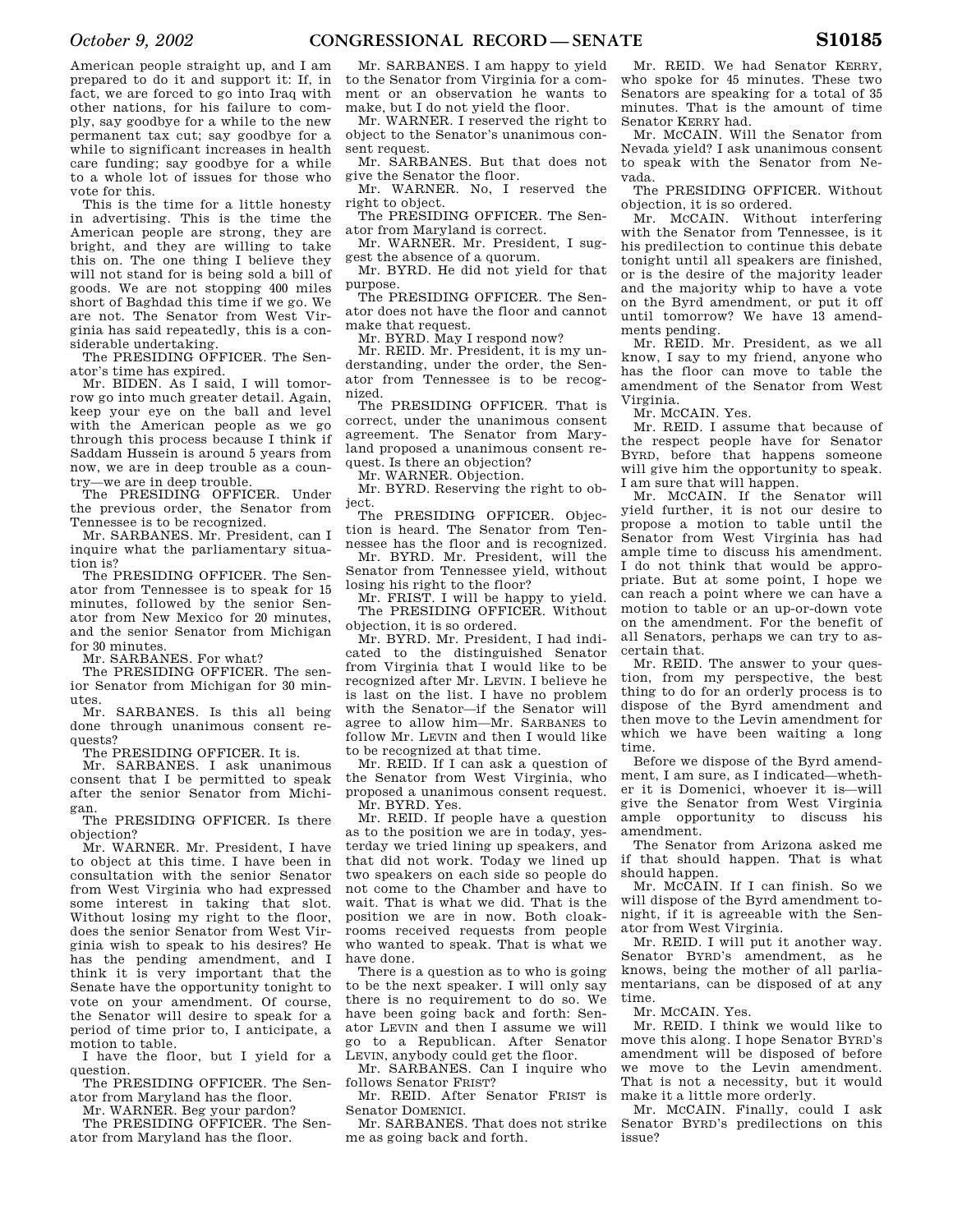American people straight up, and I am prepared to do it and support it: If, in fact, we are forced to go into Iraq with other nations, for his failure to comply, say goodbye for a while to the new permanent tax cut; say goodbye for a while to significant increases in health care funding; say goodbye for a while to a whole lot of issues for those who vote for this.

This is the time for a little honesty in advertising. This is the time the American people are strong, they are bright, and they are willing to take this on. The one thing I believe they will not stand for is being sold a bill of goods. We are not stopping 400 miles short of Baghdad this time if we go. We are not. The Senator from West Virginia has said repeatedly, this is a considerable undertaking.

The PRESIDING OFFICER. The Senator's time has expired.

Mr. BIDEN. As I said, I will tomorrow go into much greater detail. Again, keep your eye on the ball and level with the American people as we go through this process because I think if Saddam Hussein is around 5 years from now, we are in deep trouble as a country—we are in deep trouble.

The PRESIDING OFFICER. Under the previous order, the Senator from Tennessee is to be recognized.

Mr. SARBANES. Mr. President, can I inquire what the parliamentary situation is?

The PRESIDING OFFICER. The Senator from Tennessee is to speak for 15 minutes, followed by the senior Senator from New Mexico for 20 minutes, and the senior Senator from Michigan for 30 minutes.

Mr. SARBANES. For what?

The PRESIDING OFFICER. The senior Senator from Michigan for 30 minutes.

Mr. SARBANES. Is this all being done through unanimous consent requests?

The PRESIDING OFFICER. It is.

Mr. SARBANES. I ask unanimous consent that I be permitted to speak after the senior Senator from Michigan.

The PRESIDING OFFICER. Is there objection?

Mr. WARNER. Mr. President, I have to object at this time. I have been in consultation with the senior Senator from West Virginia who had expressed some interest in taking that slot. Without losing my right to the floor, does the senior Senator from West Virginia wish to speak to his desires? He has the pending amendment, and I think it is very important that the Senate have the opportunity tonight to vote on your amendment. Of course, the Senator will desire to speak for a period of time prior to, I anticipate, a motion to table.

I have the floor, but I yield for a question.

The PRESIDING OFFICER. The Senator from Maryland has the floor.

Mr. WARNER. Beg your pardon?

The PRESIDING OFFICER. The Senator from Maryland has the floor.

Mr. SARBANES. I am happy to yield to the Senator from Virginia for a comment or an observation he wants to make, but I do not yield the floor.

Mr. WARNER. I reserved the right to object to the Senator's unanimous consent request.

Mr. SARBANES. But that does not give the Senator the floor.

Mr. WARNER. No, I reserved the right to object.

The PRESIDING OFFICER. The Senator from Maryland is correct.

Mr. WARNER. Mr. President, I suggest the absence of a quorum.

Mr. BYRD. He did not yield for that purpose.

The PRESIDING OFFICER. The Senator does not have the floor and cannot make that request.

Mr. BYRD. May I respond now?

Mr. REID. Mr. President, it is my understanding, under the order, the Senator from Tennessee is to be recognized.

The PRESIDING OFFICER. That is correct, under the unanimous consent agreement. The Senator from Maryland proposed a unanimous consent request. Is there an objection?

Mr. WARNER. Objection.

Mr. BYRD. Reserving the right to object.

The PRESIDING OFFICER. Objection is heard. The Senator from Tennessee has the floor and is recognized.

Mr. BYRD. Mr. President, will the Senator from Tennessee yield, without losing his right to the floor?

Mr. FRIST. I will be happy to yield.

The PRESIDING OFFICER. Without objection, it is so ordered.

Mr. BYRD. Mr. President, I had indicated to the distinguished Senator from Virginia that I would like to be recognized after Mr. LEVIN. I believe he is last on the list. I have no problem with the Senator—if the Senator will agree to allow him—Mr. SARBANES to follow Mr. LEVIN and then I would like to be recognized at that time.

Mr. REID. If I can ask a question of the Senator from West Virginia, who proposed a unanimous consent request.

Mr. BYRD. Yes.

Mr. REID. If people have a question as to the position we are in today, yesterday we tried lining up speakers, and that did not work. Today we lined up two speakers on each side so people do not come to the Chamber and have to wait. That is what we did. That is the position we are in now. Both cloakrooms received requests from people who wanted to speak. That is what we have done.

There is a question as to who is going to be the next speaker. I will only say there is no requirement to do so. We have been going back and forth: Senator LEVIN and then I assume we will go to a Republican. After Senator LEVIN, anybody could get the floor.

Mr. SARBANES. Can I inquire who follows Senator FRIST?

Mr. REID. After Senator FRIST is Senator DOMENICI.

Mr. SARBANES. That does not strike me as going back and forth.

Mr. REID. We had Senator KERRY, who spoke for 45 minutes. These two Senators are speaking for a total of 35 minutes. That is the amount of time Senator KERRY had.

Mr. MCCAIN. Will the Senator from Nevada yield? I ask unanimous consent to speak with the Senator from Nevada.

The PRESIDING OFFICER. Without objection, it is so ordered.

Mr. MCCAIN. Without interfering with the Senator from Tennessee, is it his predilection to continue this debate tonight until all speakers are finished, or is the desire of the majority leader and the majority whip to have a vote on the Byrd amendment, or put it off until tomorrow? We have 13 amendments pending.

Mr. REID. Mr. President, as we all know, I say to my friend, anyone who has the floor can move to table the amendment of the Senator from West Virginia.

Mr. MCCAIN. Yes.

Mr. REID. I assume that because of the respect people have for Senator BYRD, before that happens someone will give him the opportunity to speak. I am sure that will happen.

Mr. MCCAIN. If the Senator will yield further, it is not our desire to propose a motion to table until the Senator from West Virginia has had ample time to discuss his amendment. I do not think that would be appropriate. But at some point, I hope we can reach a point where we can have a motion to table or an up-or-down vote on the amendment. For the benefit of all Senators, perhaps we can try to ascertain that.

Mr. REID. The answer to your question, from my perspective, the best thing to do for an orderly process is to dispose of the Byrd amendment and then move to the Levin amendment for which we have been waiting a long time.

Before we dispose of the Byrd amendment, I am sure, as I indicated—whether it is Domenici, whoever it is—will give the Senator from West Virginia ample opportunity to discuss his amendment.

The Senator from Arizona asked me if that should happen. That is what should happen.

Mr. MCCAIN. If I can finish. So we will dispose of the Byrd amendment tonight, if it is agreeable with the Senator from West Virginia.

Mr. REID. I will put it another way. Senator BYRD's amendment, as he knows, being the mother of all parliamentarians, can be disposed of at any time.

Mr. MCCAIN. Yes.

Mr. REID. I think we would like to move this along. I hope Senator BYRD's amendment will be disposed of before we move to the Levin amendment. That is not a necessity, but it would make it a little more orderly.

Mr. MCCAIN. Finally, could I ask Senator BYRD's predilections on this issue?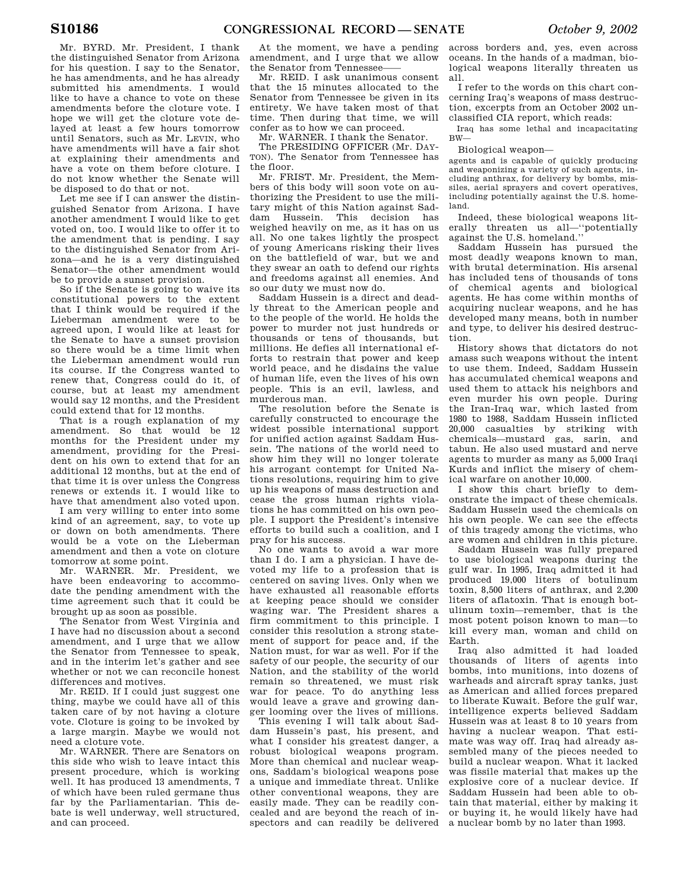Mr. BYRD. Mr. President, I thank the distinguished Senator from Arizona for his question. I say to the Senator, he has amendments, and he has already submitted his amendments. I would like to have a chance to vote on these amendments before the cloture vote. I hope we will get the cloture vote delayed at least a few hours tomorrow until Senators, such as Mr. LEVIN, who have amendments will have a fair shot at explaining their amendments and have a vote on them before cloture. I do not know whether the Senate will be disposed to do that or not.

Let me see if I can answer the distinguished Senator from Arizona. I have another amendment I would like to get voted on, too. I would like to offer it to the amendment that is pending. I say to the distinguished Senator from Arizona—and he is a very distinguished Senator—the other amendment would be to provide a sunset provision.

So if the Senate is going to waive its constitutional powers to the extent that I think would be required if the Lieberman amendment were to be agreed upon, I would like at least for the Senate to have a sunset provision so there would be a time limit when the Lieberman amendment would run its course. If the Congress wanted to renew that, Congress could do it, of course, but at least my amendment would say 12 months, and the President could extend that for 12 months.

That is a rough explanation of my amendment. So that would be 12 months for the President under my amendment, providing for the President on his own to extend that for an additional 12 months, but at the end of that time it is over unless the Congress renews or extends it. I would like to have that amendment also voted upon.

I am very willing to enter into some kind of an agreement, say, to vote up or down on both amendments. There would be a vote on the Lieberman amendment and then a vote on cloture tomorrow at some point.

Mr. WARNER. Mr. President, we have been endeavoring to accommodate the pending amendment with the time agreement such that it could be brought up as soon as possible.

The Senator from West Virginia and I have had no discussion about a second amendment, and I urge that we allow the Senator from Tennessee to speak, and in the interim let's gather and see whether or not we can reconcile honest differences and motives.

Mr. REID. If I could just suggest one thing, maybe we could have all of this taken care of by not having a cloture vote. Cloture is going to be invoked by a large margin. Maybe we would not need a cloture vote.

Mr. WARNER. There are Senators on this side who wish to leave intact this present procedure, which is working well. It has produced 13 amendments, 7 of which have been ruled germane thus far by the Parliamentarian. This debate is well underway, well structured, and can proceed.

At the moment, we have a pending amendment, and I urge that we allow the Senator from Tennessee——

Mr. REID. I ask unanimous consent that the 15 minutes allocated to the Senator from Tennessee be given in its entirety. We have taken most of that time. Then during that time, we will confer as to how we can proceed.

Mr. WARNER. I thank the Senator.

The PRESIDING OFFICER (Mr. DAYTON). The Senator from Tennessee has the floor.

Mr. FRIST. Mr. President, the Members of this body will soon vote on authorizing the President to use the military might of this Nation against Saddam Hussein. This decision has weighed heavily on me, as it has on us all. No one takes lightly the prospect of young Americans risking their lives on the battlefield of war, but we and they swear an oath to defend our rights and freedoms against all enemies. And so our duty we must now do.

Saddam Hussein is a direct and deadly threat to the American people and to the people of the world. He holds the power to murder not just hundreds or thousands or tens of thousands, but millions. He defies all international efforts to restrain that power and keep world peace, and he disdains the value of human life, even the lives of his own people. This is an evil, lawless, and murderous man.

The resolution before the Senate is carefully constructed to encourage the widest possible international support for unified action against Saddam Hussein. The nations of the world need to show him they will no longer tolerate his arrogant contempt for United Nations resolutions, requiring him to give up his weapons of mass destruction and cease the gross human rights violations he has committed on his own people. I support the President's intensive efforts to build such a coalition, and I pray for his success.

No one wants to avoid a war more than I do. I am a physician. I have devoted my life to a profession that is centered on saving lives. Only when we have exhausted all reasonable efforts at keeping peace should we consider waging war. The President shares a firm commitment to this principle. I consider this resolution a strong statement of support for peace and, if the Nation must, for war as well. For if the safety of our people, the security of our Nation, and the stability of the world remain so threatened, we must risk war for peace. To do anything less would leave a grave and growing danger looming over the lives of millions.

This evening I will talk about Saddam Hussein's past, his present, and what I consider his greatest danger, a robust biological weapons program. More than chemical and nuclear weapons, Saddam's biological weapons pose a unique and immediate threat. Unlike other conventional weapons, they are easily made. They can be readily concealed and are beyond the reach of inspectors and can readily be delivered across borders and, yes, even across oceans. In the hands of a madman, biological weapons literally threaten us all.

I refer to the words on this chart concerning Iraq's weapons of mass destruction, excerpts from an October 2002 unclassified CIA report, which reads:

> Iraq has some lethal and incapacitating BW—

Biological weapon—

> agents and is capable of quickly producing and weaponizing a variety of such agents, including anthrax, for delivery by bombs, missiles, aerial sprayers and covert operatives, including potentially against the U.S. homeland.

Indeed, these biological weapons literally threaten us all—''potentially against the U.S. homeland.''

Saddam Hussein has pursued the most deadly weapons known to man, with brutal determination. His arsenal has included tens of thousands of tons of chemical agents and biological agents. He has come within months of acquiring nuclear weapons, and he has developed many means, both in number and type, to deliver his desired destruction.

History shows that dictators do not amass such weapons without the intent to use them. Indeed, Saddam Hussein has accumulated chemical weapons and used them to attack his neighbors and even murder his own people. During the Iran-Iraq war, which lasted from 1980 to 1988, Saddam Hussein inflicted 20,000 casualties by striking with chemicals—mustard gas, sarin, and tabun. He also used mustard and nerve agents to murder as many as 5,000 Iraqi Kurds and inflict the misery of chemical warfare on another 10,000.

I show this chart briefly to demonstrate the impact of these chemicals. Saddam Hussein used the chemicals on his own people. We can see the effects of this tragedy among the victims, who are women and children in this picture.

Saddam Hussein was fully prepared to use biological weapons during the gulf war. In 1995, Iraq admitted it had produced 19,000 liters of botulinum toxin, 8,500 liters of anthrax, and 2,200 liters of aflatoxin. That is enough botulinum toxin—remember, that is the most potent poison known to man—to kill every man, woman and child on Earth.

Iraq also admitted it had loaded thousands of liters of agents into bombs, into munitions, into dozens of warheads and aircraft spray tanks, just as American and allied forces prepared to liberate Kuwait. Before the gulf war, intelligence experts believed Saddam Hussein was at least 8 to 10 years from having a nuclear weapon. That estimate was way off. Iraq had already assembled many of the pieces needed to build a nuclear weapon. What it lacked was fissile material that makes up the explosive core of a nuclear device. If Saddam Hussein had been able to obtain that material, either by making it or buying it, he would likely have had a nuclear bomb by no later than 1993.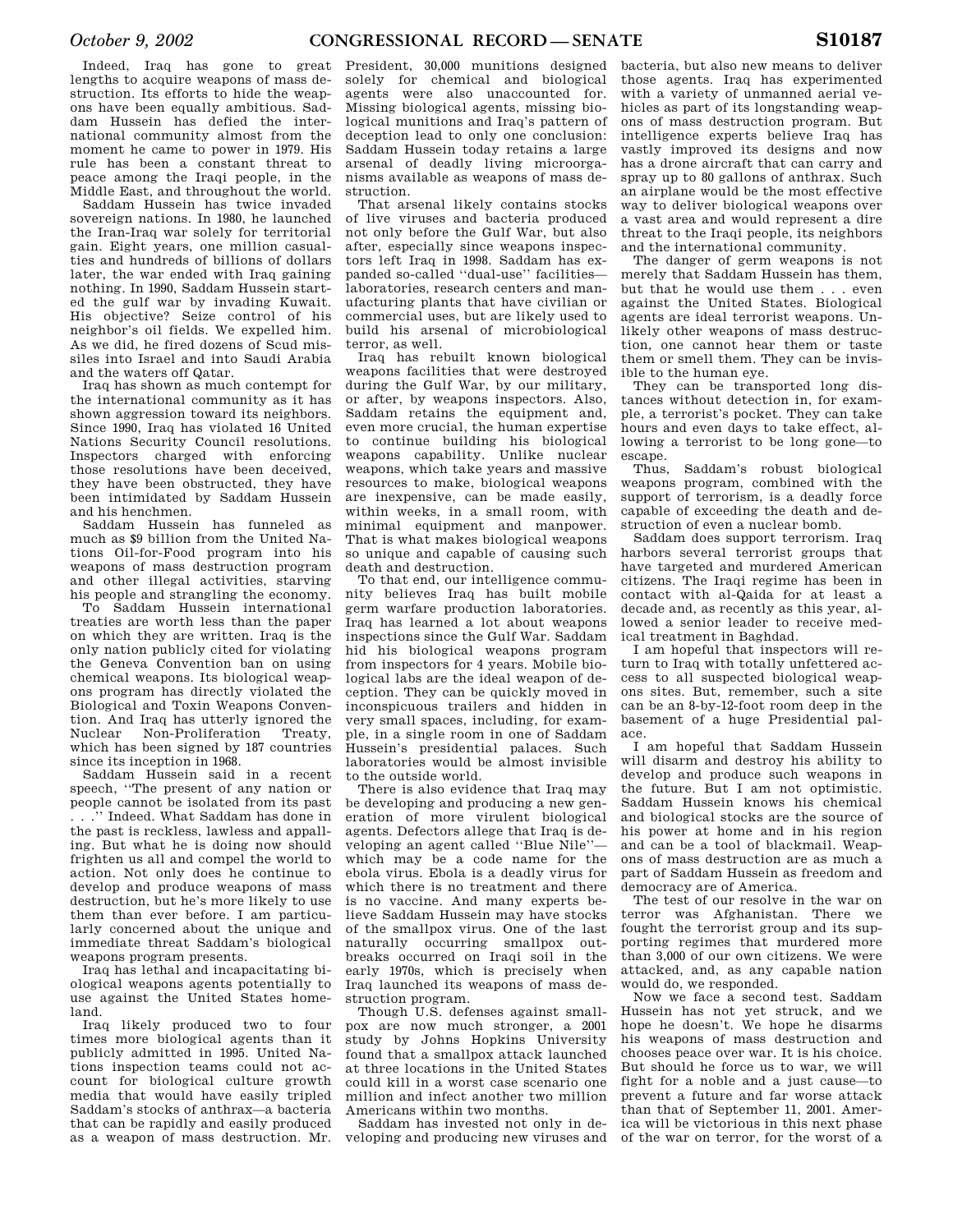Indeed, Iraq has gone to great lengths to acquire weapons of mass destruction. Its efforts to hide the weapons have been equally ambitious. Saddam Hussein has defied the international community almost from the moment he came to power in 1979. His rule has been a constant threat to peace among the Iraqi people, in the Middle East, and throughout the world.

Saddam Hussein has twice invaded sovereign nations. In 1980, he launched the Iran-Iraq war solely for territorial gain. Eight years, one million casualties and hundreds of billions of dollars later, the war ended with Iraq gaining nothing. In 1990, Saddam Hussein started the gulf war by invading Kuwait. His objective? Seize control of his neighbor's oil fields. We expelled him. As we did, he fired dozens of Scud missiles into Israel and into Saudi Arabia and the waters off Qatar.

Iraq has shown as much contempt for the international community as it has shown aggression toward its neighbors. Since 1990, Iraq has violated 16 United Nations Security Council resolutions. Inspectors charged with enforcing those resolutions have been deceived, they have been obstructed, they have been intimidated by Saddam Hussein and his henchmen.

Saddam Hussein has funneled as much as $9 billion from the United Nations Oil-for-Food program into his weapons of mass destruction program and other illegal activities, starving his people and strangling the economy.

To Saddam Hussein international treaties are worth less than the paper on which they are written. Iraq is the only nation publicly cited for violating the Geneva Convention ban on using chemical weapons. Its biological weapons program has directly violated the Biological and Toxin Weapons Convention. And Iraq has utterly ignored the Nuclear Non-Proliferation Treaty, which has been signed by 187 countries since its inception in 1968.

Saddam Hussein said in a recent speech, "The present of any nation or people cannot be isolated from its past . . ." Indeed. What Saddam has done in the past is reckless, lawless and appalling. But what he is doing now should frighten us all and compel the world to action. Not only does he continue to develop and produce weapons of mass destruction, but he's more likely to use them than ever before. I am particularly concerned about the unique and immediate threat Saddam's biological weapons program presents.

Iraq has lethal and incapacitating biological weapons agents potentially to use against the United States homeland.

Iraq likely produced two to four times more biological agents than it publicly admitted in 1995. United Nations inspection teams could not account for biological culture growth media that would have easily tripled Saddam's stocks of anthrax—a bacteria that can be rapidly and easily produced as a weapon of mass destruction. Mr. President, 30,000 munitions designed solely for chemical and biological agents were also unaccounted for. Missing biological agents, missing biological munitions and Iraq's pattern of deception lead to only one conclusion: Saddam Hussein today retains a large arsenal of deadly living microorganisms available as weapons of mass destruction.

That arsenal likely contains stocks of live viruses and bacteria produced not only before the Gulf War, but also after, especially since weapons inspectors left Iraq in 1998. Saddam has expanded so-called "dual-use" facilities—laboratories, research centers and manufacturing plants that have civilian or commercial uses, but are likely used to build his arsenal of microbiological terror, as well.

Iraq has rebuilt known biological weapons facilities that were destroyed during the Gulf War, by our military, or after, by weapons inspectors. Also, Saddam retains the equipment and, even more crucial, the human expertise to continue building his biological weapons capability. Unlike nuclear weapons, which take years and massive resources to make, biological weapons are inexpensive, can be made easily, within weeks, in a small room, with minimal equipment and manpower. That is what makes biological weapons so unique and capable of causing such death and destruction.

To that end, our intelligence community believes Iraq has built mobile germ warfare production laboratories. Iraq has learned a lot about weapons inspections since the Gulf War. Saddam hid his biological weapons program from inspectors for 4 years. Mobile biological labs are the ideal weapon of deception. They can be quickly moved in inconspicuous trailers and hidden in very small spaces, including, for example, in a single room in one of Saddam Hussein's presidential palaces. Such laboratories would be almost invisible to the outside world.

There is also evidence that Iraq may be developing and producing a new generation of more virulent biological agents. Defectors allege that Iraq is developing an agent called "Blue Nile"—which may be a code name for the ebola virus. Ebola is a deadly virus for which there is no treatment and there is no vaccine. And many experts believe Saddam Hussein may have stocks of the smallpox virus. One of the last naturally occurring smallpox outbreaks occurred on Iraqi soil in the early 1970s, which is precisely when Iraq launched its weapons of mass destruction program.

Though U.S. defenses against smallpox are now much stronger, a 2001 study by Johns Hopkins University found that a smallpox attack launched at three locations in the United States could kill in a worst case scenario one million and infect another two million Americans within two months.

Saddam has invested not only in developing and producing new viruses and bacteria, but also new means to deliver those agents. Iraq has experimented with a variety of unmanned aerial vehicles as part of its longstanding weapons of mass destruction program. But intelligence experts believe Iraq has vastly improved its designs and now has a drone aircraft that can carry and spray up to 80 gallons of anthrax. Such an airplane would be the most effective way to deliver biological weapons over a vast area and would represent a dire threat to the Iraqi people, its neighbors and the international community.

The danger of germ weapons is not merely that Saddam Hussein has them, but that he would use them . . . even against the United States. Biological agents are ideal terrorist weapons. Unlikely other weapons of mass destruction, one cannot hear them or taste them or smell them. They can be invisible to the human eye.

They can be transported long distances without detection in, for example, a terrorist's pocket. They can take hours and even days to take effect, allowing a terrorist to be long gone—to escape.

Thus, Saddam's robust biological weapons program, combined with the support of terrorism, is a deadly force capable of exceeding the death and destruction of even a nuclear bomb.

Saddam does support terrorism. Iraq harbors several terrorist groups that have targeted and murdered American citizens. The Iraqi regime has been in contact with al-Qaida for at least a decade and, as recently as this year, allowed a senior leader to receive medical treatment in Baghdad.

I am hopeful that inspectors will return to Iraq with totally unfettered access to all suspected biological weapons sites. But, remember, such a site can be an 8-by-12-foot room deep in the basement of a huge Presidential palace.

I am hopeful that Saddam Hussein will disarm and destroy his ability to develop and produce such weapons in the future. But I am not optimistic. Saddam Hussein knows his chemical and biological stocks are the source of his power at home and in his region and can be a tool of blackmail. Weapons of mass destruction are as much a part of Saddam Hussein as freedom and democracy are of America.

The test of our resolve in the war on terror was Afghanistan. There we fought the terrorist group and its supporting regimes that murdered more than 3,000 of our own citizens. We were attacked, and, as any capable nation would do, we responded.

Now we face a second test. Saddam Hussein has not yet struck, and we hope he doesn't. We hope he disarms his weapons of mass destruction and chooses peace over war. It is his choice. But should he force us to war, we will fight for a noble and a just cause—to prevent a future and far worse attack than that of September 11, 2001. America will be victorious in this next phase of the war on terror, for the worst of a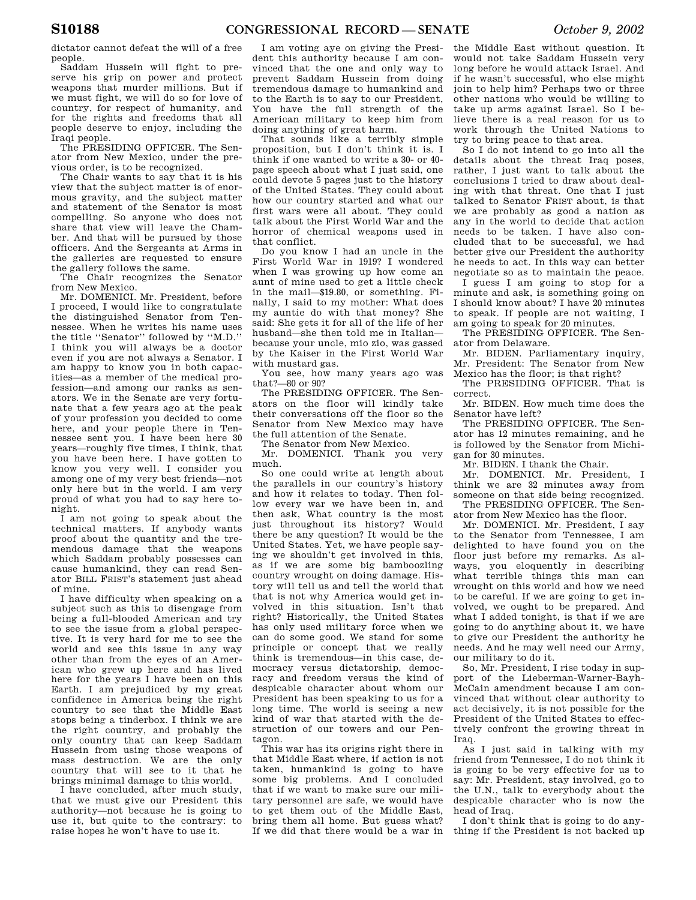dictator cannot defeat the will of a free people.

Saddam Hussein will fight to preserve his grip on power and protect weapons that murder millions. But if we must fight, we will do so for love of country, for respect of humanity, and for the rights and freedoms that all people deserve to enjoy, including the Iraqi people.

The PRESIDING OFFICER. The Senator from New Mexico, under the previous order, is to be recognized.

The Chair wants to say that it is his view that the subject matter is of enormous gravity, and the subject matter and statement of the Senator is most compelling. So anyone who does not share that view will leave the Chamber. And that will be pursued by those officers. And the Sergeants at Arms in the galleries are requested to ensure the gallery follows the same.

The Chair recognizes the Senator from New Mexico.

Mr. DOMENICI. Mr. President, before I proceed, I would like to congratulate the distinguished Senator from Tennessee. When he writes his name uses the title ''Senator'' followed by ''M.D.'' I think you will always be a doctor even if you are not always a Senator. I am happy to know you in both capacities—as a member of the medical profession—and among our ranks as senators. We in the Senate are very fortunate that a few years ago at the peak of your profession you decided to come here, and your people there in Tennessee sent you. I have been here 30 years—roughly five times, I think, that you have been here. I have gotten to know you very well. I consider you among one of my very best friends—not only here but in the world. I am very proud of what you had to say here tonight.

I am not going to speak about the technical matters. If anybody wants proof about the quantity and the tremendous damage that the weapons which Saddam probably possesses can cause humankind, they can read Senator BILL FRIST's statement just ahead of mine.

I have difficulty when speaking on a subject such as this to disengage from being a full-blooded American and try to see the issue from a global perspective. It is very hard for me to see the world and see this issue in any way other than from the eyes of an American who grew up here and has lived here for the years I have been on this Earth. I am prejudiced by my great confidence in America being the right country to see that the Middle East stops being a tinderbox. I think we are the right country, and probably the only country that can keep Saddam Hussein from using those weapons of mass destruction. We are the only country that will see to it that he brings minimal damage to this world.

I have concluded, after much study, that we must give our President this authority—not because he is going to use it, but quite to the contrary: to raise hopes he won't have to use it.

I am voting aye on giving the President this authority because I am convinced that the one and only way to prevent Saddam Hussein from doing tremendous damage to humankind and to the Earth is to say to our President, You have the full strength of the American military to keep him from doing anything of great harm.

That sounds like a terribly simple proposition, but I don't think it is. I think if one wanted to write a 30- or 40-page speech about what I just said, one could devote 5 pages just to the history of the United States. They could about how our country started and what our first wars were all about. They could talk about the First World War and the horror of chemical weapons used in that conflict.

Do you know I had an uncle in the First World War in 1919? I wondered when I was growing up how come an aunt of mine used to get a little check in the mail—$19.80, or something. Finally, I said to my mother: What does my auntie do with that money? She said: She gets it for all of the life of her husband—she then told me in Italian—because your uncle, mio zio, was gassed by the Kaiser in the First World War with mustard gas.

You see, how many years ago was that?—80 or 90?

The PRESIDING OFFICER. The Senators on the floor will kindly take their conversations off the floor so the Senator from New Mexico may have the full attention of the Senate.

The Senator from New Mexico.

Mr. DOMENICI. Thank you very much.

So one could write at length about the parallels in our country's history and how it relates to today. Then follow every war we have been in, and then ask, What country is the most just throughout its history? Would there be any question? It would be the United States. Yet, we have people saying we shouldn't get involved in this, as if we are some big bamboozling country wrought on doing damage. History will tell us and tell the world that that is not why America would get involved in this situation. Isn't that right? Historically, the United States has only used military force when we can do some good. We stand for some principle or concept that we really think is tremendous—in this case, democracy versus dictatorship, democracy and freedom versus the kind of despicable character about whom our President has been speaking to us for a long time. The world is seeing a new kind of war that started with the destruction of our towers and our Pentagon.

This war has its origins right there in that Middle East where, if action is not taken, humankind is going to have some big problems. And I concluded that if we want to make sure our military personnel are safe, we would have to get them out of the Middle East, bring them all home. But guess what? If we did that there would be a war in the Middle East without question. It would not take Saddam Hussein very long before he would attack Israel. And if he wasn't successful, who else might join to help him? Perhaps two or three other nations who would be willing to take up arms against Israel. So I believe there is a real reason for us to work through the United Nations to try to bring peace to that area.

So I do not intend to go into all the details about the threat Iraq poses, rather, I just want to talk about the conclusions I tried to draw about dealing with that threat. One that I just talked to Senator FRIST about, is that we are probably as good a nation as any in the world to decide that action needs to be taken. I have also concluded that to be successful, we had better give our President the authority he needs to act. In this way can better negotiate so as to maintain the peace.

I guess I am going to stop for a minute and ask, is something going on I should know about? I have 20 minutes to speak. If people are not waiting, I am going to speak for 20 minutes.

The PRESIDING OFFICER. The Senator from Delaware.

Mr. BIDEN. Parliamentary inquiry, Mr. President: The Senator from New Mexico has the floor; is that right?

The PRESIDING OFFICER. That is correct.

Mr. BIDEN. How much time does the Senator have left?

The PRESIDING OFFICER. The Senator has 12 minutes remaining, and he is followed by the Senator from Michigan for 30 minutes.

Mr. BIDEN. I thank the Chair.

Mr. DOMENICI. Mr. President, I think we are 32 minutes away from someone on that side being recognized.

The PRESIDING OFFICER. The Senator from New Mexico has the floor.

Mr. DOMENICI. Mr. President, I say to the Senator from Tennessee, I am delighted to have found you on the floor just before my remarks. As always, you eloquently in describing what terrible things this man can wrought on this world and how we need to be careful. If we are going to get involved, we ought to be prepared. And what I added tonight, is that if we are going to do anything about it, we have to give our President the authority he needs. And he may well need our Army, our military to do it.

So, Mr. President, I rise today in support of the Lieberman-Warner-Bayh-McCain amendment because I am convinced that without clear authority to act decisively, it is not possible for the President of the United States to effectively confront the growing threat in Iraq.

As I just said in talking with my friend from Tennessee, I do not think it is going to be very effective for us to say: Mr. President, stay involved, go to the U.N., talk to everybody about the despicable character who is now the head of Iraq.

I don't think that is going to do anything if the President is not backed up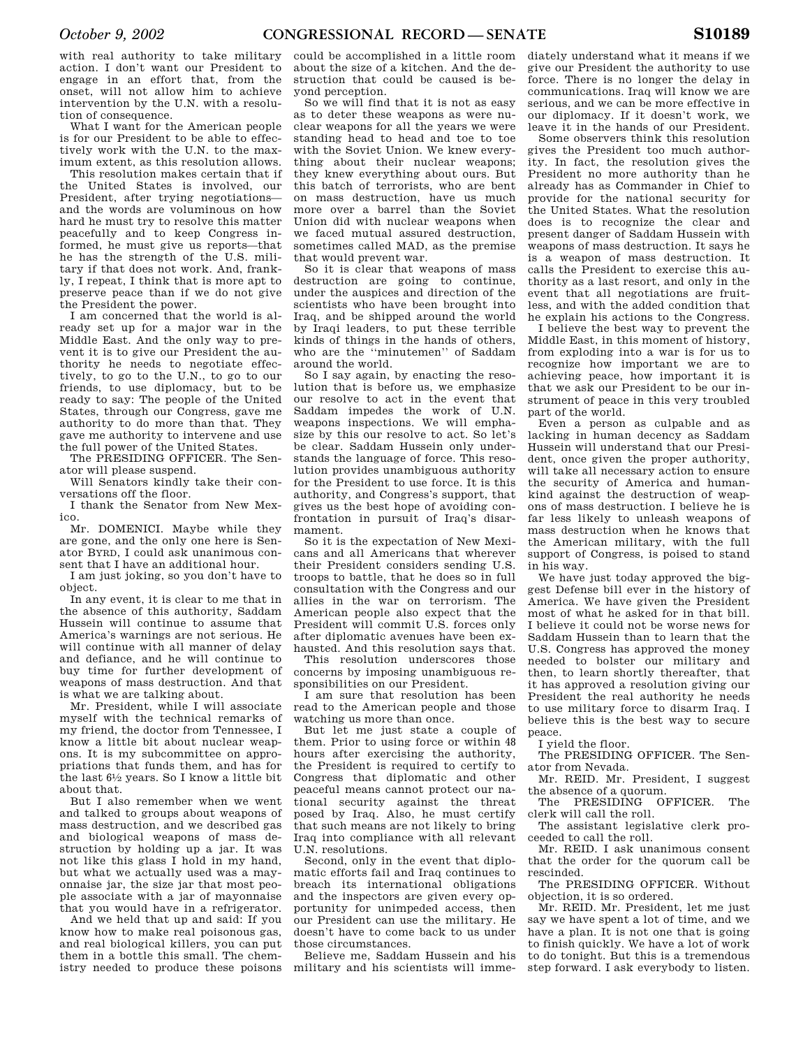with real authority to take military action. I don't want our President to engage in an effort that, from the onset, will not allow him to achieve intervention by the U.N. with a resolution of consequence.

What I want for the American people is for our President to be able to effectively work with the U.N. to the maximum extent, as this resolution allows.

This resolution makes certain that if the United States is involved, our President, after trying negotiations—and the words are voluminous on how hard he must try to resolve this matter peacefully and to keep Congress informed, he must give us reports—that he has the strength of the U.S. military if that does not work. And, frankly, I repeat, I think that is more apt to preserve peace than if we do not give the President the power.

I am concerned that the world is already set up for a major war in the Middle East. And the only way to prevent it is to give our President the authority he needs to negotiate effectively, to go to the U.N., to go to our friends, to use diplomacy, but to be ready to say: The people of the United States, through our Congress, gave me authority to do more than that. They gave me authority to intervene and use the full power of the United States.

The PRESIDING OFFICER. The Senator will please suspend.

Will Senators kindly take their conversations off the floor.

I thank the Senator from New Mexico.

Mr. DOMENICI. Maybe while they are gone, and the only one here is Senator BYRD, I could ask unanimous consent that I have an additional hour.

I am just joking, so you don't have to object.

In any event, it is clear to me that in the absence of this authority, Saddam Hussein will continue to assume that America's warnings are not serious. He will continue with all manner of delay and defiance, and he will continue to buy time for further development of weapons of mass destruction. And that is what we are talking about.

Mr. President, while I will associate myself with the technical remarks of my friend, the doctor from Tennessee, I know a little bit about nuclear weapons. It is my subcommittee on appropriations that funds them, and has for the last 6½ years. So I know a little bit about that.

But I also remember when we went and talked to groups about weapons of mass destruction, and we described gas and biological weapons of mass destruction by holding up a jar. It was not like this glass I hold in my hand, but what we actually used was a mayonnaise jar, the size jar that most people associate with a jar of mayonnaise that you would have in a refrigerator.

And we held that up and said: If you know how to make real poisonous gas, and real biological killers, you can put them in a bottle this small. The chemistry needed to produce these poisons could be accomplished in a little room about the size of a kitchen. And the destruction that could be caused is beyond perception.

So we will find that it is not as easy as to deter these weapons as were nuclear weapons for all the years we were standing head to head and toe to toe with the Soviet Union. We knew everything about their nuclear weapons; they knew everything about ours. But this batch of terrorists, who are bent on mass destruction, have us much more over a barrel than the Soviet Union did with nuclear weapons when we faced mutual assured destruction, sometimes called MAD, as the premise that would prevent war.

So it is clear that weapons of mass destruction are going to continue, under the auspices and direction of the scientists who have been brought into Iraq, and be shipped around the world by Iraqi leaders, to put these terrible kinds of things in the hands of others, who are the "minutemen" of Saddam around the world.

So I say again, by enacting the resolution that is before us, we emphasize our resolve to act in the event that Saddam impedes the work of U.N. weapons inspections. We will emphasize by this our resolve to act. So let's be clear. Saddam Hussein only understands the language of force. This resolution provides unambiguous authority for the President to use force. It is this authority, and Congress's support, that gives us the best hope of avoiding confrontation in pursuit of Iraq's disarmament.

So it is the expectation of New Mexicans and all Americans that wherever their President considers sending U.S. troops to battle, that he does so in full consultation with the Congress and our allies in the war on terrorism. The American people also expect that the President will commit U.S. forces only after diplomatic avenues have been exhausted. And this resolution says that.

This resolution underscores those concerns by imposing unambiguous responsibilities on our President.

I am sure that resolution has been read to the American people and those watching us more than once.

But let me just state a couple of them. Prior to using force or within 48 hours after exercising the authority, the President is required to certify to Congress that diplomatic and other peaceful means cannot protect our national security against the threat posed by Iraq. Also, he must certify that such means are not likely to bring Iraq into compliance with all relevant U.N. resolutions.

Second, only in the event that diplomatic efforts fail and Iraq continues to breach its international obligations and the inspectors are given every opportunity for unimpeded access, then our President can use the military. He doesn't have to come back to us under those circumstances.

Believe me, Saddam Hussein and his military and his scientists will immediately understand what it means if we give our President the authority to use force. There is no longer the delay in communications. Iraq will know we are serious, and we can be more effective in our diplomacy. If it doesn't work, we leave it in the hands of our President.

Some observers think this resolution gives the President too much authority. In fact, the resolution gives the President no more authority than he already has as Commander in Chief to provide for the national security for the United States. What the resolution does is to recognize the clear and present danger of Saddam Hussein with weapons of mass destruction. It says he is a weapon of mass destruction. It calls the President to exercise this authority as a last resort, and only in the event that all negotiations are fruitless, and with the added condition that he explain his actions to the Congress.

I believe the best way to prevent the Middle East, in this moment of history, from exploding into a war is for us to recognize how important we are to achieving peace, how important it is that we ask our President to be our instrument of peace in this very troubled part of the world.

Even a person as culpable and as lacking in human decency as Saddam Hussein will understand that our President, once given the proper authority, will take all necessary action to ensure the security of America and humankind against the destruction of weapons of mass destruction. I believe he is far less likely to unleash weapons of mass destruction when he knows that the American military, with the full support of Congress, is poised to stand in his way.

We have just today approved the biggest Defense bill ever in the history of America. We have given the President most of what he asked for in that bill. I believe it could not be worse news for Saddam Hussein than to learn that the U.S. Congress has approved the money needed to bolster our military and then, to learn shortly thereafter, that it has approved a resolution giving our President the real authority he needs to use military force to disarm Iraq. I believe this is the best way to secure peace.

I yield the floor.

The PRESIDING OFFICER. The Senator from Nevada.

Mr. REID. Mr. President, I suggest the absence of a quorum.

The PRESIDING OFFICER. The clerk will call the roll.

The assistant legislative clerk proceeded to call the roll.

Mr. REID. I ask unanimous consent that the order for the quorum call be rescinded.

The PRESIDING OFFICER. Without objection, it is so ordered.

Mr. REID. Mr. President, let me just say we have spent a lot of time, and we have a plan. It is not one that is going to finish quickly. We have a lot of work to do tonight. But this is a tremendous step forward. I ask everybody to listen.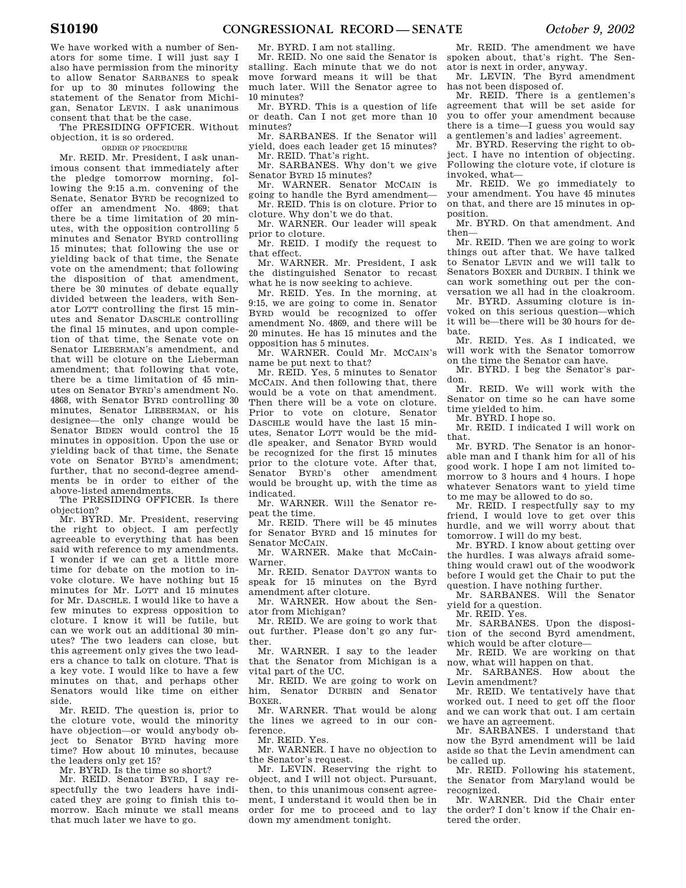We have worked with a number of Senators for some time. I will just say I also have permission from the minority to allow Senator SARBANES to speak for up to 30 minutes following the statement of the Senator from Michigan, Senator LEVIN. I ask unanimous consent that that be the case.

The PRESIDING OFFICER. Without objection, it is so ordered.

ORDER OF PROCEDURE

Mr. REID. Mr. President, I ask unanimous consent that immediately after the pledge tomorrow morning, following the 9:15 a.m. convening of the Senate, Senator BYRD be recognized to offer an amendment No. 4869; that there be a time limitation of 20 minutes, with the opposition controlling 5 minutes and Senator BYRD controlling 15 minutes; that following the use or yielding back of that time, the Senate vote on the amendment; that following the disposition of that amendment, there be 30 minutes of debate equally divided between the leaders, with Senator LOTT controlling the first 15 minutes and Senator DASCHLE controlling the final 15 minutes, and upon completion of that time, the Senate vote on Senator LIEBERMAN's amendment, and that will be cloture on the Lieberman amendment; that following that vote, there be a time limitation of 45 minutes on Senator BYRD's amendment No. 4868, with Senator BYRD controlling 30 minutes, Senator LIEBERMAN, or his designee—the only change would be Senator BIDEN would control the 15 minutes in opposition. Upon the use or yielding back of that time, the Senate vote on Senator BYRD's amendment; further, that no second-degree amendments be in order to either of the above-listed amendments.

The PRESIDING OFFICER. Is there objection?

Mr. BYRD. Mr. President, reserving the right to object. I am perfectly agreeable to everything that has been said with reference to my amendments. I wonder if we can get a little more time for debate on the motion to invoke cloture. We have nothing but 15 minutes for Mr. LOTT and 15 minutes for Mr. DASCHLE. I would like to have a few minutes to express opposition to cloture. I know it will be futile, but can we work out an additional 30 minutes? The two leaders can close, but this agreement only gives the two leaders a chance to talk on cloture. That is a key vote. I would like to have a few minutes on that, and perhaps other Senators would like time on either side.

Mr. REID. The question is, prior to the cloture vote, would the minority have objection—or would anybody object to Senator BYRD having more time? How about 10 minutes, because the leaders only get 15?

Mr. BYRD. Is the time so short?

Mr. REID. Senator BYRD, I say respectfully the two leaders have indicated they are going to finish this tomorrow. Each minute we stall means that much later we have to go.

Mr. BYRD. I am not stalling.

Mr. REID. No one said the Senator is stalling. Each minute that we do not move forward means it will be that much later. Will the Senator agree to 10 minutes?

Mr. BYRD. This is a question of life or death. Can I not get more than 10 minutes?

Mr. SARBANES. If the Senator will yield, does each leader get 15 minutes?

Mr. REID. That's right.

Mr. SARBANES. Why don't we give Senator BYRD 15 minutes?

Mr. WARNER. Senator MCCAIN is going to handle the Byrd amendment—

Mr. REID. This is on cloture. Prior to cloture. Why don't we do that.

Mr. WARNER. Our leader will speak prior to cloture.

Mr. REID. I modify the request to that effect.

Mr. WARNER. Mr. President, I ask the distinguished Senator to recast what he is now seeking to achieve.

Mr. REID. Yes. In the morning, at 9:15, we are going to come in. Senator BYRD would be recognized to offer amendment No. 4869, and there will be 20 minutes. He has 15 minutes and the opposition has 5 minutes.

Mr. WARNER. Could Mr. MCCAIN's name be put next to that?

Mr. REID. Yes, 5 minutes to Senator MCCAIN. And then following that, there would be a vote on that amendment. Then there will be a vote on cloture. Prior to vote on cloture, Senator DASCHLE would have the last 15 minutes, Senator LOTT would be the middle speaker, and Senator BYRD would be recognized for the first 15 minutes prior to the cloture vote. After that, Senator BYRD's other amendment would be brought up, with the time as indicated.

Mr. WARNER. Will the Senator repeat the time.

Mr. REID. There will be 45 minutes for Senator BYRD and 15 minutes for Senator MCCAIN.

Mr. WARNER. Make that McCain-Warner.

Mr. REID. Senator DAYTON wants to speak for 15 minutes on the Byrd amendment after cloture.

Mr. WARNER. How about the Senator from Michigan?

Mr. REID. We are going to work that out further. Please don't go any further.

Mr. WARNER. I say to the leader that the Senator from Michigan is a vital part of the UC.

Mr. REID. We are going to work on him, Senator DURBIN and Senator BOXER.

Mr. WARNER. That would be along the lines we agreed to in our conference.

Mr. REID. Yes.

Mr. WARNER. I have no objection to the Senator's request.

Mr. LEVIN. Reserving the right to object, and I will not object. Pursuant, then, to this unanimous consent agreement, I understand it would then be in order for me to proceed and to lay down my amendment tonight.

Mr. REID. The amendment we have spoken about, that's right. The Senator is next in order, anyway.

Mr. LEVIN. The Byrd amendment has not been disposed of.

Mr. REID. There is a gentlemen's agreement that will be set aside for you to offer your amendment because there is a time—I guess you would say a gentlemen's and ladies' agreement.

Mr. BYRD. Reserving the right to object. I have no intention of objecting. Following the cloture vote, if cloture is invoked, what—

Mr. REID. We go immediately to your amendment. You have 45 minutes on that, and there are 15 minutes in opposition.

Mr. BYRD. On that amendment. And then—

Mr. REID. Then we are going to work things out after that. We have talked to Senator LEVIN and we will talk to Senators BOXER and DURBIN. I think we can work something out per the conversation we all had in the cloakroom.

Mr. BYRD. Assuming cloture is invoked on this serious question—which it will be—there will be 30 hours for debate.

Mr. REID. Yes. As I indicated, we will work with the Senator tomorrow on the time the Senator can have.

Mr. BYRD. I beg the Senator's pardon.

Mr. REID. We will work with the Senator on time so he can have some time yielded to him.

Mr. BYRD. I hope so.

Mr. REID. I indicated I will work on that.

Mr. BYRD. The Senator is an honorable man and I thank him for all of his good work. I hope I am not limited tomorrow to 3 hours and 4 hours. I hope whatever Senators want to yield time to me may be allowed to do so.

Mr. REID. I respectfully say to my friend, I would love to get over this hurdle, and we will worry about that tomorrow. I will do my best.

Mr. BYRD. I know about getting over the hurdles. I was always afraid something would crawl out of the woodwork before I would get the Chair to put the question. I have nothing further.

Mr. SARBANES. Will the Senator yield for a question.

Mr. REID. Yes.

Mr. SARBANES. Upon the disposition of the second Byrd amendment, which would be after cloture—

Mr. REID. We are working on that now, what will happen on that.

Mr. SARBANES. How about the Levin amendment?

Mr. REID. We tentatively have that worked out. I need to get off the floor and we can work that out. I am certain we have an agreement.

Mr. SARBANES. I understand that now the Byrd amendment will be laid aside so that the Levin amendment can be called up.

Mr. REID. Following his statement, the Senator from Maryland would be recognized.

Mr. WARNER. Did the Chair enter the order? I don't know if the Chair entered the order.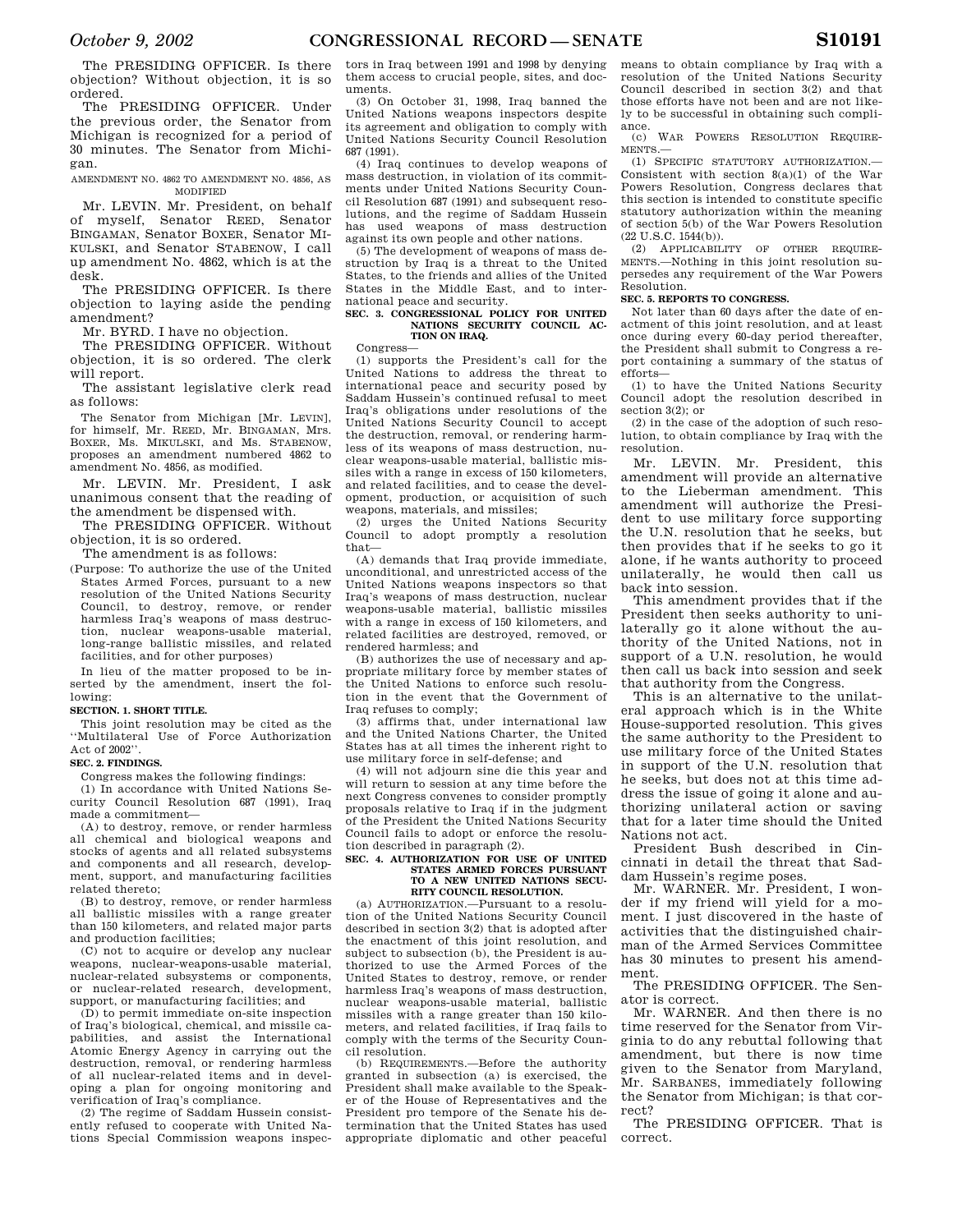The PRESIDING OFFICER. Is there objection? Without objection, it is so ordered.

The PRESIDING OFFICER. Under the previous order, the Senator from Michigan is recognized for a period of 30 minutes. The Senator from Michigan.

AMENDMENT NO. 4862 TO AMENDMENT NO. 4856, AS MODIFIED

Mr. LEVIN. Mr. President, on behalf of myself, Senator REED, Senator BINGAMAN, Senator BOXER, Senator MIKULSKI, and Senator STABENOW, I call up amendment No. 4862, which is at the desk.

The PRESIDING OFFICER. Is there objection to laying aside the pending amendment?

Mr. BYRD. I have no objection.

The PRESIDING OFFICER. Without objection, it is so ordered. The clerk will report.

The assistant legislative clerk read as follows:

The Senator from Michigan [Mr. LEVIN], for himself, Mr. REED, Mr. BINGAMAN, Mrs. BOXER, Ms. MIKULSKI, and Ms. STABENOW, proposes an amendment numbered 4862 to amendment No. 4856, as modified.

Mr. LEVIN. Mr. President, I ask unanimous consent that the reading of the amendment be dispensed with.

The PRESIDING OFFICER. Without objection, it is so ordered.

The amendment is as follows:

(Purpose: To authorize the use of the United States Armed Forces, pursuant to a new resolution of the United Nations Security Council, to destroy, remove, or render harmless Iraq's weapons of mass destruction, nuclear weapons-usable material, long-range ballistic missiles, and related facilities, and for other purposes)

In lieu of the matter proposed to be inserted by the amendment, insert the following:

**SECTION. 1. SHORT TITLE.**

This joint resolution may be cited as the "Multilateral Use of Force Authorization Act of 2002".

**SEC. 2. FINDINGS.**

Congress makes the following findings:

(1) In accordance with United Nations Security Council Resolution 687 (1991), Iraq made a commitment—

(A) to destroy, remove, or render harmless all chemical and biological weapons and stocks of agents and all related subsystems and components and all research, development, support, and manufacturing facilities related thereto;

(B) to destroy, remove, or render harmless all ballistic missiles with a range greater than 150 kilometers, and related major parts and production facilities;

(C) not to acquire or develop any nuclear weapons, nuclear-weapons-usable material, nuclear-related subsystems or components, or nuclear-related research, development, support, or manufacturing facilities; and

(D) to permit immediate on-site inspection of Iraq's biological, chemical, and missile capabilities, and assist the International Atomic Energy Agency in carrying out the destruction, removal, or rendering harmless of all nuclear-related items and in developing a plan for ongoing monitoring and verification of Iraq's compliance.

(2) The regime of Saddam Hussein consistently refused to cooperate with United Nations Special Commission weapons inspectors in Iraq between 1991 and 1998 by denying them access to crucial people, sites, and documents.

(3) On October 31, 1998, Iraq banned the United Nations weapons inspectors despite its agreement and obligation to comply with United Nations Security Council Resolution 687 (1991).

(4) Iraq continues to develop weapons of mass destruction, in violation of its commitments under United Nations Security Council Resolution 687 (1991) and subsequent resolutions, and the regime of Saddam Hussein has used weapons of mass destruction against its own people and other nations.

(5) The development of weapons of mass destruction by Iraq is a threat to the United States, to the friends and allies of the United States in the Middle East, and to international peace and security.

**SEC. 3. CONGRESSIONAL POLICY FOR UNITED NATIONS SECURITY COUNCIL ACTION ON IRAQ.**

Congress—

(1) supports the President's call for the United Nations to address the threat to international peace and security posed by Saddam Hussein's continued refusal to meet Iraq's obligations under resolutions of the United Nations Security Council to accept the destruction, removal, or rendering harmless of its weapons of mass destruction, nuclear weapons-usable material, ballistic missiles with a range in excess of 150 kilometers, and related facilities, and to cease the development, production, or acquisition of such weapons, materials, and missiles;

(2) urges the United Nations Security Council to adopt promptly a resolution that—

(A) demands that Iraq provide immediate, unconditional, and unrestricted access of the United Nations weapons inspectors so that Iraq's weapons of mass destruction, nuclear weapons-usable material, ballistic missiles with a range in excess of 150 kilometers, and related facilities are destroyed, removed, or rendered harmless; and

(B) authorizes the use of necessary and appropriate military force by member states of the United Nations to enforce such resolution in the event that the Government of Iraq refuses to comply;

(3) affirms that, under international law and the United Nations Charter, the United States has at all times the inherent right to use military force in self-defense; and

(4) will not adjourn sine die this year and will return to session at any time before the next Congress convenes to consider promptly proposals relative to Iraq if in the judgment of the President the United Nations Security Council fails to adopt or enforce the resolution described in paragraph (2).

**SEC. 4. AUTHORIZATION FOR USE OF UNITED STATES ARMED FORCES PURSUANT TO A NEW UNITED NATIONS SECURITY COUNCIL RESOLUTION.**

(a) AUTHORIZATION.—Pursuant to a resolution of the United Nations Security Council described in section 3(2) that is adopted after the enactment of this joint resolution, and subject to subsection (b), the President is authorized to use the Armed Forces of the United States to destroy, remove, or render harmless Iraq's weapons of mass destruction, nuclear weapons-usable material, ballistic missiles with a range greater than 150 kilometers, and related facilities, if Iraq fails to comply with the terms of the Security Council resolution.

(b) REQUIREMENTS.—Before the authority granted in subsection (a) is exercised, the President shall make available to the Speaker of the House of Representatives and the President pro tempore of the Senate his determination that the United States has used appropriate diplomatic and other peaceful means to obtain compliance by Iraq with a resolution of the United Nations Security Council described in section 3(2) and that those efforts have not been and are not likely to be successful in obtaining such compliance.

(c) WAR POWERS RESOLUTION REQUIREMENTS.—

(1) SPECIFIC STATUTORY AUTHORIZATION.—Consistent with section 8(a)(1) of the War Powers Resolution, Congress declares that this section is intended to constitute specific statutory authorization within the meaning of section 5(b) of the War Powers Resolution (22 U.S.C. 1544(b)).

(2) APPLICABILITY OF OTHER REQUIREMENTS.—Nothing in this joint resolution supersedes any requirement of the War Powers Resolution.

**SEC. 5. REPORTS TO CONGRESS.**

Not later than 60 days after the date of enactment of this joint resolution, and at least once during every 60-day period thereafter, the President shall submit to Congress a report containing a summary of the status of efforts—

(1) to have the United Nations Security Council adopt the resolution described in section 3(2); or

(2) in the case of the adoption of such resolution, to obtain compliance by Iraq with the resolution.

Mr. LEVIN. Mr. President, this amendment will provide an alternative to the Lieberman amendment. This amendment will authorize the President to use military force supporting the U.N. resolution that he seeks, but then provides that if he seeks to go it alone, if he wants authority to proceed unilaterally, he would then call us back into session.

This amendment provides that if the President then seeks authority to unilaterally go it alone without the authority of the United Nations, not in support of a U.N. resolution, he would then call us back into session and seek that authority from the Congress.

This is an alternative to the unilateral approach which is in the White House-supported resolution. This gives the same authority to the President to use military force of the United States in support of the U.N. resolution that he seeks, but does not at this time address the issue of going it alone and authorizing unilateral action or saving that for a later time should the United Nations not act.

President Bush described in Cincinnati in detail the threat that Saddam Hussein's regime poses.

Mr. WARNER. Mr. President, I wonder if my friend will yield for a moment. I just discovered in the haste of activities that the distinguished chairman of the Armed Services Committee has 30 minutes to present his amendment.

The PRESIDING OFFICER. The Senator is correct.

Mr. WARNER. And then there is no time reserved for the Senator from Virginia to do any rebuttal following that amendment, but there is now time given to the Senator from Maryland, Mr. SARBANES, immediately following the Senator from Michigan; is that correct?

The PRESIDING OFFICER. That is correct.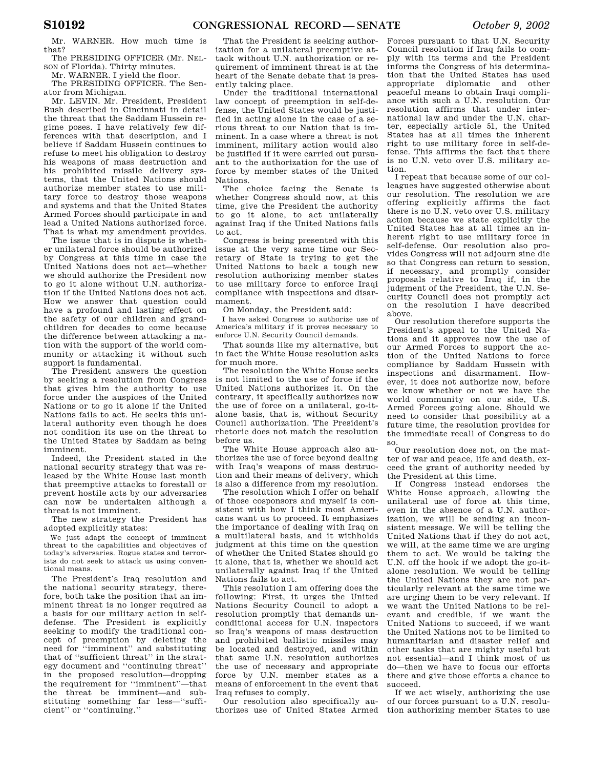Mr. WARNER. How much time is that?

The PRESIDING OFFICER (Mr. NELSON of Florida). Thirty minutes.

Mr. WARNER. I yield the floor.

The PRESIDING OFFICER. The Senator from Michigan.

Mr. LEVIN. Mr. President, President Bush described in Cincinnati in detail the threat that the Saddam Hussein regime poses. I have relatively few differences with that description, and I believe if Saddam Hussein continues to refuse to meet his obligation to destroy his weapons of mass destruction and his prohibited missile delivery systems, that the United Nations should authorize member states to use military force to destroy those weapons and systems and that the United States Armed Forces should participate in and lead a United Nations authorized force. That is what my amendment provides.

The issue that is in dispute is whether unilateral force should be authorized by Congress at this time in case the United Nations does not act—whether we should authorize the President now to go it alone without U.N. authorization if the United Nations does not act. How we answer that question could have a profound and lasting effect on the safety of our children and grandchildren for decades to come because the difference between attacking a nation with the support of the world community or attacking it without such support is fundamental.

The President answers the question by seeking a resolution from Congress that gives him the authority to use force under the auspices of the United Nations or to go it alone if the United Nations fails to act. He seeks this unilateral authority even though he does not condition its use on the threat to the United States by Saddam as being imminent.

Indeed, the President stated in the national security strategy that was released by the White House last month that preemptive attacks to forestall or prevent hostile acts by our adversaries can now be undertaken although a threat is not imminent.

The new strategy the President has adopted explicitly states:

> We just adapt the concept of imminent threat to the capabilities and objectives of today's adversaries. Rogue states and terrorists do not seek to attack us using conventional means.

The President's Iraq resolution and the national security strategy, therefore, both take the position that an imminent threat is no longer required as a basis for our military action in self-defense. The President is explicitly seeking to modify the traditional concept of preemption by deleting the need for "imminent" and substituting that of "sufficient threat" in the strategy document and "continuing threat" in the proposed resolution—dropping the requirement for "imminent"—that the threat be imminent—and substituting something far less—"sufficient" or "continuing."

That the President is seeking authorization for a unilateral preemptive attack without U.N. authorization or requirement of imminent threat is at the heart of the Senate debate that is presently taking place.

Under the traditional international law concept of preemption in self-defense, the United States would be justified in acting alone in the case of a serious threat to our Nation that is imminent. In a case where a threat is not imminent, military action would also be justified if it were carried out pursuant to the authorization for the use of force by member states of the United Nations.

The choice facing the Senate is whether Congress should now, at this time, give the President the authority to go it alone, to act unilaterally against Iraq if the United Nations fails to act.

Congress is being presented with this issue at the very same time our Secretary of State is trying to get the United Nations to back a tough new resolution authorizing member states to use military force to enforce Iraqi compliance with inspections and disarmament.

On Monday, the President said:

> I have asked Congress to authorize use of America's military if it proves necessary to enforce U.N. Security Council demands.

That sounds like my alternative, but in fact the White House resolution asks for much more.

The resolution the White House seeks is not limited to the use of force if the United Nations authorizes it. On the contrary, it specifically authorizes now the use of force on a unilateral, go-it-alone basis, that is, without Security Council authorization. The President's rhetoric does not match the resolution before us.

The White House approach also authorizes the use of force beyond dealing with Iraq's weapons of mass destruction and their means of delivery, which is also a difference from my resolution.

The resolution which I offer on behalf of those cosponsors and myself is consistent with how I think most Americans want us to proceed. It emphasizes the importance of dealing with Iraq on a multilateral basis, and it withholds judgment at this time on the question of whether the United States should go it alone, that is, whether we should act unilaterally against Iraq if the United Nations fails to act.

This resolution I am offering does the following: First, it urges the United Nations Security Council to adopt a resolution promptly that demands unconditional access for U.N. inspectors so Iraq's weapons of mass destruction and prohibited ballistic missiles may be located and destroyed, and within that same U.N. resolution authorizes the use of necessary and appropriate force by U.N. member states as a means of enforcement in the event that Iraq refuses to comply.

Our resolution also specifically authorizes use of United States Armed Forces pursuant to that U.N. Security Council resolution if Iraq fails to comply with its terms and the President informs the Congress of his determination that the United States has used appropriate diplomatic and other peaceful means to obtain Iraqi compliance with such a U.N. resolution. Our resolution affirms that under international law and under the U.N. charter, especially article 51, the United States has at all times the inherent right to use military force in self-defense. This affirms the fact that there is no U.N. veto over U.S. military action.

I repeat that because some of our colleagues have suggested otherwise about our resolution. The resolution we are offering explicitly affirms the fact there is no U.N. veto over U.S. military action because we state explicitly the United States has at all times an inherent right to use military force in self-defense. Our resolution also provides Congress will not adjourn sine die so that Congress can return to session, if necessary, and promptly consider proposals relative to Iraq if, in the judgment of the President, the U.N. Security Council does not promptly act on the resolution I have described above.

Our resolution therefore supports the President's appeal to the United Nations and it approves now the use of our Armed Forces to support the action of the United Nations to force compliance by Saddam Hussein with inspections and disarmament. However, it does not authorize now, before we know whether or not we have the world community on our side, U.S. Armed Forces going alone. Should we need to consider that possibility at a future time, the resolution provides for the immediate recall of Congress to do so.

Our resolution does not, on the matter of war and peace, life and death, exceed the grant of authority needed by the President at this time.

If Congress instead endorses the White House approach, allowing the unilateral use of force at this time, even in the absence of a U.N. authorization, we will be sending an inconsistent message. We will be telling the United Nations that if they do not act, we will, at the same time we are urging them to act. We would be taking the U.N. off the hook if we adopt the go-it-alone resolution. We would be telling the United Nations they are not particularly relevant at the same time we are urging them to be very relevant. If we want the United Nations to be relevant and credible, if we want the United Nations to succeed, if we want the United Nations not to be limited to humanitarian and disaster relief and other tasks that are mighty useful but not essential—and I think most of us do—then we have to focus our efforts there and give those efforts a chance to succeed.

If we act wisely, authorizing the use of our forces pursuant to a U.N. resolution authorizing member States to use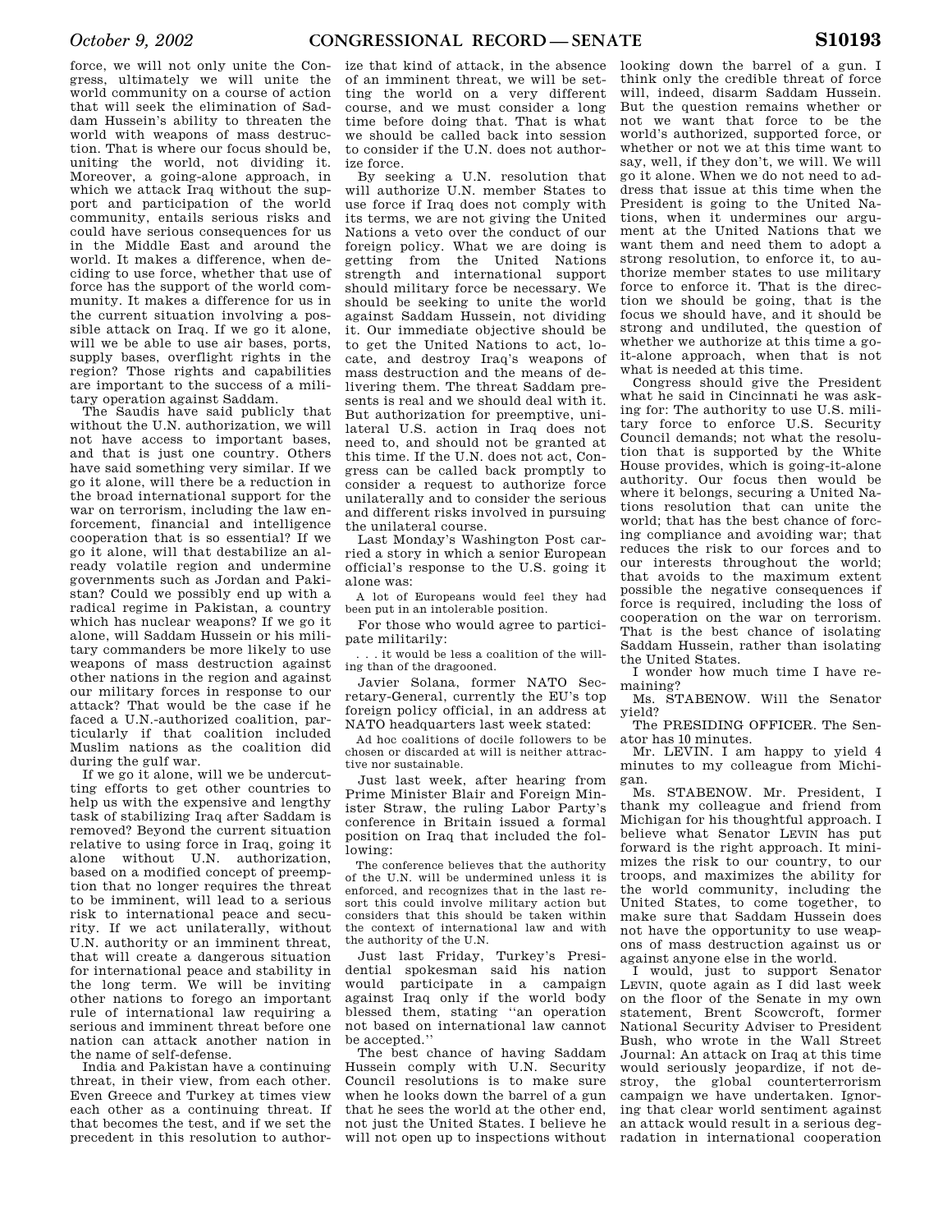force, we will not only unite the Congress, ultimately we will unite the world community on a course of action that will seek the elimination of Saddam Hussein's ability to threaten the world with weapons of mass destruction. That is where our focus should be, uniting the world, not dividing it. Moreover, a going-alone approach, in which we attack Iraq without the support and participation of the world community, entails serious risks and could have serious consequences for us in the Middle East and around the world. It makes a difference, when deciding to use force, whether that use of force has the support of the world community. It makes a difference for us in the current situation involving a possible attack on Iraq. If we go it alone, will we be able to use air bases, ports, supply bases, overflight rights in the region? Those rights and capabilities are important to the success of a military operation against Saddam.

The Saudis have said publicly that without the U.N. authorization, we will not have access to important bases, and that is just one country. Others have said something very similar. If we go it alone, will there be a reduction in the broad international support for the war on terrorism, including the law enforcement, financial and intelligence cooperation that is so essential? If we go it alone, will that destabilize an already volatile region and undermine governments such as Jordan and Pakistan? Could we possibly end up with a radical regime in Pakistan, a country which has nuclear weapons? If we go it alone, will Saddam Hussein or his military commanders be more likely to use weapons of mass destruction against other nations in the region and against our military forces in response to our attack? That would be the case if he faced a U.N.-authorized coalition, particularly if that coalition included Muslim nations as the coalition did during the gulf war.

If we go it alone, will we be undercutting efforts to get other countries to help us with the expensive and lengthy task of stabilizing Iraq after Saddam is removed? Beyond the current situation relative to using force in Iraq, going it alone without U.N. authorization, based on a modified concept of preemption that no longer requires the threat to be imminent, will lead to a serious risk to international peace and security. If we act unilaterally, without U.N. authority or an imminent threat, that will create a dangerous situation for international peace and stability in the long term. We will be inviting other nations to forego an important rule of international law requiring a serious and imminent threat before one nation can attack another nation in the name of self-defense.

India and Pakistan have a continuing threat, in their view, from each other. Even Greece and Turkey at times view each other as a continuing threat. If that becomes the test, and if we set the precedent in this resolution to authorize that kind of attack, in the absence of an imminent threat, we will be setting the world on a very different course, and we must consider a long time before doing that. That is what we should be called back into session to consider if the U.N. does not authorize force.

By seeking a U.N. resolution that will authorize U.N. member States to use force if Iraq does not comply with its terms, we are not giving the United Nations a veto over the conduct of our foreign policy. What we are doing is getting from the United Nations strength and international support should military force be necessary. We should be seeking to unite the world against Saddam Hussein, not dividing it. Our immediate objective should be to get the United Nations to act, locate, and destroy Iraq's weapons of mass destruction and the means of delivering them. The threat Saddam presents is real and we should deal with it. But authorization for preemptive, unilateral U.S. action in Iraq does not need to, and should not be granted at this time. If the U.N. does not act, Congress can be called back promptly to consider a request to authorize force unilaterally and to consider the serious and different risks involved in pursuing the unilateral course.

Last Monday's Washington Post carried a story in which a senior European official's response to the U.S. going it alone was:

> A lot of Europeans would feel they had been put in an intolerable position.

For those who would agree to participate militarily:

> . . . it would be less a coalition of the willing than of the dragooned.

Javier Solana, former NATO Secretary-General, currently the EU's top foreign policy official, in an address at NATO headquarters last week stated:

> Ad hoc coalitions of docile followers to be chosen or discarded at will is neither attractive nor sustainable.

Just last week, after hearing from Prime Minister Blair and Foreign Minister Straw, the ruling Labor Party's conference in Britain issued a formal position on Iraq that included the following:

> The conference believes that the authority of the U.N. will be undermined unless it is enforced, and recognizes that in the last resort this could involve military action but considers that this should be taken within the context of international law and with the authority of the U.N.

Just last Friday, Turkey's Presidential spokesman said his nation would participate in a campaign against Iraq only if the world body blessed them, stating "an operation not based on international law cannot be accepted."

The best chance of having Saddam Hussein comply with U.N. Security Council resolutions is to make sure when he looks down the barrel of a gun that he sees the world at the other end, not just the United States. I believe he will not open up to inspections without looking down the barrel of a gun. I think only the credible threat of force will, indeed, disarm Saddam Hussein. But the question remains whether or not we want that force to be the world's authorized, supported force, or whether or not we at this time want to say, well, if they don't, we will. We will go it alone. When we do not need to address that issue at this time when the President is going to the United Nations, when it undermines our argument at the United Nations that we want them and need them to adopt a strong resolution, to enforce it, to authorize member states to use military force to enforce it. That is the direction we should be going, that is the focus we should have, and it should be strong and undiluted, the question of whether we authorize at this time a go-it-alone approach, when that is not what is needed at this time.

Congress should give the President what he said in Cincinnati he was asking for: The authority to use U.S. military force to enforce U.S. Security Council demands; not what the resolution that is supported by the White House provides, which is going-it-alone authority. Our focus then would be where it belongs, securing a United Nations resolution that can unite the world; that has the best chance of forcing compliance and avoiding war; that reduces the risk to our forces and to our interests throughout the world; that avoids to the maximum extent possible the negative consequences if force is required, including the loss of cooperation on the war on terrorism. That is the best chance of isolating Saddam Hussein, rather than isolating the United States.

I wonder how much time I have remaining?

Ms. STABENOW. Will the Senator yield?

The PRESIDING OFFICER. The Senator has 10 minutes.

Mr. LEVIN. I am happy to yield 4 minutes to my colleague from Michigan.

Ms. STABENOW. Mr. President, I thank my colleague and friend from Michigan for his thoughtful approach. I believe what Senator LEVIN has put forward is the right approach. It minimizes the risk to our country, to our troops, and maximizes the ability for the world community, including the United States, to come together, to make sure that Saddam Hussein does not have the opportunity to use weapons of mass destruction against us or against anyone else in the world.

I would, just to support Senator LEVIN, quote again as I did last week on the floor of the Senate in my own statement, Brent Scowcroft, former National Security Adviser to President Bush, who wrote in the Wall Street Journal: An attack on Iraq at this time would seriously jeopardize, if not destroy, the global counterterrorism campaign we have undertaken. Ignoring that clear world sentiment against an attack would result in a serious degradation in international cooperation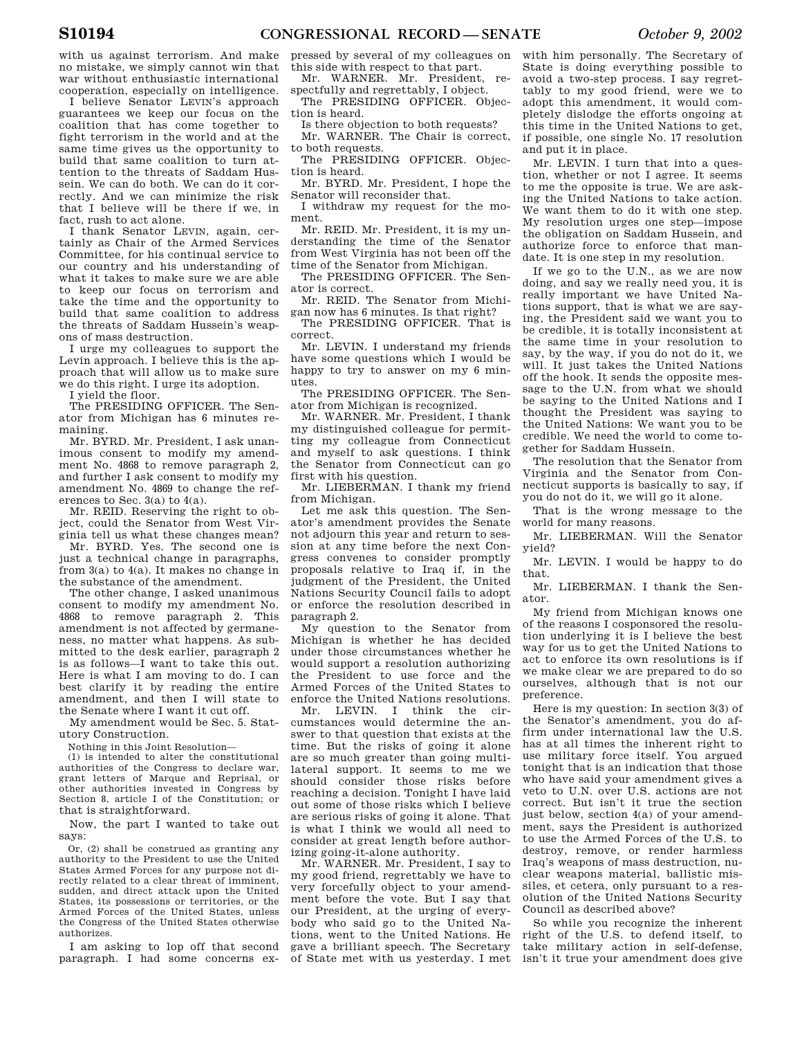with us against terrorism. And make no mistake, we simply cannot win that war without enthusiastic international cooperation, especially on intelligence.

I believe Senator LEVIN's approach guarantees we keep our focus on the coalition that has come together to fight terrorism in the world and at the same time gives us the opportunity to build that same coalition to turn attention to the threats of Saddam Hussein. We can do both. We can do it correctly. And we can minimize the risk that I believe will be there if we, in fact, rush to act alone.

I thank Senator LEVIN, again, certainly as Chair of the Armed Services Committee, for his continual service to our country and his understanding of what it takes to make sure we are able to keep our focus on terrorism and take the time and the opportunity to build that same coalition to address the threats of Saddam Hussein's weapons of mass destruction.

I urge my colleagues to support the Levin approach. I believe this is the approach that will allow us to make sure we do this right. I urge its adoption.

I yield the floor.

The PRESIDING OFFICER. The Senator from Michigan has 6 minutes remaining.

Mr. BYRD. Mr. President, I ask unanimous consent to modify my amendment No. 4868 to remove paragraph 2, and further I ask consent to modify my amendment No. 4869 to change the references to Sec. 3(a) to 4(a).

Mr. REID. Reserving the right to object, could the Senator from West Virginia tell us what these changes mean?

Mr. BYRD. Yes. The second one is just a technical change in paragraphs, from 3(a) to 4(a). It makes no change in the substance of the amendment.

The other change, I asked unanimous consent to modify my amendment No. 4868 to remove paragraph 2. This amendment is not affected by germaneness, no matter what happens. As submitted to the desk earlier, paragraph 2 is as follows—I want to take this out. Here is what I am moving to do. I can best clarify it by reading the entire amendment, and then I will state to the Senate where I want it cut off.

My amendment would be Sec. 5. Statutory Construction.

Nothing in this Joint Resolution—

(1) is intended to alter the constitutional authorities of the Congress to declare war, grant letters of Marque and Reprisal, or other authorities invested in Congress by Section 8, article I of the Constitution; or

that is straightforward.

Now, the part I wanted to take out says:

Or, (2) shall be construed as granting any authority to the President to use the United States Armed Forces for any purpose not directly related to a clear threat of imminent, sudden, and direct attack upon the United States, its possessions or territories, or the Armed Forces of the United States, unless the Congress of the United States otherwise authorizes.

I am asking to lop off that second paragraph. I had some concerns expressed by several of my colleagues on this side with respect to that part.

Mr. WARNER. Mr. President, respectfully and regretfully, I object.

The PRESIDING OFFICER. Objection is heard.

Is there objection to both requests?

Mr. WARNER. The Chair is correct, to both requests.

The PRESIDING OFFICER. Objection is heard.

Mr. BYRD. Mr. President, I hope the Senator will reconsider that.

I withdraw my request for the moment.

Mr. REID. Mr. President, it is my understanding the time of the Senator from West Virginia has not been off the time of the Senator from Michigan.

The PRESIDING OFFICER. The Senator is correct.

Mr. REID. The Senator from Michigan now has 6 minutes. Is that right?

The PRESIDING OFFICER. That is correct.

Mr. LEVIN. I understand my friends have some questions which I would be happy to try to answer on my 6 minutes.

The PRESIDING OFFICER. The Senator from Michigan is recognized.

Mr. WARNER. Mr. President, I thank my distinguished colleague for permitting my colleague from Connecticut and myself to ask questions. I think the Senator from Connecticut can go first with his question.

Mr. LIEBERMAN. I thank my friend from Michigan.

Let me ask this question. The Senator's amendment provides the Senate not adjourn this year and return to session at any time before the next Congress convenes to consider promptly proposals relative to Iraq if, in the judgment of the President, the United Nations Security Council fails to adopt or enforce the resolution described in paragraph 2.

My question to the Senator from Michigan is whether he has decided under those circumstances whether he would support a resolution authorizing the President to use force and the Armed Forces of the United States to enforce the United Nations resolutions.

Mr. LEVIN. I think the circumstances would determine the answer to that question that exists at the time. But the risks of going it alone are so much greater than going multilateral support. It seems to me we should consider those risks before reaching a decision. Tonight I have laid out some of those risks which I believe are serious risks of going it alone. That is what I think we would all need to consider at great length before authorizing going-it-alone authority.

Mr. WARNER. Mr. President, I say to my good friend, regrettably we have to very forcefully object to your amendment before the vote. But I say that our President, at the urging of everybody who said go to the United Nations, went to the United Nations. He gave a brilliant speech. The Secretary of State met with us yesterday. I met with him personally. The Secretary of State is doing everything possible to avoid a two-step process. I say regrettably to my good friend, were we to adopt this amendment, it would completely dislodge the efforts ongoing at this time in the United Nations to get, if possible, one single No. 17 resolution and put it in place.

Mr. LEVIN. I turn that into a question, whether or not I agree. It seems to me the opposite is true. We are asking the United Nations to take action. We want them to do it with one step. My resolution urges one step—impose the obligation on Saddam Hussein, and authorize force to enforce that mandate. It is one step in my resolution.

If we go to the U.N., as we are now doing, and say we really need you, it is really important we have United Nations support, that is what we are saying, the President said we want you to be credible, it is totally inconsistent at the same time in your resolution to say, by the way, if you do not do it, we will. It just takes the United Nations off the hook. It sends the opposite message to the U.N. from what we should be saying to the United Nations and I thought the President was saying to the United Nations: We want you to be credible. We need the world to come together for Saddam Hussein.

The resolution that the Senator from Virginia and the Senator from Connecticut supports is basically to say, if you do not do it, we will go it alone.

That is the wrong message to the world for many reasons.

Mr. LIEBERMAN. Will the Senator yield?

Mr. LEVIN. I would be happy to do that.

Mr. LIEBERMAN. I thank the Senator.

My friend from Michigan knows one of the reasons I cosponsored the resolution underlying it is I believe the best way for us to get the United Nations to act to enforce its own resolutions is if we make clear we are prepared to do so ourselves, although that is not our preference.

Here is my question: In section 3(3) of the Senator's amendment, you do affirm under international law the U.S. has at all times the inherent right to use military force itself. You argued tonight that is an indication that those who have said your amendment gives a veto to U.N. over U.S. actions are not correct. But isn't it true the section just below, section 4(a) of your amendment, says the President is authorized to use the Armed Forces of the U.S. to destroy, remove, or render harmless Iraq's weapons of mass destruction, nuclear weapons material, ballistic missiles, et cetera, only pursuant to a resolution of the United Nations Security Council as described above?

So while you recognize the inherent right of the U.S. to defend itself, to take military action in self-defense, isn't it true your amendment does give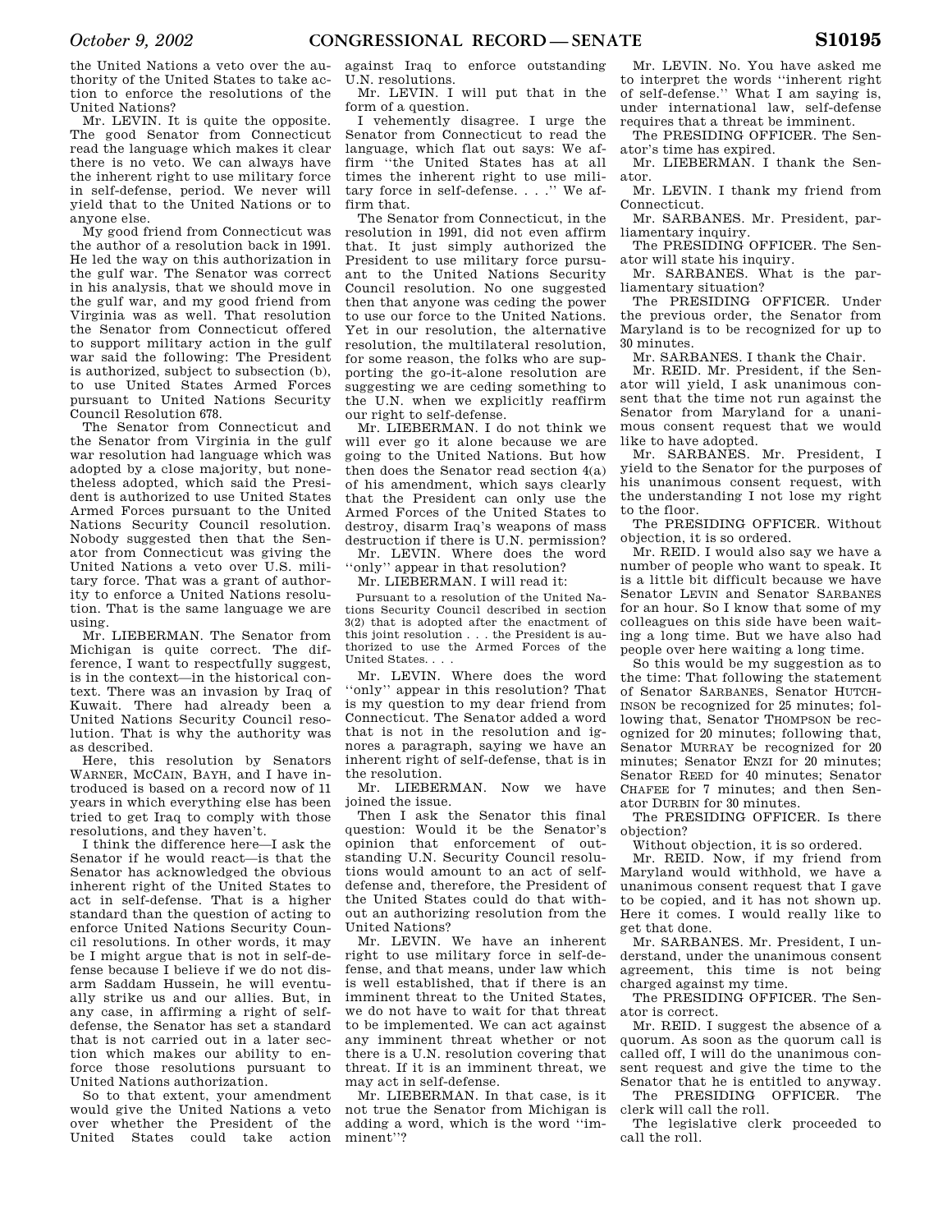the United Nations a veto over the authority of the United States to take action to enforce the resolutions of the United Nations?

Mr. LEVIN. It is quite the opposite. The good Senator from Connecticut read the language which makes it clear there is no veto. We can always have the inherent right to use military force in self-defense, period. We never will yield that to the United Nations or to anyone else.

My good friend from Connecticut was the author of a resolution back in 1991. He led the way on this authorization in the gulf war. The Senator was correct in his analysis, that we should move in the gulf war, and my good friend from Virginia was as well. That resolution the Senator from Connecticut offered to support military action in the gulf war said the following: The President is authorized, subject to subsection (b), to use United States Armed Forces pursuant to United Nations Security Council Resolution 678.

The Senator from Connecticut and the Senator from Virginia in the gulf war resolution had language which was adopted by a close majority, but nonetheless adopted, which said the President is authorized to use United States Armed Forces pursuant to the United Nations Security Council resolution. Nobody suggested then that the Senator from Connecticut was giving the United Nations a veto over U.S. military force. That was a grant of authority to enforce a United Nations resolution. That is the same language we are using.

Mr. LIEBERMAN. The Senator from Michigan is quite correct. The difference, I want to respectfully suggest, is in the context—in the historical context. There was an invasion by Iraq of Kuwait. There had already been a United Nations Security Council resolution. That is why the authority was as described.

Here, this resolution by Senators WARNER, MCCAIN, BAYH, and I have introduced is based on a record now of 11 years in which everything else has been tried to get Iraq to comply with those resolutions, and they haven't.

I think the difference here—I ask the Senator if he would react—is that the Senator has acknowledged the obvious inherent right of the United States to act in self-defense. That is a higher standard than the question of acting to enforce United Nations Security Council resolutions. In other words, it may be I might argue that is not in self-defense because I believe if we do not disarm Saddam Hussein, he will eventually strike us and our allies. But, in any case, in affirming a right of self-defense, the Senator has set a standard that is not carried out in a later section which makes our ability to enforce those resolutions pursuant to United Nations authorization.

So to that extent, your amendment would give the United Nations a veto over whether the President of the United States could take action against Iraq to enforce outstanding U.N. resolutions.

Mr. LEVIN. I will put that in the form of a question.

I vehemently disagree. I urge the Senator from Connecticut to read the language, which flat out says: We affirm "the United States has at all times the inherent right to use military force in self-defense. . . ." We affirm that.

The Senator from Connecticut, in the resolution in 1991, did not even affirm that. It just simply authorized the President to use military force pursuant to the United Nations Security Council resolution. No one suggested then that anyone was ceding the power to use our force to the United Nations. Yet in our resolution, the alternative resolution, the multilateral resolution, for some reason, the folks who are supporting the go-it-alone resolution are suggesting we are ceding something to the U.N. when we explicitly reaffirm our right to self-defense.

Mr. LIEBERMAN. I do not think we will ever go it alone because we are going to the United Nations. But how then does the Senator read section 4(a) of his amendment, which says clearly that the President can only use the Armed Forces of the United States to destroy, disarm Iraq's weapons of mass destruction if there is U.N. permission?

Mr. LEVIN. Where does the word "only" appear in that resolution?

Mr. LIEBERMAN. I will read it:

> Pursuant to a resolution of the United Nations Security Council described in section 3(2) that is adopted after the enactment of this joint resolution . . . the President is authorized to use the Armed Forces of the United States. . . .

Mr. LEVIN. Where does the word "only" appear in this resolution? That is my question to my dear friend from Connecticut. The Senator added a word that is not in the resolution and ignores a paragraph, saying we have an inherent right of self-defense, that is in the resolution.

Mr. LIEBERMAN. Now we have joined the issue.

Then I ask the Senator this final question: Would it be the Senator's opinion that enforcement of outstanding U.N. Security Council resolutions would amount to an act of self-defense and, therefore, the President of the United States could do that without an authorizing resolution from the United Nations?

Mr. LEVIN. We have an inherent right to use military force in self-defense, and that means, under law which is well established, that if there is an imminent threat to the United States, we do not have to wait for that threat to be implemented. We can act against any imminent threat whether or not there is a U.N. resolution covering that threat. If it is an imminent threat, we may act in self-defense.

Mr. LIEBERMAN. In that case, is it not true the Senator from Michigan is adding a word, which is the word "imminent"?

Mr. LEVIN. No. You have asked me to interpret the words "inherent right of self-defense." What I am saying is, under international law, self-defense requires that a threat be imminent.

The PRESIDING OFFICER. The Senator's time has expired.

Mr. LIEBERMAN. I thank the Senator.

Mr. LEVIN. I thank my friend from Connecticut.

Mr. SARBANES. Mr. President, parliamentary inquiry.

The PRESIDING OFFICER. The Senator will state his inquiry.

Mr. SARBANES. What is the parliamentary situation?

The PRESIDING OFFICER. Under the previous order, the Senator from Maryland is to be recognized for up to 30 minutes.

Mr. SARBANES. I thank the Chair.

Mr. REID. Mr. President, if the Senator will yield, I ask unanimous consent that the time not run against the Senator from Maryland for a unanimous consent request that we would like to have adopted.

Mr. SARBANES. Mr. President, I yield to the Senator for the purposes of his unanimous consent request, with the understanding I not lose my right to the floor.

The PRESIDING OFFICER. Without objection, it is so ordered.

Mr. REID. I would also say we have a number of people who want to speak. It is a little bit difficult because we have Senator LEVIN and Senator SARBANES for an hour. So I know that some of my colleagues on this side have been waiting a long time. But we have also had people over here waiting a long time.

So this would be my suggestion as to the time: That following the statement of Senator SARBANES, Senator HUTCHINSON be recognized for 25 minutes; following that, Senator THOMPSON be recognized for 20 minutes; following that, Senator MURRAY be recognized for 20 minutes; Senator ENZI for 20 minutes; Senator REED for 40 minutes; Senator CHAFEE for 7 minutes; and then Senator DURBIN for 30 minutes.

The PRESIDING OFFICER. Is there objection?

Without objection, it is so ordered.

Mr. REID. Now, if my friend from Maryland would withhold, we have a unanimous consent request that I gave to be copied, and it has not shown up. Here it comes. I would really like to get that done.

Mr. SARBANES. Mr. President, I understand, under the unanimous consent agreement, this time is not being charged against my time.

The PRESIDING OFFICER. The Senator is correct.

Mr. REID. I suggest the absence of a quorum. As soon as the quorum call is called off, I will do the unanimous consent request and give the time to the Senator that he is entitled to anyway.

The PRESIDING OFFICER. The clerk will call the roll.

The legislative clerk proceeded to call the roll.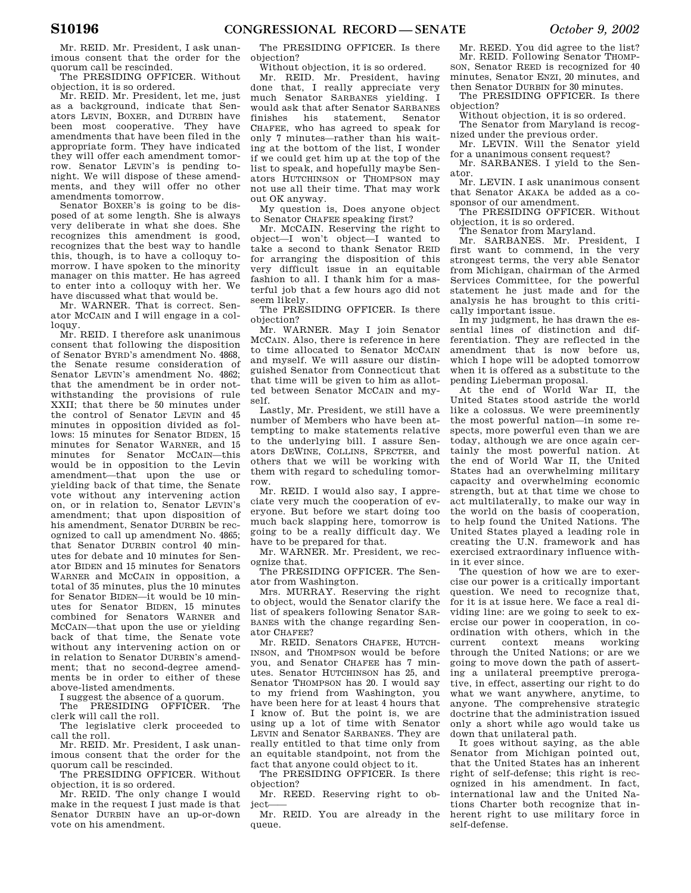Mr. REID. Mr. President, I ask unanimous consent that the order for the quorum call be rescinded.

The PRESIDING OFFICER. Without objection, it is so ordered.

Mr. REID. Mr. President, let me, just as a background, indicate that Senators LEVIN, BOXER, and DURBIN have been most cooperative. They have amendments that have been filed in the appropriate form. They have indicated they will offer each amendment tomorrow. Senator LEVIN's is pending tonight. We will dispose of these amendments, and they will offer no other amendments tomorrow.

Senator BOXER's is going to be disposed of at some length. She is always very deliberate in what she does. She recognizes this amendment is good, recognizes that the best way to handle this, though, is to have a colloquy tomorrow. I have spoken to the minority manager on this matter. He has agreed to enter into a colloquy with her. We have discussed what that would be.

Mr. WARNER. That is correct. Senator MCCAIN and I will engage in a colloquy.

Mr. REID. I therefore ask unanimous consent that following the disposition of Senator BYRD's amendment No. 4868, the Senate resume consideration of Senator LEVIN's amendment No. 4862; that the amendment be in order notwithstanding the provisions of rule XXII; that there be 50 minutes under the control of Senator LEVIN and 45 minutes in opposition divided as follows: 15 minutes for Senator BIDEN, 15 minutes for Senator WARNER, and 15 minutes for Senator MCCAIN—this would be in opposition to the Levin amendment—that upon the use or yielding back of that time, the Senate vote without any intervening action on, or in relation to, Senator LEVIN's amendment; that upon disposition of his amendment, Senator DURBIN be recognized to call up amendment No. 4865; that Senator DURBIN control 40 minutes for debate and 10 minutes for Senator BIDEN and 15 minutes for Senators WARNER and MCCAIN in opposition, a total of 35 minutes, plus the 10 minutes for Senator BIDEN—it would be 10 minutes for Senator BIDEN, 15 minutes combined for Senators WARNER and MCCAIN—that upon the use or yielding back of that time, the Senate vote without any intervening action on or in relation to Senator DURBIN's amendment; that no second-degree amendments be in order to either of these above-listed amendments.

I suggest the absence of a quorum.

The PRESIDING OFFICER. The clerk will call the roll.

The legislative clerk proceeded to call the roll.

Mr. REID. Mr. President, I ask unanimous consent that the order for the quorum call be rescinded.

The PRESIDING OFFICER. Without objection, it is so ordered.

Mr. REID. The only change I would make in the request I just made is that Senator DURBIN have an up-or-down vote on his amendment.

The PRESIDING OFFICER. Is there objection?

Without objection, it is so ordered.

Mr. REID. Mr. President, having done that, I really appreciate very much Senator SARBANES yielding. I would ask that after Senator SARBANES finishes his statement, Senator CHAFEE, who has agreed to speak for only 7 minutes—rather than his waiting at the bottom of the list, I wonder if we could get him up at the top of the list to speak, and hopefully maybe Senators HUTCHINSON or THOMPSON may not use all their time. That may work out OK anyway.

My question is, Does anyone object to Senator CHAFEE speaking first?

Mr. MCCAIN. Reserving the right to object—I won't object—I wanted to take a second to thank Senator REID for arranging the disposition of this very difficult issue in an equitable fashion to all. I thank him for a masterful job that a few hours ago did not seem likely.

The PRESIDING OFFICER. Is there objection?

Mr. WARNER. May I join Senator MCCAIN. Also, there is reference in here to time allocated to Senator MCCAIN and myself. We will assure our distinguished Senator from Connecticut that that time will be given to him as allotted between Senator MCCAIN and myself.

Lastly, Mr. President, we still have a number of Members who have been attempting to make statements relative to the underlying bill. I assure Senators DEWINE, COLLINS, SPECTER, and others that we will be working with them with regard to scheduling tomorrow.

Mr. REID. I would also say, I appreciate very much the cooperation of everyone. But before we start doing too much back slapping here, tomorrow is going to be a really difficult day. We have to be prepared for that.

Mr. WARNER. Mr. President, we recognize that.

The PRESIDING OFFICER. The Senator from Washington.

Mrs. MURRAY. Reserving the right to object, would the Senator clarify the list of speakers following Senator SARBANES with the change regarding Senator CHAFEE?

Mr. REID. Senators CHAFEE, HUTCHINSON, and THOMPSON would be before you, and Senator CHAFEE has 7 minutes. Senator HUTCHINSON has 25, and Senator THOMPSON has 20. I would say to my friend from Washington, you have been here for at least 4 hours that I know of. But the point is, we are using up a lot of time with Senator LEVIN and Senator SARBANES. They are really entitled to that time only from an equitable standpoint, not from the fact that anyone could object to it.

The PRESIDING OFFICER. Is there objection?

Mr. REED. Reserving right to object——

Mr. REID. You are already in the queue.

Mr. REED. You did agree to the list?

Mr. REID. Following Senator THOMPSON, Senator REED is recognized for 40 minutes, Senator ENZI, 20 minutes, and then Senator DURBIN for 30 minutes.

The PRESIDING OFFICER. Is there objection?

Without objection, it is so ordered.

The Senator from Maryland is recognized under the previous order.

Mr. LEVIN. Will the Senator yield for a unanimous consent request?

Mr. SARBANES. I yield to the Senator.

Mr. LEVIN. I ask unanimous consent that Senator AKAKA be added as a cosponsor of our amendment.

The PRESIDING OFFICER. Without objection, it is so ordered.

The Senator from Maryland.

Mr. SARBANES. Mr. President, I first want to commend, in the very strongest terms, the very able Senator from Michigan, chairman of the Armed Services Committee, for the powerful statement he just made and for the analysis he has brought to this critically important issue.

In my judgment, he has drawn the essential lines of distinction and differentiation. They are reflected in the amendment that is now before us, which I hope will be adopted tomorrow when it is offered as a substitute to the pending Lieberman proposal.

At the end of World War II, the United States stood astride the world like a colossus. We were preeminently the most powerful nation—in some respects, more powerful even than we are today, although we are once again certainly the most powerful nation. At the end of World War II, the United States had an overwhelming military capacity and overwhelming economic strength, but at that time we chose to act multilaterally, to make our way in the world on the basis of cooperation, to help found the United Nations. The United States played a leading role in creating the U.N. framework and has exercised extraordinary influence within it ever since.

The question of how we are to exercise our power is a critically important question. We need to recognize that, for it is at issue here. We face a real dividing line: are we going to seek to exercise our power in cooperation, in coordination with others, which in the current context means working through the United Nations; or are we going to move down the path of asserting a unilateral preemptive prerogative, in effect, asserting our right to do what we want anywhere, anytime, to anyone. The comprehensive strategic doctrine that the administration issued only a short while ago would take us down that unilateral path.

It goes without saying, as the able Senator from Michigan pointed out, that the United States has an inherent right of self-defense; this right is recognized in his amendment. In fact, international law and the United Nations Charter both recognize that inherent right to use military force in self-defense.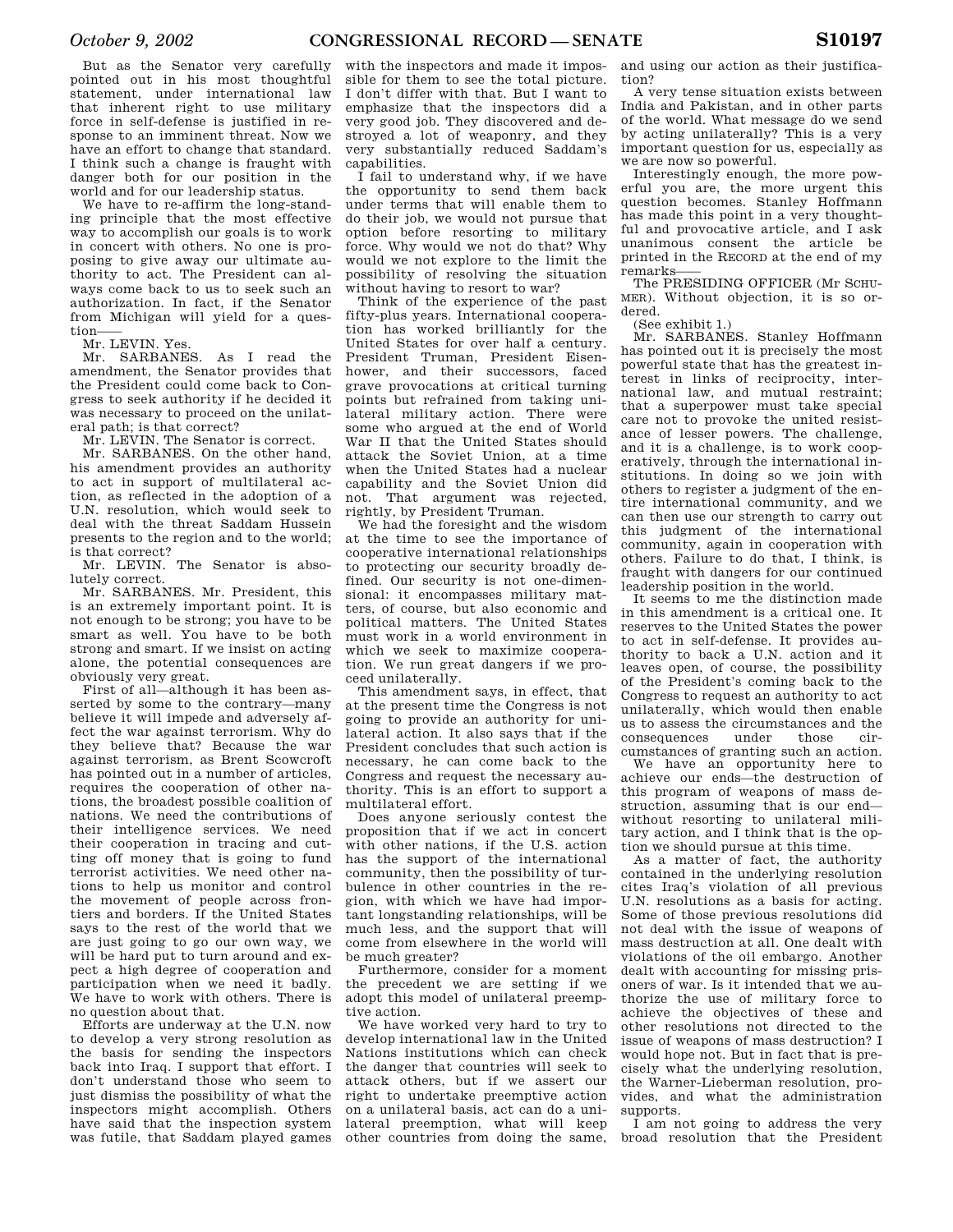But as the Senator very carefully pointed out in his most thoughtful statement, under international law that inherent right to use military force in self-defense is justified in response to an imminent threat. Now we have an effort to change that standard. I think such a change is fraught with danger both for our position in the world and for our leadership status.

We have to re-affirm the long-standing principle that the most effective way to accomplish our goals is to work in concert with others. No one is proposing to give away our ultimate authority to act. The President can always come back to us to seek such an authorization. In fact, if the Senator from Michigan will yield for a question——

Mr. LEVIN. Yes.

Mr. SARBANES. As I read the amendment, the Senator provides that the President could come back to Congress to seek authority if he decided it was necessary to proceed on the unilateral path; is that correct?

Mr. LEVIN. The Senator is correct.

Mr. SARBANES. On the other hand, his amendment provides an authority to act in support of multilateral action, as reflected in the adoption of a U.N. resolution, which would seek to deal with the threat Saddam Hussein presents to the region and to the world; is that correct?

Mr. LEVIN. The Senator is absolutely correct.

Mr. SARBANES. Mr. President, this is an extremely important point. It is not enough to be strong; you have to be smart as well. You have to be both strong and smart. If we insist on acting alone, the potential consequences are obviously very great.

First of all—although it has been asserted by some to the contrary—many believe it will impede and adversely affect the war against terrorism. Why do they believe that? Because the war against terrorism, as Brent Scowcroft has pointed out in a number of articles, requires the cooperation of other nations, the broadest possible coalition of nations. We need the contributions of their intelligence services. We need their cooperation in tracing and cutting off money that is going to fund terrorist activities. We need other nations to help us monitor and control the movement of people across frontiers and borders. If the United States says to the rest of the world that we are just going to go our own way, we will be hard put to turn around and expect a high degree of cooperation and participation when we need it badly. We have to work with others. There is no question about that.

Efforts are underway at the U.N. now to develop a very strong resolution as the basis for sending the inspectors back into Iraq. I support that effort. I don't understand those who seem to just dismiss the possibility of what the inspectors might accomplish. Others have said that the inspection system was futile, that Saddam played games with the inspectors and made it impossible for them to see the total picture. I don't differ with that. But I want to emphasize that the inspectors did a very good job. They discovered and destroyed a lot of weaponry, and they very substantially reduced Saddam's capabilities.

I fail to understand why, if we have the opportunity to send them back under terms that will enable them to do their job, we would not pursue that option before resorting to military force. Why would we not do that? Why would we not explore to the limit the possibility of resolving the situation without having to resort to war?

Think of the experience of the past fifty-plus years. International cooperation has worked brilliantly for the United States for over half a century. President Truman, President Eisenhower, and their successors, faced grave provocations at critical turning points but refrained from taking unilateral military action. There were some who argued at the end of World War II that the United States should attack the Soviet Union, at a time when the United States had a nuclear capability and the Soviet Union did not. That argument was rejected, rightly, by President Truman.

We had the foresight and the wisdom at the time to see the importance of cooperative international relationships to protecting our security broadly defined. Our security is not one-dimensional: it encompasses military matters, of course, but also economic and political matters. The United States must work in a world environment in which we seek to maximize cooperation. We run great dangers if we proceed unilaterally.

This amendment says, in effect, that at the present time the Congress is not going to provide an authority for unilateral action. It also says that if the President concludes that such action is necessary, he can come back to the Congress and request the necessary authority. This is an effort to support a multilateral effort.

Does anyone seriously contest the proposition that if we act in concert with other nations, if the U.S. action has the support of the international community, then the possibility of turbulence in other countries in the region, with which we have had important longstanding relationships, will be much less, and the support that will come from elsewhere in the world will be much greater?

Furthermore, consider for a moment the precedent we are setting if we adopt this model of unilateral preemptive action.

We have worked very hard to try to develop international law in the United Nations institutions which can check the danger that countries will seek to attack others, but if we assert our right to undertake preemptive action on a unilateral basis, act can do a unilateral preemption, what will keep other countries from doing the same, and using our action as their justification?

A very tense situation exists between India and Pakistan, and in other parts of the world. What message do we send by acting unilaterally? This is a very important question for us, especially as we are now so powerful.

Interestingly enough, the more powerful you are, the more urgent this question becomes. Stanley Hoffmann has made this point in a very thoughtful and provocative article, and I ask unanimous consent the article be printed in the RECORD at the end of my remarks——

The PRESIDING OFFICER (Mr SCHUMER). Without objection, it is so ordered.

(See exhibit 1.)

Mr. SARBANES. Stanley Hoffmann has pointed out it is precisely the most powerful state that has the greatest interest in links of reciprocity, international law, and mutual restraint; that a superpower must take special care not to provoke the united resistance of lesser powers. The challenge, and it is a challenge, is to work cooperatively, through the international institutions. In doing so we join with others to register a judgment of the entire international community, and we can then use our strength to carry out this judgment of the international community, again in cooperation with others. Failure to do that, I think, is fraught with dangers for our continued leadership position in the world.

It seems to me the distinction made in this amendment is a critical one. It reserves to the United States the power to act in self-defense. It provides authority to back a U.N. action and it leaves open, of course, the possibility of the President's coming back to the Congress to request an authority to act unilaterally, which would then enable us to assess the circumstances and the consequences under those circumstances of granting such an action.

We have an opportunity here to achieve our ends—the destruction of this program of weapons of mass destruction, assuming that is our end—without resorting to unilateral military action, and I think that is the option we should pursue at this time.

As a matter of fact, the authority contained in the underlying resolution cites Iraq's violation of all previous U.N. resolutions as a basis for acting. Some of those previous resolutions did not deal with the issue of weapons of mass destruction at all. One dealt with violations of the oil embargo. Another dealt with accounting for missing prisoners of war. Is it intended that we authorize the use of military force to achieve the objectives of these and other resolutions not directed to the issue of weapons of mass destruction? I would hope not. But in fact that is precisely what the underlying resolution, the Warner-Lieberman resolution, provides, and what the administration supports.

I am not going to address the very broad resolution that the President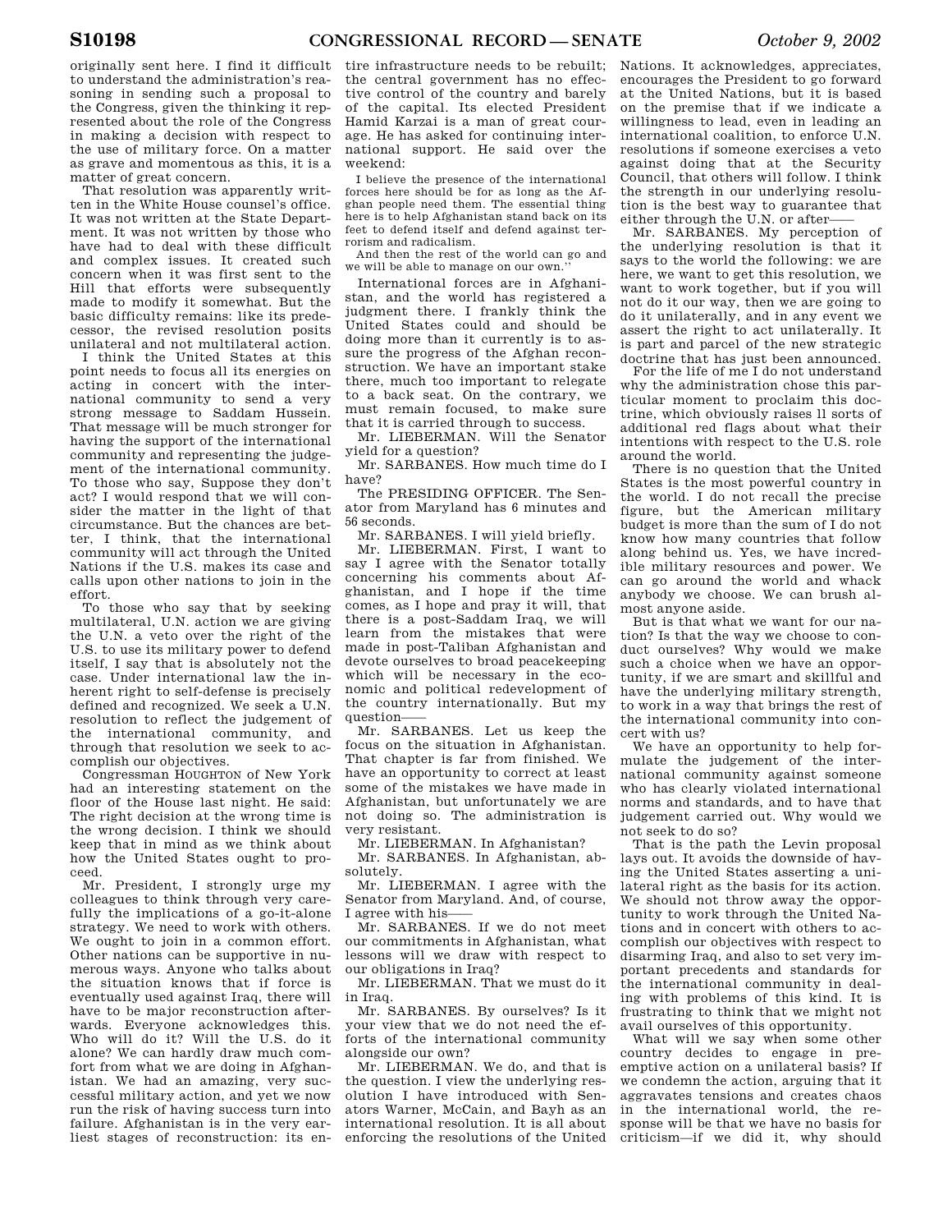originally sent here. I find it difficult to understand the administration's reasoning in sending such a proposal to the Congress, given the thinking it represented about the role of the Congress in making a decision with respect to the use of military force. On a matter as grave and momentous as this, it is a matter of great concern.

That resolution was apparently written in the White House counsel's office. It was not written at the State Department. It was not written by those who have had to deal with these difficult and complex issues. It created such concern when it was first sent to the Hill that efforts were subsequently made to modify it somewhat. But the basic difficulty remains: like its predecessor, the revised resolution posits unilateral and not multilateral action.

I think the United States at this point needs to focus all its energies on acting in concert with the international community to send a very strong message to Saddam Hussein. That message will be much stronger for having the support of the international community and representing the judgement of the international community. To those who say, Suppose they don't act? I would respond that we will consider the matter in the light of that circumstance. But the chances are better, I think, that the international community will act through the United Nations if the U.S. makes its case and calls upon other nations to join in the effort.

To those who say that by seeking multilateral, U.N. action we are giving the U.N. a veto over the right of the U.S. to use its military power to defend itself, I say that is absolutely not the case. Under international law the inherent right to self-defense is precisely defined and recognized. We seek a U.N. resolution to reflect the judgement of the international community, and through that resolution we seek to accomplish our objectives.

Congressman HOUGHTON of New York had an interesting statement on the floor of the House last night. He said: The right decision at the wrong time is the wrong decision. I think we should keep that in mind as we think about how the United States ought to proceed.

Mr. President, I strongly urge my colleagues to think through very carefully the implications of a go-it-alone strategy. We need to work with others. We ought to join in a common effort. Other nations can be supportive in numerous ways. Anyone who talks about the situation knows that if force is eventually used against Iraq, there will have to be major reconstruction afterwards. Everyone acknowledges this. Who will do it? Will the U.S. do it alone? We can hardly draw much comfort from what we are doing in Afghanistan. We had an amazing, very successful military action, and yet we now run the risk of having success turn into failure. Afghanistan is in the very earliest stages of reconstruction: its entire infrastructure needs to be rebuilt; the central government has no effective control of the country and barely of the capital. Its elected President Hamid Karzai is a man of great courage. He has asked for continuing international support. He said over the weekend:

> I believe the presence of the international forces here should be for as long as the Afghan people need them. The essential thing here is to help Afghanistan stand back on its feet to defend itself and defend against terrorism and radicalism.
>
> And then the rest of the world can go and we will be able to manage on our own.''

International forces are in Afghanistan, and the world has registered a judgment there. I frankly think the United States could and should be doing more than it currently is to assure the progress of the Afghan reconstruction. We have an important stake there, much too important to relegate to a back seat. On the contrary, we must remain focused, to make sure that it is carried through to success.

Mr. LIEBERMAN. Will the Senator yield for a question?

Mr. SARBANES. How much time do I have?

The PRESIDING OFFICER. The Senator from Maryland has 6 minutes and 56 seconds.

Mr. SARBANES. I will yield briefly.

Mr. LIEBERMAN. First, I want to say I agree with the Senator totally concerning his comments about Afghanistan, and I hope if the time comes, as I hope and pray it will, that there is a post-Saddam Iraq, we will learn from the mistakes that were made in post-Taliban Afghanistan and devote ourselves to broad peacekeeping which will be necessary in the economic and political redevelopment of the country internationally. But my question——

Mr. SARBANES. Let us keep the focus on the situation in Afghanistan. That chapter is far from finished. We have an opportunity to correct at least some of the mistakes we have made in Afghanistan, but unfortunately we are not doing so. The administration is very resistant.

Mr. LIEBERMAN. In Afghanistan?

Mr. SARBANES. In Afghanistan, absolutely.

Mr. LIEBERMAN. I agree with the Senator from Maryland. And, of course, I agree with his——

Mr. SARBANES. If we do not meet our commitments in Afghanistan, what lessons will we draw with respect to our obligations in Iraq?

Mr. LIEBERMAN. That we must do it in Iraq.

Mr. SARBANES. By ourselves? Is it your view that we do not need the efforts of the international community alongside our own?

Mr. LIEBERMAN. We do, and that is the question. I view the underlying resolution I have introduced with Senators Warner, McCain, and Bayh as an international resolution. It is all about enforcing the resolutions of the United Nations. It acknowledges, appreciates, encourages the President to go forward at the United Nations, but it is based on the premise that if we indicate a willingness to lead, even in leading an international coalition, to enforce U.N. resolutions if someone exercises a veto against doing that at the Security Council, that others will follow. I think the strength in our underlying resolution is the best way to guarantee that either through the U.N. or after——

Mr. SARBANES. My perception of the underlying resolution is that it says to the world the following: we are here, we want to get this resolution, we want to work together, but if you will not do it our way, then we are going to do it unilaterally, and in any event we assert the right to act unilaterally. It is part and parcel of the new strategic doctrine that has just been announced.

For the life of me I do not understand why the administration chose this particular moment to proclaim this doctrine, which obviously raises ll sorts of additional red flags about what their intentions with respect to the U.S. role around the world.

There is no question that the United States is the most powerful country in the world. I do not recall the precise figure, but the American military budget is more than the sum of I do not know how many countries that follow along behind us. Yes, we have incredible military resources and power. We can go around the world and whack anybody we choose. We can brush almost anyone aside.

But is that what we want for our nation? Is that the way we choose to conduct ourselves? Why would we make such a choice when we have an opportunity, if we are smart and skillful and have the underlying military strength, to work in a way that brings the rest of the international community into concert with us?

We have an opportunity to help formulate the judgement of the international community against someone who has clearly violated international norms and standards, and to have that judgement carried out. Why would we not seek to do so?

That is the path the Levin proposal lays out. It avoids the downside of having the United States asserting a unilateral right as the basis for its action. We should not throw away the opportunity to work through the United Nations and in concert with others to accomplish our objectives with respect to disarming Iraq, and also to set very important precedents and standards for the international community in dealing with problems of this kind. It is frustrating to think that we might not avail ourselves of this opportunity.

What will we say when some other country decides to engage in preemptive action on a unilateral basis? If we condemn the action, arguing that it aggravates tensions and creates chaos in the international world, the response will be that we have no basis for criticism—if we did it, why should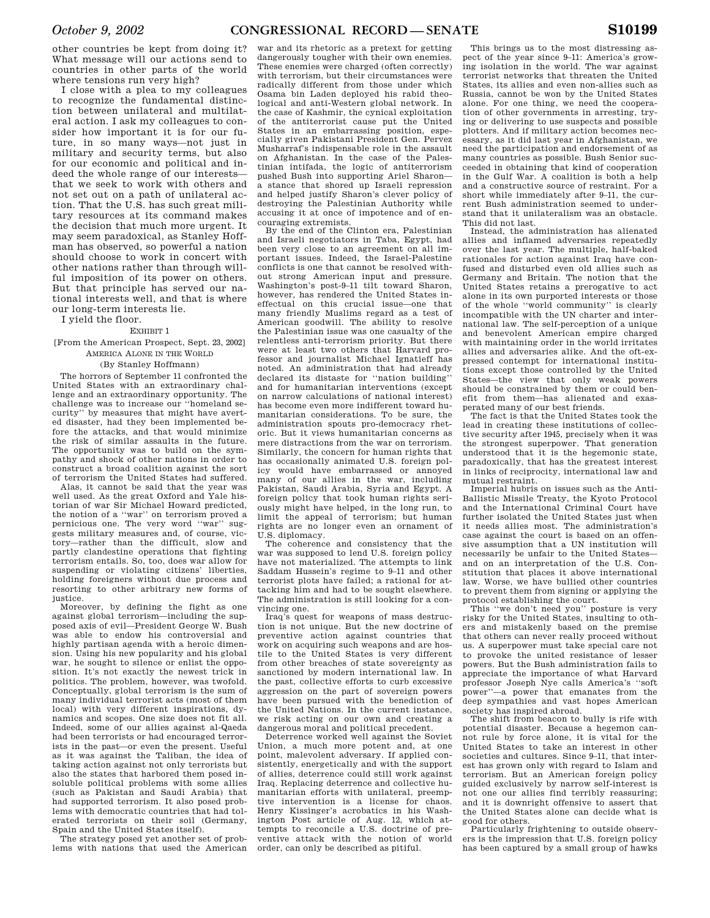other countries be kept from doing it? What message will our actions send to countries in other parts of the world where tensions run very high?

I close with a plea to my colleagues to recognize the fundamental distinction between unilateral and multilateral action. I ask my colleagues to consider how important it is for our future, in so many ways—not just in military and security terms, but also for our economic and political and indeed the whole range of our interests—that we seek to work with others and not set out on a path of unilateral action. That the U.S. has such great military resources at its command makes the decision that much more urgent. It may seem paradoxical, as Stanley Hoffman has observed, so powerful a nation should choose to work in concert with other nations rather than through willful imposition of its power on others. But that principle has served our national interests well, and that is where our long-term interests lie.

I yield the floor.

EXHIBIT 1

[From the American Prospect, Sept. 23, 2002]

AMERICA ALONE IN THE WORLD

(By Stanley Hoffmann)

The horrors of September 11 confronted the United States with an extraordinary challenge and an extraordinary opportunity. The challenge was to increase our "homeland security" by measures that might have averted disaster, had they been implemented before the attacks, and that would minimize the risk of similar assaults in the future. The opportunity was to build on the sympathy and shock of other nations in order to construct a broad coalition against the sort of terrorism the United States had suffered.

Alas, it cannot be said that the year was well used. As the great Oxford and Yale historian of war Sir Michael Howard predicted, the notion of a "war" on terrorism proved a pernicious one. The very word "war" suggests military measures and, of course, victory—rather than the difficult, slow and partly clandestine operations that fighting terrorism entails. So, too, does war allow for suspending or violating citizens' liberties, holding foreigners without due process and resorting to other arbitrary new forms of justice.

Moreover, by defining the fight as one against global terrorism—including the supposed axis of evil—President George W. Bush was able to endow his controversial and highly partisan agenda with a heroic dimension. Using his new popularity and his global war, he sought to silence or enlist the opposition. It's not exactly the newest trick in politics. The problem, however, was twofold. Conceptually, global terrorism is the sum of many individual terrorist acts (most of them local) with very different inspirations, dynamics and scopes. One size does not fit all. Indeed, some of our allies against al-Qaeda had been terrorists or had encouraged terrorists in the past—or even the present. Useful as it was against the Taliban, the idea of taking action against not only terrorists but also the states that harbored them posed insoluble political problems with some allies (such as Pakistan and Saudi Arabia) that had supported terrorism. It also posed problems with democratic countries that had tolerated terrorists on their soil (Germany, Spain and the United States itself).

The strategy posed yet another set of problems with nations that used the American war and its rhetoric as a pretext for getting dangerously tougher with their own enemies. These enemies were charged (often correctly) with terrorism, but their circumstances were radically different from those under which Osama bin Laden deployed his rabid theological and anti-Western global network. In the case of Kashmir, the cynical exploitation of the antiterrorist cause put the United States in an embarrassing position, especially given Pakistani President Gen. Pervez Musharraf's indispensable role in the assault on Afghanistan. In the case of the Palestinian intifada, the logic of antiterrorism pushed Bush into supporting Ariel Sharon—a stance that shored up Israeli repression and helped justify Sharon's clever policy of destroying the Palestinian Authority while accusing it at once of impotence and of encouraging extremists.

By the end of the Clinton era, Palestinian and Israeli negotiators in Taba, Egypt, had been very close to an agreement on all important issues. Indeed, the Israel-Palestine conflicts is one that cannot be resolved without strong American input and pressure. Washington's post-9–11 tilt toward Sharon, however, has rendered the United States ineffectual on this crucial issue—one that many friendly Muslims regard as a test of American goodwill. The ability to resolve the Palestinian issue was one casualty of the relentless anti-terrorism priority. But there were at least two others that Harvard professor and journalist Michael Ignatieff has noted. An administration that had already declared its distaste for "nation building" and for humanitarian interventions (except on narrow calculations of national interest) has become even more indifferent toward humanitarian considerations. To be sure, the administration spouts pro-democracy rhetoric. But it views humanitarian concerns as mere distractions from the war on terrorism. Similarly, the concern for human rights that has occasionally animated U.S. foreign policy would have embarrassed or annoyed many of our allies in the war, including Pakistan, Saudi Arabia, Syria and Egypt. A foreign policy that took human rights seriously might have helped, in the long run, to limit the appeal of terrorism; but human rights are no longer even an ornament of U.S. diplomacy.

The coherence and consistency that the war was supposed to lend U.S. foreign policy have not materialized. The attempts to link Saddam Hussein's regime to 9–11 and other terrorist plots have failed; a rational for attacking him and had to be sought elsewhere. The administration is still looking for a convincing one.

Iraq's quest for weapons of mass destruction is not unique. But the new doctrine of preventive action against countries that work on acquiring such weapons and are hostile to the United States is very different from other breaches of state sovereignty as sanctioned by modern international law. In the past, collective efforts to curb excessive aggression on the part of sovereign powers have been pursued with the benediction of the United Nations. In the current instance, we risk acting on our own and creating a dangerous moral and political precedent.

Deterrence worked well against the Soviet Union, a much more potent and, at one point, malevolent adversary. If applied consistently, energetically and with the support of allies, deterrence could still work against Iraq. Replacing deterrence and collective humanitarian efforts with unilateral, preemptive intervention is a license for chaos. Henry Kissinger's acrobatics in his Washington Post article of Aug. 12, which attempts to reconcile a U.S. doctrine of preventive attack with the notion of world order, can only be described as pitiful.

This brings us to the most distressing aspect of the year since 9–11: America's growing isolation in the world. The war against terrorist networks that threaten the United States, its allies and even non-allies such as Russia, cannot be won by the United States alone. For one thing, we need the cooperation of other governments in arresting, trying or delivering to use suspects and possible plotters. And if military action becomes necessary, as it did last year in Afghanistan, we need the participation and endorsement of as many countries as possible. Bush Senior succeeded in obtaining that kind of cooperation in the Gulf War. A coalition is both a help and a constructive source of restraint. For a short while immediately after 9–11, the current Bush administration seemed to understand that it unilateralism was an obstacle. This did not last.

Instead, the administration has alienated allies and inflamed adversaries repeatedly over the last year. The multiple, half-baked rationales for action against Iraq have confused and disturbed even old allies such as Germany and Britain. The notion that the United States retains a prerogative to act alone in its own purported interests or those of the whole "world community" is clearly incompatible with the UN charter and international law. The self-perception of a unique and benevolent American empire charged with maintaining order in the world irritates allies and adversaries alike. And the oft-expressed contempt for international institutions except those controlled by the United States—the view that only weak powers should be constrained by them or could benefit from them—has alienated and exasperated many of our best friends.

The fact is that the United States took the lead in creating these institutions of collective security after 1945, precisely when it was the strongest superpower. That generation understood that it is the hegemonic state, paradoxically, that has the greatest interest in links of reciprocity, international law and mutual restraint.

Imperial hubris on issues such as the Anti-Ballistic Missile Treaty, the Kyoto Protocol and the International Criminal Court have further isolated the United States just when it needs allies most. The administration's case against the court is based on an offensive assumption that a UN institution will necessarily be unfair to the United States—and on an interpretation of the U.S. Constitution that places it above international law. Worse, we have bullied other countries to prevent them from signing or applying the protocol establishing the court.

This "we don't need you" posture is very risky for the United States, insulting to others and mistakenly based on the premise that others can never really proceed without us. A superpower must take special care not to provoke the united resistance of lesser powers. But the Bush administration fails to appreciate the importance of what Harvard professor Joseph Nye calls America's "soft power"—a power that emanates from the deep sympathies and vast hopes American society has inspired abroad.

The shift from beacon to bully is rife with potential disaster. Because a hegemon cannot rule by force alone, it is vital for the United States to take an interest in other societies and cultures. Since 9–11, that interest has grown only with regard to Islam and terrorism. But an American foreign policy guided exclusively by narrow self-interest is not one our allies find terribly reassuring; and it is downright offensive to assert that the United States alone can decide what is good for others.

Particularly frightening to outside observers is the impression that U.S. foreign policy has been captured by a small group of hawks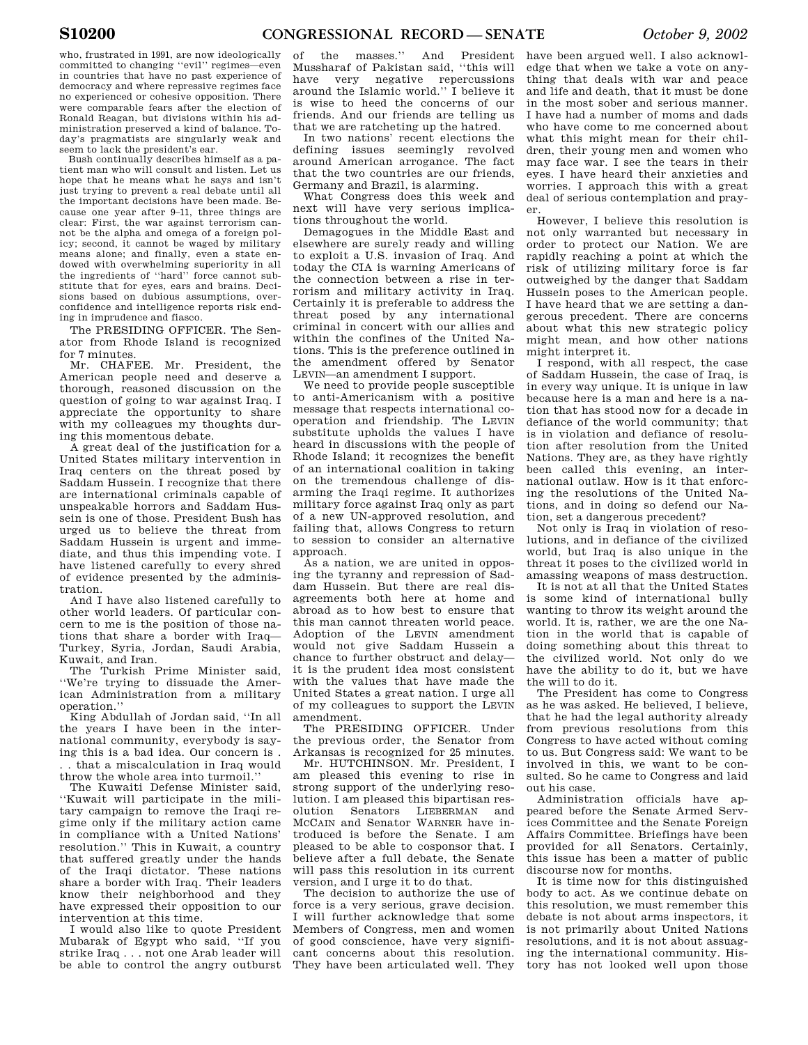who, frustrated in 1991, are now ideologically committed to changing ''evil'' regimes—even in countries that have no past experience of democracy and where repressive regimes face no experienced or cohesive opposition. There were comparable fears after the election of Ronald Reagan, but divisions within his administration preserved a kind of balance. Today's pragmatists are singularly weak and seem to lack the president's ear.

Bush continually describes himself as a patient man who will consult and listen. Let us hope that he means what he says and isn't just trying to prevent a real debate until all the important decisions have been made. Because one year after 9–11, three things are clear: First, the war against terrorism cannot be the alpha and omega of a foreign policy; second, it cannot be waged by military means alone; and finally, even a state endowed with overwhelming superiority in all the ingredients of ''hard'' force cannot substitute that for eyes, ears and brains. Decisions based on dubious assumptions, overconfidence and intelligence reports risk ending in imprudence and fiasco.

The PRESIDING OFFICER. The Senator from Rhode Island is recognized for 7 minutes.

Mr. CHAFEE. Mr. President, the American people need and deserve a thorough, reasoned discussion on the question of going to war against Iraq. I appreciate the opportunity to share with my colleagues my thoughts during this momentous debate.

A great deal of the justification for a United States military intervention in Iraq centers on the threat posed by Saddam Hussein. I recognize that there are international criminals capable of unspeakable horrors and Saddam Hussein is one of those. President Bush has urged us to believe the threat from Saddam Hussein is urgent and immediate, and thus this impending vote. I have listened carefully to every shred of evidence presented by the administration.

And I have also listened carefully to other world leaders. Of particular concern to me is the position of those nations that share a border with Iraq—Turkey, Syria, Jordan, Saudi Arabia, Kuwait, and Iran.

The Turkish Prime Minister said, ''We're trying to dissuade the American Administration from a military operation.''

King Abdullah of Jordan said, ''In all the years I have been in the international community, everybody is saying this is a bad idea. Our concern is . . . that a miscalculation in Iraq would throw the whole area into turmoil.''

The Kuwaiti Defense Minister said, ''Kuwait will participate in the military campaign to remove the Iraqi regime only if the military action came in compliance with a United Nations' resolution.'' This in Kuwait, a country that suffered greatly under the hands of the Iraqi dictator. These nations share a border with Iraq. Their leaders know their neighborhood and they have expressed their opposition to our intervention at this time.

I would also like to quote President Mubarak of Egypt who said, ''If you strike Iraq . . . not one Arab leader will be able to control the angry outburst of the masses.'' And President Musharaf of Pakistan said, ''this will have very negative repercussions around the Islamic world.'' I believe it is wise to heed the concerns of our friends. And our friends are telling us that we are ratcheting up the hatred.

In two nations' recent elections the defining issues seemingly revolved around American arrogance. The fact that the two countries are our friends, Germany and Brazil, is alarming.

What Congress does this week and next will have very serious implications throughout the world.

Demagogues in the Middle East and elsewhere are surely ready and willing to exploit a U.S. invasion of Iraq. And today the CIA is warning Americans of the connection between a rise in terrorism and military activity in Iraq. Certainly it is preferable to address the threat posed by any international criminal in concert with our allies and within the confines of the United Nations. This is the preference outlined in the amendment offered by Senator LEVIN—an amendment I support.

We need to provide people susceptible to anti-Americanism with a positive message that respects international cooperation and friendship. The LEVIN substitute upholds the values I have heard in discussions with the people of Rhode Island; it recognizes the benefit of an international coalition in taking on the tremendous challenge of disarming the Iraqi regime. It authorizes military force against Iraq only as part of a new UN-approved resolution, and failing that, allows Congress to return to session to consider an alternative approach.

As a nation, we are united in opposing the tyranny and repression of Saddam Hussein. But there are real disagreements both here at home and abroad as to how best to ensure that this man cannot threaten world peace. Adoption of the LEVIN amendment would not give Saddam Hussein a chance to further obstruct and delay—it is the prudent idea most consistent with the values that have made the United States a great nation. I urge all of my colleagues to support the LEVIN amendment.

The PRESIDING OFFICER. Under the previous order, the Senator from Arkansas is recognized for 25 minutes.

Mr. HUTCHINSON. Mr. President, I am pleased this evening to rise in strong support of the underlying resolution. I am pleased this bipartisan resolution Senators LIEBERMAN and MCCAIN and Senator WARNER have introduced is before the Senate. I am pleased to be able to cosponsor that. I believe after a full debate, the Senate will pass this resolution in its current version, and I urge it to do that.

The decision to authorize the use of force is a very serious, grave decision. I will further acknowledge that some Members of Congress, men and women of good conscience, have very significant concerns about this resolution. They have been articulated well. They have been argued well. I also acknowledge that when we take a vote on anything that deals with war and peace and life and death, that it must be done in the most sober and serious manner. I have had a number of moms and dads who have come to me concerned about what this might mean for their children, their young men and women who may face war. I see the tears in their eyes. I have heard their anxieties and worries. I approach this with a great deal of serious contemplation and prayer.

However, I believe this resolution is not only warranted but necessary in order to protect our Nation. We are rapidly reaching a point at which the risk of utilizing military force is far outweighed by the danger that Saddam Hussein poses to the American people. I have heard that we are setting a dangerous precedent. There are concerns about what this new strategic policy might mean, and how other nations might interpret it.

I respond, with all respect, the case of Saddam Hussein, the case of Iraq, is in every way unique. It is unique in law because here is a man and here is a nation that has stood now for a decade in defiance of the world community; that is in violation and defiance of resolution after resolution from the United Nations. They are, as they have rightly been called this evening, an international outlaw. How is it that enforcing the resolutions of the United Nations, and in doing so defend our Nation, set a dangerous precedent?

Not only is Iraq in violation of resolutions, and in defiance of the civilized world, but Iraq is also unique in the threat it poses to the civilized world in amassing weapons of mass destruction.

It is not at all that the United States is some kind of international bully wanting to throw its weight around the world. It is, rather, we are the one Nation in the world that is capable of doing something about this threat to the civilized world. Not only do we have the ability to do it, but we have the will to do it.

The President has come to Congress as he was asked. He believed, I believe, that he had the legal authority already from previous resolutions from this Congress to have acted without coming to us. But Congress said: We want to be involved in this, we want to be consulted. So he came to Congress and laid out his case.

Administration officials have appeared before the Senate Armed Services Committee and the Senate Foreign Affairs Committee. Briefings have been provided for all Senators. Certainly, this issue has been a matter of public discourse now for months.

It is time now for this distinguished body to act. As we continue debate on this resolution, we must remember this debate is not about arms inspectors, it is not primarily about United Nations resolutions, and it is not about assuaging the international community. History has not looked well upon those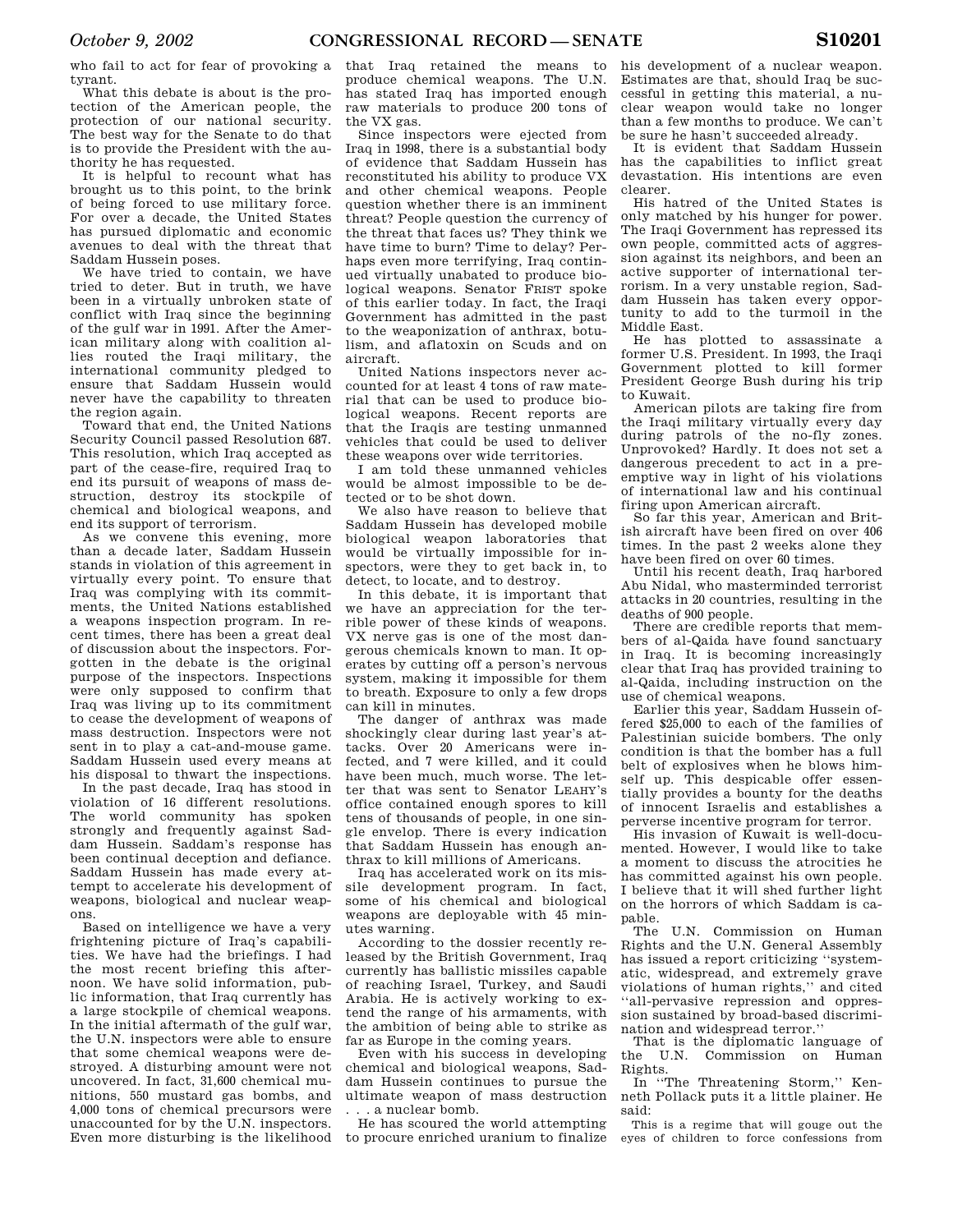who fail to act for fear of provoking a tyrant.

What this debate is about is the protection of the American people, the protection of our national security. The best way for the Senate to do that is to provide the President with the authority he has requested.

It is helpful to recount what has brought us to this point, to the brink of being forced to use military force. For over a decade, the United States has pursued diplomatic and economic avenues to deal with the threat that Saddam Hussein poses.

We have tried to contain, we have tried to deter. But in truth, we have been in a virtually unbroken state of conflict with Iraq since the beginning of the gulf war in 1991. After the American military along with coalition allies routed the Iraqi military, the international community pledged to ensure that Saddam Hussein would never have the capability to threaten the region again.

Toward that end, the United Nations Security Council passed Resolution 687. This resolution, which Iraq accepted as part of the cease-fire, required Iraq to end its pursuit of weapons of mass destruction, destroy its stockpile of chemical and biological weapons, and end its support of terrorism.

As we convene this evening, more than a decade later, Saddam Hussein stands in violation of this agreement in virtually every point. To ensure that Iraq was complying with its commitments, the United Nations established a weapons inspection program. In recent times, there has been a great deal of discussion about the inspectors. Forgotten in the debate is the original purpose of the inspectors. Inspections were only supposed to confirm that Iraq was living up to its commitment to cease the development of weapons of mass destruction. Inspectors were not sent in to play a cat-and-mouse game. Saddam Hussein used every means at his disposal to thwart the inspections.

In the past decade, Iraq has stood in violation of 16 different resolutions. The world community has spoken strongly and frequently against Saddam Hussein. Saddam's response has been continual deception and defiance. Saddam Hussein has made every attempt to accelerate his development of weapons, biological and nuclear weapons.

Based on intelligence we have a very frightening picture of Iraq's capabilities. We have had the briefings. I had the most recent briefing this afternoon. We have solid information, public information, that Iraq currently has a large stockpile of chemical weapons. In the initial aftermath of the gulf war, the U.N. inspectors were able to ensure that some chemical weapons were destroyed. A disturbing amount were not uncovered. In fact, 31,600 chemical munitions, 550 mustard gas bombs, and 4,000 tons of chemical precursors were unaccounted for by the U.N. inspectors. Even more disturbing is the likelihood that Iraq retained the means to produce chemical weapons. The U.N. has stated Iraq has imported enough raw materials to produce 200 tons of the VX gas.

Since inspectors were ejected from Iraq in 1998, there is a substantial body of evidence that Saddam Hussein has reconstituted his ability to produce VX and other chemical weapons. People question whether there is an imminent threat? People question the currency of the threat that faces us? They think we have time to burn? Time to delay? Perhaps even more terrifying, Iraq continued virtually unabated to produce biological weapons. Senator FRIST spoke of this earlier today. In fact, the Iraqi Government has admitted in the past to the weaponization of anthrax, botulism, and aflatoxin on Scuds and on aircraft.

United Nations inspectors never accounted for at least 4 tons of raw material that can be used to produce biological weapons. Recent reports are that the Iraqis are testing unmanned vehicles that could be used to deliver these weapons over wide territories.

I am told these unmanned vehicles would be almost impossible to be detected or to be shot down.

We also have reason to believe that Saddam Hussein has developed mobile biological weapon laboratories that would be virtually impossible for inspectors, were they to get back in, to detect, to locate, and to destroy.

In this debate, it is important that we have an appreciation for the terrible power of these kinds of weapons. VX nerve gas is one of the most dangerous chemicals known to man. It operates by cutting off a person's nervous system, making it impossible for them to breath. Exposure to only a few drops can kill in minutes.

The danger of anthrax was made shockingly clear during last year's attacks. Over 20 Americans were infected, and 7 were killed, and it could have been much, much worse. The letter that was sent to Senator LEAHY's office contained enough spores to kill tens of thousands of people, in one single envelop. There is every indication that Saddam Hussein has enough anthrax to kill millions of Americans.

Iraq has accelerated work on its missile development program. In fact, some of his chemical and biological weapons are deployable with 45 minutes warning.

According to the dossier recently released by the British Government, Iraq currently has ballistic missiles capable of reaching Israel, Turkey, and Saudi Arabia. He is actively working to extend the range of his armaments, with the ambition of being able to strike as far as Europe in the coming years.

Even with his success in developing chemical and biological weapons, Saddam Hussein continues to pursue the ultimate weapon of mass destruction . . . a nuclear bomb.

He has scoured the world attempting to procure enriched uranium to finalize his development of a nuclear weapon. Estimates are that, should Iraq be successful in getting this material, a nuclear weapon would take no longer than a few months to produce. We can't be sure he hasn't succeeded already.

It is evident that Saddam Hussein has the capabilities to inflict great devastation. His intentions are even clearer.

His hatred of the United States is only matched by his hunger for power. The Iraqi Government has repressed its own people, committed acts of aggression against its neighbors, and been an active supporter of international terrorism. In a very unstable region, Saddam Hussein has taken every opportunity to add to the turmoil in the Middle East.

He has plotted to assassinate a former U.S. President. In 1993, the Iraqi Government plotted to kill former President George Bush during his trip to Kuwait.

American pilots are taking fire from the Iraqi military virtually every day during patrols of the no-fly zones. Unprovoked? Hardly. It does not set a dangerous precedent to act in a preemptive way in light of his violations of international law and his continual firing upon American aircraft.

So far this year, American and British aircraft have been fired on over 406 times. In the past 2 weeks alone they have been fired on over 60 times.

Until his recent death, Iraq harbored Abu Nidal, who masterminded terrorist attacks in 20 countries, resulting in the deaths of 900 people.

There are credible reports that members of al-Qaida have found sanctuary in Iraq. It is becoming increasingly clear that Iraq has provided training to al-Qaida, including instruction on the use of chemical weapons.

Earlier this year, Saddam Hussein offered $25,000 to each of the families of Palestinian suicide bombers. The only condition is that the bomber has a full belt of explosives when he blows himself up. This despicable offer essentially provides a bounty for the deaths of innocent Israelis and establishes a perverse incentive program for terror.

His invasion of Kuwait is well-documented. However, I would like to take a moment to discuss the atrocities he has committed against his own people. I believe that it will shed further light on the horrors of which Saddam is capable.

The U.N. Commission on Human Rights and the U.N. General Assembly has issued a report criticizing ''systematic, widespread, and extremely grave violations of human rights,'' and cited ''all-pervasive repression and oppression sustained by broad-based discrimination and widespread terror.''

That is the diplomatic language of the U.N. Commission on Human Rights.

In ''The Threatening Storm,'' Kenneth Pollack puts it a little plainer. He said:

> This is a regime that will gouge out the eyes of children to force confessions from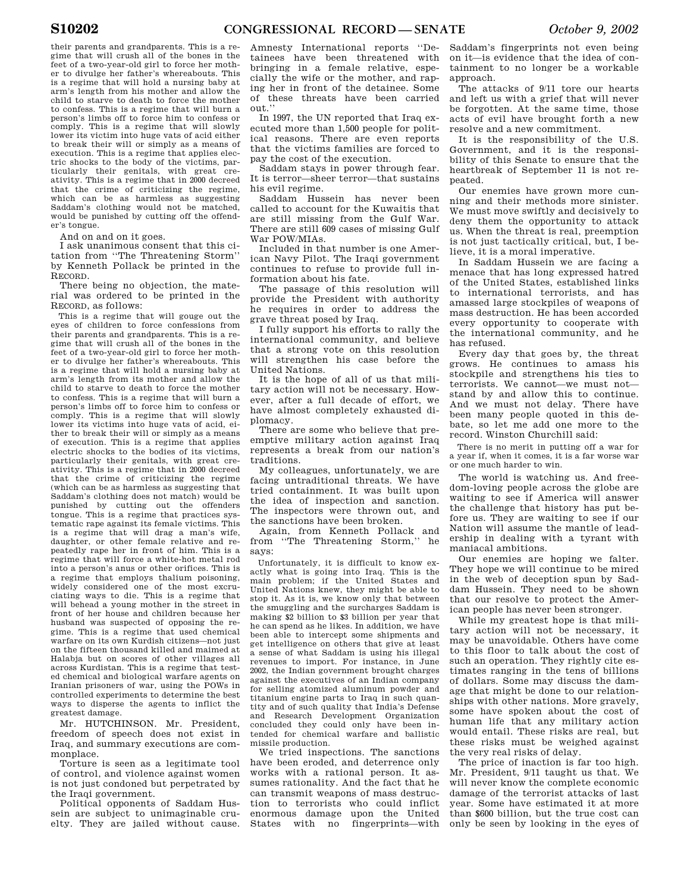their parents and grandparents. This is a regime that will crush all of the bones in the feet of a two-year-old girl to force her mother to divulge her father's whereabouts. This is a regime that will hold a nursing baby at arm's length from his mother and allow the child to starve to death to force the mother to confess. This is a regime that will burn a person's limbs off to force him to confess or comply. This is a regime that will slowly lower its victim into huge vats of acid either to break their will or simply as a means of execution. This is a regime that applies electric shocks to the body of the victims, particularly their genitals, with great creativity. This is a regime that in 2000 decreed that the crime of criticizing the regime, which can be as harmless as suggesting Saddam's clothing would not be matched, would be punished by cutting off the offender's tongue.

And on and on it goes.

I ask unanimous consent that this citation from "The Threatening Storm" by Kenneth Pollack be printed in the RECORD.

There being no objection, the material was ordered to be printed in the RECORD, as follows:

> This is a regime that will gouge out the eyes of children to force confessions from their parents and grandparents. This is a regime that will crush all of the bones in the feet of a two-year-old girl to force her mother to divulge her father's whereabouts. This is a regime that will hold a nursing baby at arm's length from its mother and allow the child to starve to death to force the mother to confess. This is a regime that will burn a person's limbs off to force him to confess or comply. This is a regime that will slowly lower its victims into huge vats of acid, either to break their will or simply as a means of execution. This is a regime that applies electric shocks to the bodies of its victims, particularly their genitals, with great creativity. This is a regime that in 2000 decreed that the crime of criticizing the regime (which can be as harmless as suggesting that Saddam's clothing does not match) would be punished by cutting out the offenders tongue. This is a regime that practices systematic rape against its female victims. This is a regime that will drag a man's wife, daughter, or other female relative and repeatedly rape her in front of him. This is a regime that will force a white-hot metal rod into a person's anus or other orifices. This is a regime that employs thalium poisoning, widely considered one of the most excruciating ways to die. This is a regime that will behead a young mother in the street in front of her house and children because her husband was suspected of opposing the regime. This is a regime that used chemical warfare on its own Kurdish citizens—not just on the fifteen thousand killed and maimed at Halabja but on scores of other villages all across Kurdistan. This is a regime that tested chemical and biological warfare agents on Iranian prisoners of war, using the POWs in controlled experiments to determine the best ways to disperse the agents to inflict the greatest damage.

Mr. HUTCHINSON. Mr. President, freedom of speech does not exist in Iraq, and summary executions are commonplace.

Torture is seen as a legitimate tool of control, and violence against women is not just condoned but perpetrated by the Iraqi government.

Political opponents of Saddam Hussein are subject to unimaginable cruelty. They are jailed without cause. Amnesty International reports "Detainees have been threatened with bringing in a female relative, especially the wife or the mother, and raping her in front of the detainee. Some of these threats have been carried out."

In 1997, the UN reported that Iraq executed more than 1,500 people for political reasons. There are even reports that the victims families are forced to pay the cost of the execution.

Saddam stays in power through fear. It is terror—sheer terror—that sustains his evil regime.

Saddam Hussein has never been called to account for the Kuwaitis that are still missing from the Gulf War. There are still 609 cases of missing Gulf War POW/MIAs.

Included in that number is one American Navy Pilot. The Iraqi government continues to refuse to provide full information about his fate.

The passage of this resolution will provide the President with authority he requires in order to address the grave threat posed by Iraq.

I fully support his efforts to rally the international community, and believe that a strong vote on this resolution will strengthen his case before the United Nations.

It is the hope of all of us that military action will not be necessary. However, after a full decade of effort, we have almost completely exhausted diplomacy.

There are some who believe that preemptive military action against Iraq represents a break from our nation's traditions.

My colleagues, unfortunately, we are facing untraditional threats. We have tried containment. It was built upon the idea of inspection and sanction. The inspectors were thrown out, and the sanctions have been broken.

Again, from Kenneth Pollack and from "The Threatening Storm," he says:

> Unfortunately, it is difficult to know exactly what is going into Iraq. This is the main problem; if the United States and United Nations knew, they might be able to stop it. As it is, we know only that between the smuggling and the surcharges Saddam is making $2 billion to $3 billion per year that he can spend as he likes. In addition, we have been able to intercept some shipments and get intelligence on others that give at least a sense of what Saddam is using his illegal revenues to import. For instance, in June 2002, the Indian government brought charges against the executives of an Indian company for selling atomized aluminum powder and titanium engine parts to Iraq in such quantity and of such quality that India's Defense and Research Development Organization concluded they could only have been intended for chemical warfare and ballistic missile production.

We tried inspections. The sanctions have been eroded, and deterrence only works with a rational person. It assumes rationality. And the fact that he can transmit weapons of mass destruction to terrorists who could inflict enormous damage upon the United States with no fingerprints—with Saddam's fingerprints not even being on it—is evidence that the idea of containment to no longer be a workable approach.

The attacks of 9/11 tore our hearts and left us with a grief that will never be forgotten. At the same time, those acts of evil have brought forth a new resolve and a new commitment.

It is the responsibility of the U.S. Government, and it is the responsibility of this Senate to ensure that the heartbreak of September 11 is not repeated.

Our enemies have grown more cunning and their methods more sinister. We must move swiftly and decisively to deny them the opportunity to attack us. When the threat is real, preemption is not just tactically critical, but, I believe, it is a moral imperative.

In Saddam Hussein we are facing a menace that has long expressed hatred of the United States, established links to international terrorists, and has amassed large stockpiles of weapons of mass destruction. He has been accorded every opportunity to cooperate with the international community, and he has refused.

Every day that goes by, the threat grows. He continues to amass his stockpile and strengthens his ties to terrorists. We cannot—we must not—stand by and allow this to continue. And we must not delay. There have been many people quoted in this debate, so let me add one more to the record. Winston Churchill said:

> There is no merit in putting off a war for a year if, when it comes, it is a far worse war or one much harder to win.

The world is watching us. And freedom-loving people across the globe are waiting to see if America will answer the challenge that history has put before us. They are waiting to see if our Nation will assume the mantle of leadership in dealing with a tyrant with maniacal ambitions.

Our enemies are hoping we falter. They hope we will continue to be mired in the web of deception spun by Saddam Hussein. They need to be shown that our resolve to protect the American people has never been stronger.

While my greatest hope is that military action will not be necessary, it may be unavoidable. Others have come to this floor to talk about the cost of such an operation. They rightly cite estimates ranging in the tens of billions of dollars. Some may discuss the damage that might be done to our relationships with other nations. More gravely, some have spoken about the cost of human life that any military action would entail. These risks are real, but these risks must be weighed against the very real risks of delay.

The price of inaction is far too high. Mr. President, 9/11 taught us that. We will never know the complete economic damage of the terrorist attacks of last year. Some have estimated it at more than $600 billion, but the true cost can only be seen by looking in the eyes of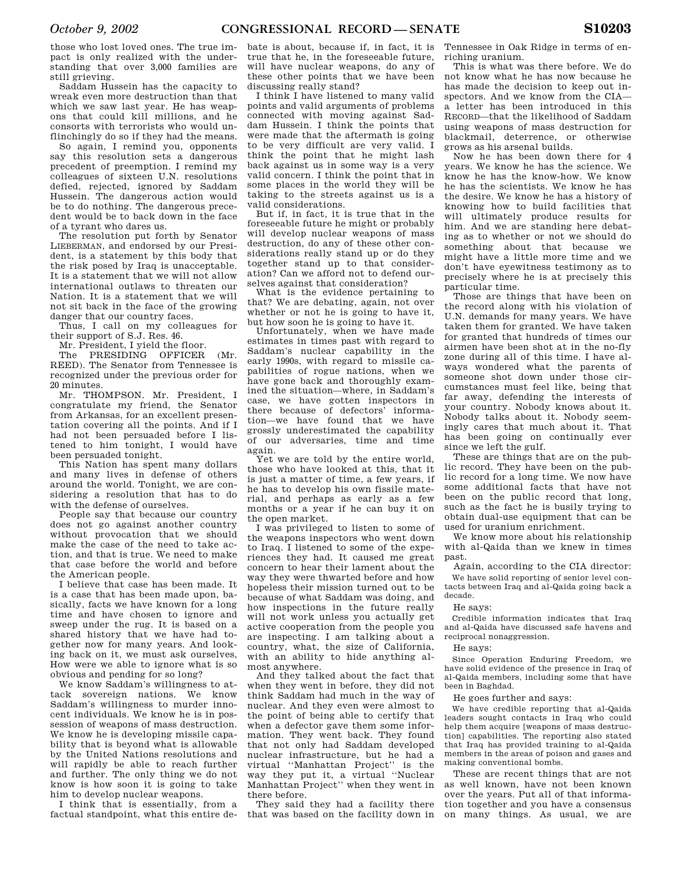those who lost loved ones. The true impact is only realized with the understanding that over 3,000 families are still grieving.

Saddam Hussein has the capacity to wreak even more destruction than that which we saw last year. He has weapons that could kill millions, and he consorts with terrorists who would unflinchingly do so if they had the means.

So again, I remind you, opponents say this resolution sets a dangerous precedent of preemption. I remind my colleagues of sixteen U.N. resolutions defied, rejected, ignored by Saddam Hussein. The dangerous action would be to do nothing. The dangerous precedent would be to back down in the face of a tyrant who dares us.

The resolution put forth by Senator LIEBERMAN, and endorsed by our President, is a statement by this body that the risk posed by Iraq is unacceptable. It is a statement that we will not allow international outlaws to threaten our Nation. It is a statement that we will not sit back in the face of the growing danger that our country faces.

Thus, I call on my colleagues for their support of S.J. Res. 46.

Mr. President, I yield the floor.

The PRESIDING OFFICER (Mr. REED). The Senator from Tennessee is recognized under the previous order for 20 minutes.

Mr. THOMPSON. Mr. President, I congratulate my friend, the Senator from Arkansas, for an excellent presentation covering all the points. And if I had not been persuaded before I listened to him tonight, I would have been persuaded tonight.

This Nation has spent many dollars and many lives in defense of others around the world. Tonight, we are considering a resolution that has to do with the defense of ourselves.

People say that because our country does not go against another country without provocation that we should make the case of the need to take action, and that is true. We need to make that case before the world and before the American people.

I believe that case has been made. It is a case that has been made upon, basically, facts we have known for a long time and have chosen to ignore and sweep under the rug. It is based on a shared history that we have had together now for many years. And looking back on it, we must ask ourselves, How were we able to ignore what is so obvious and pending for so long?

We know Saddam's willingness to attack sovereign nations. We know Saddam's willingness to murder innocent individuals. We know he is in possession of weapons of mass destruction. We know he is developing missile capability that is beyond what is allowable by the United Nations resolutions and will rapidly be able to reach further and further. The only thing we do not know is how soon it is going to take him to develop nuclear weapons.

I think that is essentially, from a factual standpoint, what this entire debate is about, because if, in fact, it is true that he, in the foreseeable future, will have nuclear weapons, do any of these other points that we have been discussing really stand?

I think I have listened to many valid points and valid arguments of problems connected with moving against Saddam Hussein. I think the points that were made that the aftermath is going to be very difficult are very valid. I think the point that he might lash back against us in some way is a very valid concern. I think the point that in some places in the world they will be taking to the streets against us is a valid considerations.

But if, in fact, it is true that in the foreseeable future he might or probably will develop nuclear weapons of mass destruction, do any of these other considerations really stand up or do they together stand up to that consideration? Can we afford not to defend ourselves against that consideration?

What is the evidence pertaining to that? We are debating, again, not over whether or not he is going to have it, but how soon he is going to have it.

Unfortunately, when we have made estimates in times past with regard to Saddam's nuclear capability in the early 1990s, with regard to missile capabilities of rogue nations, when we have gone back and thoroughly examined the situation—where, in Saddam's case, we have gotten inspectors in there because of defectors' information—we have found that we have grossly underestimated the capability of our adversaries, time and time again.

Yet we are told by the entire world, those who have looked at this, that it is just a matter of time, a few years, if he has to develop his own fissile material, and perhaps as early as a few months or a year if he can buy it on the open market.

I was privileged to listen to some of the weapons inspectors who went down to Iraq. I listened to some of the experiences they had. It caused me great concern to hear their lament about the way they were thwarted before and how hopeless their mission turned out to be because of what Saddam was doing, and how inspections in the future really will not work unless you actually get active cooperation from the people you are inspecting. I am talking about a country, what, the size of California, with an ability to hide anything almost anywhere.

And they talked about the fact that when they went in before, they did not think Saddam had much in the way of nuclear. And they even were almost to the point of being able to certify that when a defector gave them some information. They went back. They found that not only had Saddam developed nuclear infrastructure, but he had a virtual "Manhattan Project" is the way they put it, a virtual "Nuclear Manhattan Project" when they went in there before.

They said they had a facility there that was based on the facility down in Tennessee in Oak Ridge in terms of enriching uranium.

This is what was there before. We do not know what he has now because he has made the decision to keep out inspectors. And we know from the CIA—a letter has been introduced in this RECORD—that the likelihood of Saddam using weapons of mass destruction for blackmail, deterrence, or otherwise grows as his arsenal builds.

Now he has been down there for 4 years. We know he has the science. We know he has the know-how. We know he has the scientists. We know he has the desire. We know he has a history of knowing how to build facilities that will ultimately produce results for him. And we are standing here debating as to whether or not we should do something about that because we might have a little more time and we don't have eyewitness testimony as to precisely where he is at precisely this particular time.

Those are things that have been on the record along with his violation of U.N. demands for many years. We have taken them for granted. We have taken for granted that hundreds of times our airmen have been shot at in the no-fly zone during all of this time. I have always wondered what the parents of someone shot down under those circumstances must feel like, being that far away, defending the interests of your country. Nobody knows about it. Nobody talks about it. Nobody seemingly cares that much about it. That has been going on continually ever since we left the gulf.

These are things that are on the public record. They have been on the public record for a long time. We now have some additional facts that have not been on the public record that long, such as the fact he is busily trying to obtain dual-use equipment that can be used for uranium enrichment.

We know more about his relationship with al-Qaida than we knew in times past.

Again, according to the CIA director:

> We have solid reporting of senior level contacts between Iraq and al-Qaida going back a decade.

He says:

> Credible information indicates that Iraq and al-Qaida have discussed safe havens and reciprocal nonaggression.

He says:

> Since Operation Enduring Freedom, we have solid evidence of the presence in Iraq of al-Qaida members, including some that have been in Baghdad.

He goes further and says:

> We have credible reporting that al-Qaida leaders sought contacts in Iraq who could help them acquire [weapons of mass destruction] capabilities. The reporting also stated that Iraq has provided training to al-Qaida members in the areas of poison and gases and making conventional bombs.

These are recent things that are not as well known, have not been known over the years. Put all of that information together and you have a consensus on many things. As usual, we are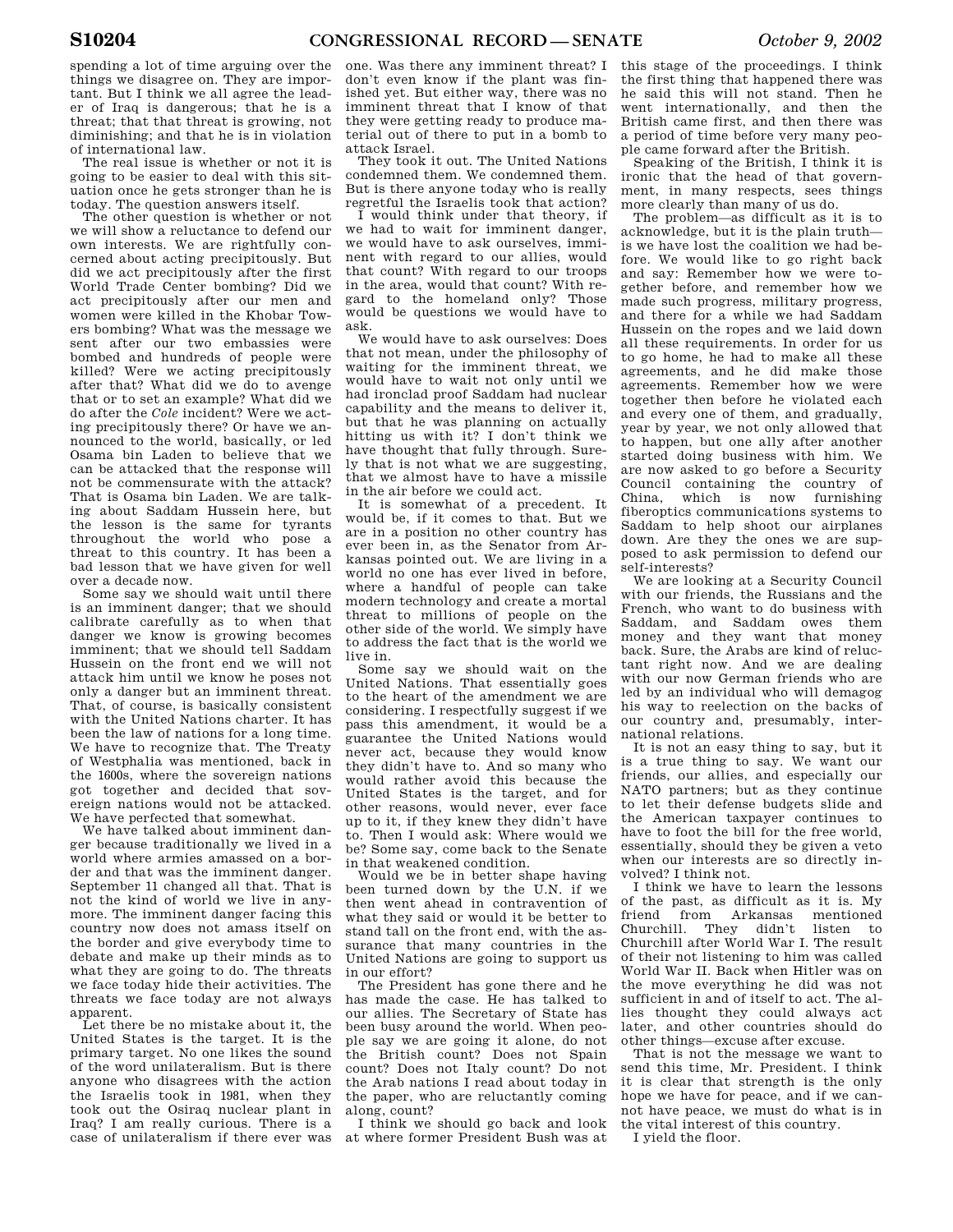spending a lot of time arguing over the things we disagree on. They are important. But I think we all agree the leader of Iraq is dangerous; that he is a threat; that that threat is growing, not diminishing; and that he is in violation of international law.

The real issue is whether or not it is going to be easier to deal with this situation once he gets stronger than he is today. The question answers itself.

The other question is whether or not we will show a reluctance to defend our own interests. We are rightfully concerned about acting precipitously. But did we act precipitously after the first World Trade Center bombing? Did we act precipitously after our men and women were killed in the Khobar Towers bombing? What was the message we sent after our two embassies were bombed and hundreds of people were killed? Were we acting precipitously after that? What did we do to avenge that or to set an example? What did we do after the *Cole* incident? Were we acting precipitously there? Or have we announced to the world, basically, or led Osama bin Laden to believe that we can be attacked that the response will not be commensurate with the attack? That is Osama bin Laden. We are talking about Saddam Hussein here, but the lesson is the same for tyrants throughout the world who pose a threat to this country. It has been a bad lesson that we have given for well over a decade now.

Some say we should wait until there is an imminent danger; that we should calibrate carefully as to when that danger we know is growing becomes imminent; that we should tell Saddam Hussein on the front end we will not attack him until we know he poses not only a danger but an imminent threat. That, of course, is basically consistent with the United Nations charter. It has been the law of nations for a long time. We have to recognize that. The Treaty of Westphalia was mentioned, back in the 1600s, where the sovereign nations got together and decided that sovereign nations would not be attacked. We have perfected that somewhat.

We have talked about imminent danger because traditionally we lived in a world where armies amassed on a border and that was the imminent danger. September 11 changed all that. That is not the kind of world we live in anymore. The imminent danger facing this country now does not amass itself on the border and give everybody time to debate and make up their minds as to what they are going to do. The threats we face today hide their activities. The threats we face today are not always apparent.

Let there be no mistake about it, the United States is the target. It is the primary target. No one likes the sound of the word unilateralism. But is there anyone who disagrees with the action the Israelis took in 1981, when they took out the Osiraq nuclear plant in Iraq? I am really curious. There is a case of unilateralism if there ever was one. Was there any imminent threat? I don't even know if the plant was finished yet. But either way, there was no imminent threat that I know of that they were getting ready to produce material out of there to put in a bomb to attack Israel.

They took it out. The United Nations condemned them. We condemned them. But is there anyone today who is really regretful the Israelis took that action?

I would think under that theory, if we had to wait for imminent danger, we would have to ask ourselves, imminent with regard to our allies, would that count? With regard to our troops in the area, would that count? With regard to the homeland only? Those would be questions we would have to ask.

We would have to ask ourselves: Does that not mean, under the philosophy of waiting for the imminent threat, we would have to wait not only until we had ironclad proof Saddam had nuclear capability and the means to deliver it, but that he was planning on actually hitting us with it? I don't think we have thought that fully through. Surely that is not what we are suggesting, that we almost have to have a missile in the air before we could act.

It is somewhat of a precedent. It would be, if it comes to that. But we are in a position no other country has ever been in, as the Senator from Arkansas pointed out. We are living in a world no one has ever lived in before, where a handful of people can take modern technology and create a mortal threat to millions of people on the other side of the world. We simply have to address the fact that is the world we live in.

Some say we should wait on the United Nations. That essentially goes to the heart of the amendment we are considering. I respectfully suggest if we pass this amendment, it would be a guarantee the United Nations would never act, because they would know they didn't have to. And so many who would rather avoid this because the United States is the target, and for other reasons, would never, ever face up to it, if they knew they didn't have to. Then I would ask: Where would we be? Some say, come back to the Senate in that weakened condition.

Would we be in better shape having been turned down by the U.N. if we then went ahead in contravention of what they said or would it be better to stand tall on the front end, with the assurance that many countries in the United Nations are going to support us in our effort?

The President has gone there and he has made the case. He has talked to our allies. The Secretary of State has been busy around the world. When people say we are going it alone, do not the British count? Does not Spain count? Does not Italy count? Do not the Arab nations I read about today in the paper, who are reluctantly coming along, count?

I think we should go back and look at where former President Bush was at this stage of the proceedings. I think the first thing that happened there was he said this will not stand. Then he went internationally, and then the British came first, and then there was a period of time before very many people came forward after the British.

Speaking of the British, I think it is ironic that the head of that government, in many respects, sees things more clearly than many of us do.

The problem—as difficult as it is to acknowledge, but it is the plain truth—is we have lost the coalition we had before. We would like to go right back and say: Remember how we were together before, and remember how we made such progress, military progress, and there for a while we had Saddam Hussein on the ropes and we laid down all these requirements. In order for us to go home, he had to make all these agreements, and he did make those agreements. Remember how we were together then before he violated each and every one of them, and gradually, year by year, we not only allowed that to happen, but one ally after another started doing business with him. We are now asked to go before a Security Council containing the country of China, which is now furnishing fiberoptics communications systems to Saddam to help shoot our airplanes down. Are they the ones we are supposed to ask permission to defend our self-interests?

We are looking at a Security Council with our friends, the Russians and the French, who want to do business with Saddam, and Saddam owes them money and they want that money back. Sure, the Arabs are kind of reluctant right now. And we are dealing with our now German friends who are led by an individual who will demagog his way to reelection on the backs of our country and, presumably, international relations.

It is not an easy thing to say, but it is a true thing to say. We want our friends, our allies, and especially our NATO partners; but as they continue to let their defense budgets slide and the American taxpayer continues to have to foot the bill for the free world, essentially, should they be given a veto when our interests are so directly involved? I think not.

I think we have to learn the lessons of the past, as difficult as it is. My friend from Arkansas mentioned Churchill. They didn't listen to Churchill after World War I. The result of their not listening to him was called World War II. Back when Hitler was on the move everything he did was not sufficient in and of itself to act. The allies thought they could always act later, and other countries should do other things—excuse after excuse.

That is not the message we want to send this time, Mr. President. I think it is clear that strength is the only hope we have for peace, and if we cannot have peace, we must do what is in the vital interest of this country.

I yield the floor.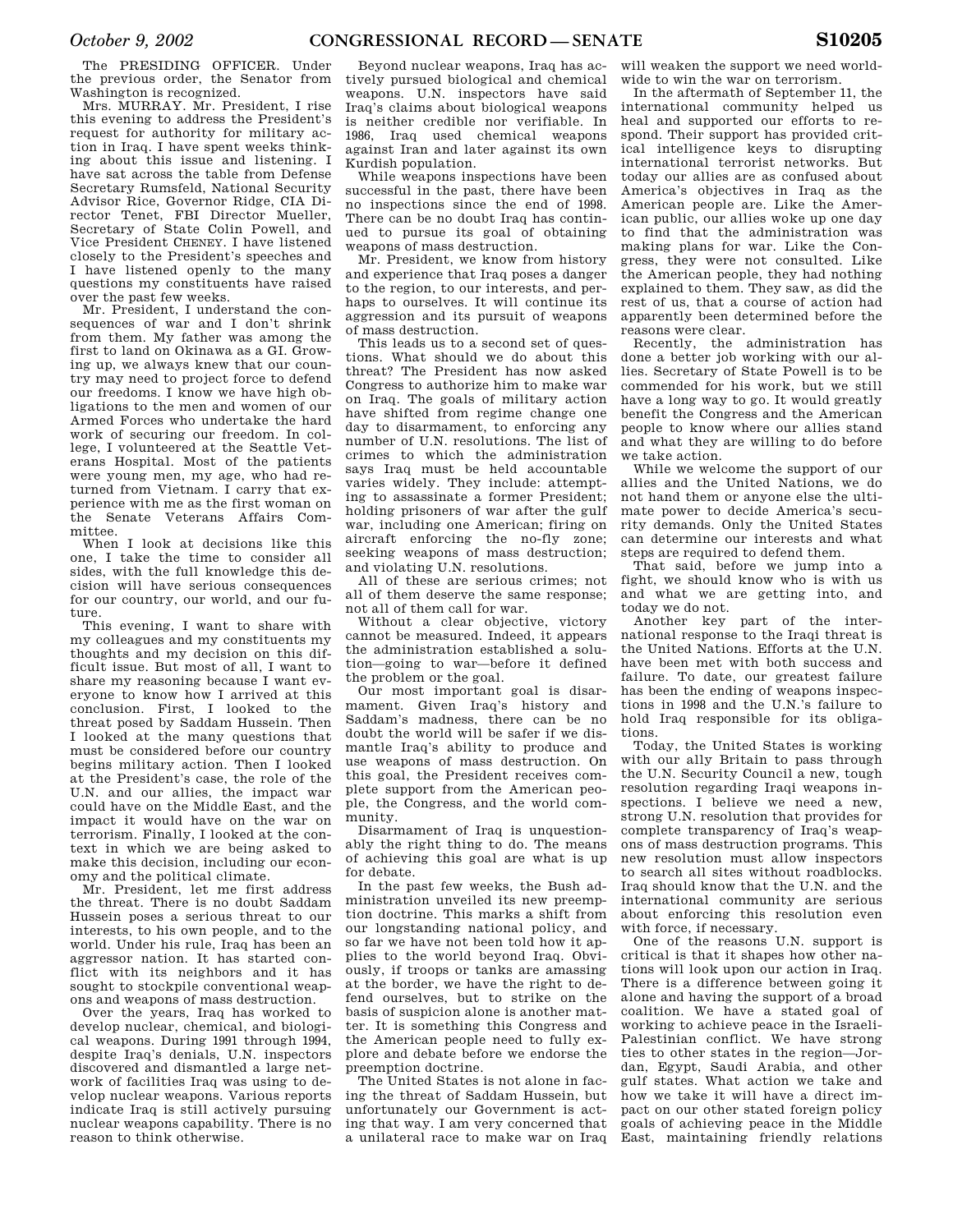The PRESIDING OFFICER. Under the previous order, the Senator from Washington is recognized.

Mrs. MURRAY. Mr. President, I rise this evening to address the President's request for authority for military action in Iraq. I have spent weeks thinking about this issue and listening. I have sat across the table from Defense Secretary Rumsfeld, National Security Advisor Rice, Governor Ridge, CIA Director Tenet, FBI Director Mueller, Secretary of State Colin Powell, and Vice President CHENEY. I have listened closely to the President's speeches and I have listened openly to the many questions my constituents have raised over the past few weeks.

Mr. President, I understand the consequences of war and I don't shrink from them. My father was among the first to land on Okinawa as a GI. Growing up, we always knew that our country may need to project force to defend our freedoms. I know we have high obligations to the men and women of our Armed Forces who undertake the hard work of securing our freedom. In college, I volunteered at the Seattle Veterans Hospital. Most of the patients were young men, my age, who had returned from Vietnam. I carry that experience with me as the first woman on the Senate Veterans Affairs Committee.

When I look at decisions like this one, I take the time to consider all sides, with the full knowledge this decision will have serious consequences for our country, our world, and our future.

This evening, I want to share with my colleagues and my constituents my thoughts and my decision on this difficult issue. But most of all, I want to share my reasoning because I want everyone to know how I arrived at this conclusion. First, I looked to the threat posed by Saddam Hussein. Then I looked at the many questions that must be considered before our country begins military action. Then I looked at the President's case, the role of the U.N. and our allies, the impact war could have on the Middle East, and the impact it would have on the war on terrorism. Finally, I looked at the context in which we are being asked to make this decision, including our economy and the political climate.

Mr. President, let me first address the threat. There is no doubt Saddam Hussein poses a serious threat to our interests, to his own people, and to the world. Under his rule, Iraq has been an aggressor nation. It has started conflict with its neighbors and it has sought to stockpile conventional weapons and weapons of mass destruction.

Over the years, Iraq has worked to develop nuclear, chemical, and biological weapons. During 1991 through 1994, despite Iraq's denials, U.N. inspectors discovered and dismantled a large network of facilities Iraq was using to develop nuclear weapons. Various reports indicate Iraq is still actively pursuing nuclear weapons capability. There is no reason to think otherwise.

Beyond nuclear weapons, Iraq has actively pursued biological and chemical weapons. U.N. inspectors have said Iraq's claims about biological weapons is neither credible nor verifiable. In 1986, Iraq used chemical weapons against Iran and later against its own Kurdish population.

While weapons inspections have been successful in the past, there have been no inspections since the end of 1998. There can be no doubt Iraq has continued to pursue its goal of obtaining weapons of mass destruction.

Mr. President, we know from history and experience that Iraq poses a danger to the region, to our interests, and perhaps to ourselves. It will continue its aggression and its pursuit of weapons of mass destruction.

This leads us to a second set of questions. What should we do about this threat? The President has now asked Congress to authorize him to make war on Iraq. The goals of military action have shifted from regime change one day to disarmament, to enforcing any number of U.N. resolutions. The list of crimes to which the administration says Iraq must be held accountable varies widely. They include: attempting to assassinate a former President; holding prisoners of war after the gulf war, including one American; firing on aircraft enforcing the no-fly zone; seeking weapons of mass destruction; and violating U.N. resolutions.

All of these are serious crimes; not all of them deserve the same response; not all of them call for war.

Without a clear objective, victory cannot be measured. Indeed, it appears the administration established a solution—going to war—before it defined the problem or the goal.

Our most important goal is disarmament. Given Iraq's history and Saddam's madness, there can be no doubt the world will be safer if we dismantle Iraq's ability to produce and use weapons of mass destruction. On this goal, the President receives complete support from the American people, the Congress, and the world community.

Disarmament of Iraq is unquestionably the right thing to do. The means of achieving this goal are what is up for debate.

In the past few weeks, the Bush administration unveiled its new preemption doctrine. This marks a shift from our longstanding national policy, and so far we have not been told how it applies to the world beyond Iraq. Obviously, if troops or tanks are amassing at the border, we have the right to defend ourselves, but to strike on the basis of suspicion alone is another matter. It is something this Congress and the American people need to fully explore and debate before we endorse the preemption doctrine.

The United States is not alone in facing the threat of Saddam Hussein, but unfortunately our Government is acting that way. I am very concerned that a unilateral race to make war on Iraq will weaken the support we need worldwide to win the war on terrorism.

In the aftermath of September 11, the international community helped us heal and supported our efforts to respond. Their support has provided critical intelligence keys to disrupting international terrorist networks. But today our allies are as confused about America's objectives in Iraq as the American people are. Like the American public, our allies woke up one day to find that the administration was making plans for war. Like the Congress, they were not consulted. Like the American people, they had nothing explained to them. They saw, as did the rest of us, that a course of action had apparently been determined before the reasons were clear.

Recently, the administration has done a better job working with our allies. Secretary of State Powell is to be commended for his work, but we still have a long way to go. It would greatly benefit the Congress and the American people to know where our allies stand and what they are willing to do before we take action.

While we welcome the support of our allies and the United Nations, we do not hand them or anyone else the ultimate power to decide America's security demands. Only the United States can determine our interests and what steps are required to defend them.

That said, before we jump into a fight, we should know who is with us and what we are getting into, and today we do not.

Another key part of the international response to the Iraqi threat is the United Nations. Efforts at the U.N. have been met with both success and failure. To date, our greatest failure has been the ending of weapons inspections in 1998 and the U.N.'s failure to hold Iraq responsible for its obligations.

Today, the United States is working with our ally Britain to pass through the U.N. Security Council a new, tough resolution regarding Iraqi weapons inspections. I believe we need a new, strong U.N. resolution that provides for complete transparency of Iraq's weapons of mass destruction programs. This new resolution must allow inspectors to search all sites without roadblocks. Iraq should know that the U.N. and the international community are serious about enforcing this resolution even with force, if necessary.

One of the reasons U.N. support is critical is that it shapes how other nations will look upon our action in Iraq. There is a difference between going it alone and having the support of a broad coalition. We have a stated goal of working to achieve peace in the Israeli-Palestinian conflict. We have strong ties to other states in the region—Jordan, Egypt, Saudi Arabia, and other gulf states. What action we take and how we take it will have a direct impact on our other stated foreign policy goals of achieving peace in the Middle East, maintaining friendly relations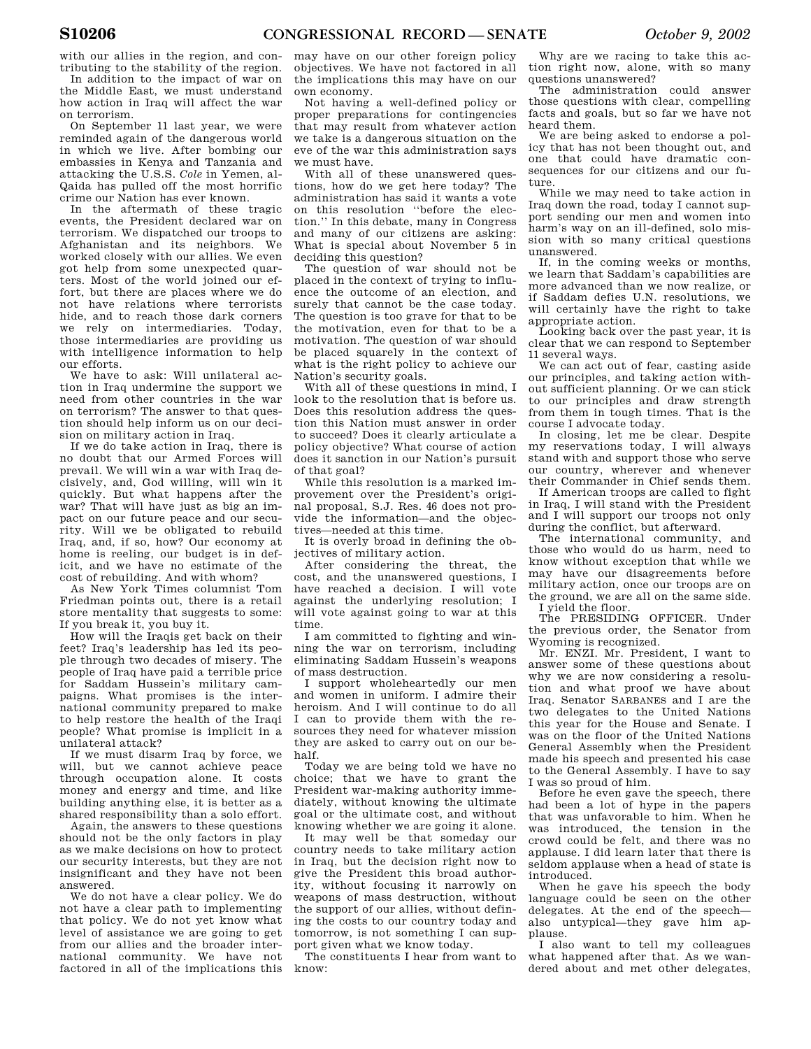with our allies in the region, and contributing to the stability of the region.

In addition to the impact of war on the Middle East, we must understand how action in Iraq will affect the war on terrorism.

On September 11 last year, we were reminded again of the dangerous world in which we live. After bombing our embassies in Kenya and Tanzania and attacking the U.S.S. *Cole* in Yemen, al-Qaida has pulled off the most horrific crime our Nation has ever known.

In the aftermath of these tragic events, the President declared war on terrorism. We dispatched our troops to Afghanistan and its neighbors. We worked closely with our allies. We even got help from some unexpected quarters. Most of the world joined our effort, but there are places where we do not have relations where terrorists hide, and to reach those dark corners we rely on intermediaries. Today, those intermediaries are providing us with intelligence information to help our efforts.

We have to ask: Will unilateral action in Iraq undermine the support we need from other countries in the war on terrorism? The answer to that question should help inform us on our decision on military action in Iraq.

If we do take action in Iraq, there is no doubt that our Armed Forces will prevail. We will win a war with Iraq decisively, and, God willing, will win it quickly. But what happens after the war? That will have just as big an impact on our future peace and our security. Will we be obligated to rebuild Iraq, and, if so, how? Our economy at home is reeling, our budget is in deficit, and we have no estimate of the cost of rebuilding. And with whom?

As New York Times columnist Tom Friedman points out, there is a retail store mentality that suggests to some: If you break it, you buy it.

How will the Iraqis get back on their feet? Iraq's leadership has led its people through two decades of misery. The people of Iraq have paid a terrible price for Saddam Hussein's military campaigns. What promises is the international community prepared to make to help restore the health of the Iraqi people? What promise is implicit in a unilateral attack?

If we must disarm Iraq by force, we will, but we cannot achieve peace through occupation alone. It costs money and energy and time, and like building anything else, it is better as a shared responsibility than a solo effort.

Again, the answers to these questions should not be the only factors in play as we make decisions on how to protect our security interests, but they are not insignificant and they have not been answered.

We do not have a clear policy. We do not have a clear path to implementing that policy. We do not yet know what level of assistance we are going to get from our allies and the broader international community. We have not factored in all of the implications this may have on our other foreign policy objectives. We have not factored in all the implications this may have on our own economy.

Not having a well-defined policy or proper preparations for contingencies that may result from whatever action we take is a dangerous situation on the eve of the war this administration says we must have.

With all of these unanswered questions, how do we get here today? The administration has said it wants a vote on this resolution "before the election." In this debate, many in Congress and many of our citizens are asking: What is special about November 5 in deciding this question?

The question of war should not be placed in the context of trying to influence the outcome of an election, and surely that cannot be the case today. The question is too grave for that to be the motivation, even for that to be a motivation. The question of war should be placed squarely in the context of what is the right policy to achieve our Nation's security goals.

With all of these questions in mind, I look to the resolution that is before us. Does this resolution address the question this Nation must answer in order to succeed? Does it clearly articulate a policy objective? What course of action does it sanction in our Nation's pursuit of that goal?

While this resolution is a marked improvement over the President's original proposal, S.J. Res. 46 does not provide the information—and the objectives—needed at this time.

It is overly broad in defining the objectives of military action.

After considering the threat, the cost, and the unanswered questions, I have reached a decision. I will vote against the underlying resolution; I will vote against going to war at this time.

I am committed to fighting and winning the war on terrorism, including eliminating Saddam Hussein's weapons of mass destruction.

I support wholeheartedly our men and women in uniform. I admire their heroism. And I will continue to do all I can to provide them with the resources they need for whatever mission they are asked to carry out on our behalf.

Today we are being told we have no choice; that we have to grant the President war-making authority immediately, without knowing the ultimate goal or the ultimate cost, and without knowing whether we are going it alone.

It may well be that someday our country needs to take military action in Iraq, but the decision right now to give the President this broad authority, without focusing it narrowly on weapons of mass destruction, without the support of our allies, without defining the costs to our country today and tomorrow, is not something I can support given what we know today.

The constituents I hear from want to know:

Why are we racing to take this action right now, alone, with so many questions unanswered?

The administration could answer those questions with clear, compelling facts and goals, but so far we have not heard them.

We are being asked to endorse a policy that has not been thought out, and one that could have dramatic consequences for our citizens and our future.

While we may need to take action in Iraq down the road, today I cannot support sending our men and women into harm's way on an ill-defined, solo mission with so many critical questions unanswered.

If, in the coming weeks or months, we learn that Saddam's capabilities are more advanced than we now realize, or if Saddam defies U.N. resolutions, we will certainly have the right to take appropriate action.

Looking back over the past year, it is clear that we can respond to September 11 several ways.

We can act out of fear, casting aside our principles, and taking action without sufficient planning. Or we can stick to our principles and draw strength from them in tough times. That is the course I advocate today.

In closing, let me be clear. Despite my reservations today, I will always stand with and support those who serve our country, wherever and whenever their Commander in Chief sends them.

If American troops are called to fight in Iraq, I will stand with the President and I will support our troops not only during the conflict, but afterward.

The international community, and those who would do us harm, need to know without exception that while we may have our disagreements before military action, once our troops are on the ground, we are all on the same side.

I yield the floor.

The PRESIDING OFFICER. Under the previous order, the Senator from Wyoming is recognized.

Mr. ENZI. Mr. President, I want to answer some of these questions about why we are now considering a resolution and what proof we have about Iraq. Senator SARBANES and I are the two delegates to the United Nations this year for the House and Senate. I was on the floor of the United Nations General Assembly when the President made his speech and presented his case to the General Assembly. I have to say I was so proud of him.

Before he even gave the speech, there had been a lot of hype in the papers that was unfavorable to him. When he was introduced, the tension in the crowd could be felt, and there was no applause. I did learn later that there is seldom applause when a head of state is introduced.

When he gave his speech the body language could be seen on the other delegates. At the end of the speech—also untypical—they gave him applause.

I also want to tell my colleagues what happened after that. As we wandered about and met other delegates,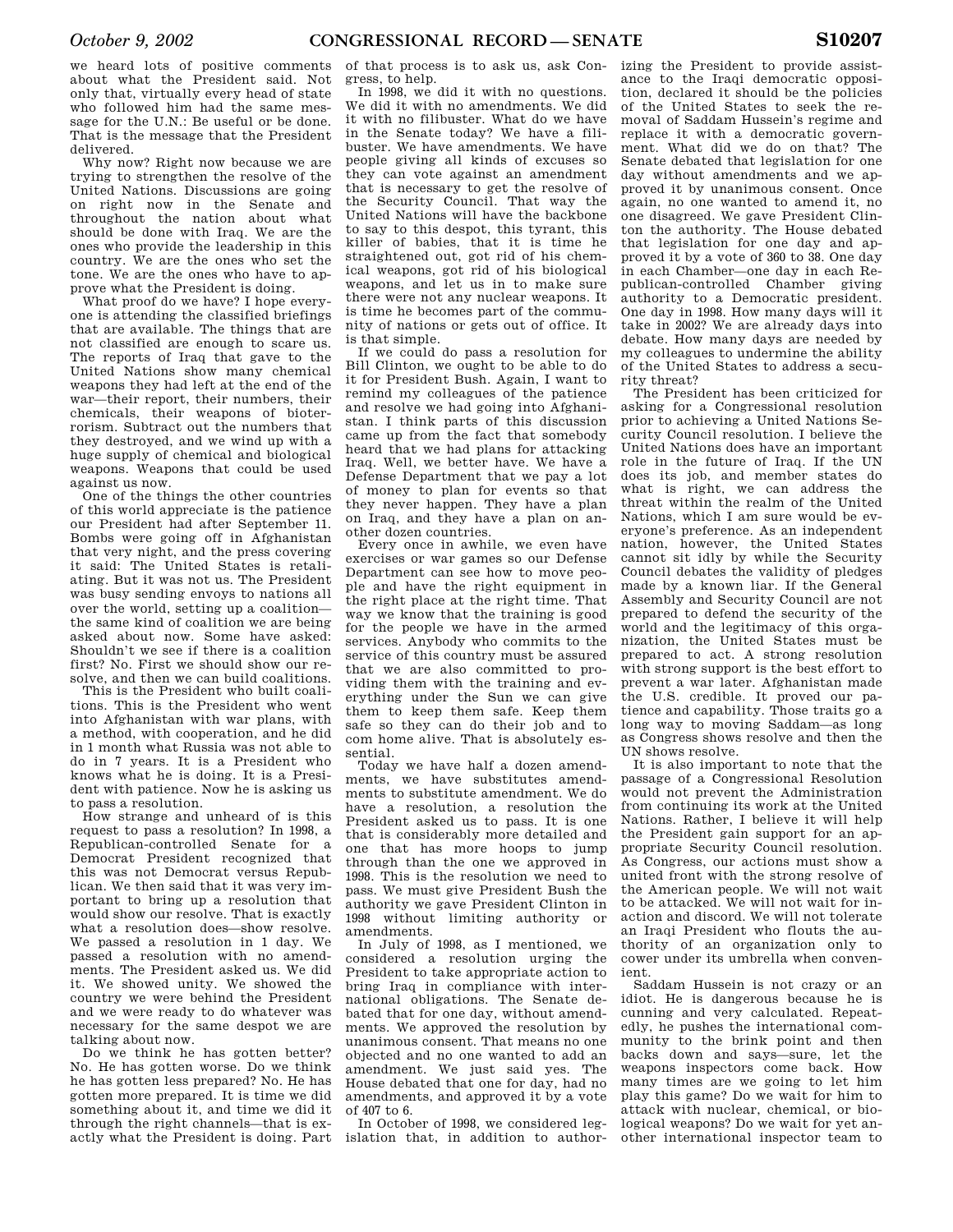we heard lots of positive comments about what the President said. Not only that, virtually every head of state who followed him had the same message for the U.N.: Be useful or be done. That is the message that the President delivered.

Why now? Right now because we are trying to strengthen the resolve of the United Nations. Discussions are going on right now in the Senate and throughout the nation about what should be done with Iraq. We are the ones who provide the leadership in this country. We are the ones who set the tone. We are the ones who have to approve what the President is doing.

What proof do we have? I hope everyone is attending the classified briefings that are available. The things that are not classified are enough to scare us. The reports of Iraq that gave to the United Nations show many chemical weapons they had left at the end of the war—their report, their numbers, their chemicals, their weapons of bioterrorism. Subtract out the numbers that they destroyed, and we wind up with a huge supply of chemical and biological weapons. Weapons that could be used against us now.

One of the things the other countries of this world appreciate is the patience our President had after September 11. Bombs were going off in Afghanistan that very night, and the press covering it said: The United States is retaliating. But it was not us. The President was busy sending envoys to nations all over the world, setting up a coalition—the same kind of coalition we are being asked about now. Some have asked: Shouldn't we see if there is a coalition first? No. First we should show our resolve, and then we can build coalitions.

This is the President who built coalitions. This is the President who went into Afghanistan with war plans, with a method, with cooperation, and he did in 1 month what Russia was not able to do in 7 years. It is a President who knows what he is doing. It is a President with patience. Now he is asking us to pass a resolution.

How strange and unheard of is this request to pass a resolution? In 1998, a Republican-controlled Senate for a Democrat President recognized that this was not Democrat versus Republican. We then said that it was very important to bring up a resolution that would show our resolve. That is exactly what a resolution does—show resolve. We passed a resolution in 1 day. We passed a resolution with no amendments. The President asked us. We did it. We showed unity. We showed the country we were behind the President and we were ready to do whatever was necessary for the same despot we are talking about now.

Do we think he has gotten better? No. He has gotten worse. Do we think he has gotten less prepared? No. He has gotten more prepared. It is time we did something about it, and time we did it through the right channels—that is exactly what the President is doing. Part of that process is to ask us, ask Congress, to help.

In 1998, we did it with no questions. We did it with no amendments. We did it with no filibuster. What do we have in the Senate today? We have a filibuster. We have amendments. We have people giving all kinds of excuses so they can vote against an amendment that is necessary to get the resolve of the Security Council. That way the United Nations will have the backbone to say to this despot, this tyrant, this killer of babies, that it is time he straightened out, got rid of his chemical weapons, got rid of his biological weapons, and let us in to make sure there were not any nuclear weapons. It is time he becomes part of the community of nations or gets out of office. It is that simple.

If we could do pass a resolution for Bill Clinton, we ought to be able to do it for President Bush. Again, I want to remind my colleagues of the patience and resolve we had going into Afghanistan. I think parts of this discussion came up from the fact that somebody heard that we had plans for attacking Iraq. Well, we better have. We have a Defense Department that we pay a lot of money to plan for events so that they never happen. They have a plan on Iraq, and they have a plan on another dozen countries.

Every once in awhile, we even have exercises or war games so our Defense Department can see how to move people and have the right equipment in the right place at the right time. That way we know that the training is good for the people we have in the armed services. Anybody who commits to the service of this country must be assured that we are also committed to providing them with the training and everything under the Sun we can give them to keep them safe. Keep them safe so they can do their job and to com home alive. That is absolutely essential.

Today we have half a dozen amendments, we have substitutes amendments to substitute amendment. We do have a resolution, a resolution the President asked us to pass. It is one that is considerably more detailed and one that has more hoops to jump through than the one we approved in 1998. This is the resolution we need to pass. We must give President Bush the authority we gave President Clinton in 1998 without limiting authority or amendments.

In July of 1998, as I mentioned, we considered a resolution urging the President to take appropriate action to bring Iraq in compliance with international obligations. The Senate debated that for one day, without amendments. We approved the resolution by unanimous consent. That means no one objected and no one wanted to add an amendment. We just said yes. The House debated that one for day, had no amendments, and approved it by a vote of 407 to 6.

In October of 1998, we considered legislation that, in addition to authorizing the President to provide assistance to the Iraqi democratic opposition, declared it should be the policies of the United States to seek the removal of Saddam Hussein's regime and replace it with a democratic government. What did we do on that? The Senate debated that legislation for one day without amendments and we approved it by unanimous consent. Once again, no one wanted to amend it, no one disagreed. We gave President Clinton the authority. The House debated that legislation for one day and approved it by a vote of 360 to 38. One day in each Chamber—one day in each Republican-controlled Chamber giving authority to a Democratic president. One day in 1998. How many days will it take in 2002? We are already days into debate. How many days are needed by my colleagues to undermine the ability of the United States to address a security threat?

The President has been criticized for asking for a Congressional resolution prior to achieving a United Nations Security Council resolution. I believe the United Nations does have an important role in the future of Iraq. If the UN does its job, and member states do what is right, we can address the threat within the realm of the United Nations, which I am sure would be everyone's preference. As an independent nation, however, the United States cannot sit idly by while the Security Council debates the validity of pledges made by a known liar. If the General Assembly and Security Council are not prepared to defend the security of the world and the legitimacy of this organization, the United States must be prepared to act. A strong resolution with strong support is the best effort to prevent a war later. Afghanistan made the U.S. credible. It proved our patience and capability. Those traits go a long way to moving Saddam—as long as Congress shows resolve and then the UN shows resolve.

It is also important to note that the passage of a Congressional Resolution would not prevent the Administration from continuing its work at the United Nations. Rather, I believe it will help the President gain support for an appropriate Security Council resolution. As Congress, our actions must show a united front with the strong resolve of the American people. We will not wait to be attacked. We will not wait for inaction and discord. We will not tolerate an Iraqi President who flouts the authority of an organization only to cower under its umbrella when convenient.

Saddam Hussein is not crazy or an idiot. He is dangerous because he is cunning and very calculated. Repeatedly, he pushes the international community to the brink point and then backs down and says—sure, let the weapons inspectors come back. How many times are we going to let him play this game? Do we wait for him to attack with nuclear, chemical, or biological weapons? Do we wait for yet another international inspector team to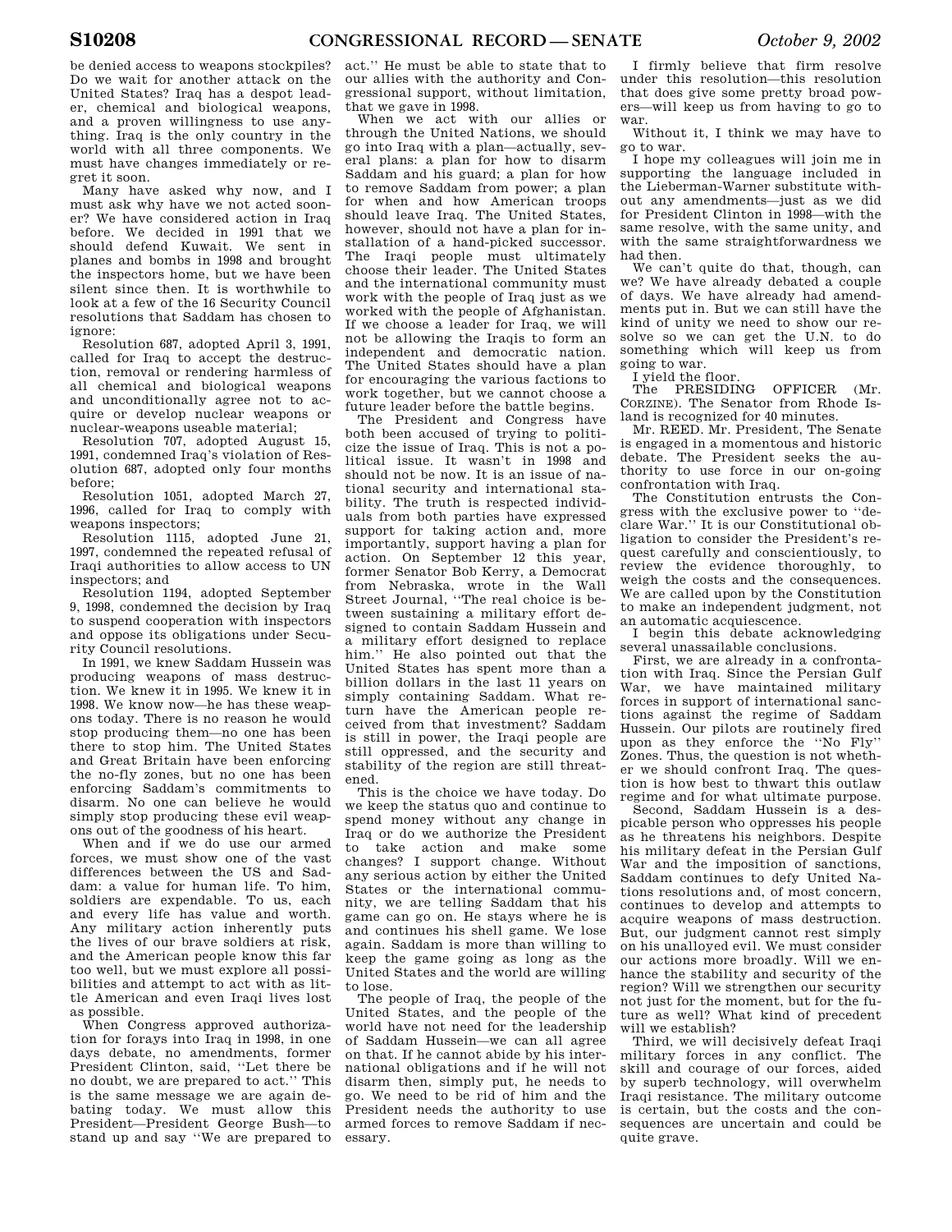be denied access to weapons stockpiles? Do we wait for another attack on the United States? Iraq has a despot leader, chemical and biological weapons, and a proven willingness to use anything. Iraq is the only country in the world with all three components. We must have changes immediately or regret it soon.

Many have asked why now, and I must ask why have we not acted sooner? We have considered action in Iraq before. We decided in 1991 that we should defend Kuwait. We sent in planes and bombs in 1998 and brought the inspectors home, but we have been silent since then. It is worthwhile to look at a few of the 16 Security Council resolutions that Saddam has chosen to ignore:

Resolution 687, adopted April 3, 1991, called for Iraq to accept the destruction, removal or rendering harmless of all chemical and biological weapons and unconditionally agree not to acquire or develop nuclear weapons or nuclear-weapons useable material;

Resolution 707, adopted August 15, 1991, condemned Iraq's violation of Resolution 687, adopted only four months before;

Resolution 1051, adopted March 27, 1996, called for Iraq to comply with weapons inspectors;

Resolution 1115, adopted June 21, 1997, condemned the repeated refusal of Iraqi authorities to allow access to UN inspectors; and

Resolution 1194, adopted September 9, 1998, condemned the decision by Iraq to suspend cooperation with inspectors and oppose its obligations under Security Council resolutions.

In 1991, we knew Saddam Hussein was producing weapons of mass destruction. We knew it in 1995. We knew it in 1998. We know now—he has these weapons today. There is no reason he would stop producing them—no one has been there to stop him. The United States and Great Britain have been enforcing the no-fly zones, but no one has been enforcing Saddam's commitments to disarm. No one can believe he would simply stop producing these evil weapons out of the goodness of his heart.

When and if we do use our armed forces, we must show one of the vast differences between the US and Saddam: a value for human life. To him, soldiers are expendable. To us, each and every life has value and worth. Any military action inherently puts the lives of our brave soldiers at risk, and the American people know this far too well, but we must explore all possibilities and attempt to act with as little American and even Iraqi lives lost as possible.

When Congress approved authorization for forays into Iraq in 1998, in one days debate, no amendments, former President Clinton, said, "Let there be no doubt, we are prepared to act." This is the same message we are again debating today. We must allow this President—President George Bush—to stand up and say "We are prepared to act." He must be able to state that to our allies with the authority and Congressional support, without limitation, that we gave in 1998.

When we act with our allies or through the United Nations, we should go into Iraq with a plan—actually, several plans: a plan for how to disarm Saddam and his guard; a plan for how to remove Saddam from power; a plan for when and how American troops should leave Iraq. The United States, however, should not have a plan for installation of a hand-picked successor. The Iraqi people must ultimately choose their leader. The United States and the international community must work with the people of Iraq just as we worked with the people of Afghanistan. If we choose a leader for Iraq, we will not be allowing the Iraqis to form an independent and democratic nation. The United States should have a plan for encouraging the various factions to work together, but we cannot choose a future leader before the battle begins.

The President and Congress have both been accused of trying to politicize the issue of Iraq. This is not a political issue. It wasn't in 1998 and should not be now. It is an issue of national security and international stability. The truth is respected individuals from both parties have expressed support for taking action and, more importantly, support having a plan for action. On September 12 this year, former Senator Bob Kerry, a Democrat from Nebraska, wrote in the Wall Street Journal, "The real choice is between sustaining a military effort designed to contain Saddam Hussein and a military effort designed to replace him." He also pointed out that the United States has spent more than a billion dollars in the last 11 years on simply containing Saddam. What return have the American people received from that investment? Saddam is still in power, the Iraqi people are still oppressed, and the security and stability of the region are still threatened.

This is the choice we have today. Do we keep the status quo and continue to spend money without any change in Iraq or do we authorize the President to take action and make some changes? I support change. Without any serious action by either the United States or the international community, we are telling Saddam that his game can go on. He stays where he is and continues his shell game. We lose again. Saddam is more than willing to keep the game going as long as the United States and the world are willing to lose.

The people of Iraq, the people of the United States, and the people of the world have not need for the leadership of Saddam Hussein—we can all agree on that. If he cannot abide by his international obligations and if he will not disarm then, simply put, he needs to go. We need to be rid of him and the President needs the authority to use armed forces to remove Saddam if necessary.

I firmly believe that firm resolve under this resolution—this resolution that does give some pretty broad powers—will keep us from having to go to war.

Without it, I think we may have to go to war.

I hope my colleagues will join me in supporting the language included in the Lieberman-Warner substitute without any amendments—just as we did for President Clinton in 1998—with the same resolve, with the same unity, and with the same straightforwardness we had then.

We can't quite do that, though, can we? We have already debated a couple of days. We have already had amendments put in. But we can still have the kind of unity we need to show our resolve so we can get the U.N. to do something which will keep us from going to war.

I yield the floor.

The PRESIDING OFFICER (Mr. CORZINE). The Senator from Rhode Island is recognized for 40 minutes.

Mr. REED. Mr. President, The Senate is engaged in a momentous and historic debate. The President seeks the authority to use force in our on-going confrontation with Iraq.

The Constitution entrusts the Congress with the exclusive power to "declare War." It is our Constitutional obligation to consider the President's request carefully and conscientiously, to review the evidence thoroughly, to weigh the costs and the consequences. We are called upon by the Constitution to make an independent judgment, not an automatic acquiescence.

I begin this debate acknowledging several unassailable conclusions.

First, we are already in a confrontation with Iraq. Since the Persian Gulf War, we have maintained military forces in support of international sanctions against the regime of Saddam Hussein. Our pilots are routinely fired upon as they enforce the "No Fly" Zones. Thus, the question is not whether we should confront Iraq. The question is how best to thwart this outlaw regime and for what ultimate purpose.

Second, Saddam Hussein is a despicable person who oppresses his people as he threatens his neighbors. Despite his military defeat in the Persian Gulf War and the imposition of sanctions, Saddam continues to defy United Nations resolutions and, of most concern, continues to develop and attempts to acquire weapons of mass destruction. But, our judgment cannot rest simply on his unalloyed evil. We must consider our actions more broadly. Will we enhance the stability and security of the region? Will we strengthen our security not just for the moment, but for the future as well? What kind of precedent will we establish?

Third, we will decisively defeat Iraqi military forces in any conflict. The skill and courage of our forces, aided by superb technology, will overwhelm Iraqi resistance. The military outcome is certain, but the costs and the consequences are uncertain and could be quite grave.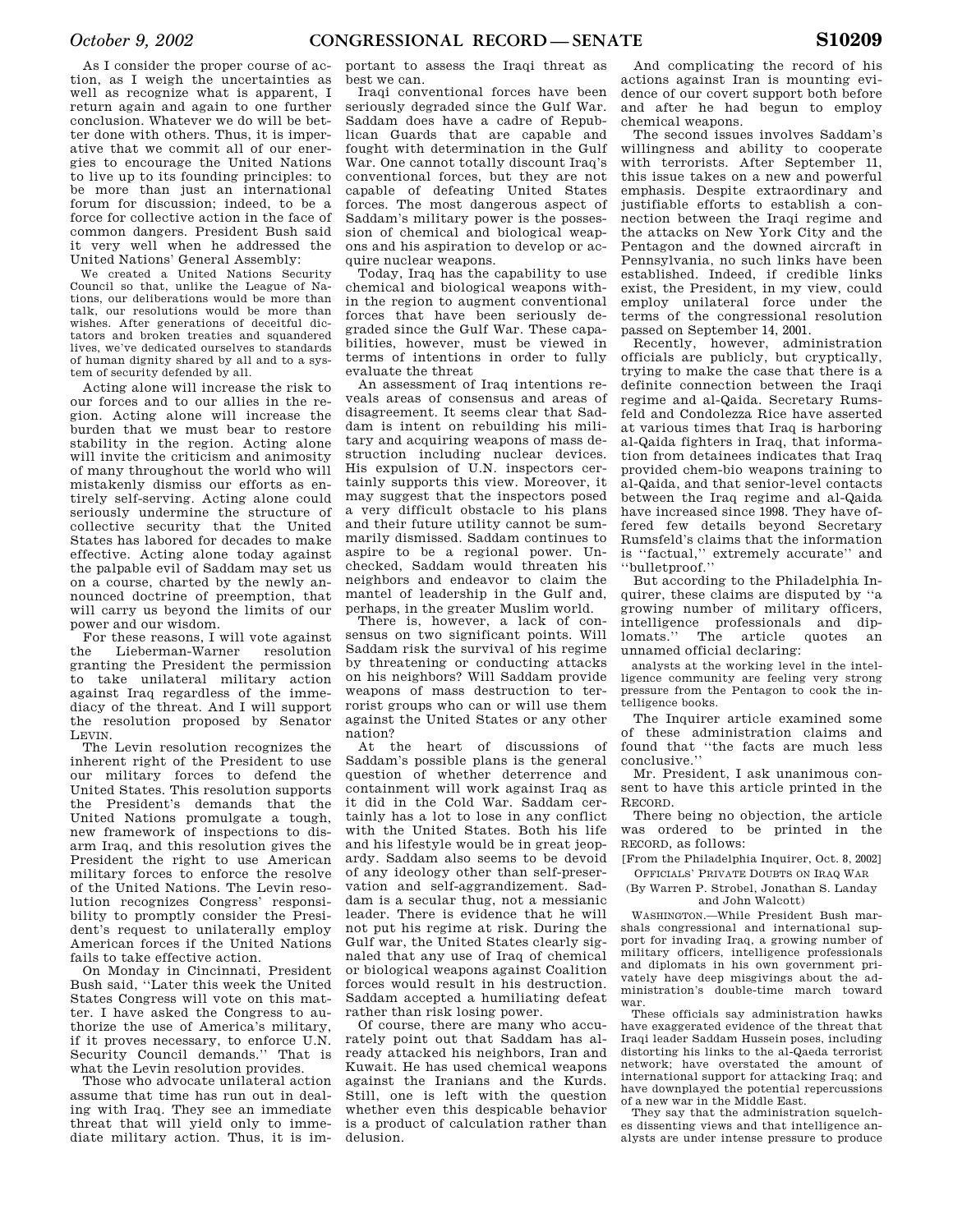As I consider the proper course of action, as I weigh the uncertainties as well as recognize what is apparent, I return again and again to one further conclusion. Whatever we do will be better done with others. Thus, it is imperative that we commit all of our energies to encourage the United Nations to live up to its founding principles: to be more than just an international forum for discussion; indeed, to be a force for collective action in the face of common dangers. President Bush said it very well when he addressed the United Nations' General Assembly:

> We created a United Nations Security Council so that, unlike the League of Nations, our deliberations would be more than talk, our resolutions would be more than wishes. After generations of deceitful dictators and broken treaties and squandered lives, we've dedicated ourselves to standards of human dignity shared by all and to a system of security defended by all.

Acting alone will increase the risk to our forces and to our allies in the region. Acting alone will increase the burden that we must bear to restore stability in the region. Acting alone will invite the criticism and animosity of many throughout the world who will mistakenly dismiss our efforts as entirely self-serving. Acting alone could seriously undermine the structure of collective security that the United States has labored for decades to make effective. Acting alone today against the palpable evil of Saddam may set us on a course, charted by the newly announced doctrine of preemption, that will carry us beyond the limits of our power and our wisdom.

For these reasons, I will vote against the Lieberman-Warner resolution granting the President the permission to take unilateral military action against Iraq regardless of the immediacy of the threat. And I will support the resolution proposed by Senator LEVIN.

The Levin resolution recognizes the inherent right of the President to use our military forces to defend the United States. This resolution supports the President's demands that the United Nations promulgate a tough, new framework of inspections to disarm Iraq, and this resolution gives the President the right to use American military forces to enforce the resolve of the United Nations. The Levin resolution recognizes Congress' responsibility to promptly consider the President's request to unilaterally employ American forces if the United Nations fails to take effective action.

On Monday in Cincinnati, President Bush said, ''Later this week the United States Congress will vote on this matter. I have asked the Congress to authorize the use of America's military, if it proves necessary, to enforce U.N. Security Council demands.'' That is what the Levin resolution provides.

Those who advocate unilateral action assume that time has run out in dealing with Iraq. They see an immediate threat that will yield only to immediate military action. Thus, it is important to assess the Iraqi threat as best we can.

Iraqi conventional forces have been seriously degraded since the Gulf War. Saddam does have a cadre of Republican Guards that are capable and fought with determination in the Gulf War. One cannot totally discount Iraq's conventional forces, but they are not capable of defeating United States forces. The most dangerous aspect of Saddam's military power is the possession of chemical and biological weapons and his aspiration to develop or acquire nuclear weapons.

Today, Iraq has the capability to use chemical and biological weapons within the region to augment conventional forces that have been seriously degraded since the Gulf War. These capabilities, however, must be viewed in terms of intentions in order to fully evaluate the threat

An assessment of Iraq intentions reveals areas of consensus and areas of disagreement. It seems clear that Saddam is intent on rebuilding his military and acquiring weapons of mass destruction including nuclear devices. His expulsion of U.N. inspectors certainly supports this view. Moreover, it may suggest that the inspectors posed a very difficult obstacle to his plans and their future utility cannot be summarily dismissed. Saddam continues to aspire to be a regional power. Unchecked, Saddam would threaten his neighbors and endeavor to claim the mantel of leadership in the Gulf and, perhaps, in the greater Muslim world.

There is, however, a lack of consensus on two significant points. Will Saddam risk the survival of his regime by threatening or conducting attacks on his neighbors? Will Saddam provide weapons of mass destruction to terrorist groups who can or will use them against the United States or any other nation?

At the heart of discussions of Saddam's possible plans is the general question of whether deterrence and containment will work against Iraq as it did in the Cold War. Saddam certainly has a lot to lose in any conflict with the United States. Both his life and his lifestyle would be in great jeopardy. Saddam also seems to be devoid of any ideology other than self-preservation and self-aggrandizement. Saddam is a secular thug, not a messianic leader. There is evidence that he will not put his regime at risk. During the Gulf war, the United States clearly signaled that any use of Iraq of chemical or biological weapons against Coalition forces would result in his destruction. Saddam accepted a humiliating defeat rather than risk losing power.

Of course, there are many who accurately point out that Saddam has already attacked his neighbors, Iran and Kuwait. He has used chemical weapons against the Iranians and the Kurds. Still, one is left with the question whether even this despicable behavior is a product of calculation rather than delusion.

And complicating the record of his actions against Iran is mounting evidence of our covert support both before and after he had begun to employ chemical weapons.

The second issues involves Saddam's willingness and ability to cooperate with terrorists. After September 11, this issue takes on a new and powerful emphasis. Despite extraordinary and justifiable efforts to establish a connection between the Iraqi regime and the attacks on New York City and the Pentagon and the downed aircraft in Pennsylvania, no such links have been established. Indeed, if credible links exist, the President, in my view, could employ unilateral force under the terms of the congressional resolution passed on September 14, 2001.

Recently, however, administration officials are publicly, but cryptically, trying to make the case that there is a definite connection between the Iraqi regime and al-Qaida. Secretary Rumsfeld and Condolezza Rice have asserted at various times that Iraq is harboring al-Qaida fighters in Iraq, that information from detainees indicates that Iraq provided chem-bio weapons training to al-Qaida, and that senior-level contacts between the Iraq regime and al-Qaida have increased since 1998. They have offered few details beyond Secretary Rumsfeld's claims that the information is ''factual,'' extremely accurate'' and ''bulletproof.''

But according to the Philadelphia Inquirer, these claims are disputed by ''a growing number of military officers, intelligence professionals and diplomats.'' The article quotes an unnamed official declaring:

> analysts at the working level in the intelligence community are feeling very strong pressure from the Pentagon to cook the intelligence books.

The Inquirer article examined some of these administration claims and found that ''the facts are much less conclusive.''

Mr. President, I ask unanimous consent to have this article printed in the RECORD.

There being no objection, the article was ordered to be printed in the RECORD, as follows:

[From the Philadelphia Inquirer, Oct. 8, 2002]

OFFICIALS' PRIVATE DOUBTS ON IRAQ WAR

(By Warren P. Strobel, Jonathan S. Landay and John Walcott)

WASHINGTON.—While President Bush marshals congressional and international support for invading Iraq, a growing number of military officers, intelligence professionals and diplomats in his own government privately have deep misgivings about the administration's double-time march toward war.

These officials say administration hawks have exaggerated evidence of the threat that Iraqi leader Saddam Hussein poses, including distorting his links to the al-Qaeda terrorist network; have overstated the amount of international support for attacking Iraq; and have downplayed the potential repercussions of a new war in the Middle East.

They say that the administration squelches dissenting views and that intelligence analysts are under intense pressure to produce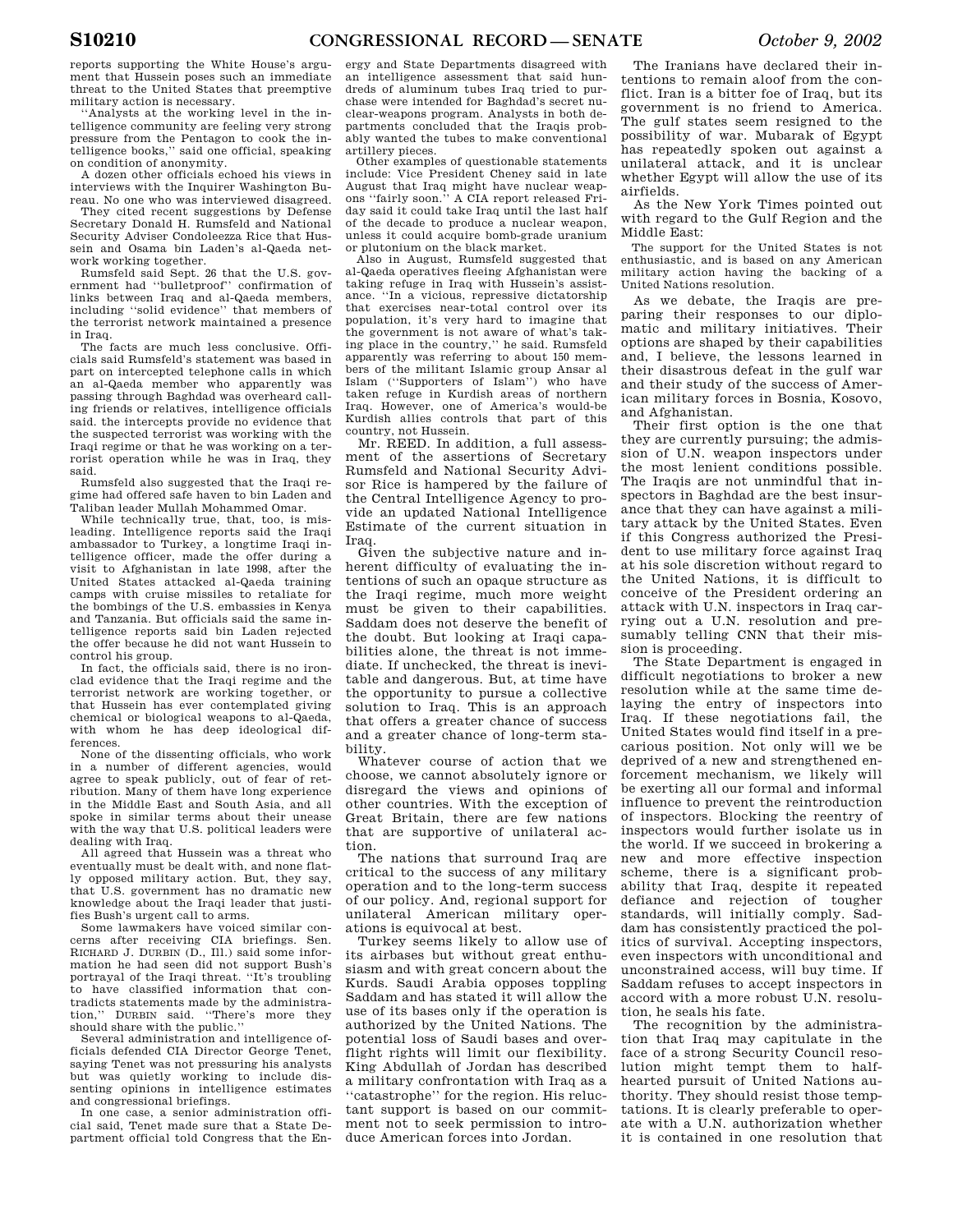reports supporting the White House's argument that Hussein poses such an immediate threat to the United States that preemptive military action is necessary.

"Analysts at the working level in the intelligence community are feeling very strong pressure from the Pentagon to cook the intelligence books," said one official, speaking on condition of anonymity.

A dozen other officials echoed his views in interviews with the Inquirer Washington Bureau. No one who was interviewed disagreed.

They cited recent suggestions by Defense Secretary Donald H. Rumsfeld and National Security Adviser Condoleezza Rice that Hussein and Osama bin Laden's al-Qaeda network working together.

Rumsfeld said Sept. 26 that the U.S. government had "bulletproof" confirmation of links between Iraq and al-Qaeda members, including "solid evidence" that members of the terrorist network maintained a presence in Iraq.

The facts are much less conclusive. Officials said Rumsfeld's statement was based in part on intercepted telephone calls in which an al-Qaeda member who apparently was passing through Baghdad was overheard calling friends or relatives, intelligence officials said. the intercepts provide no evidence that the suspected terrorist was working with the Iraqi regime or that he was working on a terrorist operation while he was in Iraq, they said.

Rumsfeld also suggested that the Iraqi regime had offered safe haven to bin Laden and Taliban leader Mullah Mohammed Omar.

While technically true, that, too, is misleading. Intelligence reports said the Iraqi ambassador to Turkey, a longtime Iraqi intelligence officer, made the offer during a visit to Afghanistan in late 1998, after the United States attacked al-Qaeda training camps with cruise missiles to retaliate for the bombings of the U.S. embassies in Kenya and Tanzania. But officials said the same intelligence reports said bin Laden rejected the offer because he did not want Hussein to control his group.

In fact, the officials said, there is no ironclad evidence that the Iraqi regime and the terrorist network are working together, or that Hussein has ever contemplated giving chemical or biological weapons to al-Qaeda, with whom he has deep ideological differences.

None of the dissenting officials, who work in a number of different agencies, would agree to speak publicly, out of fear of retribution. Many of them have long experience in the Middle East and South Asia, and all spoke in similar terms about their unease with the way that U.S. political leaders were dealing with Iraq.

All agreed that Hussein was a threat who eventually must be dealt with, and none flatly opposed military action. But, they say, that U.S. government has no dramatic new knowledge about the Iraqi leader that justifies Bush's urgent call to arms.

Some lawmakers have voiced similar concerns after receiving CIA briefings. Sen. RICHARD J. DURBIN (D., Ill.) said some information he had seen did not support Bush's portrayal of the Iraqi threat. "It's troubling to have classified information that contradicts statements made by the administration," DURBIN said. "There's more they should share with the public."

Several administration and intelligence officials defended CIA Director George Tenet, saying Tenet was not pressuring his analysts but was quietly working to include dissenting opinions in intelligence estimates and congressional briefings.

In one case, a senior administration official said, Tenet made sure that a State Department official told Congress that the Energy and State Departments disagreed with an intelligence assessment that said hundreds of aluminum tubes Iraq tried to purchase were intended for Baghdad's secret nuclear-weapons program. Analysts in both departments concluded that the Iraqis probably wanted the tubes to make conventional artillery pieces.

Other examples of questionable statements include: Vice President Cheney said in late August that Iraq might have nuclear weapons "fairly soon." A CIA report released Friday said it could take Iraq until the last half of the decade to produce a nuclear weapon, unless it could acquire bomb-grade uranium or plutonium on the black market.

Also in August, Rumsfeld suggested that al-Qaeda operatives fleeing Afghanistan were taking refuge in Iraq with Hussein's assistance. "In a vicious, repressive dictatorship that exercises near-total control over its population, it's very hard to imagine that the government is not aware of what's taking place in the country," he said. Rumsfeld apparently was referring to about 150 members of the militant Islamic group Ansar al Islam ("Supporters of Islam") who have taken refuge in Kurdish areas of northern Iraq. However, one of America's would-be Kurdish allies controls that part of this country, not Hussein.

Mr. REED. In addition, a full assessment of the assertions of Secretary Rumsfeld and National Security Advisor Rice is hampered by the failure of the Central Intelligence Agency to provide an updated National Intelligence Estimate of the current situation in Iraq.

Given the subjective nature and inherent difficulty of evaluating the intentions of such an opaque structure as the Iraqi regime, much more weight must be given to their capabilities. Saddam does not deserve the benefit of the doubt. But looking at Iraqi capabilities alone, the threat is not immediate. If unchecked, the threat is inevitable and dangerous. But, at time have the opportunity to pursue a collective solution to Iraq. This is an approach that offers a greater chance of success and a greater chance of long-term stability.

Whatever course of action that we choose, we cannot absolutely ignore or disregard the views and opinions of other countries. With the exception of Great Britain, there are few nations that are supportive of unilateral action.

The nations that surround Iraq are critical to the success of any military operation and to the long-term success of our policy. And, regional support for unilateral American military operations is equivocal at best.

Turkey seems likely to allow use of its airbases but without great enthusiasm and with great concern about the Kurds. Saudi Arabia opposes toppling Saddam and has stated it will allow the use of its bases only if the operation is authorized by the United Nations. The potential loss of Saudi bases and overflight rights will limit our flexibility. King Abdullah of Jordan has described a military confrontation with Iraq as a "catastrophe" for the region. His reluctant support is based on our commitment not to seek permission to introduce American forces into Jordan.

The Iranians have declared their intentions to remain aloof from the conflict. Iran is a bitter foe of Iraq, but its government is no friend to America. The gulf states seem resigned to the possibility of war. Mubarak of Egypt has repeatedly spoken out against a unilateral attack, and it is unclear whether Egypt will allow the use of its airfields.

As the New York Times pointed out with regard to the Gulf Region and the Middle East:

> The support for the United States is not enthusiastic, and is based on any American military action having the backing of a United Nations resolution.

As we debate, the Iraqis are preparing their responses to our diplomatic and military initiatives. Their options are shaped by their capabilities and, I believe, the lessons learned in their disastrous defeat in the gulf war and their study of the success of American military forces in Bosnia, Kosovo, and Afghanistan.

Their first option is the one that they are currently pursuing; the admission of U.N. weapon inspectors under the most lenient conditions possible. The Iraqis are not unmindful that inspectors in Baghdad are the best insurance that they can have against a military attack by the United States. Even if this Congress authorized the President to use military force against Iraq at his sole discretion without regard to the United Nations, it is difficult to conceive of the President ordering an attack with U.N. inspectors in Iraq carrying out a U.N. resolution and presumably telling CNN that their mission is proceeding.

The State Department is engaged in difficult negotiations to broker a new resolution while at the same time delaying the entry of inspectors into Iraq. If these negotiations fail, the United States would find itself in a precarious position. Not only will we be deprived of a new and strengthened enforcement mechanism, we likely will be exerting all our formal and informal influence to prevent the reintroduction of inspectors. Blocking the reentry of inspectors would further isolate us in the world. If we succeed in brokering a new and more effective inspection scheme, there is a significant probability that Iraq, despite it repeated defiance and rejection of tougher standards, will initially comply. Saddam has consistently practiced the politics of survival. Accepting inspectors, even inspectors with unconditional and unconstrained access, will buy time. If Saddam refuses to accept inspectors in accord with a more robust U.N. resolution, he seals his fate.

The recognition by the administration that Iraq may capitulate in the face of a strong Security Council resolution might tempt them to halfhearted pursuit of United Nations authority. They should resist those temptations. It is clearly preferable to operate with a U.N. authorization whether it is contained in one resolution that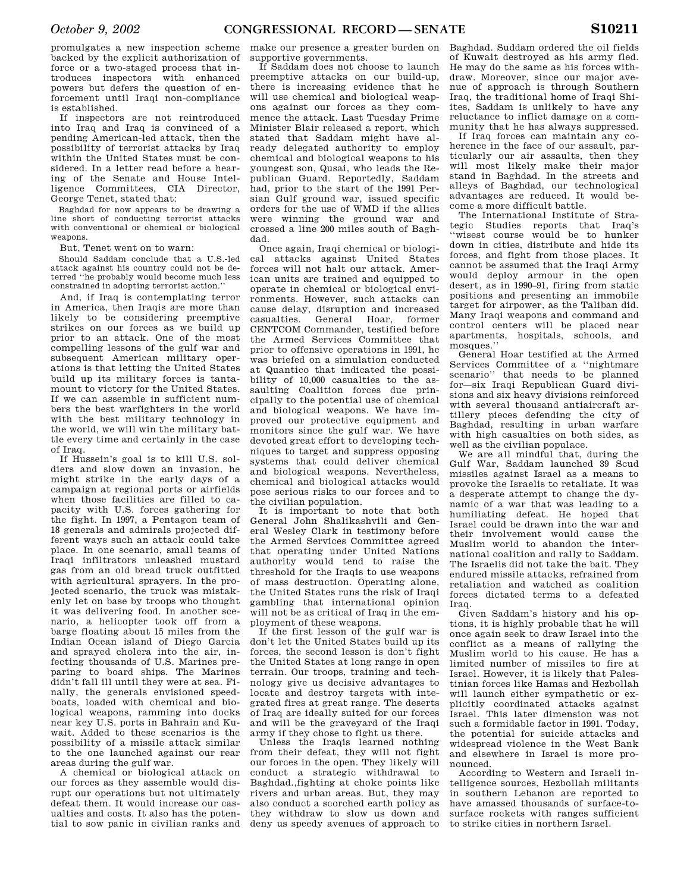promulgates a new inspection scheme backed by the explicit authorization of force or a two-staged process that introduces inspectors with enhanced powers but defers the question of enforcement until Iraqi non-compliance is established.

If inspectors are not reintroduced into Iraq and Iraq is convinced of a pending American-led attack, then the possibility of terrorist attacks by Iraq within the United States must be considered. In a letter read before a hearing of the Senate and House Intelligence Committees, CIA Director, George Tenet, stated that:

> Baghdad for now appears to be drawing a line short of conducting terrorist attacks with conventional or chemical or biological weapons.

But, Tenet went on to warn:

> Should Saddam conclude that a U.S.-led attack against his country could not be deterred "he probably would become much less constrained in adopting terrorist action."

And, if Iraq is contemplating terror in America, then Iraqis are more than likely to be considering preemptive strikes on our forces as we build up prior to an attack. One of the most compelling lessons of the gulf war and subsequent American military operations is that letting the United States build up its military forces is tantamount to victory for the United States. If we can assemble in sufficient numbers the best warfighters in the world with the best military technology in the world, we will win the military battle every time and certainly in the case of Iraq.

If Hussein's goal is to kill U.S. soldiers and slow down an invasion, he might strike in the early days of a campaign at regional ports or airfields when those facilities are filled to capacity with U.S. forces gathering for the fight. In 1997, a Pentagon team of 18 generals and admirals projected different ways such an attack could take place. In one scenario, small teams of Iraqi infiltrators unleashed mustard gas from an old bread truck outfitted with agricultural sprayers. In the projected scenario, the truck was mistakenly let on base by troops who thought it was delivering food. In another scenario, a helicopter took off from a barge floating about 15 miles from the Indian Ocean island of Diego Garcia and sprayed cholera into the air, infecting thousands of U.S. Marines preparing to board ships. The Marines didn't fall ill until they were at sea. Finally, the generals envisioned speedboats, loaded with chemical and biological weapons, ramming into docks near key U.S. ports in Bahrain and Kuwait. Added to these scenarios is the possibility of a missile attack similar to the one launched against our rear areas during the gulf war.

A chemical or biological attack on our forces as they assemble would disrupt our operations but not ultimately defeat them. It would increase our casualties and costs. It also has the potential to sow panic in civilian ranks and make our presence a greater burden on supportive governments.

If Saddam does not choose to launch preemptive attacks on our build-up, there is increasing evidence that he will use chemical and biological weapons against our forces as they commence the attack. Last Tuesday Prime Minister Blair released a report, which stated that Saddam might have already delegated authority to employ chemical and biological weapons to his youngest son, Qusai, who leads the Republican Guard. Reportedly, Saddam had, prior to the start of the 1991 Persian Gulf ground war, issued specific orders for the use of WMD if the allies were winning the ground war and crossed a line 200 miles south of Baghdad.

Once again, Iraqi chemical or biological attacks against United States forces will not halt our attack. American units are trained and equipped to operate in chemical or biological environments. However, such attacks can cause delay, disruption and increased casualties. General Hoar, former CENTCOM Commander, testified before the Armed Services Committee that prior to offensive operations in 1991, he was briefed on a simulation conducted at Quantico that indicated the possibility of 10,000 casualties to the assaulting Coalition forces due principally to the potential use of chemical and biological weapons. We have improved our protective equipment and monitors since the gulf war. We have devoted great effort to developing techniques to target and suppress opposing systems that could deliver chemical and biological weapons. Nevertheless, chemical and biological attacks would pose serious risks to our forces and to the civilian population.

It is important to note that both General John Shalikashvili and General Wesley Clark in testimony before the Armed Services Committee agreed that operating under United Nations authority would tend to raise the threshold for the Iraqis to use weapons of mass destruction. Operating alone, the United States runs the risk of Iraqi gambling that international opinion will not be as critical of Iraq in the employment of these weapons.

If the first lesson of the gulf war is don't let the United States build up its forces, the second lesson is don't fight the United States at long range in open terrain. Our troops, training and technology give us decisive advantages to locate and destroy targets with integrated fires at great range. The deserts of Iraq are ideally suited for our forces and will be the graveyard of the Iraqi army if they chose to fight us there.

Unless the Iraqis learned nothing from their defeat, they will not fight our forces in the open. They likely will conduct a strategic withdrawal to Baghdad.,fighting at choke points like rivers and urban areas. But, they may also conduct a scorched earth policy as they withdraw to slow us down and deny us speedy avenues of approach to Baghdad. Saddam ordered the oil fields of Kuwait destroyed as his army fled. He may do the same as his forces withdraw. Moreover, since our major avenue of approach is through Southern Iraq, the traditional home of Iraqi Shiites, Saddam is unlikely to have any reluctance to inflict damage on a community that he has always suppressed.

If Iraq forces can maintain any coherence in the face of our assault, particularly our air assaults, then they will most likely make their major stand in Baghdad. In the streets and alleys of Baghdad, our technological advantages are reduced. It would become a more difficult battle.

The International Institute of Strategic Studies reports that Iraq's "wisest course would be to hunker down in cities, distribute and hide its forces, and fight from those places. It cannot be assumed that the Iraqi Army would deploy armour in the open desert, as in 1990–91, firing from static positions and presenting an immobile target for airpower, as the Taliban did. Many Iraqi weapons and command and control centers will be placed near apartments, hospitals, schools, and mosques."

General Hoar testified at the Armed Services Committee of a "nightmare scenario" that needs to be planned for—six Iraqi Republican Guard divisions and six heavy divisions reinforced with several thousand antiaircraft artillery pieces defending the city of Baghdad, resulting in urban warfare with high casualties on both sides, as well as the civilian populace.

We are all mindful that, during the Gulf War, Saddam launched 39 Scud missiles against Israel as a means to provoke the Israelis to retaliate. It was a desperate attempt to change the dynamic of a war that was leading to a humiliating defeat. He hoped that Israel could be drawn into the war and their involvement would cause the Muslim world to abandon the international coalition and rally to Saddam. The Israelis did not take the bait. They endured missile attacks, refrained from retaliation and watched as coalition forces dictated terms to a defeated Iraq.

Given Saddam's history and his options, it is highly probable that he will once again seek to draw Israel into the conflict as a means of rallying the Muslim world to his cause. He has a limited number of missiles to fire at Israel. However, it is likely that Palestinian forces like Hamas and Hezbollah will launch either sympathetic or explicitly coordinated attacks against Israel. This later dimension was not such a formidable factor in 1991. Today, the potential for suicide attacks and widespread violence in the West Bank and elsewhere in Israel is more pronounced.

According to Western and Israeli intelligence sources, Hezbollah militants in southern Lebanon are reported to have amassed thousands of surface-to-surface rockets with ranges sufficient to strike cities in northern Israel.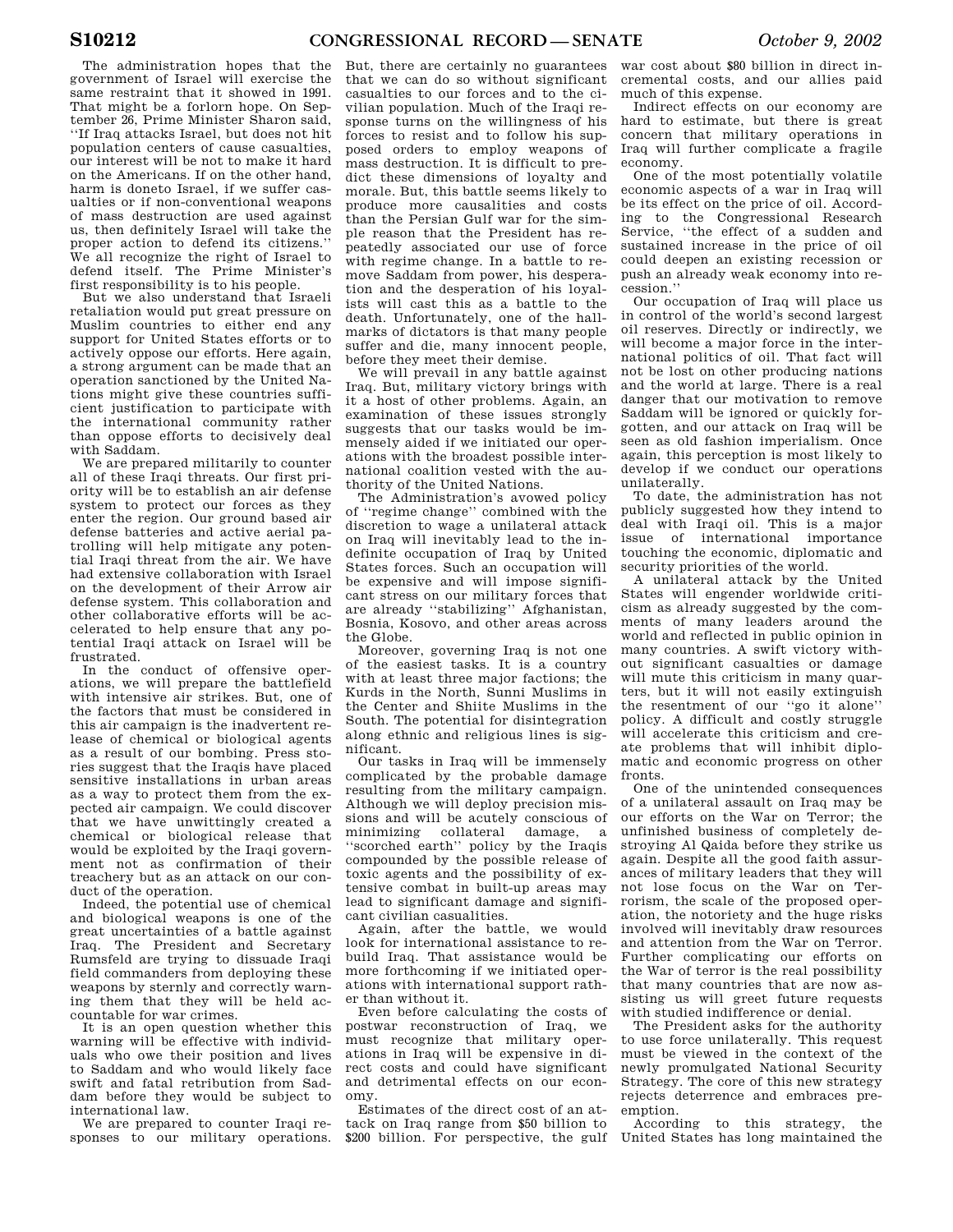The administration hopes that the government of Israel will exercise the same restraint that it showed in 1991. That might be a forlorn hope. On September 26, Prime Minister Sharon said, ''If Iraq attacks Israel, but does not hit population centers of cause casualties, our interest will be not to make it hard on the Americans. If on the other hand, harm is doneto Israel, if we suffer casualties or if non-conventional weapons of mass destruction are used against us, then definitely Israel will take the proper action to defend its citizens.'' We all recognize the right of Israel to defend itself. The Prime Minister's first responsibility is to his people.

But we also understand that Israeli retaliation would put great pressure on Muslim countries to either end any support for United States efforts or to actively oppose our efforts. Here again, a strong argument can be made that an operation sanctioned by the United Nations might give these countries sufficient justification to participate with the international community rather than oppose efforts to decisively deal with Saddam.

We are prepared militarily to counter all of these Iraqi threats. Our first priority will be to establish an air defense system to protect our forces as they enter the region. Our ground based air defense batteries and active aerial patrolling will help mitigate any potential Iraqi threat from the air. We have had extensive collaboration with Israel on the development of their Arrow air defense system. This collaboration and other collaborative efforts will be accelerated to help ensure that any potential Iraqi attack on Israel will be frustrated.

In the conduct of offensive operations, we will prepare the battlefield with intensive air strikes. But, one of the factors that must be considered in this air campaign is the inadvertent release of chemical or biological agents as a result of our bombing. Press stories suggest that the Iraqis have placed sensitive installations in urban areas as a way to protect them from the expected air campaign. We could discover that we have unwittingly created a chemical or biological release that would be exploited by the Iraqi government not as confirmation of their treachery but as an attack on our conduct of the operation.

Indeed, the potential use of chemical and biological weapons is one of the great uncertainties of a battle against Iraq. The President and Secretary Rumsfeld are trying to dissuade Iraqi field commanders from deploying these weapons by sternly and correctly warning them that they will be held accountable for war crimes.

It is an open question whether this warning will be effective with individuals who owe their position and lives to Saddam and who would likely face swift and fatal retribution from Saddam before they would be subject to international law.

We are prepared to counter Iraqi responses to our military operations. But, there are certainly no guarantees that we can do so without significant casualties to our forces and to the civilian population. Much of the Iraqi response turns on the willingness of his forces to resist and to follow his supposed orders to employ weapons of mass destruction. It is difficult to predict these dimensions of loyalty and morale. But, this battle seems likely to produce more casualities and costs than the Persian Gulf war for the simple reason that the President has repeatedly associated our use of force with regime change. In a battle to remove Saddam from power, his desperation and the desperation of his loyalists will cast this as a battle to the death. Unfortunately, one of the hallmarks of dictators is that many people suffer and die, many innocent people, before they meet their demise.

We will prevail in any battle against Iraq. But, military victory brings with it a host of other problems. Again, an examination of these issues strongly suggests that our tasks would be immensely aided if we initiated our operations with the broadest possible international coalition vested with the authority of the United Nations.

The Administration's avowed policy of ''regime change'' combined with the discretion to wage a unilateral attack on Iraq will inevitably lead to the indefinite occupation of Iraq by United States forces. Such an occupation will be expensive and will impose significant stress on our military forces that are already ''stabilizing'' Afghanistan, Bosnia, Kosovo, and other areas across the Globe.

Moreover, governing Iraq is not one of the easiest tasks. It is a country with at least three major factions; the Kurds in the North, Sunni Muslims in the Center and Shiite Muslims in the South. The potential for disintegration along ethnic and religious lines is significant.

Our tasks in Iraq will be immensely complicated by the probable damage resulting from the military campaign. Although we will deploy precision missions and will be acutely conscious of minimizing collateral damage, a ''scorched earth'' policy by the Iraqis compounded by the possible release of toxic agents and the possibility of extensive combat in built-up areas may lead to significant damage and significant civilian casualities.

Again, after the battle, we would look for international assistance to rebuild Iraq. That assistance would be more forthcoming if we initiated operations with international support rather than without it.

Even before calculating the costs of postwar reconstruction of Iraq, we must recognize that military operations in Iraq will be expensive in direct costs and could have significant and detrimental effects on our economy.

Estimates of the direct cost of an attack on Iraq range from $50 billion to $200 billion. For perspective, the gulf war cost about $80 billion in direct incremental costs, and our allies paid much of this expense.

Indirect effects on our economy are hard to estimate, but there is great concern that military operations in Iraq will further complicate a fragile economy.

One of the most potentially volatile economic aspects of a war in Iraq will be its effect on the price of oil. According to the Congressional Research Service, ''the effect of a sudden and sustained increase in the price of oil could deepen an existing recession or push an already weak economy into recession.''

Our occupation of Iraq will place us in control of the world's second largest oil reserves. Directly or indirectly, we will become a major force in the international politics of oil. That fact will not be lost on other producing nations and the world at large. There is a real danger that our motivation to remove Saddam will be ignored or quickly forgotten, and our attack on Iraq will be seen as old fashion imperialism. Once again, this perception is most likely to develop if we conduct our operations unilaterally.

To date, the administration has not publicly suggested how they intend to deal with Iraqi oil. This is a major issue of international importance touching the economic, diplomatic and security priorities of the world.

A unilateral attack by the United States will engender worldwide criticism as already suggested by the comments of many leaders around the world and reflected in public opinion in many countries. A swift victory without significant casualties or damage will mute this criticism in many quarters, but it will not easily extinguish the resentment of our ''go it alone'' policy. A difficult and costly struggle will accelerate this criticism and create problems that will inhibit diplomatic and economic progress on other fronts.

One of the unintended consequences of a unilateral assault on Iraq may be our efforts on the War on Terror; the unfinished business of completely destroying Al Qaida before they strike us again. Despite all the good faith assurances of military leaders that they will not lose focus on the War on Terrorism, the scale of the proposed operation, the notoriety and the huge risks involved will inevitably draw resources and attention from the War on Terror. Further complicating our efforts on the War of terror is the real possibility that many countries that are now assisting us will greet future requests with studied indifference or denial.

The President asks for the authority to use force unilaterally. This request must be viewed in the context of the newly promulgated National Security Strategy. The core of this new strategy rejects deterrence and embraces preemption.

According to this strategy, the United States has long maintained the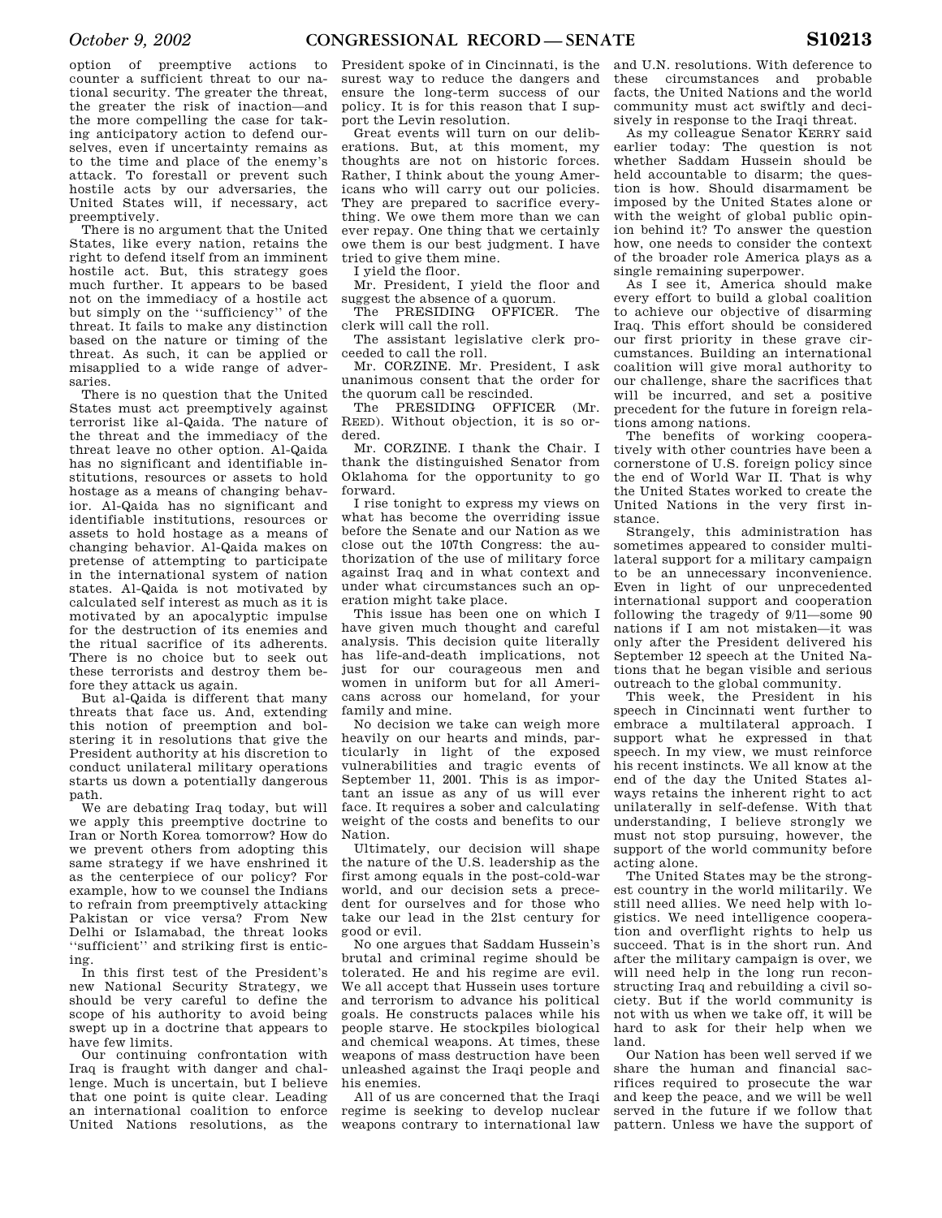option of preemptive actions to counter a sufficient threat to our national security. The greater the threat, the greater the risk of inaction—and the more compelling the case for taking anticipatory action to defend ourselves, even if uncertainty remains as to the time and place of the enemy's attack. To forestall or prevent such hostile acts by our adversaries, the United States will, if necessary, act preemptively.

There is no argument that the United States, like every nation, retains the right to defend itself from an imminent hostile act. But, this strategy goes much further. It appears to be based not on the immediacy of a hostile act but simply on the ''sufficiency'' of the threat. It fails to make any distinction based on the nature or timing of the threat. As such, it can be applied or misapplied to a wide range of adversaries.

There is no question that the United States must act preemptively against terrorist like al-Qaida. The nature of the threat and the immediacy of the threat leave no other option. Al-Qaida has no significant and identifiable institutions, resources or assets to hold hostage as a means of changing behavior. Al-Qaida has no significant and identifiable institutions, resources or assets to hold hostage as a means of changing behavior. Al-Qaida makes on pretense of attempting to participate in the international system of nation states. Al-Qaida is not motivated by calculated self interest as much as it is motivated by an apocalyptic impulse for the destruction of its enemies and the ritual sacrifice of its adherents. There is no choice but to seek out these terrorists and destroy them before they attack us again.

But al-Qaida is different that many threats that face us. And, extending this notion of preemption and bolstering it in resolutions that give the President authority at his discretion to conduct unilateral military operations starts us down a potentially dangerous path.

We are debating Iraq today, but will we apply this preemptive doctrine to Iran or North Korea tomorrow? How do we prevent others from adopting this same strategy if we have enshrined it as the centerpiece of our policy? For example, how to we counsel the Indians to refrain from preemptively attacking Pakistan or vice versa? From New Delhi or Islamabad, the threat looks ''sufficient'' and striking first is enticing.

In this first test of the President's new National Security Strategy, we should be very careful to define the scope of his authority to avoid being swept up in a doctrine that appears to have few limits.

Our continuing confrontation with Iraq is fraught with danger and challenge. Much is uncertain, but I believe that one point is quite clear. Leading an international coalition to enforce United Nations resolutions, as the President spoke of in Cincinnati, is the surest way to reduce the dangers and ensure the long-term success of our policy. It is for this reason that I support the Levin resolution.

Great events will turn on our deliberations. But, at this moment, my thoughts are not on historic forces. Rather, I think about the young Americans who will carry out our policies. They are prepared to sacrifice everything. We owe them more than we can ever repay. One thing that we certainly owe them is our best judgment. I have tried to give them mine.

I yield the floor.

Mr. President, I yield the floor and suggest the absence of a quorum.

The PRESIDING OFFICER. The clerk will call the roll.

The assistant legislative clerk proceeded to call the roll.

Mr. CORZINE. Mr. President, I ask unanimous consent that the order for the quorum call be rescinded.

The PRESIDING OFFICER (Mr. REED). Without objection, it is so ordered.

Mr. CORZINE. I thank the Chair. I thank the distinguished Senator from Oklahoma for the opportunity to go forward.

I rise tonight to express my views on what has become the overriding issue before the Senate and our Nation as we close out the 107th Congress: the authorization of the use of military force against Iraq and in what context and under what circumstances such an operation might take place.

This issue has been one on which I have given much thought and careful analysis. This decision quite literally has life-and-death implications, not just for our courageous men and women in uniform but for all Americans across our homeland, for your family and mine.

No decision we take can weigh more heavily on our hearts and minds, particularly in light of the exposed vulnerabilities and tragic events of September 11, 2001. This is as important an issue as any of us will ever face. It requires a sober and calculating weight of the costs and benefits to our Nation.

Ultimately, our decision will shape the nature of the U.S. leadership as the first among equals in the post-cold-war world, and our decision sets a precedent for ourselves and for those who take our lead in the 21st century for good or evil.

No one argues that Saddam Hussein's brutal and criminal regime should be tolerated. He and his regime are evil. We all accept that Hussein uses torture and terrorism to advance his political goals. He constructs palaces while his people starve. He stockpiles biological and chemical weapons. At times, these weapons of mass destruction have been unleashed against the Iraqi people and his enemies.

All of us are concerned that the Iraqi regime is seeking to develop nuclear weapons contrary to international law and U.N. resolutions. With deference to these circumstances and probable facts, the United Nations and the world community must act swiftly and decisively in response to the Iraqi threat.

As my colleague Senator KERRY said earlier today: The question is not whether Saddam Hussein should be held accountable to disarm; the question is how. Should disarmament be imposed by the United States alone or with the weight of global public opinion behind it? To answer the question how, one needs to consider the context of the broader role America plays as a single remaining superpower.

As I see it, America should make every effort to build a global coalition to achieve our objective of disarming Iraq. This effort should be considered our first priority in these grave circumstances. Building an international coalition will give moral authority to our challenge, share the sacrifices that will be incurred, and set a positive precedent for the future in foreign relations among nations.

The benefits of working cooperatively with other countries have been a cornerstone of U.S. foreign policy since the end of World War II. That is why the United States worked to create the United Nations in the very first instance.

Strangely, this administration has sometimes appeared to consider multilateral support for a military campaign to be an unnecessary inconvenience. Even in light of our unprecedented international support and cooperation following the tragedy of 9/11—some 90 nations if I am not mistaken—it was only after the President delivered his September 12 speech at the United Nations that he began visible and serious outreach to the global community.

This week, the President in his speech in Cincinnati went further to embrace a multilateral approach. I support what he expressed in that speech. In my view, we must reinforce his recent instincts. We all know at the end of the day the United States always retains the inherent right to act unilaterally in self-defense. With that understanding, I believe strongly we must not stop pursuing, however, the support of the world community before acting alone.

The United States may be the strongest country in the world militarily. We still need allies. We need help with logistics. We need intelligence cooperation and overflight rights to help us succeed. That is in the short run. And after the military campaign is over, we will need help in the long run reconstructing Iraq and rebuilding a civil society. But if the world community is not with us when we take off, it will be hard to ask for their help when we land.

Our Nation has been well served if we share the human and financial sacrifices required to prosecute the war and keep the peace, and we will be well served in the future if we follow that pattern. Unless we have the support of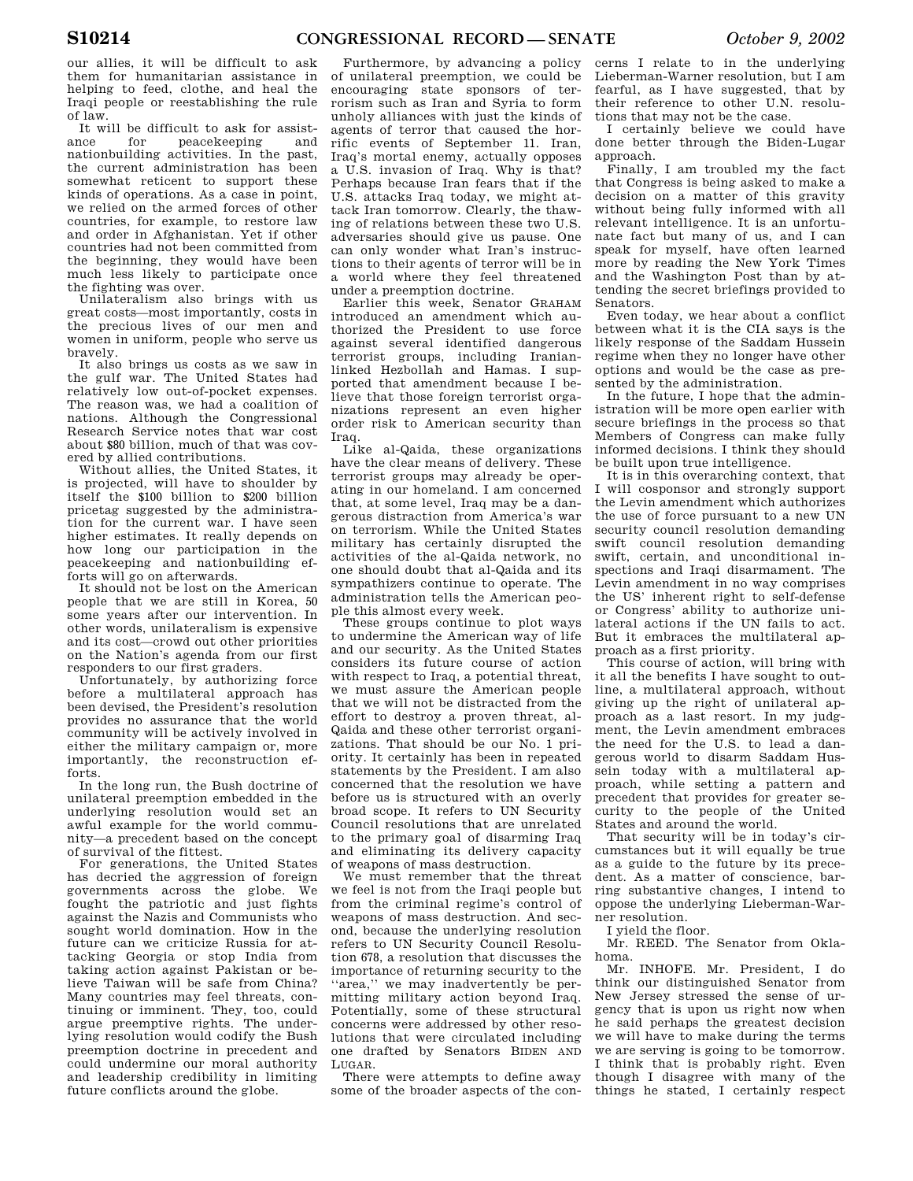our allies, it will be difficult to ask them for humanitarian assistance in helping to feed, clothe, and heal the Iraqi people or reestablishing the rule of law.

It will be difficult to ask for assistance for peacekeeping and nationbuilding activities. In the past, the current administration has been somewhat reticent to support these kinds of operations. As a case in point, we relied on the armed forces of other countries, for example, to restore law and order in Afghanistan. Yet if other countries had not been committed from the beginning, they would have been much less likely to participate once the fighting was over.

Unilateralism also brings with us great costs—most importantly, costs in the precious lives of our men and women in uniform, people who serve us bravely.

It also brings us costs as we saw in the gulf war. The United States had relatively low out-of-pocket expenses. The reason was, we had a coalition of nations. Although the Congressional Research Service notes that war cost about $80 billion, much of that was covered by allied contributions.

Without allies, the United States, it is projected, will have to shoulder by itself the $100 billion to $200 billion pricetag suggested by the administration for the current war. I have seen higher estimates. It really depends on how long our participation in the peacekeeping and nationbuilding efforts will go on afterwards.

It should not be lost on the American people that we are still in Korea, 50 some years after our intervention. In other words, unilateralism is expensive and its cost—crowd out other priorities on the Nation's agenda from our first responders to our first graders.

Unfortunately, by authorizing force before a multilateral approach has been devised, the President's resolution provides no assurance that the world community will be actively involved in either the military campaign or, more importantly, the reconstruction efforts.

In the long run, the Bush doctrine of unilateral preemption embedded in the underlying resolution would set an awful example for the world community—a precedent based on the concept of survival of the fittest.

For generations, the United States has decried the aggression of foreign governments across the globe. We fought the patriotic and just fights against the Nazis and Communists who sought world domination. How in the future can we criticize Russia for attacking Georgia or stop India from taking action against Pakistan or believe Taiwan will be safe from China? Many countries may feel threats, continuing or imminent. They, too, could argue preemptive rights. The underlying resolution would codify the Bush preemption doctrine in precedent and could undermine our moral authority and leadership credibility in limiting future conflicts around the globe.

Furthermore, by advancing a policy of unilateral preemption, we could be encouraging state sponsors of terrorism such as Iran and Syria to form unholy alliances with just the kinds of agents of terror that caused the horrific events of September 11. Iran, Iraq's mortal enemy, actually opposes a U.S. invasion of Iraq. Why is that? Perhaps because Iran fears that if the U.S. attacks Iraq today, we might attack Iran tomorrow. Clearly, the thawing of relations between these two U.S. adversaries should give us pause. One can only wonder what Iran's instructions to their agents of terror will be in a world where they feel threatened under a preemption doctrine.

Earlier this week, Senator GRAHAM introduced an amendment which authorized the President to use force against several identified dangerous terrorist groups, including Iranian-linked Hezbollah and Hamas. I supported that amendment because I believe that those foreign terrorist organizations represent an even higher order risk to American security than Iraq.

Like al-Qaida, these organizations have the clear means of delivery. These terrorist groups may already be operating in our homeland. I am concerned that, at some level, Iraq may be a dangerous distraction from America's war on terrorism. While the United States military has certainly disrupted the activities of the al-Qaida network, no one should doubt that al-Qaida and its sympathizers continue to operate. The administration tells the American people this almost every week.

These groups continue to plot ways to undermine the American way of life and our security. As the United States considers its future course of action with respect to Iraq, a potential threat, we must assure the American people that we will not be distracted from the effort to destroy a proven threat, al-Qaida and these other terrorist organizations. That should be our No. 1 priority. It certainly has been in repeated statements by the President. I am also concerned that the resolution we have before us is structured with an overly broad scope. It refers to UN Security Council resolutions that are unrelated to the primary goal of disarming Iraq and eliminating its delivery capacity of weapons of mass destruction.

We must remember that the threat we feel is not from the Iraqi people but from the criminal regime's control of weapons of mass destruction. And second, because the underlying resolution refers to UN Security Council Resolution 678, a resolution that discusses the importance of returning security to the "area," we may inadvertently be permitting military action beyond Iraq. Potentially, some of these structural concerns were addressed by other resolutions that were circulated including one drafted by Senators BIDEN AND LUGAR.

There were attempts to define away some of the broader aspects of the concerns I relate to in the underlying Lieberman-Warner resolution, but I am fearful, as I have suggested, that by their reference to other U.N. resolutions that may not be the case.

I certainly believe we could have done better through the Biden-Lugar approach.

Finally, I am troubled my the fact that Congress is being asked to make a decision on a matter of this gravity without being fully informed with all relevant intelligence. It is an unfortunate fact but many of us, and I can speak for myself, have often learned more by reading the New York Times and the Washington Post than by attending the secret briefings provided to Senators.

Even today, we hear about a conflict between what it is the CIA says is the likely response of the Saddam Hussein regime when they no longer have other options and would be the case as presented by the administration.

In the future, I hope that the administration will be more open earlier with secure briefings in the process so that Members of Congress can make fully informed decisions. I think they should be built upon true intelligence.

It is in this overarching context, that I will cosponsor and strongly support the Levin amendment which authorizes the use of force pursuant to a new UN security council resolution demanding swift council resolution demanding swift, certain, and unconditional inspections and Iraqi disarmament. The Levin amendment in no way comprises the US' inherent right to self-defense or Congress' ability to authorize unilateral actions if the UN fails to act. But it embraces the multilateral approach as a first priority.

This course of action, will bring with it all the benefits I have sought to outline, a multilateral approach, without giving up the right of unilateral approach as a last resort. In my judgment, the Levin amendment embraces the need for the U.S. to lead a dangerous world to disarm Saddam Hussein today with a multilateral approach, while setting a pattern and precedent that provides for greater security to the people of the United States and around the world.

That security will be in today's circumstances but it will equally be true as a guide to the future by its precedent. As a matter of conscience, barring substantive changes, I intend to oppose the underlying Lieberman-Warner resolution.

I yield the floor.

Mr. REED. The Senator from Oklahoma.

Mr. INHOFE. Mr. President, I do think our distinguished Senator from New Jersey stressed the sense of urgency that is upon us right now when he said perhaps the greatest decision we will have to make during the terms we are serving is going to be tomorrow. I think that is probably right. Even though I disagree with many of the things he stated, I certainly respect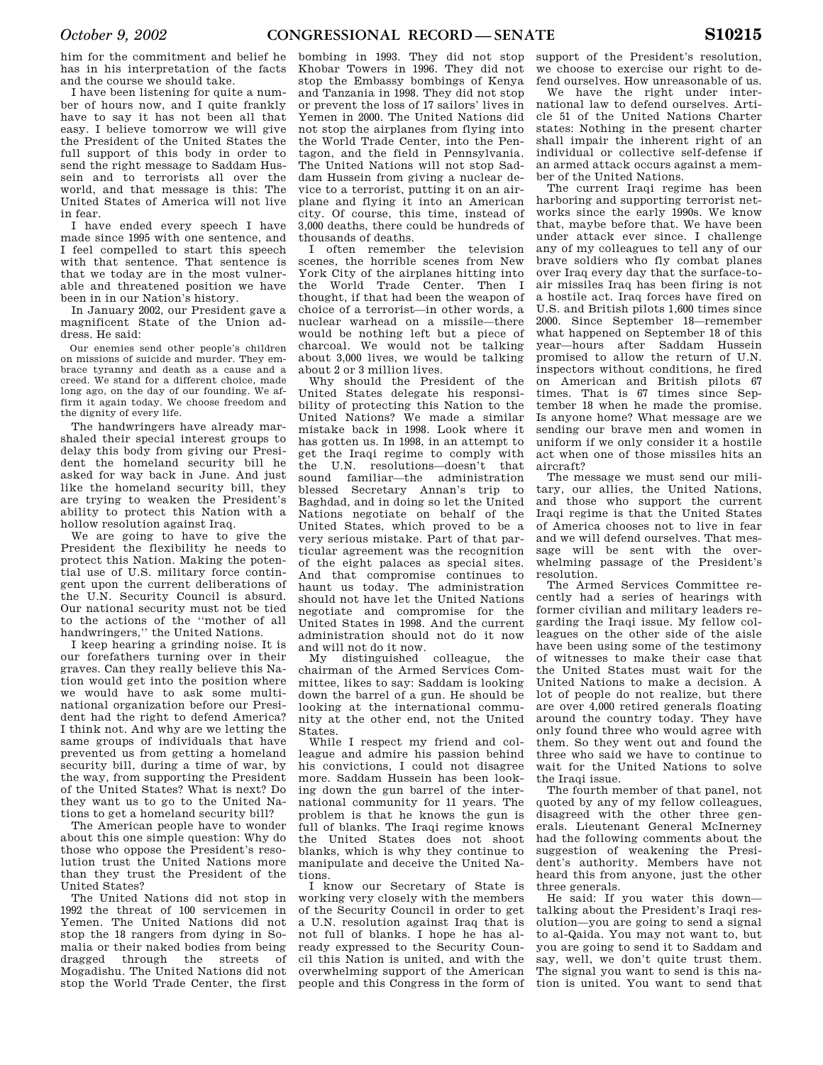him for the commitment and belief he has in his interpretation of the facts and the course we should take.

I have been listening for quite a number of hours now, and I quite frankly have to say it has not been all that easy. I believe tomorrow we will give the President of the United States the full support of this body in order to send the right message to Saddam Hussein and to terrorists all over the world, and that message is this: The United States of America will not live in fear.

I have ended every speech I have made since 1995 with one sentence, and I feel compelled to start this speech with that sentence. That sentence is that we today are in the most vulnerable and threatened position we have been in in our Nation's history.

In January 2002, our President gave a magnificent State of the Union address. He said:

> Our enemies send other people's children on missions of suicide and murder. They embrace tyranny and death as a cause and a creed. We stand for a different choice, made long ago, on the day of our founding. We affirm it again today. We choose freedom and the dignity of every life.

The handwringers have already marshaled their special interest groups to delay this body from giving our President the homeland security bill he asked for way back in June. And just like the homeland security bill, they are trying to weaken the President's ability to protect this Nation with a hollow resolution against Iraq.

We are going to have to give the President the flexibility he needs to protect this Nation. Making the potential use of U.S. military force contingent upon the current deliberations of the U.N. Security Council is absurd. Our national security must not be tied to the actions of the "mother of all handwringers," the United Nations.

I keep hearing a grinding noise. It is our forefathers turning over in their graves. Can they really believe this Nation would get into the position where we would have to ask some multinational organization before our President had the right to defend America? I think not. And why are we letting the same groups of individuals that have prevented us from getting a homeland security bill, during a time of war, by the way, from supporting the President of the United States? What is next? Do they want us to go to the United Nations to get a homeland security bill?

The American people have to wonder about this one simple question: Why do those who oppose the President's resolution trust the United Nations more than they trust the President of the United States?

The United Nations did not stop in 1992 the threat of 100 servicemen in Yemen. The United Nations did not stop the 18 rangers from dying in Somalia or their naked bodies from being dragged through the streets of Mogadishu. The United Nations did not stop the World Trade Center, the first bombing in 1993. They did not stop Khobar Towers in 1996. They did not stop the Embassy bombings of Kenya and Tanzania in 1998. They did not stop or prevent the loss of 17 sailors' lives in Yemen in 2000. The United Nations did not stop the airplanes from flying into the World Trade Center, into the Pentagon, and the field in Pennsylvania. The United Nations will not stop Saddam Hussein from giving a nuclear device to a terrorist, putting it on an airplane and flying it into an American city. Of course, this time, instead of 3,000 deaths, there could be hundreds of thousands of deaths.

I often remember the television scenes, the horrible scenes from New York City of the airplanes hitting into the World Trade Center. Then I thought, if that had been the weapon of choice of a terrorist—in other words, a nuclear warhead on a missile—there would be nothing left but a piece of charcoal. We would not be talking about 3,000 lives, we would be talking about 2 or 3 million lives.

Why should the President of the United States delegate his responsibility of protecting this Nation to the United Nations? We made a similar mistake back in 1998. Look where it has gotten us. In 1998, in an attempt to get the Iraqi regime to comply with the U.N. resolutions—doesn't that sound familiar—the administration blessed Secretary Annan's trip to Baghdad, and in doing so let the United Nations negotiate on behalf of the United States, which proved to be a very serious mistake. Part of that particular agreement was the recognition of the eight palaces as special sites. And that compromise continues to haunt us today. The administration should not have let the United Nations negotiate and compromise for the United States in 1998. And the current administration should not do it now and will not do it now.

My distinguished colleague, the chairman of the Armed Services Committee, likes to say: Saddam is looking down the barrel of a gun. He should be looking at the international community at the other end, not the United States.

While I respect my friend and colleague and admire his passion behind his convictions, I could not disagree more. Saddam Hussein has been looking down the gun barrel of the international community for 11 years. The problem is that he knows the gun is full of blanks. The Iraqi regime knows the United States does not shoot blanks, which is why they continue to manipulate and deceive the United Nations.

I know our Secretary of State is working very closely with the members of the Security Council in order to get a U.N. resolution against Iraq that is not full of blanks. I hope he has already expressed to the Security Council this Nation is united, and with the overwhelming support of the American people and this Congress in the form of support of the President's resolution, we choose to exercise our right to defend ourselves. How unreasonable of us.

We have the right under international law to defend ourselves. Article 51 of the United Nations Charter states: Nothing in the present charter shall impair the inherent right of an individual or collective self-defense if an armed attack occurs against a member of the United Nations.

The current Iraqi regime has been harboring and supporting terrorist networks since the early 1990s. We know that, maybe before that. We have been under attack ever since. I challenge any of my colleagues to tell any of our brave soldiers who fly combat planes over Iraq every day that the surface-to-air missiles Iraq has been firing is not a hostile act. Iraq forces have fired on U.S. and British pilots 1,600 times since 2000. Since September 18—remember what happened on September 18 of this year—hours after Saddam Hussein promised to allow the return of U.N. inspectors without conditions, he fired on American and British pilots 67 times. That is 67 times since September 18 when he made the promise. Is anyone home? What message are we sending our brave men and women in uniform if we only consider it a hostile act when one of those missiles hits an aircraft?

The message we must send our military, our allies, the United Nations, and those who support the current Iraqi regime is that the United States of America chooses not to live in fear and we will defend ourselves. That message will be sent with the overwhelming passage of the President's resolution.

The Armed Services Committee recently had a series of hearings with former civilian and military leaders regarding the Iraqi issue. My fellow colleagues on the other side of the aisle have been using some of the testimony of witnesses to make their case that the United States must wait for the United Nations to make a decision. A lot of people do not realize, but there are over 4,000 retired generals floating around the country today. They have only found three who would agree with them. So they went out and found the three who said we have to continue to wait for the United Nations to solve the Iraqi issue.

The fourth member of that panel, not quoted by any of my fellow colleagues, disagreed with the other three generals. Lieutenant General McInerney had the following comments about the suggestion of weakening the President's authority. Members have not heard this from anyone, just the other three generals.

He said: If you water this down—talking about the President's Iraqi resolution—you are going to send a signal to al-Qaida. You may not want to, but you are going to send it to Saddam and say, well, we don't quite trust them. The signal you want to send is this nation is united. You want to send that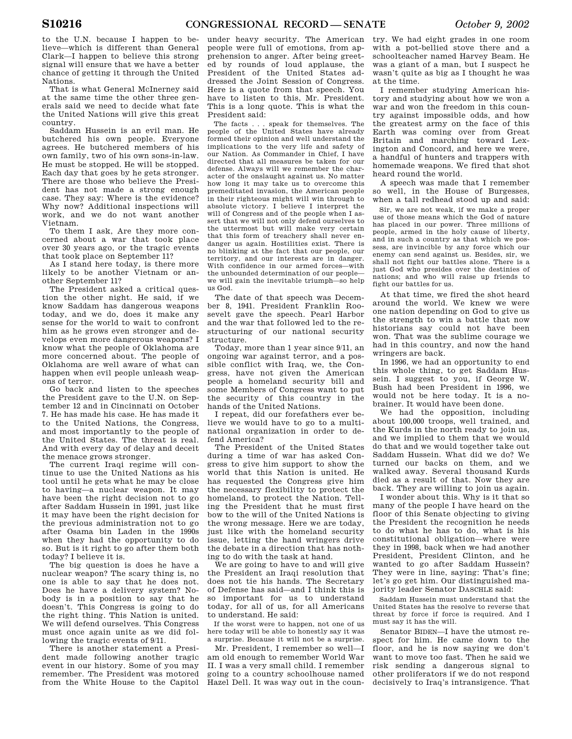to the U.N. because I happen to believe—which is different than General Clark—I happen to believe this strong signal will ensure that we have a better chance of getting it through the United Nations.

That is what General McInerney said at the same time the other three generals said we need to decide what fate the United Nations will give this great country.

Saddam Hussein is an evil man. He butchered his own people. Everyone agrees. He butchered members of his own family, two of his own sons-in-law. He must be stopped. He will be stopped. Each day that goes by he gets stronger. There are those who believe the President has not made a strong enough case. They say: Where is the evidence? Why now? Additional inspections will work, and we do not want another Vietnam.

To them I ask, Are they more concerned about a war that took place over 30 years ago, or the tragic events that took place on September 11?

As I stand here today, is there more likely to be another Vietnam or another September 11?

The President asked a critical question the other night. He said, if we know Saddam has dangerous weapons today, and we do, does it make any sense for the world to wait to confront him as he grows even stronger and develops even more dangerous weapons? I know what the people of Oklahoma are more concerned about. The people of Oklahoma are well aware of what can happen when evil people unleash weapons of terror.

Go back and listen to the speeches the President gave to the U.N. on September 12 and in Cincinnati on October 7. He has made his case. He has made it to the United Nations, the Congress, and most importantly to the people of the United States. The threat is real. And with every day of delay and deceit the menace grows stronger.

The current Iraqi regime will continue to use the United Nations as his tool until he gets what he may be close to having—a nuclear weapon. It may have been the right decision not to go after Saddam Hussein in 1991, just like it may have been the right decision for the previous administration not to go after Osama bin Laden in the 1990s when they had the opportunity to do so. But is it right to go after them both today? I believe it is.

The big question is does he have a nuclear weapon? The scary thing is, no one is able to say that he does not. Does he have a delivery system? Nobody is in a position to say that he doesn't. This Congress is going to do the right thing. This Nation is united. We will defend ourselves. This Congress must once again unite as we did following the tragic events of 9/11.

There is another statement a President made following another tragic event in our history. Some of you may remember. The President was motored from the White House to the Capitol under heavy security. The American people were full of emotions, from apprehension to anger. After being greeted by rounds of loud applause, the President of the United States addressed the Joint Session of Congress. Here is a quote from that speech. You have to listen to this, Mr. President. This is a long quote. This is what the President said:

> The facts . . . speak for themselves. The people of the United States have already formed their opinion and well understand the implications to the very life and safety of our Nation. As Commander in Chief, I have directed that all measures be taken for our defense. Always will we remember the character of the onslaught against us. No matter how long it may take us to overcome this premeditated invasion, the American people in their righteous might will win through to absolute victory. I believe I interpret the will of Congress and of the people when I assert that we will not only defend ourselves to the uttermost but will make very certain that this form of treachery shall never endanger us again. Hostilities exist. There is no blinking at the fact that our people, our territory, and our interests are in danger. With confidence in our armed forces—with the unbounded determination of our people—we will gain the inevitable triumph—so help us God.

The date of that speech was December 8, 1941. President Franklin Roosevelt gave the speech. Pearl Harbor and the war that followed led to the restructuring of our national security structure.

Today, more than 1 year since 9/11, an ongoing war against terror, and a possible conflict with Iraq, we, the Congress, have not given the American people a homeland security bill and some Members of Congress want to put the security of this country in the hands of the United Nations.

I repeat, did our forefathers ever believe we would have to go to a multinational organization in order to defend America?

The President of the United States during a time of war has asked Congress to give him support to show the world that this Nation is united. He has requested the Congress give him the necessary flexibility to protect the homeland, to protect the Nation. Telling the President that he must first bow to the will of the United Nations is the wrong message. Here we are today, just like with the homeland security issue, letting the hand wringers drive the debate in a direction that has nothing to do with the task at hand.

We are going to have to and will give the President an Iraqi resolution that does not tie his hands. The Secretary of Defense has said—and I think this is so important for us to understand today, for all of us, for all Americans to understand. He said:

> If the worst were to happen, not one of us here today will be able to honestly say it was a surprise. Because it will not be a surprise.

Mr. President, I remember so well—I am old enough to remember World War II. I was a very small child. I remember going to a country schoolhouse named Hazel Dell. It was way out in the country. We had eight grades in one room with a pot-bellied stove there and a schoolteacher named Harvey Beam. He was a giant of a man, but I suspect he wasn't quite as big as I thought he was at the time.

I remember studying American history and studying about how we won a war and won the freedom in this country against impossible odds, and how the greatest army on the face of this Earth was coming over from Great Britain and marching toward Lexington and Concord, and here we were, a handful of hunters and trappers with homemade weapons. We fired that shot heard round the world.

A speech was made that I remember so well, in the House of Burgesses, when a tall redhead stood up and said:

> Sir, we are not weak, if we make a proper use of those means which the God of nature has placed in our power. Three millions of people, armed in the holy cause of liberty, and in such a country as that which we possess, are invincible by any force which our enemy can send against us. Besides, sir, we shall not fight our battles alone. There is a just God who presides over the destinies of nations; and who will raise up friends to fight our battles for us.

At that time, we fired the shot heard around the world. We knew we were one nation depending on God to give us the strength to win a battle that now historians say could not have been won. That was the sublime courage we had in this country, and now the hand wringers are back.

In 1996, we had an opportunity to end this whole thing, to get Saddam Hussein. I suggest to you, if George W. Bush had been President in 1996, we would not be here today. It is a no-brainer. It would have been done.

We had the opposition, including about 100,000 troops, well trained, and the Kurds in the north ready to join us, and we implied to them that we would do that and we would together take out Saddam Hussein. What did we do? We turned our backs on them, and we walked away. Several thousand Kurds died as a result of that. Now they are back. They are willing to join us again.

I wonder about this. Why is it that so many of the people I have heard on the floor of this Senate objecting to giving the President the recognition he needs to do what he has to do, what is his constitutional obligation—where were they in 1998, back when we had another President, President Clinton, and he wanted to go after Saddam Hussein? They were in line, saying: That's fine; let's go get him. Our distinguished majority leader Senator DASCHLE said:

> Saddam Hussein must understand that the United States has the resolve to reverse that threat by force if force is required. And I must say it has the will.

Senator BIDEN—I have the utmost respect for him. He came down to the floor, and he is now saying we don't want to move too fast. Then he said we risk sending a dangerous signal to other proliferators if we do not respond decisively to Iraq's intransigence. That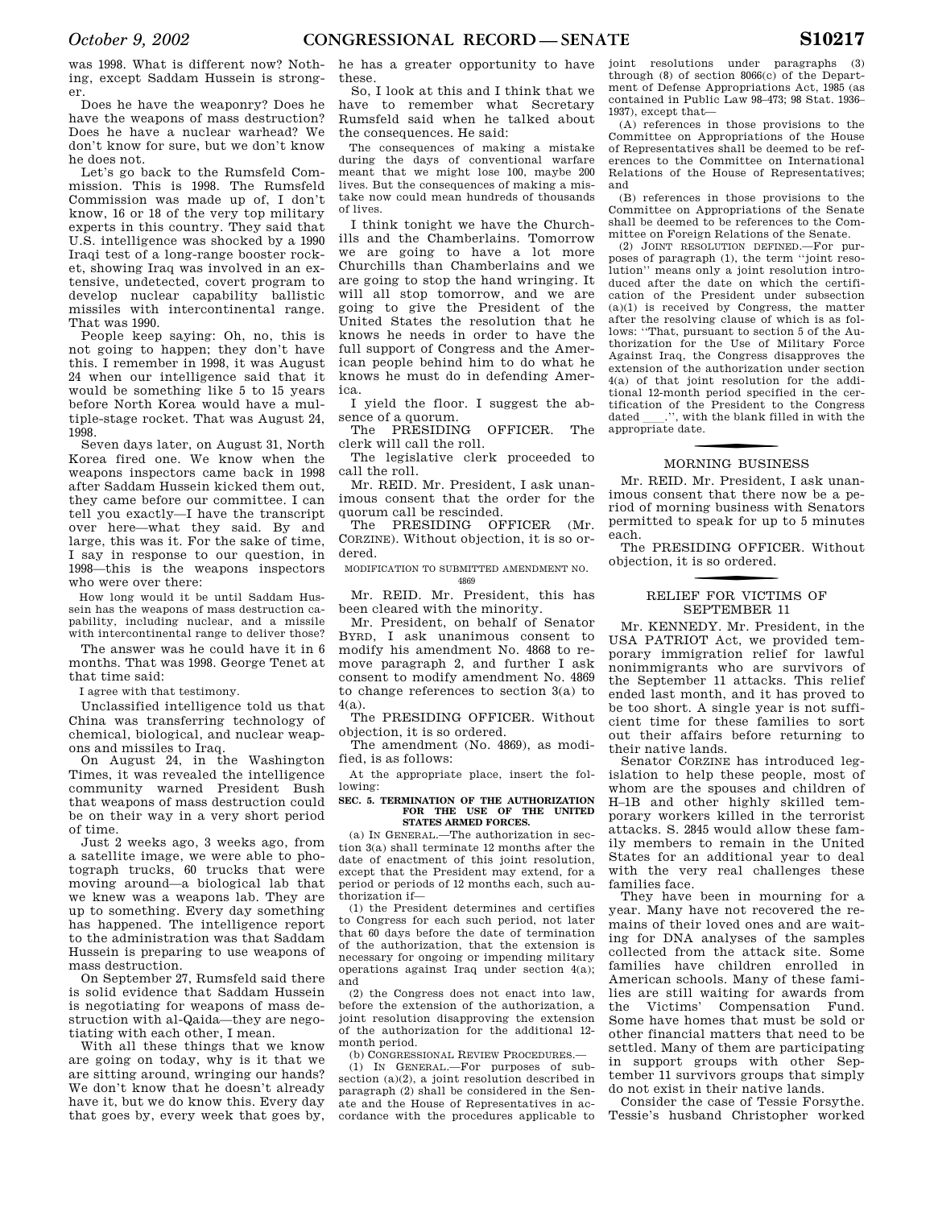was 1998. What is different now? Nothing, except Saddam Hussein is stronger.

Does he have the weaponry? Does he have the weapons of mass destruction? Does he have a nuclear warhead? We don't know for sure, but we don't know he does not.

Let's go back to the Rumsfeld Commission. This is 1998. The Rumsfeld Commission was made up of, I don't know, 16 or 18 of the very top military experts in this country. They said that U.S. intelligence was shocked by a 1990 Iraqi test of a long-range booster rocket, showing Iraq was involved in an extensive, undetected, covert program to develop nuclear capability ballistic missiles with intercontinental range. That was 1990.

People keep saying: Oh, no, this is not going to happen; they don't have this. I remember in 1998, it was August 24 when our intelligence said that it would be something like 5 to 15 years before North Korea would have a multiple-stage rocket. That was August 24, 1998.

Seven days later, on August 31, North Korea fired one. We know when the weapons inspectors came back in 1998 after Saddam Hussein kicked them out, they came before our committee. I can tell you exactly—I have the transcript over here—what they said. By and large, this was it. For the sake of time, I say in response to our question, in 1998—this is the weapons inspectors who were over there:

> How long would it be until Saddam Hussein has the weapons of mass destruction capability, including nuclear, and a missile with intercontinental range to deliver those?

The answer was he could have it in 6 months. That was 1998. George Tenet at that time said:

> I agree with that testimony.

Unclassified intelligence told us that China was transferring technology of chemical, biological, and nuclear weapons and missiles to Iraq.

On August 24, in the Washington Times, it was revealed the intelligence community warned President Bush that weapons of mass destruction could be on their way in a very short period of time.

Just 2 weeks ago, 3 weeks ago, from a satellite image, we were able to photograph trucks, 60 trucks that were moving around—a biological lab that we knew was a weapons lab. They are up to something. Every day something has happened. The intelligence report to the administration was that Saddam Hussein is preparing to use weapons of mass destruction.

On September 27, Rumsfeld said there is solid evidence that Saddam Hussein is negotiating for weapons of mass destruction with al-Qaida—they are negotiating with each other, I mean.

With all these things that we know are going on today, why is it that we are sitting around, wringing our hands? We don't know that he doesn't already have it, but we do know this. Every day that goes by, every week that goes by, he has a greater opportunity to have these.

So, I look at this and I think that we have to remember what Secretary Rumsfeld said when he talked about the consequences. He said:

> The consequences of making a mistake during the days of conventional warfare meant that we might lose 100, maybe 200 lives. But the consequences of making a mistake now could mean hundreds of thousands of lives.

I think tonight we have the Churchills and the Chamberlains. Tomorrow we are going to have a lot more Churchills than Chamberlains and we are going to stop the hand wringing. It will all stop tomorrow, and we are going to give the President of the United States the resolution that he knows he needs in order to have the full support of Congress and the American people behind him to do what he knows he must do in defending America.

I yield the floor. I suggest the absence of a quorum.

The PRESIDING OFFICER. The clerk will call the roll.

The legislative clerk proceeded to call the roll.

Mr. REID. Mr. President, I ask unanimous consent that the order for the quorum call be rescinded.

The PRESIDING OFFICER (Mr. CORZINE). Without objection, it is so ordered.

MODIFICATION TO SUBMITTED AMENDMENT NO. 4869

Mr. REID. Mr. President, this has been cleared with the minority.

Mr. President, on behalf of Senator BYRD, I ask unanimous consent to modify his amendment No. 4868 to remove paragraph 2, and further I ask consent to modify amendment No. 4869 to change references to section 3(a) to 4(a).

The PRESIDING OFFICER. Without objection, it is so ordered.

The amendment (No. 4869), as modified, is as follows:

> At the appropriate place, insert the following:
>
> **SEC. 5. TERMINATION OF THE AUTHORIZATION FOR THE USE OF THE UNITED STATES ARMED FORCES.**
>
> (a) IN GENERAL.—The authorization in section 3(a) shall terminate 12 months after the date of enactment of this joint resolution, except that the President may extend, for a period or periods of 12 months each, such authorization if—
>
> (1) the President determines and certifies to Congress for each such period, not later that 60 days before the date of termination of the authorization, that the extension is necessary for ongoing or impending military operations against Iraq under section 4(a); and
>
> (2) the Congress does not enact into law, before the extension of the authorization, a joint resolution disapproving the extension of the authorization for the additional 12-month period.
>
> (b) CONGRESSIONAL REVIEW PROCEDURES.—
>
> (1) IN GENERAL.—For purposes of subsection (a)(2), a joint resolution described in paragraph (2) shall be considered in the Senate and the House of Representatives in accordance with the procedures applicable to joint resolutions under paragraphs (3) through (8) of section 8066(c) of the Department of Defense Appropriations Act, 1985 (as contained in Public Law 98–473; 98 Stat. 1936–1937), except that—
>
> (A) references in those provisions to the Committee on Appropriations of the House of Representatives shall be deemed to be references to the Committee on International Relations of the House of Representatives; and
>
> (B) references in those provisions to the Committee on Appropriations of the Senate shall be deemed to be references to the Committee on Foreign Relations of the Senate.
>
> (2) JOINT RESOLUTION DEFINED.—For purposes of paragraph (1), the term ''joint resolution'' means only a joint resolution introduced after the date on which the certification of the President under subsection (a)(1) is received by Congress, the matter after the resolving clause of which is as follows: ''That, pursuant to section 5 of the Authorization for the Use of Military Force Against Iraq, the Congress disapproves the extension of the authorization under section 4(a) of that joint resolution for the additional 12-month period specified in the certification of the President to the Congress dated ____.'', with the blank filled in with the appropriate date.

## MORNING BUSINESS

Mr. REID. Mr. President, I ask unanimous consent that there now be a period of morning business with Senators permitted to speak for up to 5 minutes each.

The PRESIDING OFFICER. Without objection, it is so ordered.

## RELIEF FOR VICTIMS OF SEPTEMBER 11

Mr. KENNEDY. Mr. President, in the USA PATRIOT Act, we provided temporary immigration relief for lawful nonimmigrants who are survivors of the September 11 attacks. This relief ended last month, and it has proved to be too short. A single year is not sufficient time for these families to sort out their affairs before returning to their native lands.

Senator CORZINE has introduced legislation to help these people, most of whom are the spouses and children of H–1B and other highly skilled temporary workers killed in the terrorist attacks. S. 2845 would allow these family members to remain in the United States for an additional year to deal with the very real challenges these families face.

They have been in mourning for a year. Many have not recovered the remains of their loved ones and are waiting for DNA analyses of the samples collected from the attack site. Some families have children enrolled in American schools. Many of these families are still waiting for awards from the Victims' Compensation Fund. Some have homes that must be sold or other financial matters that need to be settled. Many of them are participating in support groups with other September 11 survivors groups that simply do not exist in their native lands.

Consider the case of Tessie Forsythe. Tessie's husband Christopher worked